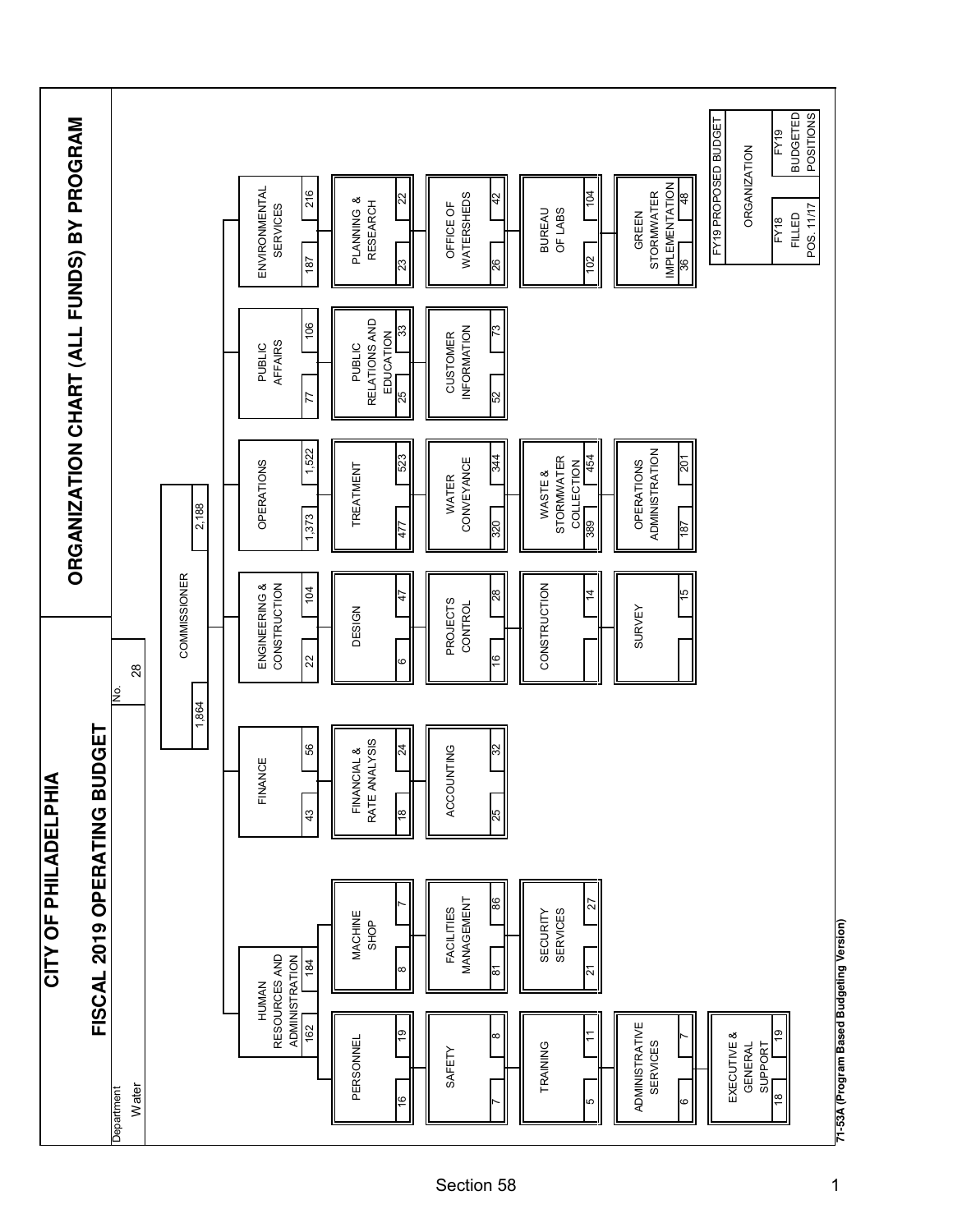# CITY OF PHILADELPHIA

## FISCAL 2019 OPERATING BUDGET

## ORGANIZATION CHART (ALL FUNDS) BY PROGRAM

Department: Water — No. 28

| Organization | FY18 Filled Pos. 11/17 | FY19 Budgeted Positions |
|---|---|---|
| **COMMISSIONER** | 1,864 | 2,188 |
| **HUMAN RESOURCES AND ADMINISTRATION** | 162 | 184 |
| Personnel | 16 | 19 |
| Safety | 7 | 8 |
| Training | 5 | 11 |
| Administrative Services | 6 | 7 |
| Executive & General Support | 18 | 19 |
| Machine Shop | 8 | 7 |
| Facilities Management | 81 | 86 |
| Security Services | 21 | 27 |
| **FINANCE** | 43 | 56 |
| Financial & Rate Analysis | 18 | 24 |
| Accounting | 25 | 32 |
| **ENGINEERING & CONSTRUCTION** | 22 | 104 |
| Design | 6 | 47 |
| Projects Control | 16 | 28 |
| Construction | | 14 |
| Survey | | 15 |
| **OPERATIONS** | 1,373 | 1,522 |
| Treatment | 477 | 523 |
| Water Conveyance | 320 | 344 |
| Waste & Stormwater Collection | 389 | 454 |
| Operations Administration | 187 | 201 |
| **PUBLIC AFFAIRS** | 77 | 106 |
| Public Relations and Education | 25 | 33 |
| Customer Information | 52 | 73 |
| **ENVIRONMENTAL SERVICES** | 187 | 216 |
| Planning & Research | 23 | 22 |
| Office of Watersheds | 26 | 42 |
| Bureau of Labs | 102 | 104 |
| Green Stormwater Implementation | 36 | 48 |

FY19 PROPOSED BUDGET — ORGANIZATION: FY18 FILLED POS. 11/17 | FY19 BUDGETED POSITIONS

71-53A (Program Based Budgeting Version)

Section 58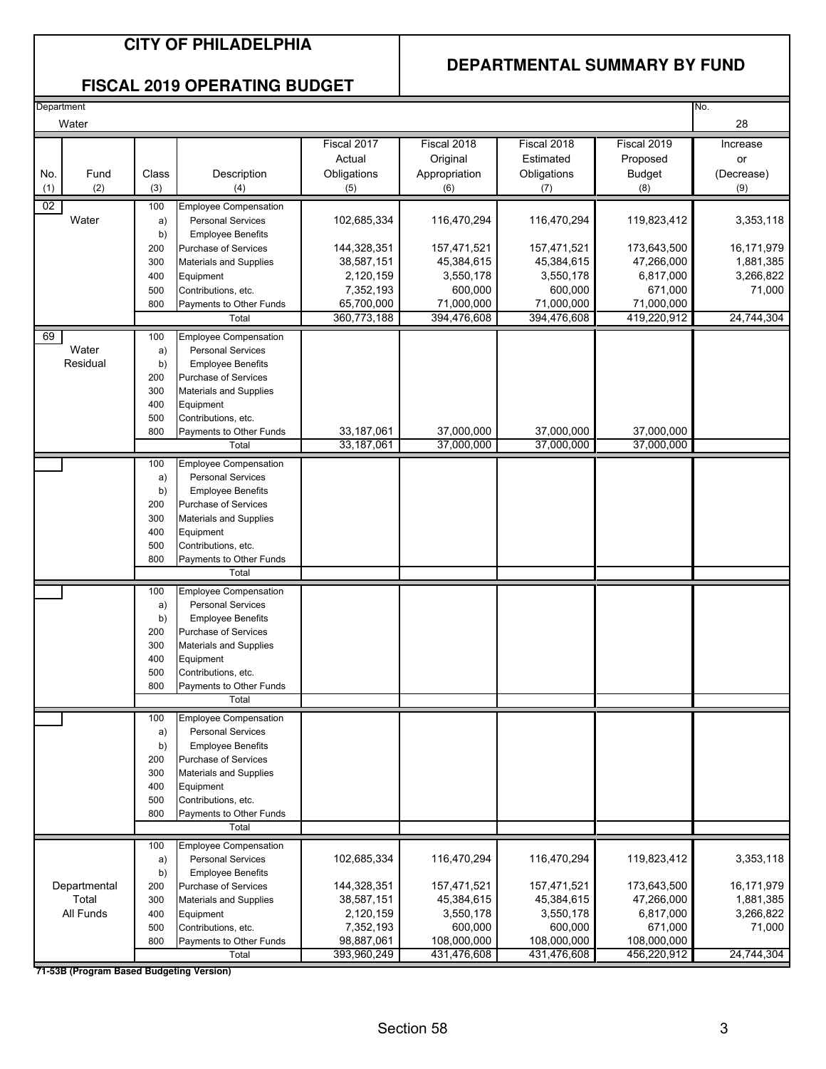# CITY OF PHILADELPHIA

## FISCAL 2019 OPERATING BUDGET

## DEPARTMENTAL SUMMARY BY FUND

Department: Water — No. 28

| No. (1) | Fund (2) | Class (3) | Description (4) | Fiscal 2017 Actual Obligations (5) | Fiscal 2018 Original Appropriation (6) | Fiscal 2018 Estimated Obligations (7) | Fiscal 2019 Proposed Budget (8) | Increase or (Decrease) (9) |
|---|---|---|---|---|---|---|---|---|
| 02 | Water | 100 | Employee Compensation | | | | | |
| | | a) | Personal Services | 102,685,334 | 116,470,294 | 116,470,294 | 119,823,412 | 3,353,118 |
| | | b) | Employee Benefits | | | | | |
| | | 200 | Purchase of Services | 144,328,351 | 157,471,521 | 157,471,521 | 173,643,500 | 16,171,979 |
| | | 300 | Materials and Supplies | 38,587,151 | 45,384,615 | 45,384,615 | 47,266,000 | 1,881,385 |
| | | 400 | Equipment | 2,120,159 | 3,550,178 | 3,550,178 | 6,817,000 | 3,266,822 |
| | | 500 | Contributions, etc. | 7,352,193 | 600,000 | 600,000 | 671,000 | 71,000 |
| | | 800 | Payments to Other Funds | 65,700,000 | 71,000,000 | 71,000,000 | 71,000,000 | |
| | | | Total | 360,773,188 | 394,476,608 | 394,476,608 | 419,220,912 | 24,744,304 |
| 69 | Water Residual | 100 | Employee Compensation | | | | | |
| | | a) | Personal Services | | | | | |
| | | b) | Employee Benefits | | | | | |
| | | 200 | Purchase of Services | | | | | |
| | | 300 | Materials and Supplies | | | | | |
| | | 400 | Equipment | | | | | |
| | | 500 | Contributions, etc. | | | | | |
| | | 800 | Payments to Other Funds | 33,187,061 | 37,000,000 | 37,000,000 | 37,000,000 | |
| | | | Total | 33,187,061 | 37,000,000 | 37,000,000 | 37,000,000 | |
| | Departmental Total All Funds | 100 | Employee Compensation | | | | | |
| | | a) | Personal Services | 102,685,334 | 116,470,294 | 116,470,294 | 119,823,412 | 3,353,118 |
| | | b) | Employee Benefits | | | | | |
| | | 200 | Purchase of Services | 144,328,351 | 157,471,521 | 157,471,521 | 173,643,500 | 16,171,979 |
| | | 300 | Materials and Supplies | 38,587,151 | 45,384,615 | 45,384,615 | 47,266,000 | 1,881,385 |
| | | 400 | Equipment | 2,120,159 | 3,550,178 | 3,550,178 | 6,817,000 | 3,266,822 |
| | | 500 | Contributions, etc. | 7,352,193 | 600,000 | 600,000 | 671,000 | 71,000 |
| | | 800 | Payments to Other Funds | 98,887,061 | 108,000,000 | 108,000,000 | 108,000,000 | |
| | | | Total | 393,960,249 | 431,476,608 | 431,476,608 | 456,220,912 | 24,744,304 |

**71-53B (Program Based Budgeting Version)**

Section 58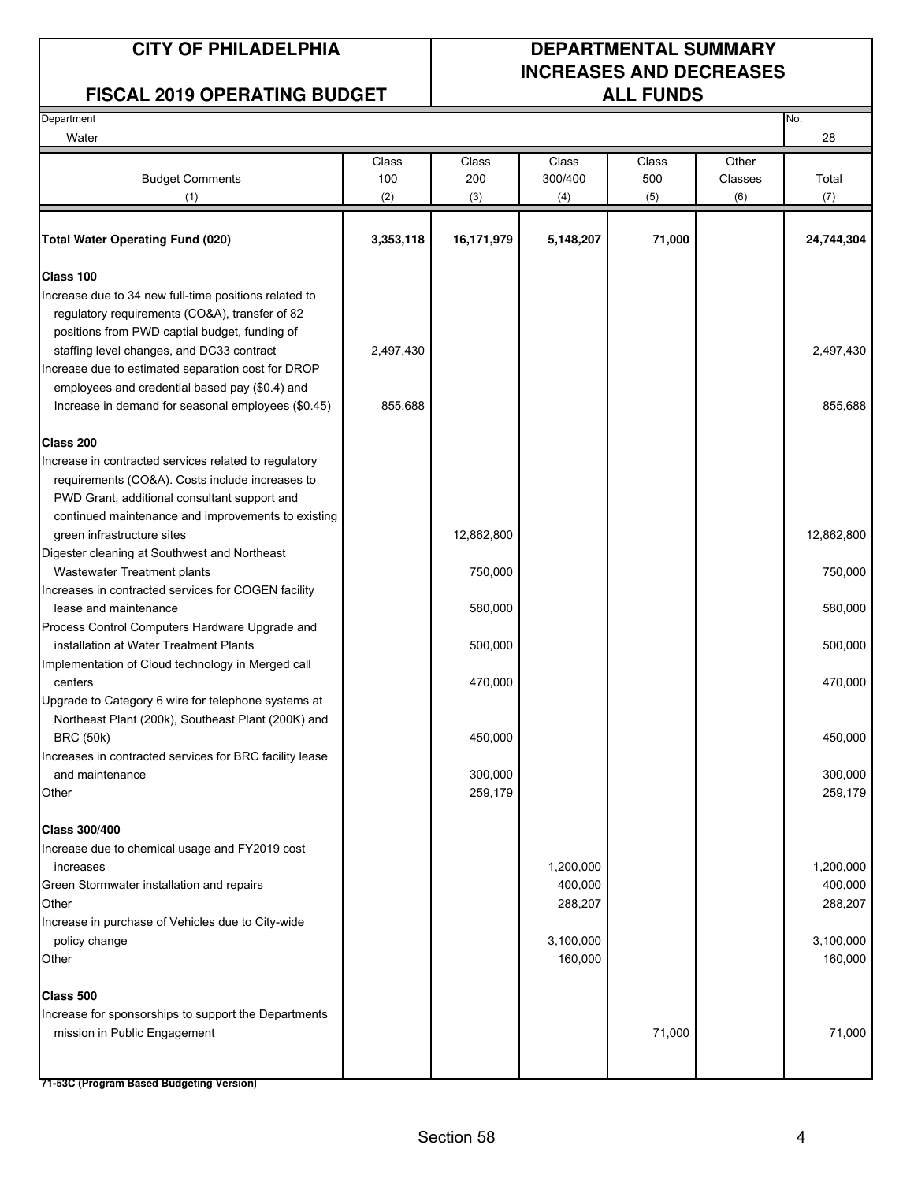# CITY OF PHILADELPHIA

## FISCAL 2019 OPERATING BUDGET

## DEPARTMENTAL SUMMARY INCREASES AND DECREASES ALL FUNDS

Department: Water

No. 28

| Budget Comments (1) | Class 100 (2) | Class 200 (3) | Class 300/400 (4) | Class 500 (5) | Other Classes (6) | Total (7) |
|---|---|---|---|---|---|---|
| **Total Water Operating Fund (020)** | **3,353,118** | **16,171,979** | **5,148,207** | **71,000** | | **24,744,304** |
| **Class 100** | | | | | | |
| Increase due to 34 new full-time positions related to regulatory requirements (CO&A), transfer of 82 positions from PWD captial budget, funding of staffing level changes, and DC33 contract | 2,497,430 | | | | | 2,497,430 |
| Increase due to estimated separation cost for DROP employees and credential based pay ($0.4) and Increase in demand for seasonal employees ($0.45) | 855,688 | | | | | 855,688 |
| **Class 200** | | | | | | |
| Increase in contracted services related to regulatory requirements (CO&A). Costs include increases to PWD Grant, additional consultant support and continued maintenance and improvements to existing green infrastructure sites | | 12,862,800 | | | | 12,862,800 |
| Digester cleaning at Southwest and Northeast Wastewater Treatment plants | | 750,000 | | | | 750,000 |
| Increases in contracted services for COGEN facility lease and maintenance | | 580,000 | | | | 580,000 |
| Process Control Computers Hardware Upgrade and installation at Water Treatment Plants | | 500,000 | | | | 500,000 |
| Implementation of Cloud technology in Merged call centers | | 470,000 | | | | 470,000 |
| Upgrade to Category 6 wire for telephone systems at Northeast Plant (200k), Southeast Plant (200K) and BRC (50k) | | 450,000 | | | | 450,000 |
| Increases in contracted services for BRC facility lease and maintenance | | 300,000 | | | | 300,000 |
| Other | | 259,179 | | | | 259,179 |
| **Class 300/400** | | | | | | |
| Increase due to chemical usage and FY2019 cost increases | | | 1,200,000 | | | 1,200,000 |
| Green Stormwater installation and repairs | | | 400,000 | | | 400,000 |
| Other | | | 288,207 | | | 288,207 |
| Increase in purchase of Vehicles due to City-wide policy change | | | 3,100,000 | | | 3,100,000 |
| Other | | | 160,000 | | | 160,000 |
| **Class 500** | | | | | | |
| Increase for sponsorships to support the Departments mission in Public Engagement | | | | 71,000 | | 71,000 |

71-53C (Program Based Budgeting Version)

Section 58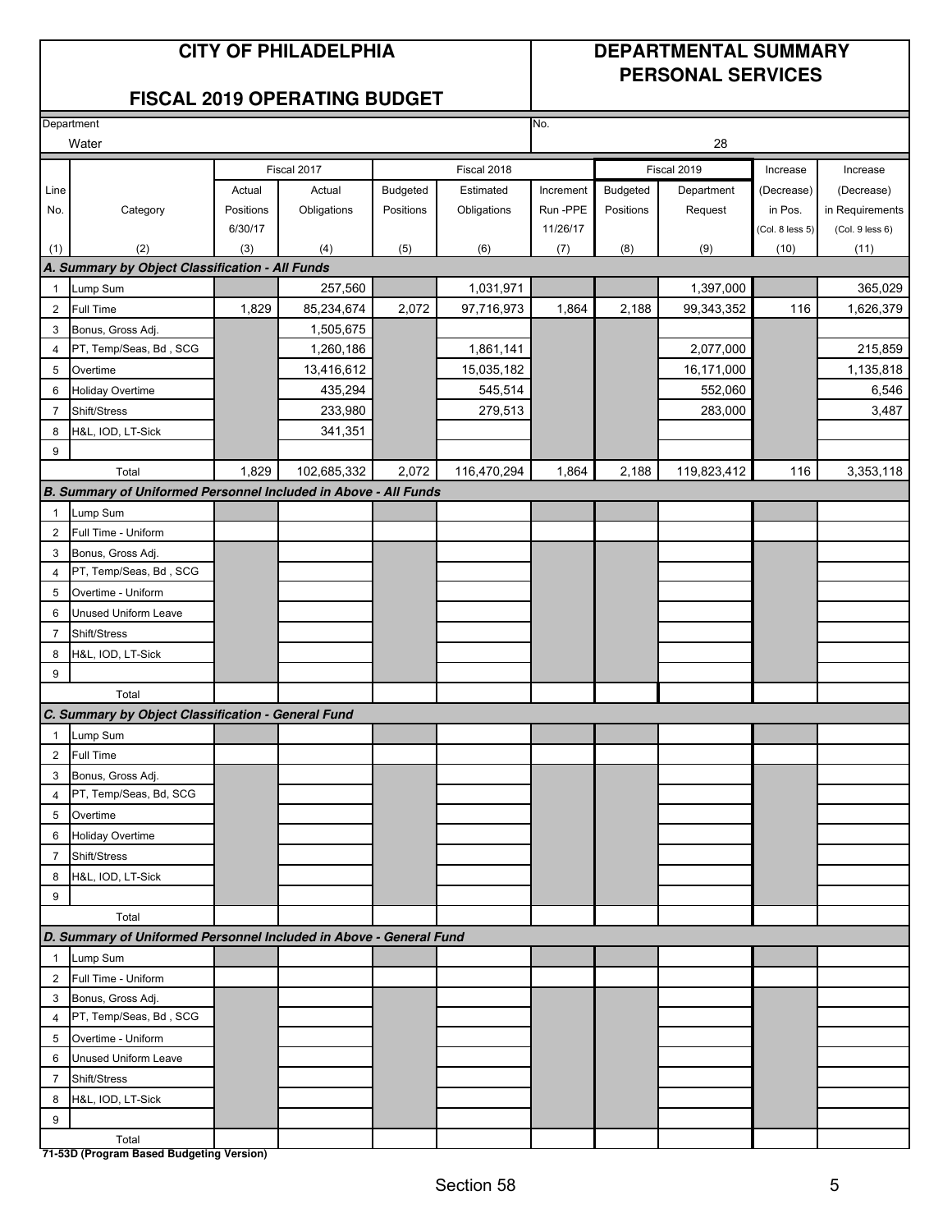# CITY OF PHILADELPHIA

## FISCAL 2019 OPERATING BUDGET

## DEPARTMENTAL SUMMARY PERSONAL SERVICES

Department: Water

No.: 28

| Line No. | Category | Fiscal 2017 Actual Positions 6/30/17 | Fiscal 2017 Actual Obligations | Fiscal 2018 Budgeted Positions | Fiscal 2018 Estimated Obligations | Increment Run -PPE 11/26/17 | Fiscal 2019 Budgeted Positions | Fiscal 2019 Department Request | Increase (Decrease) in Pos. (Col. 8 less 5) | Increase (Decrease) in Requirements (Col. 9 less 6) |
|---|---|---|---|---|---|---|---|---|---|---|
| (1) | (2) | (3) | (4) | (5) | (6) | (7) | (8) | (9) | (10) | (11) |
| **A. Summary by Object Classification - All Funds** | | | | | | | | | | |
| 1 | Lump Sum | | 257,560 | | 1,031,971 | | | 1,397,000 | | 365,029 |
| 2 | Full Time | 1,829 | 85,234,674 | 2,072 | 97,716,973 | 1,864 | 2,188 | 99,343,352 | 116 | 1,626,379 |
| 3 | Bonus, Gross Adj. | | 1,505,675 | | | | | | | |
| 4 | PT, Temp/Seas, Bd , SCG | | 1,260,186 | | 1,861,141 | | | 2,077,000 | | 215,859 |
| 5 | Overtime | | 13,416,612 | | 15,035,182 | | | 16,171,000 | | 1,135,818 |
| 6 | Holiday Overtime | | 435,294 | | 545,514 | | | 552,060 | | 6,546 |
| 7 | Shift/Stress | | 233,980 | | 279,513 | | | 283,000 | | 3,487 |
| 8 | H&L, IOD, LT-Sick | | 341,351 | | | | | | | |
| 9 | | | | | | | | | | |
| | Total | 1,829 | 102,685,332 | 2,072 | 116,470,294 | 1,864 | 2,188 | 119,823,412 | 116 | 3,353,118 |
| **B. Summary of Uniformed Personnel Included in Above - All Funds** | | | | | | | | | | |
| 1 | Lump Sum | | | | | | | | | |
| 2 | Full Time - Uniform | | | | | | | | | |
| 3 | Bonus, Gross Adj. | | | | | | | | | |
| 4 | PT, Temp/Seas, Bd , SCG | | | | | | | | | |
| 5 | Overtime - Uniform | | | | | | | | | |
| 6 | Unused Uniform Leave | | | | | | | | | |
| 7 | Shift/Stress | | | | | | | | | |
| 8 | H&L, IOD, LT-Sick | | | | | | | | | |
| 9 | | | | | | | | | | |
| | Total | | | | | | | | | |
| **C. Summary by Object Classification - General Fund** | | | | | | | | | | |
| 1 | Lump Sum | | | | | | | | | |
| 2 | Full Time | | | | | | | | | |
| 3 | Bonus, Gross Adj. | | | | | | | | | |
| 4 | PT, Temp/Seas, Bd, SCG | | | | | | | | | |
| 5 | Overtime | | | | | | | | | |
| 6 | Holiday Overtime | | | | | | | | | |
| 7 | Shift/Stress | | | | | | | | | |
| 8 | H&L, IOD, LT-Sick | | | | | | | | | |
| 9 | | | | | | | | | | |
| | Total | | | | | | | | | |
| **D. Summary of Uniformed Personnel Included in Above - General Fund** | | | | | | | | | | |
| 1 | Lump Sum | | | | | | | | | |
| 2 | Full Time - Uniform | | | | | | | | | |
| 3 | Bonus, Gross Adj. | | | | | | | | | |
| 4 | PT, Temp/Seas, Bd , SCG | | | | | | | | | |
| 5 | Overtime - Uniform | | | | | | | | | |
| 6 | Unused Uniform Leave | | | | | | | | | |
| 7 | Shift/Stress | | | | | | | | | |
| 8 | H&L, IOD, LT-Sick | | | | | | | | | |
| 9 | | | | | | | | | | |
| | Total | | | | | | | | | |

**71-53D (Program Based Budgeting Version)**

Section 58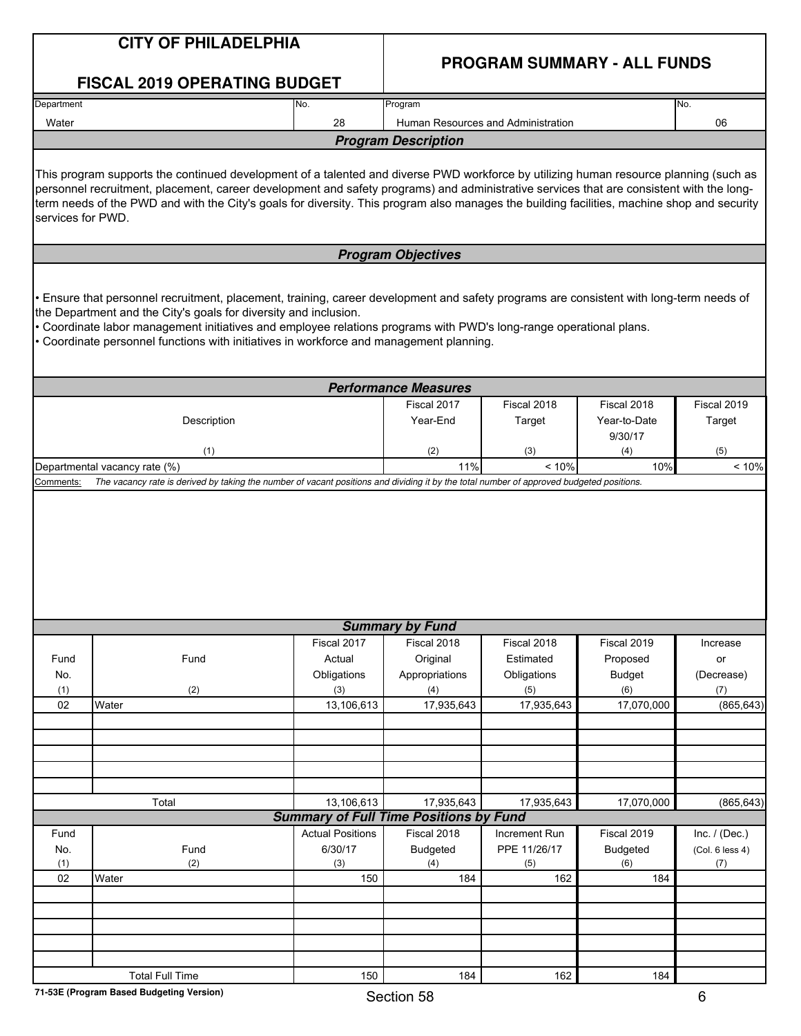# CITY OF PHILADELPHIA

## FISCAL 2019 OPERATING BUDGET

## PROGRAM SUMMARY - ALL FUNDS

| Department | No. | Program | No. |
|---|---|---|---|
| Water | 28 | Human Resources and Administration | 06 |

### *Program Description*

This program supports the continued development of a talented and diverse PWD workforce by utilizing human resource planning (such as personnel recruitment, placement, career development and safety programs) and administrative services that are consistent with the long-term needs of the PWD and with the City's goals for diversity. This program also manages the building facilities, machine shop and security services for PWD.

### *Program Objectives*

- Ensure that personnel recruitment, placement, training, career development and safety programs are consistent with long-term needs of the Department and the City's goals for diversity and inclusion.
- Coordinate labor management initiatives and employee relations programs with PWD's long-range operational plans.
- Coordinate personnel functions with initiatives in workforce and management planning.

### *Performance Measures*

| Description (1) | Fiscal 2017 Year-End (2) | Fiscal 2018 Target (3) | Fiscal 2018 Year-to-Date 9/30/17 (4) | Fiscal 2019 Target (5) |
|---|---|---|---|---|
| Departmental vacancy rate (%) | 11% | < 10% | 10% | < 10% |

Comments: *The vacancy rate is derived by taking the number of vacant positions and dividing it by the total number of approved budgeted positions.*

### *Summary by Fund*

| Fund No. (1) | Fund (2) | Fiscal 2017 Actual Obligations (3) | Fiscal 2018 Original Appropriations (4) | Fiscal 2018 Estimated Obligations (5) | Fiscal 2019 Proposed Budget (6) | Increase or (Decrease) (7) |
|---|---|---|---|---|---|---|
| 02 | Water | 13,106,613 | 17,935,643 | 17,935,643 | 17,070,000 | (865,643) |
| | Total | 13,106,613 | 17,935,643 | 17,935,643 | 17,070,000 | (865,643) |

### *Summary of Full Time Positions by Fund*

| Fund No. (1) | Fund (2) | Actual Positions 6/30/17 (3) | Fiscal 2018 Budgeted (4) | Increment Run PPE 11/26/17 (5) | Fiscal 2019 Budgeted (6) | Inc. / (Dec.) (Col. 6 less 4) (7) |
|---|---|---|---|---|---|---|
| 02 | Water | 150 | 184 | 162 | 184 | |
| | Total Full Time | 150 | 184 | 162 | 184 | |

71-53E (Program Based Budgeting Version)

Section 58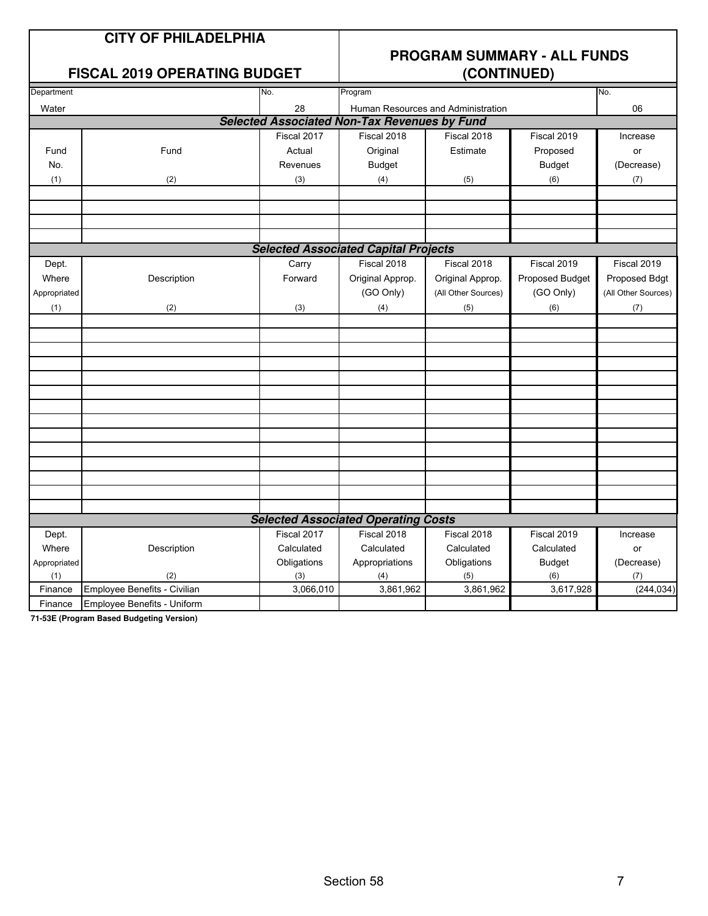# CITY OF PHILADELPHIA

## FISCAL 2019 OPERATING BUDGET

## PROGRAM SUMMARY - ALL FUNDS (CONTINUED)

| Department | No. | Program | No. |
|---|---|---|---|
| Water | 28 | Human Resources and Administration | 06 |

### Selected Associated Non-Tax Revenues by Fund

| Fund No. (1) | Fund (2) | Fiscal 2017 Actual Revenues (3) | Fiscal 2018 Original Budget (4) | Fiscal 2018 Estimate (5) | Fiscal 2019 Proposed Budget (6) | Increase or (Decrease) (7) |
|---|---|---|---|---|---|---|
| | | | | | | |
| | | | | | | |
| | | | | | | |
| | | | | | | |

### Selected Associated Capital Projects

| Dept. Where Appropriated (1) | Description (2) | Carry Forward (3) | Fiscal 2018 Original Approp. (GO Only) (4) | Fiscal 2018 Original Approp. (All Other Sources) (5) | Fiscal 2019 Proposed Budget (GO Only) (6) | Fiscal 2019 Proposed Bdgt (All Other Sources) (7) |
|---|---|---|---|---|---|---|
| | | | | | | |
| | | | | | | |
| | | | | | | |
| | | | | | | |
| | | | | | | |
| | | | | | | |
| | | | | | | |
| | | | | | | |
| | | | | | | |
| | | | | | | |
| | | | | | | |
| | | | | | | |
| | | | | | | |
| | | | | | | |

### Selected Associated Operating Costs

| Dept. Where Appropriated (1) | Description (2) | Fiscal 2017 Calculated Obligations (3) | Fiscal 2018 Calculated Appropriations (4) | Fiscal 2018 Calculated Obligations (5) | Fiscal 2019 Calculated Budget (6) | Increase or (Decrease) (7) |
|---|---|---|---|---|---|---|
| Finance | Employee Benefits - Civilian | 3,066,010 | 3,861,962 | 3,861,962 | 3,617,928 | (244,034) |
| Finance | Employee Benefits - Uniform | | | | | |

**71-53E (Program Based Budgeting Version)**

Section 58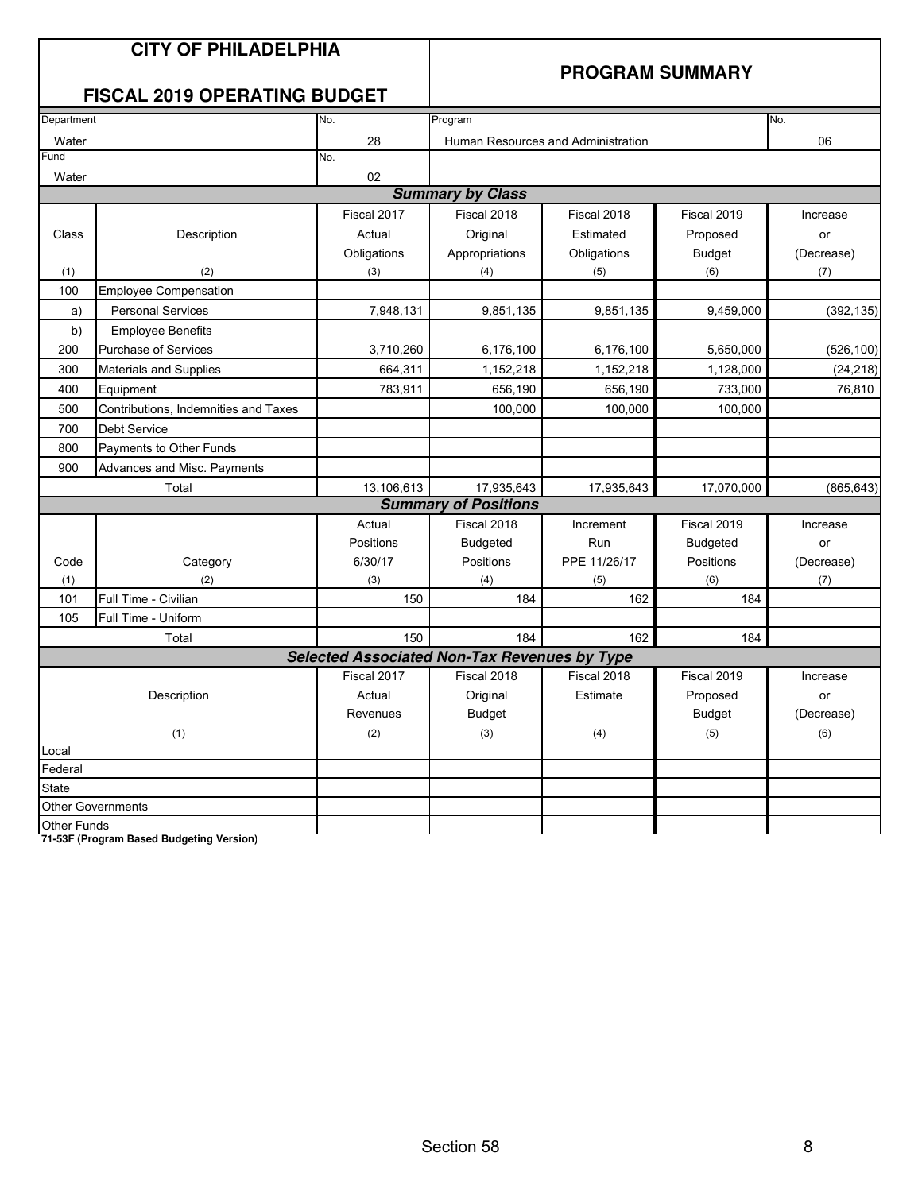# CITY OF PHILADELPHIA

## FISCAL 2019 OPERATING BUDGET

## PROGRAM SUMMARY

| Department | No. | Program | No. |
|---|---|---|---|
| Water | 28 | Human Resources and Administration | 06 |
| **Fund** | **No.** | | |
| Water | 02 | | |

### Summary by Class

| Class (1) | Description (2) | Fiscal 2017 Actual Obligations (3) | Fiscal 2018 Original Appropriations (4) | Fiscal 2018 Estimated Obligations (5) | Fiscal 2019 Proposed Budget (6) | Increase or (Decrease) (7) |
|---|---|---|---|---|---|---|
| 100 | Employee Compensation | | | | | |
| a) | Personal Services | 7,948,131 | 9,851,135 | 9,851,135 | 9,459,000 | (392,135) |
| b) | Employee Benefits | | | | | |
| 200 | Purchase of Services | 3,710,260 | 6,176,100 | 6,176,100 | 5,650,000 | (526,100) |
| 300 | Materials and Supplies | 664,311 | 1,152,218 | 1,152,218 | 1,128,000 | (24,218) |
| 400 | Equipment | 783,911 | 656,190 | 656,190 | 733,000 | 76,810 |
| 500 | Contributions, Indemnities and Taxes | | 100,000 | 100,000 | 100,000 | |
| 700 | Debt Service | | | | | |
| 800 | Payments to Other Funds | | | | | |
| 900 | Advances and Misc. Payments | | | | | |
| | Total | 13,106,613 | 17,935,643 | 17,935,643 | 17,070,000 | (865,643) |

### Summary of Positions

| Code (1) | Category (2) | Actual Positions 6/30/17 (3) | Fiscal 2018 Budgeted Positions (4) | Increment Run PPE 11/26/17 (5) | Fiscal 2019 Budgeted Positions (6) | Increase or (Decrease) (7) |
|---|---|---|---|---|---|---|
| 101 | Full Time - Civilian | 150 | 184 | 162 | 184 | |
| 105 | Full Time - Uniform | | | | | |
| | Total | 150 | 184 | 162 | 184 | |

### Selected Associated Non-Tax Revenues by Type

| Description (1) | Fiscal 2017 Actual Revenues (2) | Fiscal 2018 Original Budget (3) | Fiscal 2018 Estimate (4) | Fiscal 2019 Proposed Budget (5) | Increase or (Decrease) (6) |
|---|---|---|---|---|---|
| Local | | | | | |
| Federal | | | | | |
| State | | | | | |
| Other Governments | | | | | |
| Other Funds | | | | | |

**71-53F (Program Based Budgeting Version)**

Section 58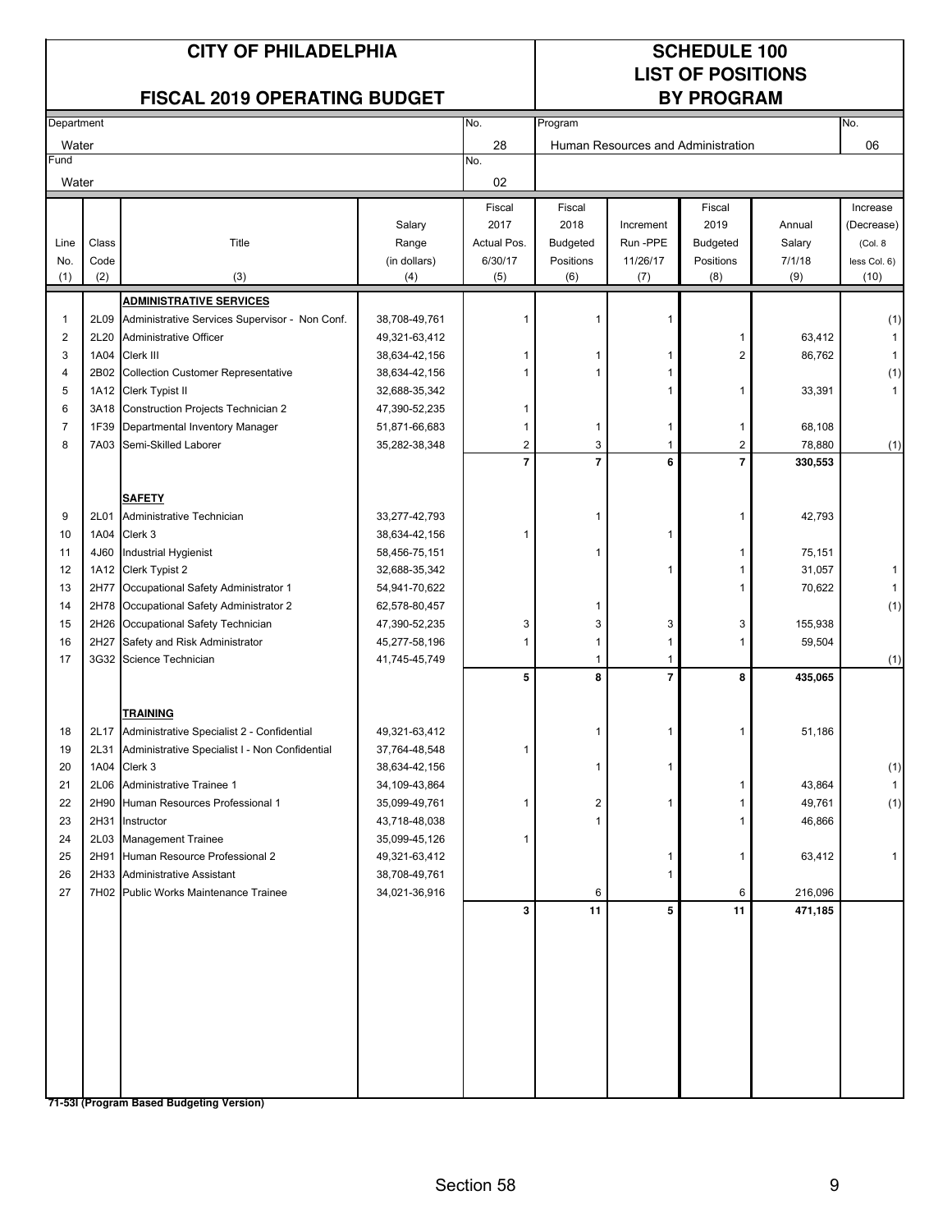# CITY OF PHILADELPHIA

## FISCAL 2019 OPERATING BUDGET

## SCHEDULE 100
## LIST OF POSITIONS
## BY PROGRAM

| Department | No. | Program | No. |
|---|---|---|---|
| Water | 28 | Human Resources and Administration | 06 |
| **Fund** | **No.** | | |
| Water | 02 | | |

| Line No. (1) | Class Code (2) | Title (3) | Salary Range (in dollars) (4) | Fiscal 2017 Actual Pos. 6/30/17 (5) | Fiscal 2018 Budgeted Positions (6) | Increment Run -PPE 11/26/17 (7) | Fiscal 2019 Budgeted Positions (8) | Annual Salary 7/1/18 (9) | Increase (Decrease) (Col. 8 less Col. 6) (10) |
|---|---|---|---|---|---|---|---|---|---|
| | | **ADMINISTRATIVE SERVICES** | | | | | | | |
| 1 | 2L09 | Administrative Services Supervisor - Non Conf. | 38,708-49,761 | 1 | 1 | 1 | | | (1) |
| 2 | 2L20 | Administrative Officer | 49,321-63,412 | | | | 1 | 63,412 | 1 |
| 3 | 1A04 | Clerk III | 38,634-42,156 | 1 | 1 | 1 | 2 | 86,762 | 1 |
| 4 | 2B02 | Collection Customer Representative | 38,634-42,156 | 1 | 1 | 1 | | | (1) |
| 5 | 1A12 | Clerk Typist II | 32,688-35,342 | | | 1 | 1 | 33,391 | 1 |
| 6 | 3A18 | Construction Projects Technician 2 | 47,390-52,235 | 1 | | | | | |
| 7 | 1F39 | Departmental Inventory Manager | 51,871-66,683 | 1 | 1 | 1 | 1 | 68,108 | |
| 8 | 7A03 | Semi-Skilled Laborer | 35,282-38,348 | 2 | 3 | 1 | 2 | 78,880 | (1) |
| | | | | **7** | **7** | **6** | **7** | **330,553** | |
| | | **SAFETY** | | | | | | | |
| 9 | 2L01 | Administrative Technician | 33,277-42,793 | | 1 | | 1 | 42,793 | |
| 10 | 1A04 | Clerk 3 | 38,634-42,156 | 1 | | 1 | | | |
| 11 | 4J60 | Industrial Hygienist | 58,456-75,151 | | 1 | | 1 | 75,151 | |
| 12 | 1A12 | Clerk Typist 2 | 32,688-35,342 | | | 1 | 1 | 31,057 | 1 |
| 13 | 2H77 | Occupational Safety Administrator 1 | 54,941-70,622 | | | | 1 | 70,622 | 1 |
| 14 | 2H78 | Occupational Safety Administrator 2 | 62,578-80,457 | | 1 | | | | (1) |
| 15 | 2H26 | Occupational Safety Technician | 47,390-52,235 | 3 | 3 | 3 | 3 | 155,938 | |
| 16 | 2H27 | Safety and Risk Administrator | 45,277-58,196 | 1 | 1 | 1 | 1 | 59,504 | |
| 17 | 3G32 | Science Technician | 41,745-45,749 | | 1 | 1 | | | (1) |
| | | | | **5** | **8** | **7** | **8** | **435,065** | |
| | | **TRAINING** | | | | | | | |
| 18 | 2L17 | Administrative Specialist 2 - Confidential | 49,321-63,412 | | 1 | 1 | 1 | 51,186 | |
| 19 | 2L31 | Administrative Specialist I - Non Confidential | 37,764-48,548 | 1 | | | | | |
| 20 | 1A04 | Clerk 3 | 38,634-42,156 | | 1 | 1 | | | (1) |
| 21 | 2L06 | Administrative Trainee 1 | 34,109-43,864 | | | | 1 | 43,864 | 1 |
| 22 | 2H90 | Human Resources Professional 1 | 35,099-49,761 | 1 | 2 | 1 | 1 | 49,761 | (1) |
| 23 | 2H31 | Instructor | 43,718-48,038 | | 1 | | 1 | 46,866 | |
| 24 | 2L03 | Management Trainee | 35,099-45,126 | 1 | | | | | |
| 25 | 2H91 | Human Resource Professional 2 | 49,321-63,412 | | | 1 | 1 | 63,412 | 1 |
| 26 | 2H33 | Administrative Assistant | 38,708-49,761 | | | 1 | | | |
| 27 | 7H02 | Public Works Maintenance Trainee | 34,021-36,916 | | 6 | | 6 | 216,096 | |
| | | | | **3** | **11** | **5** | **11** | **471,185** | |

**71-53I (Program Based Budgeting Version)**

Section 58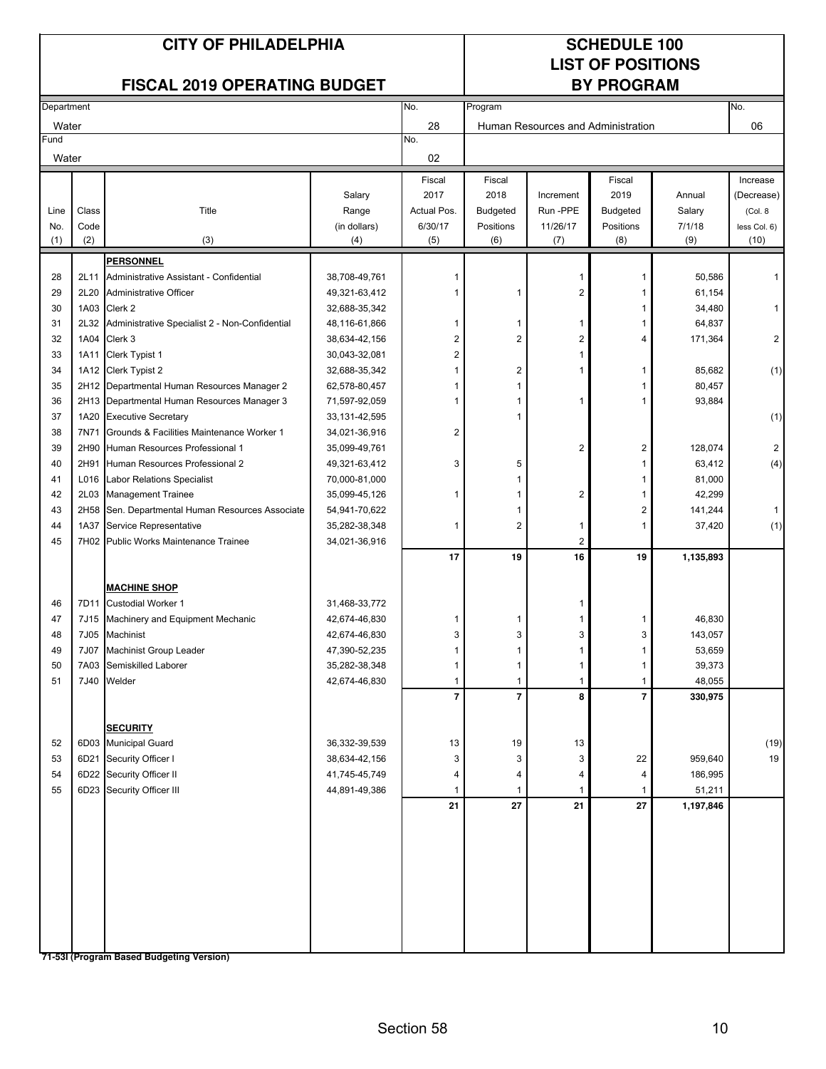# CITY OF PHILADELPHIA

## FISCAL 2019 OPERATING BUDGET

## SCHEDULE 100 LIST OF POSITIONS BY PROGRAM

| Department | No. | Program | No. |
|---|---|---|---|
| Water | 28 | Human Resources and Administration | 06 |
| **Fund** | **No.** | | |
| Water | 02 | | |

| Line No. (1) | Class Code (2) | Title (3) | Salary Range (in dollars) (4) | Fiscal 2017 Actual Pos. 6/30/17 (5) | Fiscal 2018 Budgeted Positions (6) | Increment Run -PPE 11/26/17 (7) | Fiscal 2019 Budgeted Positions (8) | Annual Salary 7/1/18 (9) | Increase (Decrease) (Col. 8 less Col. 6) (10) |
|---|---|---|---|---|---|---|---|---|---|
| | | **PERSONNEL** | | | | | | | |
| 28 | 2L11 | Administrative Assistant - Confidential | 38,708-49,761 | 1 | | 1 | 1 | 50,586 | 1 |
| 29 | 2L20 | Administrative Officer | 49,321-63,412 | 1 | 1 | 2 | 1 | 61,154 | |
| 30 | 1A03 | Clerk 2 | 32,688-35,342 | | | | 1 | 34,480 | 1 |
| 31 | 2L32 | Administrative Specialist 2 - Non-Confidential | 48,116-61,866 | 1 | 1 | 1 | 1 | 64,837 | |
| 32 | 1A04 | Clerk 3 | 38,634-42,156 | 2 | 2 | 2 | 4 | 171,364 | 2 |
| 33 | 1A11 | Clerk Typist 1 | 30,043-32,081 | 2 | | 1 | | | |
| 34 | 1A12 | Clerk Typist 2 | 32,688-35,342 | 1 | 2 | 1 | 1 | 85,682 | (1) |
| 35 | 2H12 | Departmental Human Resources Manager 2 | 62,578-80,457 | 1 | 1 | | 1 | 80,457 | |
| 36 | 2H13 | Departmental Human Resources Manager 3 | 71,597-92,059 | 1 | 1 | 1 | 1 | 93,884 | |
| 37 | 1A20 | Executive Secretary | 33,131-42,595 | | 1 | | | | (1) |
| 38 | 7N71 | Grounds & Facilities Maintenance Worker 1 | 34,021-36,916 | 2 | | | | | |
| 39 | 2H90 | Human Resources Professional 1 | 35,099-49,761 | | | 2 | 2 | 128,074 | 2 |
| 40 | 2H91 | Human Resources Professional 2 | 49,321-63,412 | 3 | 5 | | 1 | 63,412 | (4) |
| 41 | L016 | Labor Relations Specialist | 70,000-81,000 | | 1 | | 1 | 81,000 | |
| 42 | 2L03 | Management Trainee | 35,099-45,126 | 1 | 1 | 2 | 1 | 42,299 | |
| 43 | 2H58 | Sen. Departmental Human Resources Associate | 54,941-70,622 | | 1 | | 2 | 141,244 | 1 |
| 44 | 1A37 | Service Representative | 35,282-38,348 | 1 | 2 | 1 | 1 | 37,420 | (1) |
| 45 | 7H02 | Public Works Maintenance Trainee | 34,021-36,916 | | | 2 | | | |
| | | | | **17** | **19** | **16** | **19** | **1,135,893** | |
| | | **MACHINE SHOP** | | | | | | | |
| 46 | 7D11 | Custodial Worker 1 | 31,468-33,772 | | | 1 | | | |
| 47 | 7J15 | Machinery and Equipment Mechanic | 42,674-46,830 | 1 | 1 | 1 | 1 | 46,830 | |
| 48 | 7J05 | Machinist | 42,674-46,830 | 3 | 3 | 3 | 3 | 143,057 | |
| 49 | 7J07 | Machinist Group Leader | 47,390-52,235 | 1 | 1 | 1 | 1 | 53,659 | |
| 50 | 7A03 | Semiskilled Laborer | 35,282-38,348 | 1 | 1 | 1 | 1 | 39,373 | |
| 51 | 7J40 | Welder | 42,674-46,830 | 1 | 1 | 1 | 1 | 48,055 | |
| | | | | **7** | **7** | **8** | **7** | **330,975** | |
| | | **SECURITY** | | | | | | | |
| 52 | 6D03 | Municipal Guard | 36,332-39,539 | 13 | 19 | 13 | | | (19) |
| 53 | 6D21 | Security Officer I | 38,634-42,156 | 3 | 3 | 3 | 22 | 959,640 | 19 |
| 54 | 6D22 | Security Officer II | 41,745-45,749 | 4 | 4 | 4 | 4 | 186,995 | |
| 55 | 6D23 | Security Officer III | 44,891-49,386 | 1 | 1 | 1 | 1 | 51,211 | |
| | | | | **21** | **27** | **21** | **27** | **1,197,846** | |

**71-53I (Program Based Budgeting Version)**

Section 58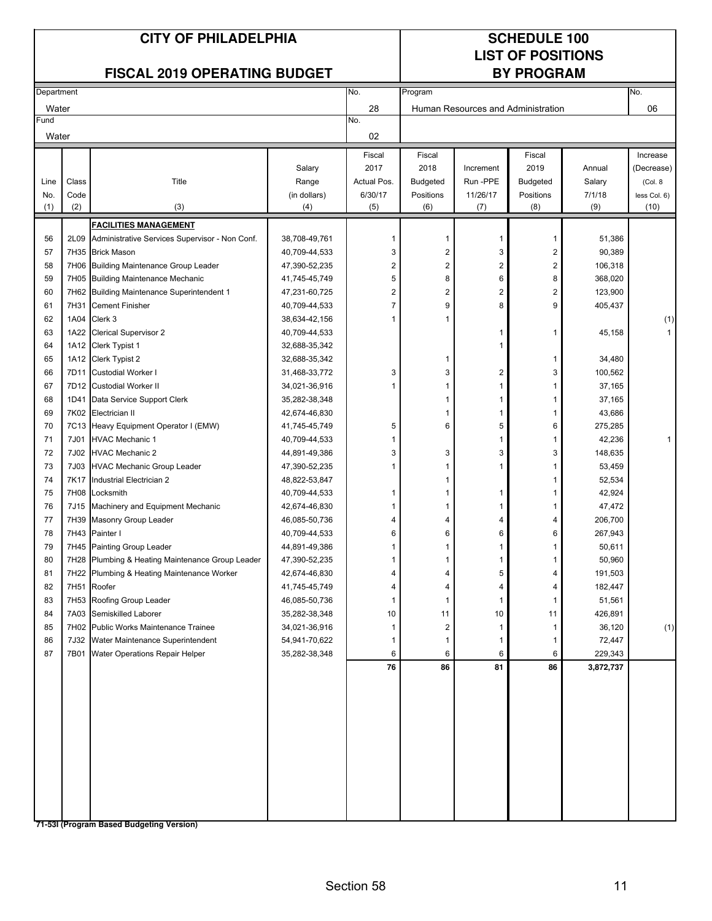# CITY OF PHILADELPHIA

## FISCAL 2019 OPERATING BUDGET

## SCHEDULE 100
## LIST OF POSITIONS
## BY PROGRAM

| Department | No. | Program | No. |
|---|---|---|---|
| Water | 28 | Human Resources and Administration | 06 |
| **Fund** | **No.** | | |
| Water | 02 | | |

| Line No. (1) | Class Code (2) | Title (3) | Salary Range (in dollars) (4) | Fiscal 2017 Actual Pos. 6/30/17 (5) | Fiscal 2018 Budgeted Positions (6) | Increment Run -PPE 11/26/17 (7) | Fiscal 2019 Budgeted Positions (8) | Annual Salary 7/1/18 (9) | Increase (Decrease) (Col. 8 less Col. 6) (10) |
|---|---|---|---|---|---|---|---|---|---|
| | | **FACILITIES MANAGEMENT** | | | | | | | |
| 56 | 2L09 | Administrative Services Supervisor - Non Conf. | 38,708-49,761 | 1 | 1 | 1 | 1 | 51,386 | |
| 57 | 7H35 | Brick Mason | 40,709-44,533 | 3 | 2 | 3 | 2 | 90,389 | |
| 58 | 7H06 | Building Maintenance Group Leader | 47,390-52,235 | 2 | 2 | 2 | 2 | 106,318 | |
| 59 | 7H05 | Building Maintenance Mechanic | 41,745-45,749 | 5 | 8 | 6 | 8 | 368,020 | |
| 60 | 7H62 | Building Maintenance Superintendent 1 | 47,231-60,725 | 2 | 2 | 2 | 2 | 123,900 | |
| 61 | 7H31 | Cement Finisher | 40,709-44,533 | 7 | 9 | 8 | 9 | 405,437 | |
| 62 | 1A04 | Clerk 3 | 38,634-42,156 | 1 | 1 | | | | (1) |
| 63 | 1A22 | Clerical Supervisor 2 | 40,709-44,533 | | | 1 | 1 | 45,158 | 1 |
| 64 | 1A12 | Clerk Typist 1 | 32,688-35,342 | | | 1 | | | |
| 65 | 1A12 | Clerk Typist 2 | 32,688-35,342 | | 1 | | 1 | 34,480 | |
| 66 | 7D11 | Custodial Worker I | 31,468-33,772 | 3 | 3 | 2 | 3 | 100,562 | |
| 67 | 7D12 | Custodial Worker II | 34,021-36,916 | 1 | 1 | 1 | 1 | 37,165 | |
| 68 | 1D41 | Data Service Support Clerk | 35,282-38,348 | | 1 | 1 | 1 | 37,165 | |
| 69 | 7K02 | Electrician II | 42,674-46,830 | | 1 | 1 | 1 | 43,686 | |
| 70 | 7C13 | Heavy Equipment Operator I (EMW) | 41,745-45,749 | 5 | 6 | 5 | 6 | 275,285 | |
| 71 | 7J01 | HVAC Mechanic 1 | 40,709-44,533 | 1 | | 1 | 1 | 42,236 | 1 |
| 72 | 7J02 | HVAC Mechanic 2 | 44,891-49,386 | 3 | 3 | 3 | 3 | 148,635 | |
| 73 | 7J03 | HVAC Mechanic Group Leader | 47,390-52,235 | 1 | 1 | 1 | 1 | 53,459 | |
| 74 | 7K17 | Industrial Electrician 2 | 48,822-53,847 | | 1 | | 1 | 52,534 | |
| 75 | 7H08 | Locksmith | 40,709-44,533 | 1 | 1 | 1 | 1 | 42,924 | |
| 76 | 7J15 | Machinery and Equipment Mechanic | 42,674-46,830 | 1 | 1 | 1 | 1 | 47,472 | |
| 77 | 7H39 | Masonry Group Leader | 46,085-50,736 | 4 | 4 | 4 | 4 | 206,700 | |
| 78 | 7H43 | Painter I | 40,709-44,533 | 6 | 6 | 6 | 6 | 267,943 | |
| 79 | 7H45 | Painting Group Leader | 44,891-49,386 | 1 | 1 | 1 | 1 | 50,611 | |
| 80 | 7H28 | Plumbing & Heating Maintenance Group Leader | 47,390-52,235 | 1 | 1 | 1 | 1 | 50,960 | |
| 81 | 7H22 | Plumbing & Heating Maintenance Worker | 42,674-46,830 | 4 | 4 | 5 | 4 | 191,503 | |
| 82 | 7H51 | Roofer | 41,745-45,749 | 4 | 4 | 4 | 4 | 182,447 | |
| 83 | 7H53 | Roofing Group Leader | 46,085-50,736 | 1 | 1 | 1 | 1 | 51,561 | |
| 84 | 7A03 | Semiskilled Laborer | 35,282-38,348 | 10 | 11 | 10 | 11 | 426,891 | |
| 85 | 7H02 | Public Works Maintenance Trainee | 34,021-36,916 | 1 | 2 | 1 | 1 | 36,120 | (1) |
| 86 | 7J32 | Water Maintenance Superintendent | 54,941-70,622 | 1 | 1 | 1 | 1 | 72,447 | |
| 87 | 7B01 | Water Operations Repair Helper | 35,282-38,348 | 6 | 6 | 6 | 6 | 229,343 | |
| | | | | **76** | **86** | **81** | **86** | **3,872,737** | |

**71-53I (Program Based Budgeting Version)**

Section 58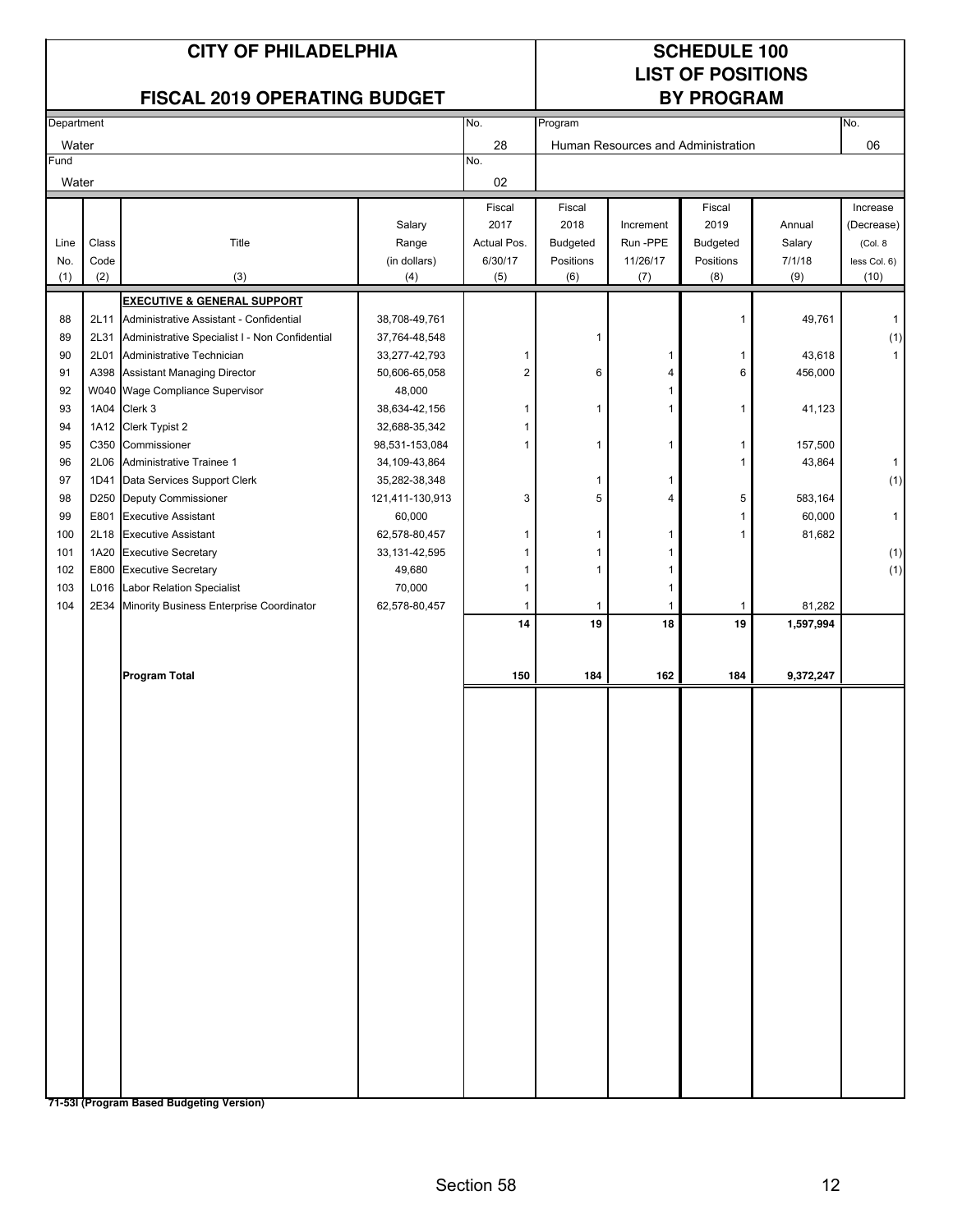# CITY OF PHILADELPHIA

## FISCAL 2019 OPERATING BUDGET

## SCHEDULE 100 LIST OF POSITIONS BY PROGRAM

| Department | No. | Program | No. |
|---|---|---|---|
| Water | 28 | Human Resources and Administration | 06 |
| **Fund** | **No.** | | |
| Water | 02 | | |

| Line No. (1) | Class Code (2) | Title (3) | Salary Range (in dollars) (4) | Fiscal 2017 Actual Pos. 6/30/17 (5) | Fiscal 2018 Budgeted Positions (6) | Increment Run -PPE 11/26/17 (7) | Fiscal 2019 Budgeted Positions (8) | Annual Salary 7/1/18 (9) | Increase (Decrease) (Col. 8 less Col. 6) (10) |
|---|---|---|---|---|---|---|---|---|---|
| | | **EXECUTIVE & GENERAL SUPPORT** | | | | | | | |
| 88 | 2L11 | Administrative Assistant - Confidential | 38,708-49,761 | | | | 1 | 49,761 | 1 |
| 89 | 2L31 | Administrative Specialist I - Non Confidential | 37,764-48,548 | | 1 | | | | (1) |
| 90 | 2L01 | Administrative Technician | 33,277-42,793 | 1 | | 1 | 1 | 43,618 | 1 |
| 91 | A398 | Assistant Managing Director | 50,606-65,058 | 2 | 6 | 4 | 6 | 456,000 | |
| 92 | W040 | Wage Compliance Supervisor | 48,000 | | | 1 | | | |
| 93 | 1A04 | Clerk 3 | 38,634-42,156 | 1 | 1 | 1 | 1 | 41,123 | |
| 94 | 1A12 | Clerk Typist 2 | 32,688-35,342 | 1 | | | | | |
| 95 | C350 | Commissioner | 98,531-153,084 | 1 | 1 | 1 | 1 | 157,500 | |
| 96 | 2L06 | Administrative Trainee 1 | 34,109-43,864 | | | | 1 | 43,864 | 1 |
| 97 | 1D41 | Data Services Support Clerk | 35,282-38,348 | | 1 | 1 | | | (1) |
| 98 | D250 | Deputy Commissioner | 121,411-130,913 | 3 | 5 | 4 | 5 | 583,164 | |
| 99 | E801 | Executive Assistant | 60,000 | | | | 1 | 60,000 | 1 |
| 100 | 2L18 | Executive Assistant | 62,578-80,457 | 1 | 1 | 1 | 1 | 81,682 | |
| 101 | 1A20 | Executive Secretary | 33,131-42,595 | 1 | 1 | 1 | | | (1) |
| 102 | E800 | Executive Secretary | 49,680 | 1 | 1 | 1 | | | (1) |
| 103 | L016 | Labor Relation Specialist | 70,000 | 1 | | 1 | | | |
| 104 | 2E34 | Minority Business Enterprise Coordinator | 62,578-80,457 | 1 | 1 | 1 | 1 | 81,282 | |
| | | | | **14** | **19** | **18** | **19** | **1,597,994** | |
| | | **Program Total** | | **150** | **184** | **162** | **184** | **9,372,247** | |

**71-53I (Program Based Budgeting Version)**

Section 58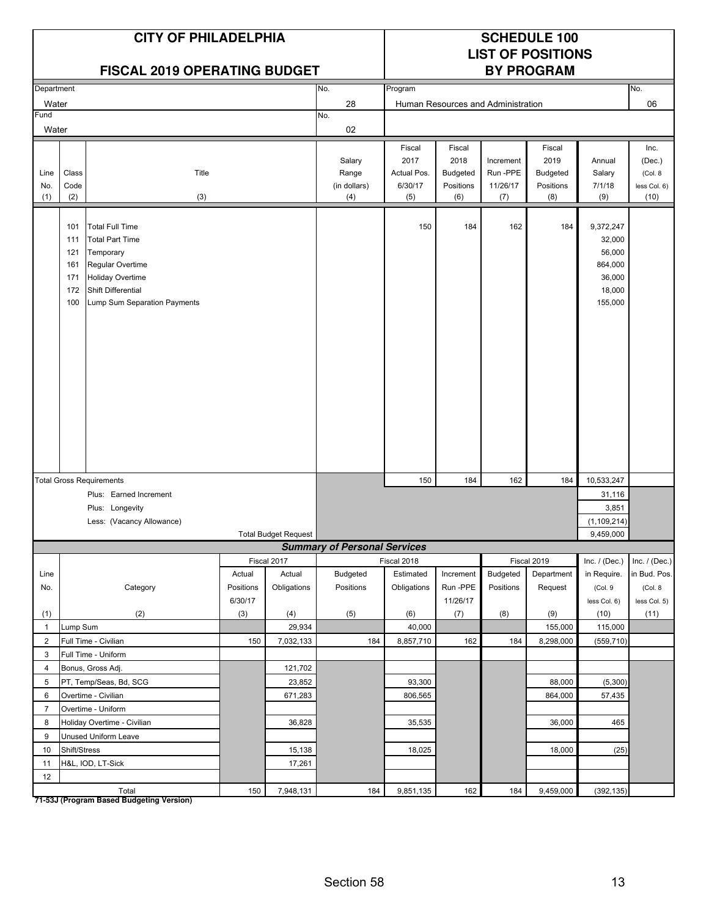# CITY OF PHILADELPHIA

## FISCAL 2019 OPERATING BUDGET

## SCHEDULE 100 LIST OF POSITIONS BY PROGRAM

| Department | No. | Program | No. |
|---|---|---|---|
| Water | 28 | Human Resources and Administration | 06 |
| Fund | No. | | |
| Water | 02 | | |

| Line No. (1) | Class Code (2) | Title (3) | Salary Range (in dollars) (4) | Fiscal 2017 Actual Pos. 6/30/17 (5) | Fiscal 2018 Budgeted Positions (6) | Increment Run -PPE 11/26/17 (7) | Fiscal 2019 Budgeted Positions (8) | Annual Salary 7/1/18 (9) | Inc. (Dec.) (Col. 8 less Col. 6) (10) |
|---|---|---|---|---|---|---|---|---|---|
| | 101 | Total Full Time | | 150 | 184 | 162 | 184 | 9,372,247 | |
| | 111 | Total Part Time | | | | | | 32,000 | |
| | 121 | Temporary | | | | | | 56,000 | |
| | 161 | Regular Overtime | | | | | | 864,000 | |
| | 171 | Holiday Overtime | | | | | | 36,000 | |
| | 172 | Shift Differential | | | | | | 18,000 | |
| | 100 | Lump Sum Separation Payments | | | | | | 155,000 | |
| Total Gross Requirements | | | | 150 | 184 | 162 | 184 | 10,533,247 | |
| | | Plus: Earned Increment | | | | | | 31,116 | |
| | | Plus: Longevity | | | | | | 3,851 | |
| | | Less: (Vacancy Allowance) | | | | | | (1,109,214) | |
| | | Total Budget Request | | | | | | 9,459,000 | |

### Summary of Personal Services

| Line No. (1) | Category (2) | Fiscal 2017 Actual Positions 6/30/17 (3) | Fiscal 2017 Actual Obligations (4) | Fiscal 2018 Budgeted Positions (5) | Fiscal 2018 Estimated Obligations (6) | Increment Run -PPE 11/26/17 (7) | Fiscal 2019 Budgeted Positions (8) | Fiscal 2019 Department Request (9) | Inc. / (Dec.) in Require. (Col. 9 less Col. 6) (10) | Inc. / (Dec.) in Bud. Pos. (Col. 8 less Col. 5) (11) |
|---|---|---|---|---|---|---|---|---|---|---|
| 1 | Lump Sum | | 29,934 | | 40,000 | | | 155,000 | 115,000 | |
| 2 | Full Time - Civilian | 150 | 7,032,133 | 184 | 8,857,710 | 162 | 184 | 8,298,000 | (559,710) | |
| 3 | Full Time - Uniform | | | | | | | | | |
| 4 | Bonus, Gross Adj. | | 121,702 | | | | | | | |
| 5 | PT, Temp/Seas, Bd, SCG | | 23,852 | | 93,300 | | | 88,000 | (5,300) | |
| 6 | Overtime - Civilian | | 671,283 | | 806,565 | | | 864,000 | 57,435 | |
| 7 | Overtime - Uniform | | | | | | | | | |
| 8 | Holiday Overtime - Civilian | | 36,828 | | 35,535 | | | 36,000 | 465 | |
| 9 | Unused Uniform Leave | | | | | | | | | |
| 10 | Shift/Stress | | 15,138 | | 18,025 | | | 18,000 | (25) | |
| 11 | H&L, IOD, LT-Sick | | 17,261 | | | | | | | |
| 12 | | | | | | | | | | |
| | Total | 150 | 7,948,131 | 184 | 9,851,135 | 162 | 184 | 9,459,000 | (392,135) | |

**71-53J (Program Based Budgeting Version)**

Section 58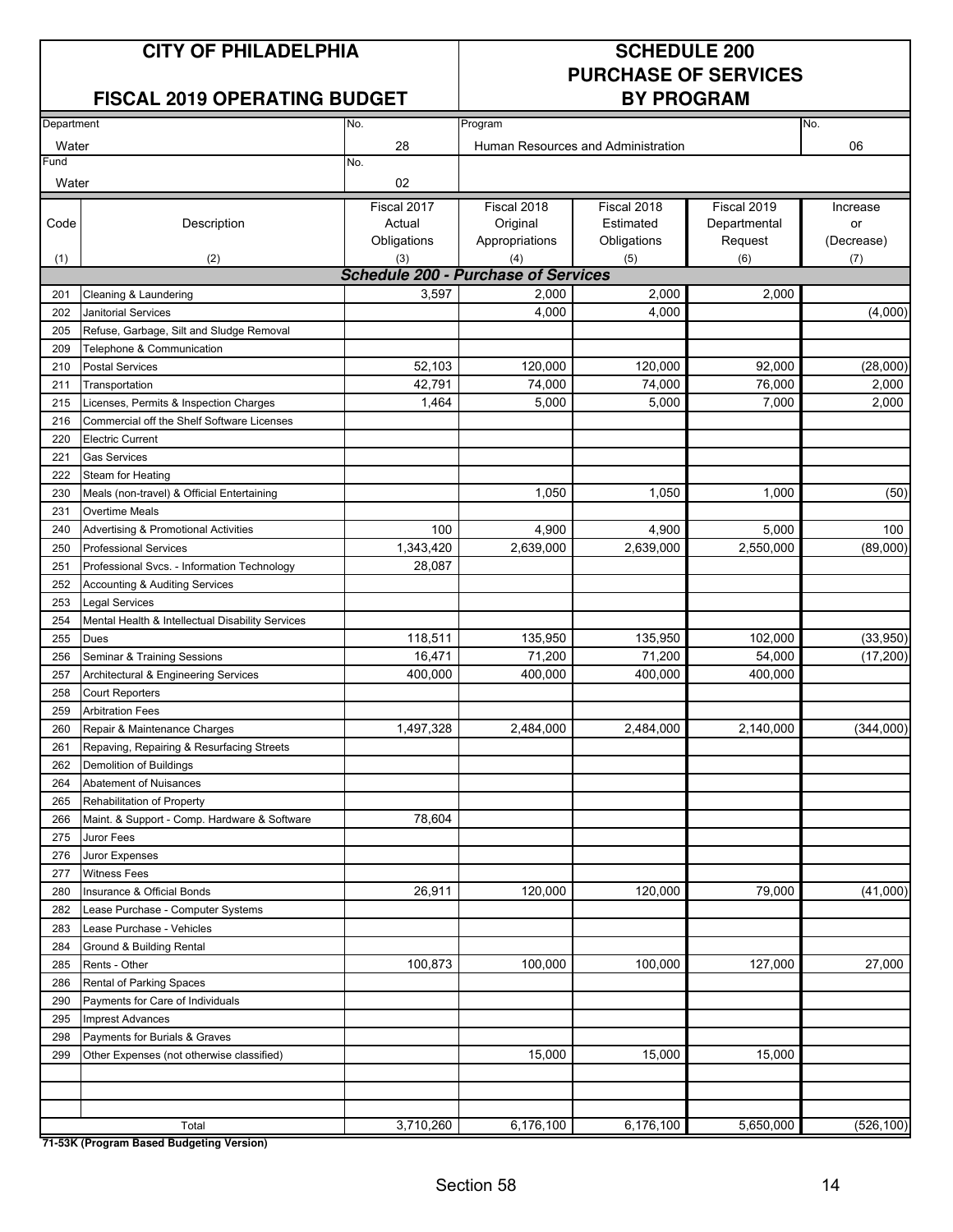# CITY OF PHILADELPHIA

## FISCAL 2019 OPERATING BUDGET

# SCHEDULE 200
# PURCHASE OF SERVICES
# BY PROGRAM

| Department | No. | Program | No. |
|---|---|---|---|
| Water | 28 | Human Resources and Administration | 06 |
| **Fund** | **No.** | | |
| Water | 02 | | |

| Code<br>(1) | Description<br>(2) | Fiscal 2017 Actual Obligations<br>(3) | Fiscal 2018 Original Appropriations<br>(4) | Fiscal 2018 Estimated Obligations<br>(5) | Fiscal 2019 Departmental Request<br>(6) | Increase or (Decrease)<br>(7) |
|---|---|---|---|---|---|---|
| | ***Schedule 200 - Purchase of Services*** | | | | | |
| 201 | Cleaning & Laundering | 3,597 | 2,000 | 2,000 | 2,000 | |
| 202 | Janitorial Services | | 4,000 | 4,000 | | (4,000) |
| 205 | Refuse, Garbage, Silt and Sludge Removal | | | | | |
| 209 | Telephone & Communication | | | | | |
| 210 | Postal Services | 52,103 | 120,000 | 120,000 | 92,000 | (28,000) |
| 211 | Transportation | 42,791 | 74,000 | 74,000 | 76,000 | 2,000 |
| 215 | Licenses, Permits & Inspection Charges | 1,464 | 5,000 | 5,000 | 7,000 | 2,000 |
| 216 | Commercial off the Shelf Software Licenses | | | | | |
| 220 | Electric Current | | | | | |
| 221 | Gas Services | | | | | |
| 222 | Steam for Heating | | | | | |
| 230 | Meals (non-travel) & Official Entertaining | | 1,050 | 1,050 | 1,000 | (50) |
| 231 | Overtime Meals | | | | | |
| 240 | Advertising & Promotional Activities | 100 | 4,900 | 4,900 | 5,000 | 100 |
| 250 | Professional Services | 1,343,420 | 2,639,000 | 2,639,000 | 2,550,000 | (89,000) |
| 251 | Professional Svcs. - Information Technology | 28,087 | | | | |
| 252 | Accounting & Auditing Services | | | | | |
| 253 | Legal Services | | | | | |
| 254 | Mental Health & Intellectual Disability Services | | | | | |
| 255 | Dues | 118,511 | 135,950 | 135,950 | 102,000 | (33,950) |
| 256 | Seminar & Training Sessions | 16,471 | 71,200 | 71,200 | 54,000 | (17,200) |
| 257 | Architectural & Engineering Services | 400,000 | 400,000 | 400,000 | 400,000 | |
| 258 | Court Reporters | | | | | |
| 259 | Arbitration Fees | | | | | |
| 260 | Repair & Maintenance Charges | 1,497,328 | 2,484,000 | 2,484,000 | 2,140,000 | (344,000) |
| 261 | Repaving, Repairing & Resurfacing Streets | | | | | |
| 262 | Demolition of Buildings | | | | | |
| 264 | Abatement of Nuisances | | | | | |
| 265 | Rehabilitation of Property | | | | | |
| 266 | Maint. & Support - Comp. Hardware & Software | 78,604 | | | | |
| 275 | Juror Fees | | | | | |
| 276 | Juror Expenses | | | | | |
| 277 | Witness Fees | | | | | |
| 280 | Insurance & Official Bonds | 26,911 | 120,000 | 120,000 | 79,000 | (41,000) |
| 282 | Lease Purchase - Computer Systems | | | | | |
| 283 | Lease Purchase - Vehicles | | | | | |
| 284 | Ground & Building Rental | | | | | |
| 285 | Rents - Other | 100,873 | 100,000 | 100,000 | 127,000 | 27,000 |
| 286 | Rental of Parking Spaces | | | | | |
| 290 | Payments for Care of Individuals | | | | | |
| 295 | Imprest Advances | | | | | |
| 298 | Payments for Burials & Graves | | | | | |
| 299 | Other Expenses (not otherwise classified) | | 15,000 | 15,000 | 15,000 | |
| | | | | | | |
| | | | | | | |
| | | | | | | |
| | Total | 3,710,260 | 6,176,100 | 6,176,100 | 5,650,000 | (526,100) |

**71-53K (Program Based Budgeting Version)**

Section 58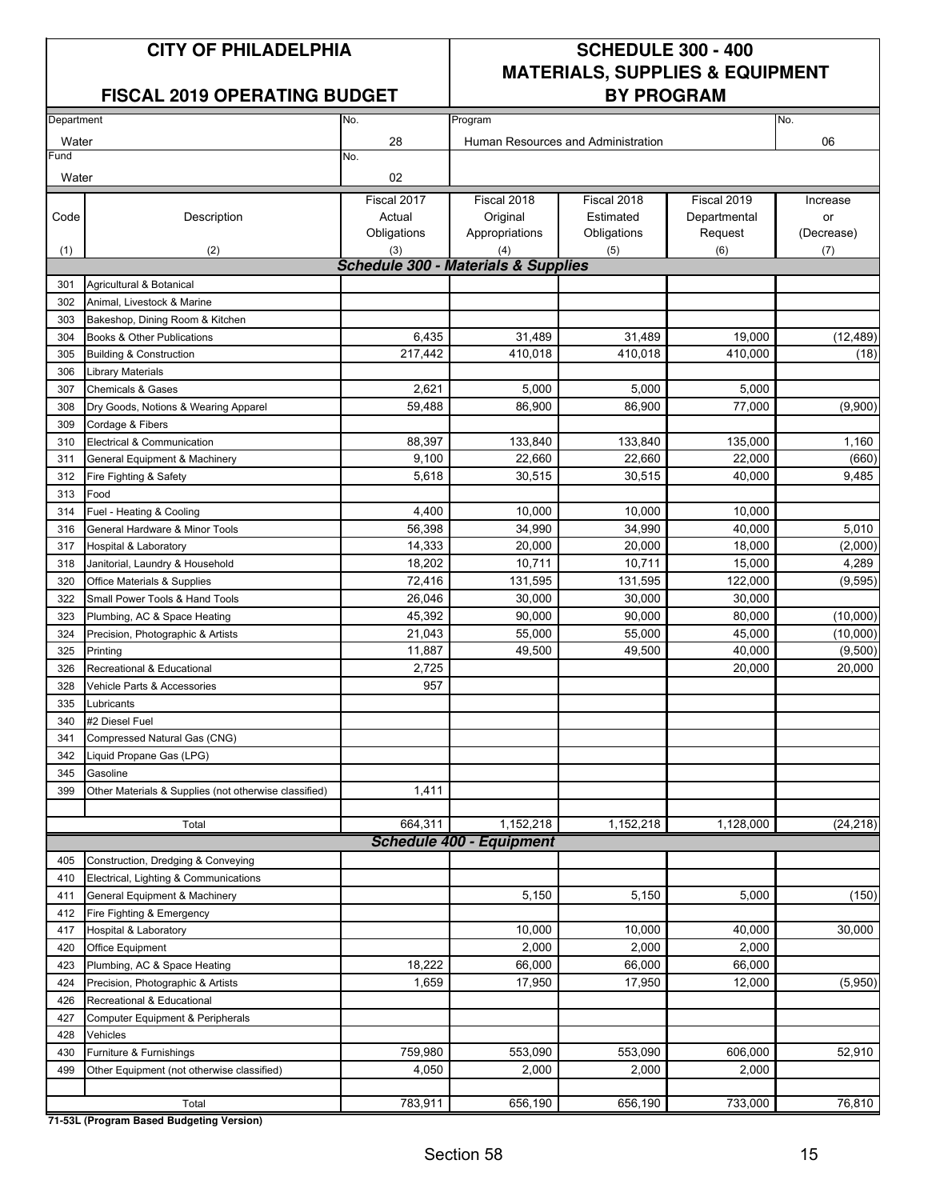**CITY OF PHILADELPHIA**

**FISCAL 2019 OPERATING BUDGET**

**SCHEDULE 300 - 400**
**MATERIALS, SUPPLIES & EQUIPMENT**
**BY PROGRAM**

| Department | No. | Program | No. |
|---|---|---|---|
| Water | 28 | Human Resources and Administration | 06 |
| **Fund** | **No.** | | |
| Water | 02 | | |

| Code | Description | Fiscal 2017 Actual Obligations | Fiscal 2018 Original Appropriations | Fiscal 2018 Estimated Obligations | Fiscal 2019 Departmental Request | Increase or (Decrease) |
|---|---|---|---|---|---|---|
| (1) | (2) | (3) | (4) | (5) | (6) | (7) |
| | ***Schedule 300 - Materials & Supplies*** | | | | | |
| 301 | Agricultural & Botanical | | | | | |
| 302 | Animal, Livestock & Marine | | | | | |
| 303 | Bakeshop, Dining Room & Kitchen | | | | | |
| 304 | Books & Other Publications | 6,435 | 31,489 | 31,489 | 19,000 | (12,489) |
| 305 | Building & Construction | 217,442 | 410,018 | 410,018 | 410,000 | (18) |
| 306 | Library Materials | | | | | |
| 307 | Chemicals & Gases | 2,621 | 5,000 | 5,000 | 5,000 | |
| 308 | Dry Goods, Notions & Wearing Apparel | 59,488 | 86,900 | 86,900 | 77,000 | (9,900) |
| 309 | Cordage & Fibers | | | | | |
| 310 | Electrical & Communication | 88,397 | 133,840 | 133,840 | 135,000 | 1,160 |
| 311 | General Equipment & Machinery | 9,100 | 22,660 | 22,660 | 22,000 | (660) |
| 312 | Fire Fighting & Safety | 5,618 | 30,515 | 30,515 | 40,000 | 9,485 |
| 313 | Food | | | | | |
| 314 | Fuel - Heating & Cooling | 4,400 | 10,000 | 10,000 | 10,000 | |
| 316 | General Hardware & Minor Tools | 56,398 | 34,990 | 34,990 | 40,000 | 5,010 |
| 317 | Hospital & Laboratory | 14,333 | 20,000 | 20,000 | 18,000 | (2,000) |
| 318 | Janitorial, Laundry & Household | 18,202 | 10,711 | 10,711 | 15,000 | 4,289 |
| 320 | Office Materials & Supplies | 72,416 | 131,595 | 131,595 | 122,000 | (9,595) |
| 322 | Small Power Tools & Hand Tools | 26,046 | 30,000 | 30,000 | 30,000 | |
| 323 | Plumbing, AC & Space Heating | 45,392 | 90,000 | 90,000 | 80,000 | (10,000) |
| 324 | Precision, Photographic & Artists | 21,043 | 55,000 | 55,000 | 45,000 | (10,000) |
| 325 | Printing | 11,887 | 49,500 | 49,500 | 40,000 | (9,500) |
| 326 | Recreational & Educational | 2,725 | | | 20,000 | 20,000 |
| 328 | Vehicle Parts & Accessories | 957 | | | | |
| 335 | Lubricants | | | | | |
| 340 | #2 Diesel Fuel | | | | | |
| 341 | Compressed Natural Gas (CNG) | | | | | |
| 342 | Liquid Propane Gas (LPG) | | | | | |
| 345 | Gasoline | | | | | |
| 399 | Other Materials & Supplies (not otherwise classified) | 1,411 | | | | |
| | Total | 664,311 | 1,152,218 | 1,152,218 | 1,128,000 | (24,218) |
| | ***Schedule 400 - Equipment*** | | | | | |
| 405 | Construction, Dredging & Conveying | | | | | |
| 410 | Electrical, Lighting & Communications | | | | | |
| 411 | General Equipment & Machinery | | 5,150 | 5,150 | 5,000 | (150) |
| 412 | Fire Fighting & Emergency | | | | | |
| 417 | Hospital & Laboratory | | 10,000 | 10,000 | 40,000 | 30,000 |
| 420 | Office Equipment | | 2,000 | 2,000 | 2,000 | |
| 423 | Plumbing, AC & Space Heating | 18,222 | 66,000 | 66,000 | 66,000 | |
| 424 | Precision, Photographic & Artists | 1,659 | 17,950 | 17,950 | 12,000 | (5,950) |
| 426 | Recreational & Educational | | | | | |
| 427 | Computer Equipment & Peripherals | | | | | |
| 428 | Vehicles | | | | | |
| 430 | Furniture & Furnishings | 759,980 | 553,090 | 553,090 | 606,000 | 52,910 |
| 499 | Other Equipment (not otherwise classified) | 4,050 | 2,000 | 2,000 | 2,000 | |
| | Total | 783,911 | 656,190 | 656,190 | 733,000 | 76,810 |

**71-53L (Program Based Budgeting Version)**

Section 58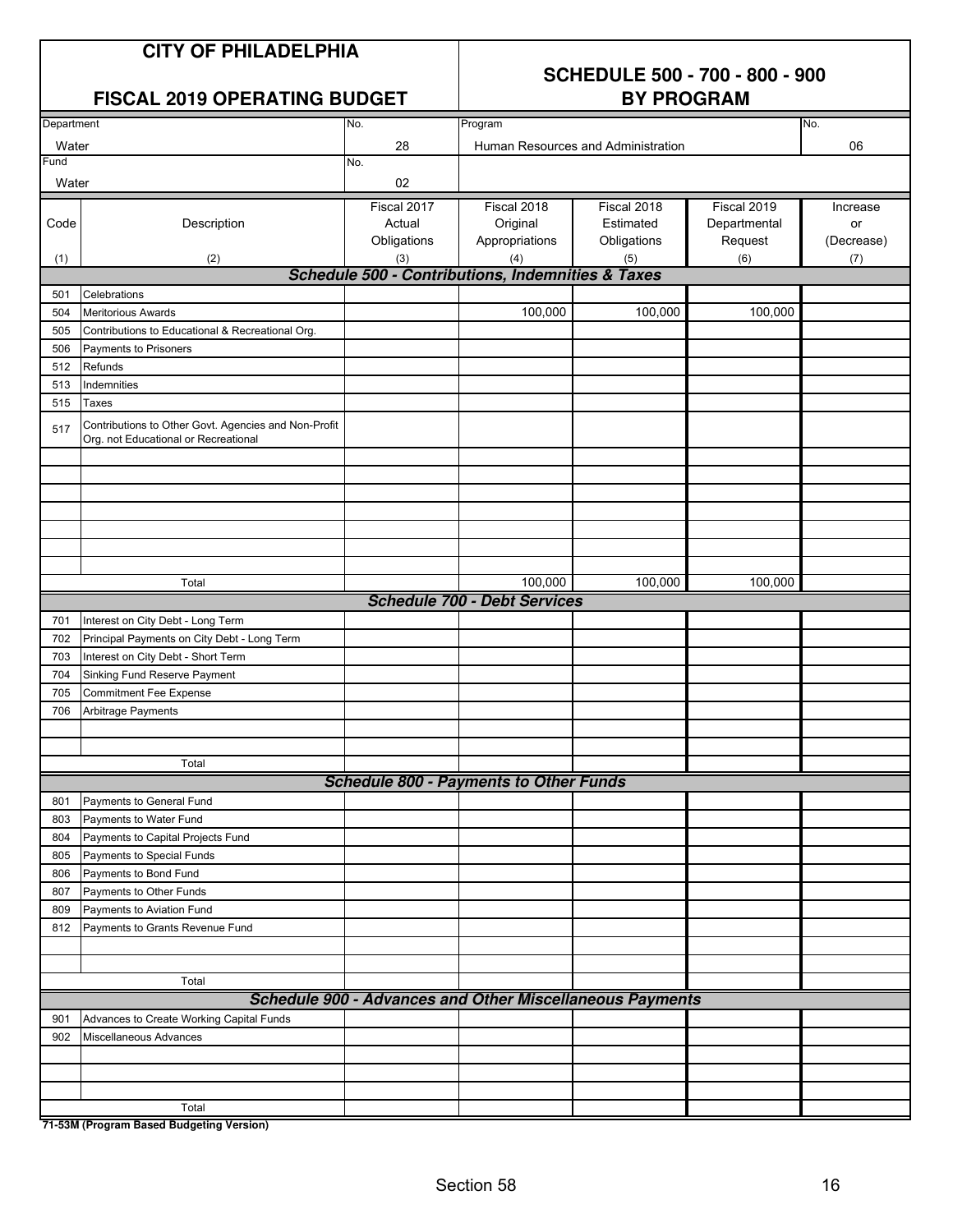# CITY OF PHILADELPHIA

## FISCAL 2019 OPERATING BUDGET

## SCHEDULE 500 - 700 - 800 - 900 BY PROGRAM

| Department | No. | Program | No. |
|---|---|---|---|
| Water | 28 | Human Resources and Administration | 06 |
| Fund | No. | | |
| Water | 02 | | |

| Code (1) | Description (2) | Fiscal 2017 Actual Obligations (3) | Fiscal 2018 Original Appropriations (4) | Fiscal 2018 Estimated Obligations (5) | Fiscal 2019 Departmental Request (6) | Increase or (Decrease) (7) |
|---|---|---|---|---|---|---|
| | ***Schedule 500 - Contributions, Indemnities & Taxes*** | | | | | |
| 501 | Celebrations | | | | | |
| 504 | Meritorious Awards | | 100,000 | 100,000 | 100,000 | |
| 505 | Contributions to Educational & Recreational Org. | | | | | |
| 506 | Payments to Prisoners | | | | | |
| 512 | Refunds | | | | | |
| 513 | Indemnities | | | | | |
| 515 | Taxes | | | | | |
| 517 | Contributions to Other Govt. Agencies and Non-Profit Org. not Educational or Recreational | | | | | |
| | Total | | 100,000 | 100,000 | 100,000 | |
| | ***Schedule 700 - Debt Services*** | | | | | |
| 701 | Interest on City Debt - Long Term | | | | | |
| 702 | Principal Payments on City Debt - Long Term | | | | | |
| 703 | Interest on City Debt - Short Term | | | | | |
| 704 | Sinking Fund Reserve Payment | | | | | |
| 705 | Commitment Fee Expense | | | | | |
| 706 | Arbitrage Payments | | | | | |
| | Total | | | | | |
| | ***Schedule 800 - Payments to Other Funds*** | | | | | |
| 801 | Payments to General Fund | | | | | |
| 803 | Payments to Water Fund | | | | | |
| 804 | Payments to Capital Projects Fund | | | | | |
| 805 | Payments to Special Funds | | | | | |
| 806 | Payments to Bond Fund | | | | | |
| 807 | Payments to Other Funds | | | | | |
| 809 | Payments to Aviation Fund | | | | | |
| 812 | Payments to Grants Revenue Fund | | | | | |
| | Total | | | | | |
| | ***Schedule 900 - Advances and Other Miscellaneous Payments*** | | | | | |
| 901 | Advances to Create Working Capital Funds | | | | | |
| 902 | Miscellaneous Advances | | | | | |
| | Total | | | | | |

**71-53M (Program Based Budgeting Version)**

Section 58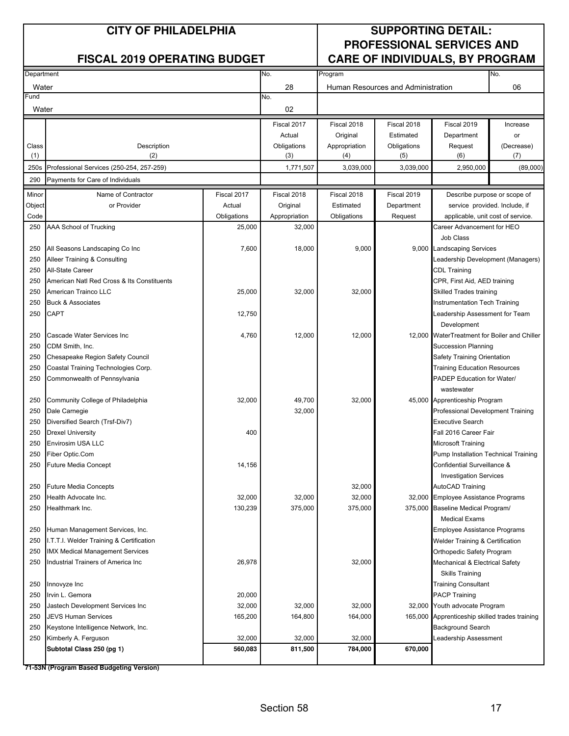# CITY OF PHILADELPHIA

## FISCAL 2019 OPERATING BUDGET

## SUPPORTING DETAIL: PROFESSIONAL SERVICES AND CARE OF INDIVIDUALS, BY PROGRAM

| Department | No. | Program | No. |
|---|---|---|---|
| Water | 28 | Human Resources and Administration | 06 |
| **Fund** | **No.** | | |
| Water | 02 | | |

| Class (1) | Description (2) | Fiscal 2017 Actual Obligations (3) | Fiscal 2018 Original Appropriation (4) | Fiscal 2018 Estimated Obligations (5) | Fiscal 2019 Department Request (6) | Increase or (Decrease) (7) |
|---|---|---|---|---|---|---|
| 250s | Professional Services (250-254, 257-259) | 1,771,507 | 3,039,000 | 3,039,000 | 2,950,000 | (89,000) |
| 290 | Payments for Care of Individuals | | | | | |

| Minor Object Code | Name of Contractor or Provider | Fiscal 2017 Actual Obligations | Fiscal 2018 Original Appropriation | Fiscal 2018 Estimated Obligations | Fiscal 2019 Department Request | Describe purpose or scope of service provided. Include, if applicable, unit cost of service. |
|---|---|---|---|---|---|---|
| 250 | AAA School of Trucking | 25,000 | 32,000 | | | Career Advancement for HEO Job Class |
| 250 | All Seasons Landscaping Co Inc | 7,600 | 18,000 | 9,000 | 9,000 | Landscaping Services |
| 250 | Alleer Training & Consulting | | | | | Leadership Development (Managers) |
| 250 | All-State Career | | | | | CDL Training |
| 250 | American Natl Red Cross & Its Constituents | | | | | CPR, First Aid, AED training |
| 250 | American Trainco LLC | 25,000 | 32,000 | 32,000 | | Skilled Trades training |
| 250 | Buck & Associates | | | | | Instrumentation Tech Training |
| 250 | CAPT | 12,750 | | | | Leadership Assessment for Team Development |
| 250 | Cascade Water Services Inc | 4,760 | 12,000 | 12,000 | 12,000 | WaterTreatment for Boiler and Chiller |
| 250 | CDM Smith, Inc. | | | | | Succession Planning |
| 250 | Chesapeake Region Safety Council | | | | | Safety Training Orientation |
| 250 | Coastal Training Technologies Corp. | | | | | Training Education Resources |
| 250 | Commonwealth of Pennsylvania | | | | | PADEP Education for Water/ wastewater |
| 250 | Community College of Philadelphia | 32,000 | 49,700 | 32,000 | 45,000 | Apprenticeship Program |
| 250 | Dale Carnegie | | 32,000 | | | Professional Development Training |
| 250 | Diversified Search (Trsf-Div7) | | | | | Executive Search |
| 250 | Drexel University | 400 | | | | Fall 2016 Career Fair |
| 250 | Envirosim USA LLC | | | | | Microsoft Training |
| 250 | Fiber Optic.Com | | | | | Pump Installation Technical Training |
| 250 | Future Media Concept | 14,156 | | | | Confidential Surveillance & Investigation Services |
| 250 | Future Media Concepts | | | 32,000 | | AutoCAD Training |
| 250 | Health Advocate Inc. | 32,000 | 32,000 | 32,000 | 32,000 | Employee Assistance Programs |
| 250 | Healthmark Inc. | 130,239 | 375,000 | 375,000 | 375,000 | Baseline Medical Program/ Medical Exams |
| 250 | Human Management Services, Inc. | | | | | Employee Assistance Programs |
| 250 | I.T.T.I. Welder Training & Certification | | | | | Welder Training & Certification |
| 250 | IMX Medical Management Services | | | | | Orthopedic Safety Program |
| 250 | Industrial Trainers of America Inc | 26,978 | | 32,000 | | Mechanical & Electrical Safety Skills Training |
| 250 | Innovyze Inc | | | | | Training Consultant |
| 250 | Irvin L. Gemora | 20,000 | | | | PACP Training |
| 250 | Jastech Development Services Inc | 32,000 | 32,000 | 32,000 | 32,000 | Youth advocate Program |
| 250 | JEVS Human Services | 165,200 | 164,800 | 164,000 | 165,000 | Apprenticeship skilled trades training |
| 250 | Keystone Intelligence Network, Inc. | | | | | Background Search |
| 250 | Kimberly A. Ferguson | 32,000 | 32,000 | 32,000 | | Leadership Assessment |
| | **Subtotal Class 250 (pg 1)** | **560,083** | **811,500** | **784,000** | **670,000** | |

**71-53N (Program Based Budgeting Version)**

Section 58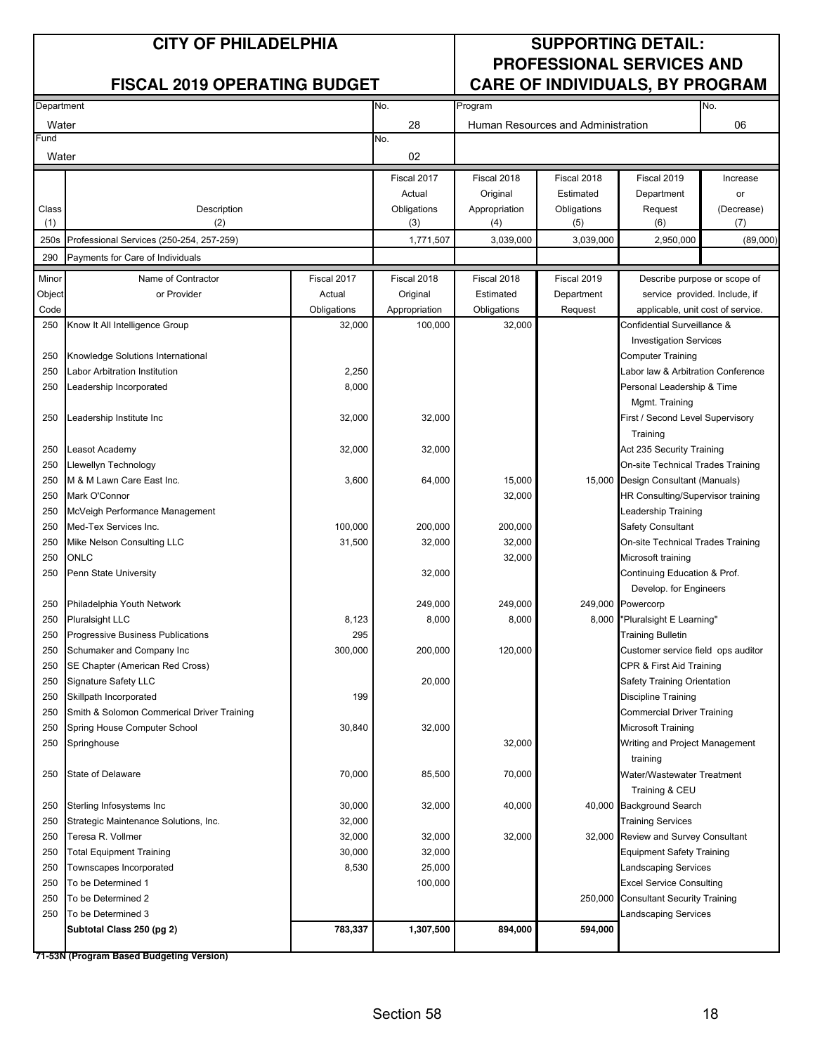| CITY OF PHILADELPHIA | | | SUPPORTING DETAIL: PROFESSIONAL SERVICES AND CARE OF INDIVIDUALS, BY PROGRAM | |
|---|---|---|---|---|
| FISCAL 2019 OPERATING BUDGET | | | | |
| Department: Water | No. 28 | Program: Human Resources and Administration | | No. 06 |
| Fund: Water | No. 02 | | | |

| Class (1) | Description (2) | Fiscal 2017 Actual Obligations (3) | Fiscal 2018 Original Appropriation (4) | Fiscal 2018 Estimated Obligations (5) | Fiscal 2019 Department Request (6) | Increase or (Decrease) (7) |
|---|---|---|---|---|---|---|
| 250s | Professional Services (250-254, 257-259) | 1,771,507 | 3,039,000 | 3,039,000 | 2,950,000 | (89,000) |
| 290 | Payments for Care of Individuals | | | | | |

| Minor Object Code | Name of Contractor or Provider | Fiscal 2017 Actual Obligations | Fiscal 2018 Original Appropriation | Fiscal 2018 Estimated Obligations | Fiscal 2019 Department Request | Describe purpose or scope of service provided. Include, if applicable, unit cost of service. |
|---|---|---|---|---|---|---|
| 250 | Know It All Intelligence Group | 32,000 | 100,000 | 32,000 | | Confidential Surveillance & Investigation Services |
| 250 | Knowledge Solutions International | | | | | Computer Training |
| 250 | Labor Arbitration Institution | 2,250 | | | | Labor law & Arbitration Conference |
| 250 | Leadership Incorporated | 8,000 | | | | Personal Leadership & Time Mgmt. Training |
| 250 | Leadership Institute Inc | 32,000 | 32,000 | | | First / Second Level Supervisory Training |
| 250 | Leasot Academy | 32,000 | 32,000 | | | Act 235 Security Training |
| 250 | Llewellyn Technology | | | | | On-site Technical Trades Training |
| 250 | M & M Lawn Care East Inc. | 3,600 | 64,000 | 15,000 | 15,000 | Design Consultant (Manuals) |
| 250 | Mark O'Connor | | | 32,000 | | HR Consulting/Supervisor training |
| 250 | McVeigh Performance Management | | | | | Leadership Training |
| 250 | Med-Tex Services Inc. | 100,000 | 200,000 | 200,000 | | Safety Consultant |
| 250 | Mike Nelson Consulting LLC | 31,500 | 32,000 | 32,000 | | On-site Technical Trades Training |
| 250 | ONLC | | | 32,000 | | Microsoft training |
| 250 | Penn State University | | 32,000 | | | Continuing Education & Prof. Develop. for Engineers |
| 250 | Philadelphia Youth Network | | 249,000 | 249,000 | 249,000 | Powercorp |
| 250 | Pluralsight LLC | 8,123 | 8,000 | 8,000 | 8,000 | "Pluralsight E Learning" |
| 250 | Progressive Business Publications | 295 | | | | Training Bulletin |
| 250 | Schumaker and Company Inc | 300,000 | 200,000 | 120,000 | | Customer service field ops auditor |
| 250 | SE Chapter (American Red Cross) | | | | | CPR & First Aid Training |
| 250 | Signature Safety LLC | | 20,000 | | | Safety Training Orientation |
| 250 | Skillpath Incorporated | 199 | | | | Discipline Training |
| 250 | Smith & Solomon Commerical Driver Training | | | | | Commercial Driver Training |
| 250 | Spring House Computer School | 30,840 | 32,000 | | | Microsoft Training |
| 250 | Springhouse | | | 32,000 | | Writing and Project Management training |
| 250 | State of Delaware | 70,000 | 85,500 | 70,000 | | Water/Wastewater Treatment Training & CEU |
| 250 | Sterling Infosystems Inc | 30,000 | 32,000 | 40,000 | 40,000 | Background Search |
| 250 | Strategic Maintenance Solutions, Inc. | 32,000 | | | | Training Services |
| 250 | Teresa R. Vollmer | 32,000 | 32,000 | 32,000 | 32,000 | Review and Survey Consultant |
| 250 | Total Equipment Training | 30,000 | 32,000 | | | Equipment Safety Training |
| 250 | Townscapes Incorporated | 8,530 | 25,000 | | | Landscaping Services |
| 250 | To be Determined 1 | | 100,000 | | | Excel Service Consulting |
| 250 | To be Determined 2 | | | | 250,000 | Consultant Security Training |
| 250 | To be Determined 3 | | | | | Landscaping Services |
| | **Subtotal Class 250 (pg 2)** | **783,337** | **1,307,500** | **894,000** | **594,000** | |

**71-53N (Program Based Budgeting Version)**

Section 58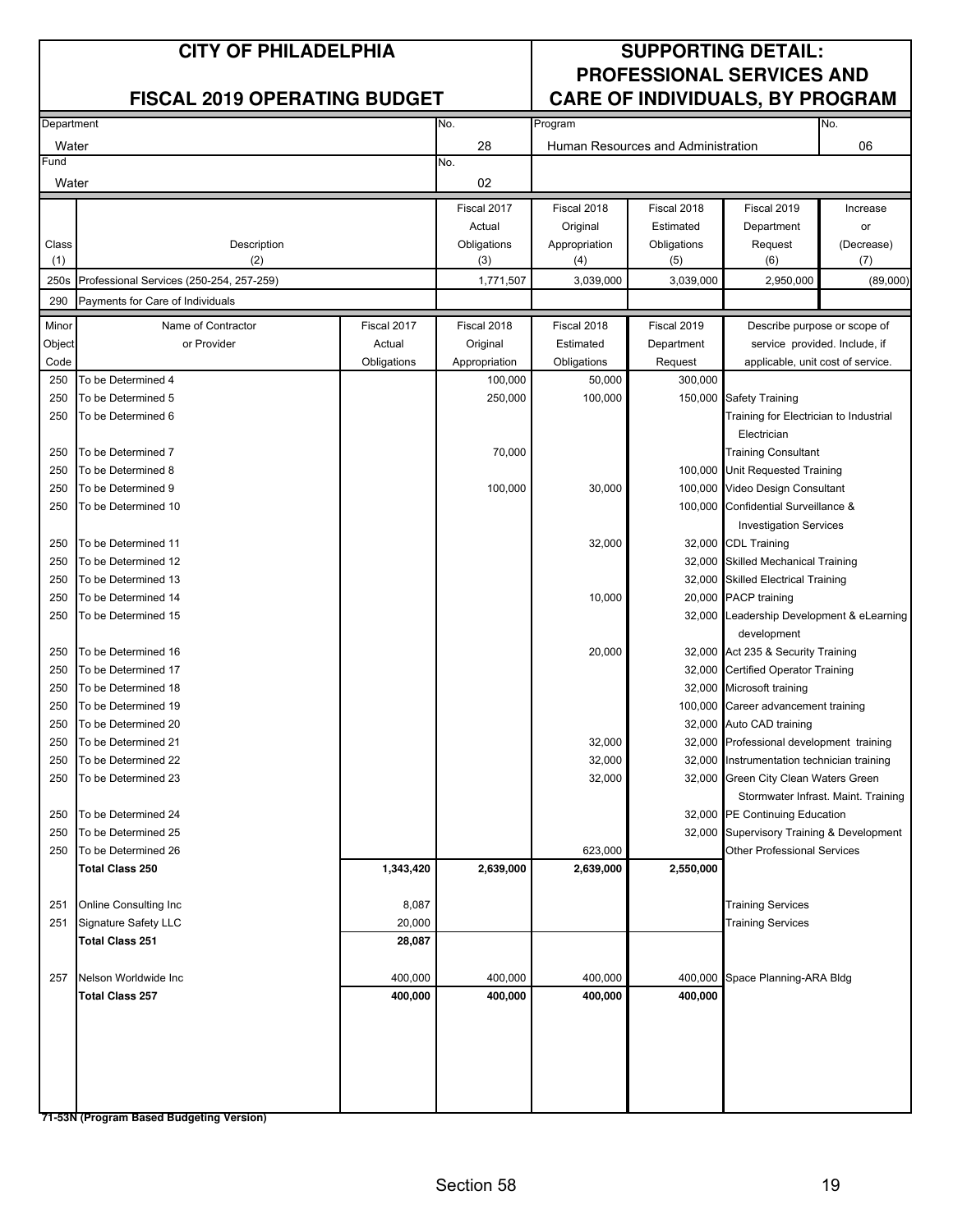# CITY OF PHILADELPHIA

## FISCAL 2019 OPERATING BUDGET

## SUPPORTING DETAIL: PROFESSIONAL SERVICES AND CARE OF INDIVIDUALS, BY PROGRAM

| Department | No. | Program | No. |
|---|---|---|---|
| Water | 28 | Human Resources and Administration | 06 |
| **Fund** | **No.** | | |
| Water | 02 | | |

| Class (1) | Description (2) | Fiscal 2017 Actual Obligations (3) | Fiscal 2018 Original Appropriation (4) | Fiscal 2018 Estimated Obligations (5) | Fiscal 2019 Department Request (6) | Increase or (Decrease) (7) |
|---|---|---|---|---|---|---|
| 250s | Professional Services (250-254, 257-259) | 1,771,507 | 3,039,000 | 3,039,000 | 2,950,000 | (89,000) |
| 290 | Payments for Care of Individuals | | | | | |

| Minor Object Code | Name of Contractor or Provider | Fiscal 2017 Actual Obligations | Fiscal 2018 Original Appropriation | Fiscal 2018 Estimated Obligations | Fiscal 2019 Department Request | Describe purpose or scope of service provided. Include, if applicable, unit cost of service. |
|---|---|---|---|---|---|---|
| 250 | To be Determined 4 | | 100,000 | 50,000 | 300,000 | |
| 250 | To be Determined 5 | | 250,000 | 100,000 | 150,000 | Safety Training |
| 250 | To be Determined 6 | | | | | Training for Electrician to Industrial Electrician |
| 250 | To be Determined 7 | | 70,000 | | | Training Consultant |
| 250 | To be Determined 8 | | | | 100,000 | Unit Requested Training |
| 250 | To be Determined 9 | | 100,000 | 30,000 | 100,000 | Video Design Consultant |
| 250 | To be Determined 10 | | | | 100,000 | Confidential Surveillance & Investigation Services |
| 250 | To be Determined 11 | | | 32,000 | 32,000 | CDL Training |
| 250 | To be Determined 12 | | | | 32,000 | Skilled Mechanical Training |
| 250 | To be Determined 13 | | | | 32,000 | Skilled Electrical Training |
| 250 | To be Determined 14 | | | 10,000 | 20,000 | PACP training |
| 250 | To be Determined 15 | | | | 32,000 | Leadership Development & eLearning development |
| 250 | To be Determined 16 | | | 20,000 | 32,000 | Act 235 & Security Training |
| 250 | To be Determined 17 | | | | 32,000 | Certified Operator Training |
| 250 | To be Determined 18 | | | | 32,000 | Microsoft training |
| 250 | To be Determined 19 | | | | 100,000 | Career advancement training |
| 250 | To be Determined 20 | | | | 32,000 | Auto CAD training |
| 250 | To be Determined 21 | | | 32,000 | 32,000 | Professional development training |
| 250 | To be Determined 22 | | | 32,000 | 32,000 | Instrumentation technician training |
| 250 | To be Determined 23 | | | 32,000 | 32,000 | Green City Clean Waters Green Stormwater Infrast. Maint. Training |
| 250 | To be Determined 24 | | | | 32,000 | PE Continuing Education |
| 250 | To be Determined 25 | | | | 32,000 | Supervisory Training & Development |
| 250 | To be Determined 26 | | | 623,000 | | Other Professional Services |
| | **Total Class 250** | **1,343,420** | **2,639,000** | **2,639,000** | **2,550,000** | |
| | | | | | | |
| 251 | Online Consulting Inc | 8,087 | | | | Training Services |
| 251 | Signature Safety LLC | 20,000 | | | | Training Services |
| | **Total Class 251** | **28,087** | | | | |
| | | | | | | |
| 257 | Nelson Worldwide Inc | 400,000 | 400,000 | 400,000 | 400,000 | Space Planning-ARA Bldg |
| | **Total Class 257** | **400,000** | **400,000** | **400,000** | **400,000** | |

**71-53N (Program Based Budgeting Version)**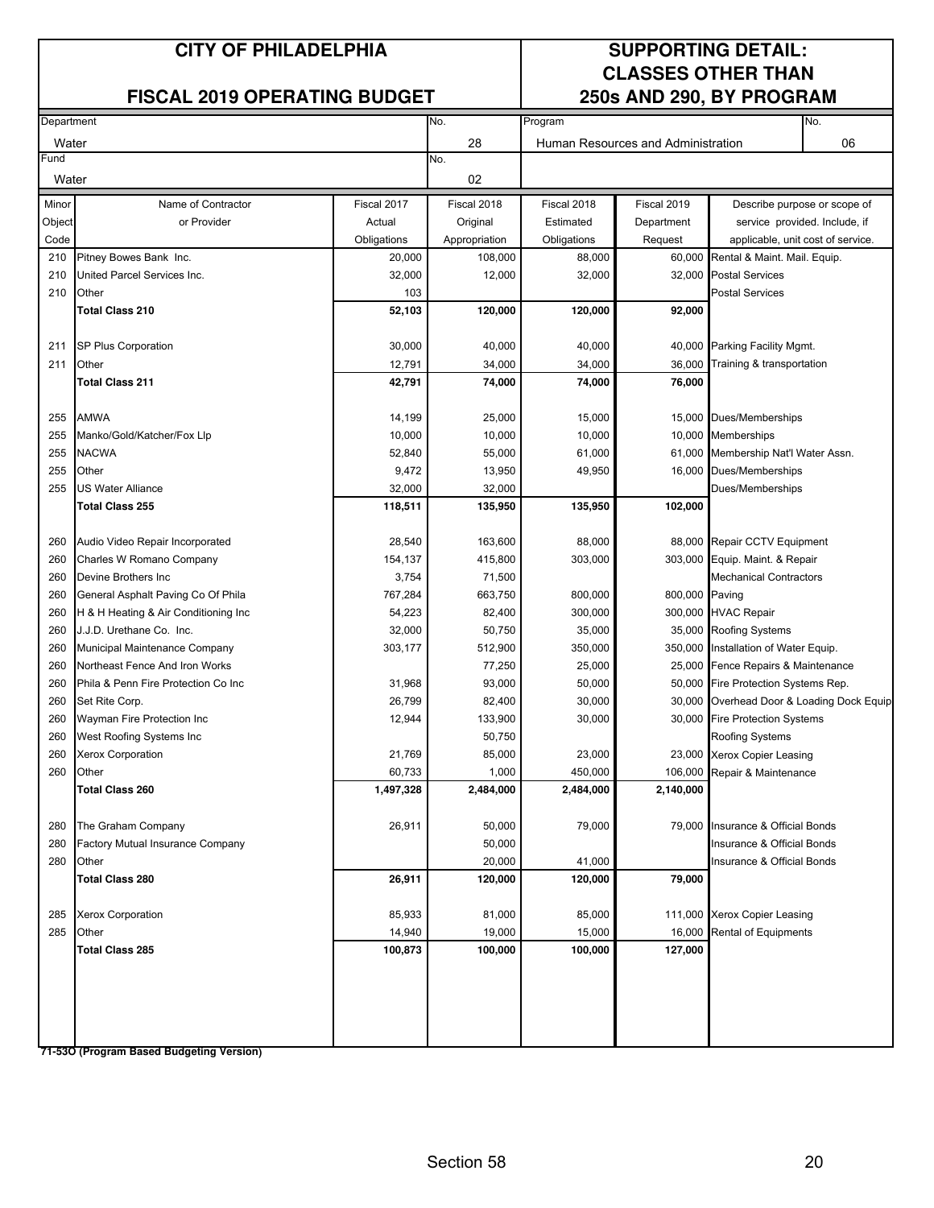# CITY OF PHILADELPHIA

## FISCAL 2019 OPERATING BUDGET

## SUPPORTING DETAIL: CLASSES OTHER THAN 250s AND 290, BY PROGRAM

| Department | No. | Program | No. |
|---|---|---|---|
| Water | 28 | Human Resources and Administration | 06 |
| **Fund** | **No.** | | |
| Water | 02 | | |

| Minor Object Code | Name of Contractor or Provider | Fiscal 2017 Actual Obligations | Fiscal 2018 Original Appropriation | Fiscal 2018 Estimated Obligations | Fiscal 2019 Department Request | Describe purpose or scope of service provided. Include, if applicable, unit cost of service. |
|---|---|---|---|---|---|---|
| 210 | Pitney Bowes Bank Inc. | 20,000 | 108,000 | 88,000 | 60,000 | Rental & Maint. Mail. Equip. |
| 210 | United Parcel Services Inc. | 32,000 | 12,000 | 32,000 | 32,000 | Postal Services |
| 210 | Other | 103 | | | | Postal Services |
| | **Total Class 210** | **52,103** | **120,000** | **120,000** | **92,000** | |
| 211 | SP Plus Corporation | 30,000 | 40,000 | 40,000 | 40,000 | Parking Facility Mgmt. |
| 211 | Other | 12,791 | 34,000 | 34,000 | 36,000 | Training & transportation |
| | **Total Class 211** | **42,791** | **74,000** | **74,000** | **76,000** | |
| 255 | AMWA | 14,199 | 25,000 | 15,000 | 15,000 | Dues/Memberships |
| 255 | Manko/Gold/Katcher/Fox Llp | 10,000 | 10,000 | 10,000 | 10,000 | Memberships |
| 255 | NACWA | 52,840 | 55,000 | 61,000 | 61,000 | Membership Nat'l Water Assn. |
| 255 | Other | 9,472 | 13,950 | 49,950 | 16,000 | Dues/Memberships |
| 255 | US Water Alliance | 32,000 | 32,000 | | | Dues/Memberships |
| | **Total Class 255** | **118,511** | **135,950** | **135,950** | **102,000** | |
| 260 | Audio Video Repair Incorporated | 28,540 | 163,600 | 88,000 | 88,000 | Repair CCTV Equipment |
| 260 | Charles W Romano Company | 154,137 | 415,800 | 303,000 | 303,000 | Equip. Maint. & Repair |
| 260 | Devine Brothers Inc | 3,754 | 71,500 | | | Mechanical Contractors |
| 260 | General Asphalt Paving Co Of Phila | 767,284 | 663,750 | 800,000 | 800,000 | Paving |
| 260 | H & H Heating & Air Conditioning Inc | 54,223 | 82,400 | 300,000 | 300,000 | HVAC Repair |
| 260 | J.J.D. Urethane Co. Inc. | 32,000 | 50,750 | 35,000 | 35,000 | Roofing Systems |
| 260 | Municipal Maintenance Company | 303,177 | 512,900 | 350,000 | 350,000 | Installation of Water Equip. |
| 260 | Northeast Fence And Iron Works | | 77,250 | 25,000 | 25,000 | Fence Repairs & Maintenance |
| 260 | Phila & Penn Fire Protection Co Inc | 31,968 | 93,000 | 50,000 | 50,000 | Fire Protection Systems Rep. |
| 260 | Set Rite Corp. | 26,799 | 82,400 | 30,000 | 30,000 | Overhead Door & Loading Dock Equip |
| 260 | Wayman Fire Protection Inc | 12,944 | 133,900 | 30,000 | 30,000 | Fire Protection Systems |
| 260 | West Roofing Systems Inc | | 50,750 | | | Roofing Systems |
| 260 | Xerox Corporation | 21,769 | 85,000 | 23,000 | 23,000 | Xerox Copier Leasing |
| 260 | Other | 60,733 | 1,000 | 450,000 | 106,000 | Repair & Maintenance |
| | **Total Class 260** | **1,497,328** | **2,484,000** | **2,484,000** | **2,140,000** | |
| 280 | The Graham Company | 26,911 | 50,000 | 79,000 | 79,000 | Insurance & Official Bonds |
| 280 | Factory Mutual Insurance Company | | 50,000 | | | Insurance & Official Bonds |
| 280 | Other | | 20,000 | 41,000 | | Insurance & Official Bonds |
| | **Total Class 280** | **26,911** | **120,000** | **120,000** | **79,000** | |
| 285 | Xerox Corporation | 85,933 | 81,000 | 85,000 | 111,000 | Xerox Copier Leasing |
| 285 | Other | 14,940 | 19,000 | 15,000 | 16,000 | Rental of Equipments |
| | **Total Class 285** | **100,873** | **100,000** | **100,000** | **127,000** | |

**71-53O (Program Based Budgeting Version)**

Section 58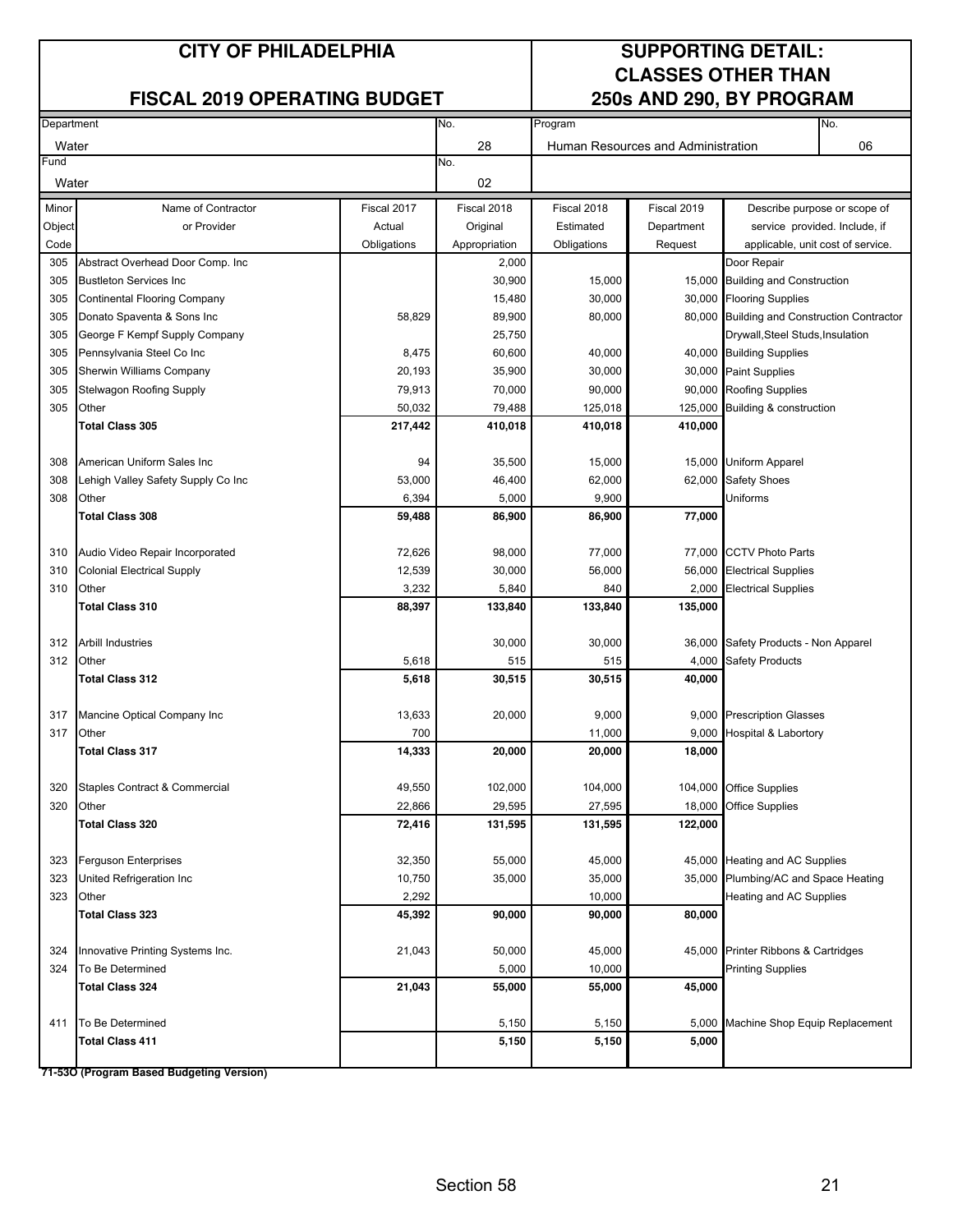# CITY OF PHILADELPHIA

## FISCAL 2019 OPERATING BUDGET

## SUPPORTING DETAIL: CLASSES OTHER THAN 250s AND 290, BY PROGRAM

| Department | No. | Program | No. |
|---|---|---|---|
| Water | 28 | Human Resources and Administration | 06 |
| **Fund** | **No.** | | |
| Water | 02 | | |

| Minor Object Code | Name of Contractor or Provider | Fiscal 2017 Actual Obligations | Fiscal 2018 Original Appropriation | Fiscal 2018 Estimated Obligations | Fiscal 2019 Department Request | Describe purpose or scope of service provided. Include, if applicable, unit cost of service. |
|---|---|---|---|---|---|---|
| 305 | Abstract Overhead Door Comp. Inc | | 2,000 | | | Door Repair |
| 305 | Bustleton Services Inc | | 30,900 | 15,000 | 15,000 | Building and Construction |
| 305 | Continental Flooring Company | | 15,480 | 30,000 | 30,000 | Flooring Supplies |
| 305 | Donato Spaventa & Sons Inc | 58,829 | 89,900 | 80,000 | 80,000 | Building and Construction Contractor |
| 305 | George F Kempf Supply Company | | 25,750 | | | Drywall,Steel Studs,Insulation |
| 305 | Pennsylvania Steel Co Inc | 8,475 | 60,600 | 40,000 | 40,000 | Building Supplies |
| 305 | Sherwin Williams Company | 20,193 | 35,900 | 30,000 | 30,000 | Paint Supplies |
| 305 | Stelwagon Roofing Supply | 79,913 | 70,000 | 90,000 | 90,000 | Roofing Supplies |
| 305 | Other | 50,032 | 79,488 | 125,018 | 125,000 | Building & construction |
| | **Total Class 305** | **217,442** | **410,018** | **410,018** | **410,000** | |
| | | | | | | |
| 308 | American Uniform Sales Inc | 94 | 35,500 | 15,000 | 15,000 | Uniform Apparel |
| 308 | Lehigh Valley Safety Supply Co Inc | 53,000 | 46,400 | 62,000 | 62,000 | Safety Shoes |
| 308 | Other | 6,394 | 5,000 | 9,900 | | Uniforms |
| | **Total Class 308** | **59,488** | **86,900** | **86,900** | **77,000** | |
| | | | | | | |
| 310 | Audio Video Repair Incorporated | 72,626 | 98,000 | 77,000 | 77,000 | CCTV Photo Parts |
| 310 | Colonial Electrical Supply | 12,539 | 30,000 | 56,000 | 56,000 | Electrical Supplies |
| 310 | Other | 3,232 | 5,840 | 840 | 2,000 | Electrical Supplies |
| | **Total Class 310** | **88,397** | **133,840** | **133,840** | **135,000** | |
| | | | | | | |
| 312 | Arbill Industries | | 30,000 | 30,000 | 36,000 | Safety Products - Non Apparel |
| 312 | Other | 5,618 | 515 | 515 | 4,000 | Safety Products |
| | **Total Class 312** | **5,618** | **30,515** | **30,515** | **40,000** | |
| | | | | | | |
| 317 | Mancine Optical Company Inc | 13,633 | 20,000 | 9,000 | 9,000 | Prescription Glasses |
| 317 | Other | 700 | | 11,000 | 9,000 | Hospital & Labortory |
| | **Total Class 317** | **14,333** | **20,000** | **20,000** | **18,000** | |
| | | | | | | |
| 320 | Staples Contract & Commercial | 49,550 | 102,000 | 104,000 | 104,000 | Office Supplies |
| 320 | Other | 22,866 | 29,595 | 27,595 | 18,000 | Office Supplies |
| | **Total Class 320** | **72,416** | **131,595** | **131,595** | **122,000** | |
| | | | | | | |
| 323 | Ferguson Enterprises | 32,350 | 55,000 | 45,000 | 45,000 | Heating and AC Supplies |
| 323 | United Refrigeration Inc | 10,750 | 35,000 | 35,000 | 35,000 | Plumbing/AC and Space Heating |
| 323 | Other | 2,292 | | 10,000 | | Heating and AC Supplies |
| | **Total Class 323** | **45,392** | **90,000** | **90,000** | **80,000** | |
| | | | | | | |
| 324 | Innovative Printing Systems Inc. | 21,043 | 50,000 | 45,000 | 45,000 | Printer Ribbons & Cartridges |
| 324 | To Be Determined | | 5,000 | 10,000 | | Printing Supplies |
| | **Total Class 324** | **21,043** | **55,000** | **55,000** | **45,000** | |
| | | | | | | |
| 411 | To Be Determined | | 5,150 | 5,150 | 5,000 | Machine Shop Equip Replacement |
| | **Total Class 411** | | **5,150** | **5,150** | **5,000** | |

**71-53O (Program Based Budgeting Version)**

Section 58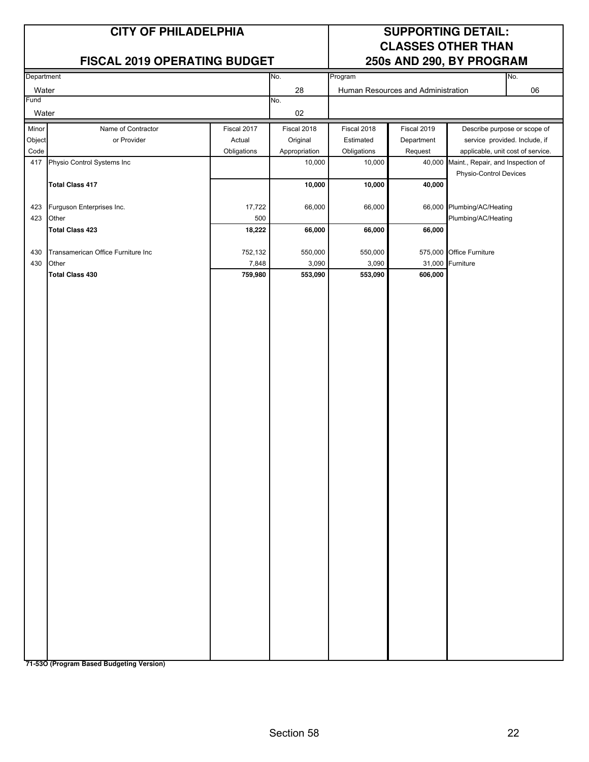# CITY OF PHILADELPHIA

## FISCAL 2019 OPERATING BUDGET

## SUPPORTING DETAIL: CLASSES OTHER THAN 250s AND 290, BY PROGRAM

| Department | No. | Program | No. |
|---|---|---|---|
| Water | 28 | Human Resources and Administration | 06 |
| **Fund** | **No.** | | |
| Water | 02 | | |

| Minor Object Code | Name of Contractor or Provider | Fiscal 2017 Actual Obligations | Fiscal 2018 Original Appropriation | Fiscal 2018 Estimated Obligations | Fiscal 2019 Department Request | Describe purpose or scope of service provided. Include, if applicable, unit cost of service. |
|---|---|---|---|---|---|---|
| 417 | Physio Control Systems Inc | | 10,000 | 10,000 | 40,000 | Maint., Repair, and Inspection of Physio-Control Devices |
| | **Total Class 417** | | **10,000** | **10,000** | **40,000** | |
| 423 | Furguson Enterprises Inc. | 17,722 | 66,000 | 66,000 | 66,000 | Plumbing/AC/Heating |
| 423 | Other | 500 | | | | Plumbing/AC/Heating |
| | **Total Class 423** | **18,222** | **66,000** | **66,000** | **66,000** | |
| 430 | Transamerican Office Furniture Inc | 752,132 | 550,000 | 550,000 | 575,000 | Office Furniture |
| 430 | Other | 7,848 | 3,090 | 3,090 | 31,000 | Furniture |
| | **Total Class 430** | **759,980** | **553,090** | **553,090** | **606,000** | |

**71-53O (Program Based Budgeting Version)**

Section 58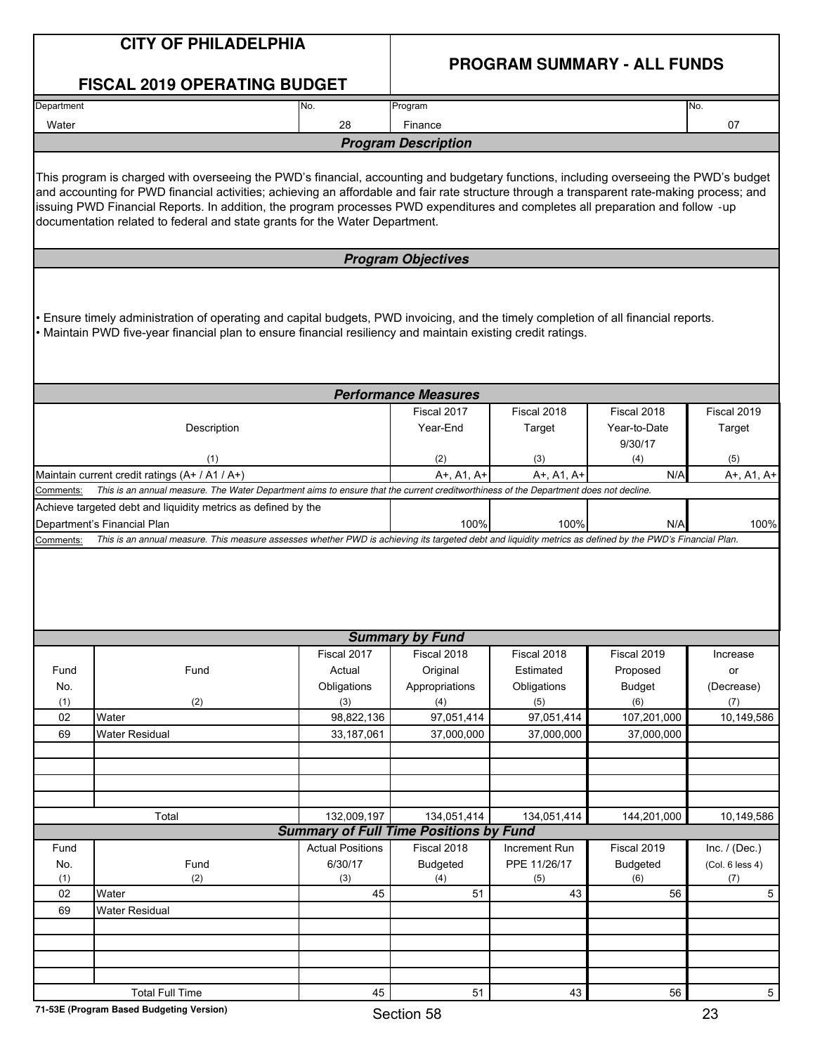# CITY OF PHILADELPHIA

## FISCAL 2019 OPERATING BUDGET

## PROGRAM SUMMARY - ALL FUNDS

| Department | No. | Program | No. |
|---|---|---|---|
| Water | 28 | Finance | 07 |

### Program Description

This program is charged with overseeing the PWD's financial, accounting and budgetary functions, including overseeing the PWD's budget and accounting for PWD financial activities; achieving an affordable and fair rate structure through a transparent rate-making process; and issuing PWD Financial Reports. In addition, the program processes PWD expenditures and completes all preparation and follow -up documentation related to federal and state grants for the Water Department.

### Program Objectives

- Ensure timely administration of operating and capital budgets, PWD invoicing, and the timely completion of all financial reports.
- Maintain PWD five-year financial plan to ensure financial resiliency and maintain existing credit ratings.

### Performance Measures

| Description (1) | Fiscal 2017 Year-End (2) | Fiscal 2018 Target (3) | Fiscal 2018 Year-to-Date 9/30/17 (4) | Fiscal 2019 Target (5) |
|---|---|---|---|---|
| Maintain current credit ratings (A+ / A1 / A+) | A+, A1, A+ | A+, A1, A+ | N/A | A+, A1, A+ |
| Comments: *This is an annual measure. The Water Department aims to ensure that the current creditworthiness of the Department does not decline.* | | | | |
| Achieve targeted debt and liquidity metrics as defined by the Department's Financial Plan | 100% | 100% | N/A | 100% |
| Comments: *This is an annual measure. This measure assesses whether PWD is achieving its targeted debt and liquidity metrics as defined by the PWD's Financial Plan.* | | | | |

### Summary by Fund

| Fund No. (1) | Fund (2) | Fiscal 2017 Actual Obligations (3) | Fiscal 2018 Original Appropriations (4) | Fiscal 2018 Estimated Obligations (5) | Fiscal 2019 Proposed Budget (6) | Increase or (Decrease) (7) |
|---|---|---|---|---|---|---|
| 02 | Water | 98,822,136 | 97,051,414 | 97,051,414 | 107,201,000 | 10,149,586 |
| 69 | Water Residual | 33,187,061 | 37,000,000 | 37,000,000 | 37,000,000 | |
| | Total | 132,009,197 | 134,051,414 | 134,051,414 | 144,201,000 | 10,149,586 |

### Summary of Full Time Positions by Fund

| Fund No. (1) | Fund (2) | Actual Positions 6/30/17 (3) | Fiscal 2018 Budgeted (4) | Increment Run PPE 11/26/17 (5) | Fiscal 2019 Budgeted (6) | Inc. / (Dec.) (Col. 6 less 4) (7) |
|---|---|---|---|---|---|---|
| 02 | Water | 45 | 51 | 43 | 56 | 5 |
| 69 | Water Residual | | | | | |
| | Total Full Time | 45 | 51 | 43 | 56 | 5 |

71-53E (Program Based Budgeting Version)

Section 58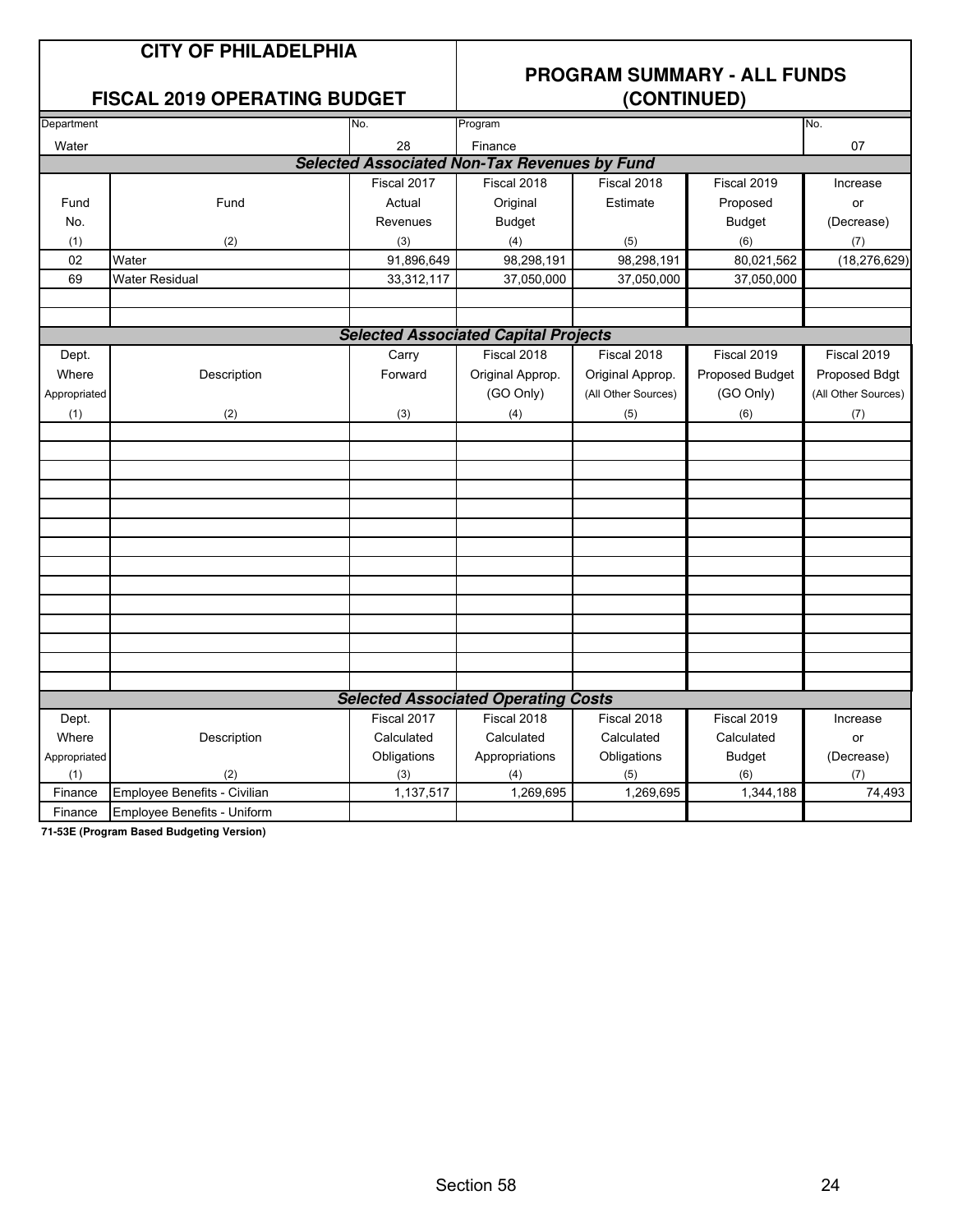# CITY OF PHILADELPHIA

## FISCAL 2019 OPERATING BUDGET

## PROGRAM SUMMARY - ALL FUNDS (CONTINUED)

| Department | No. | Program | No. |
|---|---|---|---|
| Water | 28 | Finance | 07 |

### Selected Associated Non-Tax Revenues by Fund

| Fund No. (1) | Fund (2) | Fiscal 2017 Actual Revenues (3) | Fiscal 2018 Original Budget (4) | Fiscal 2018 Estimate (5) | Fiscal 2019 Proposed Budget (6) | Increase or (Decrease) (7) |
|---|---|---|---|---|---|---|
| 02 | Water | 91,896,649 | 98,298,191 | 98,298,191 | 80,021,562 | (18,276,629) |
| 69 | Water Residual | 33,312,117 | 37,050,000 | 37,050,000 | 37,050,000 | |
| | | | | | | |
| | | | | | | |

### Selected Associated Capital Projects

| Dept. Where Appropriated (1) | Description (2) | Carry Forward (3) | Fiscal 2018 Original Approp. (GO Only) (4) | Fiscal 2018 Original Approp. (All Other Sources) (5) | Fiscal 2019 Proposed Budget (GO Only) (6) | Fiscal 2019 Proposed Bdgt (All Other Sources) (7) |
|---|---|---|---|---|---|---|
| | | | | | | |

### Selected Associated Operating Costs

| Dept. Where Appropriated (1) | Description (2) | Fiscal 2017 Calculated Obligations (3) | Fiscal 2018 Calculated Appropriations (4) | Fiscal 2018 Calculated Obligations (5) | Fiscal 2019 Calculated Budget (6) | Increase or (Decrease) (7) |
|---|---|---|---|---|---|---|
| Finance | Employee Benefits - Civilian | 1,137,517 | 1,269,695 | 1,269,695 | 1,344,188 | 74,493 |
| Finance | Employee Benefits - Uniform | | | | | |

71-53E (Program Based Budgeting Version)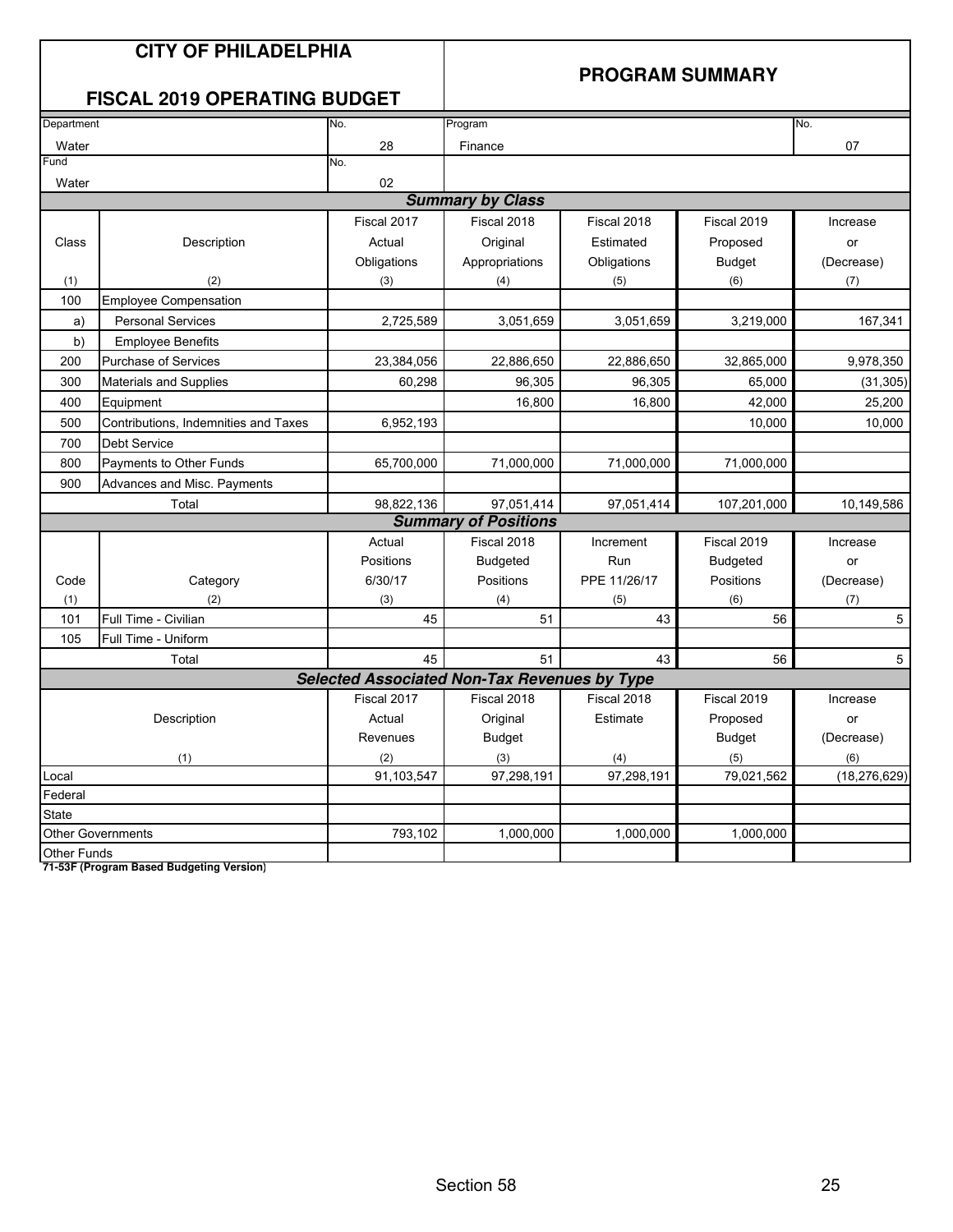# CITY OF PHILADELPHIA

## FISCAL 2019 OPERATING BUDGET

## PROGRAM SUMMARY

| Department | No. | Program | No. |
|---|---|---|---|
| Water | 28 | Finance | 07 |
| Fund | No. | | |
| Water | 02 | | |

### Summary by Class

| Class | Description | Fiscal 2017 Actual Obligations | Fiscal 2018 Original Appropriations | Fiscal 2018 Estimated Obligations | Fiscal 2019 Proposed Budget | Increase or (Decrease) |
|---|---|---|---|---|---|---|
| (1) | (2) | (3) | (4) | (5) | (6) | (7) |
| 100 | Employee Compensation | | | | | |
| a) | Personal Services | 2,725,589 | 3,051,659 | 3,051,659 | 3,219,000 | 167,341 |
| b) | Employee Benefits | | | | | |
| 200 | Purchase of Services | 23,384,056 | 22,886,650 | 22,886,650 | 32,865,000 | 9,978,350 |
| 300 | Materials and Supplies | 60,298 | 96,305 | 96,305 | 65,000 | (31,305) |
| 400 | Equipment | | 16,800 | 16,800 | 42,000 | 25,200 |
| 500 | Contributions, Indemnities and Taxes | 6,952,193 | | | 10,000 | 10,000 |
| 700 | Debt Service | | | | | |
| 800 | Payments to Other Funds | 65,700,000 | 71,000,000 | 71,000,000 | 71,000,000 | |
| 900 | Advances and Misc. Payments | | | | | |
| | Total | 98,822,136 | 97,051,414 | 97,051,414 | 107,201,000 | 10,149,586 |

### Summary of Positions

| Code | Category | Actual Positions 6/30/17 | Fiscal 2018 Budgeted Positions | Increment Run PPE 11/26/17 | Fiscal 2019 Budgeted Positions | Increase or (Decrease) |
|---|---|---|---|---|---|---|
| (1) | (2) | (3) | (4) | (5) | (6) | (7) |
| 101 | Full Time - Civilian | 45 | 51 | 43 | 56 | 5 |
| 105 | Full Time - Uniform | | | | | |
| | Total | 45 | 51 | 43 | 56 | 5 |

### Selected Associated Non-Tax Revenues by Type

| Description | Fiscal 2017 Actual Revenues | Fiscal 2018 Original Budget | Fiscal 2018 Estimate | Fiscal 2019 Proposed Budget | Increase or (Decrease) |
|---|---|---|---|---|---|
| (1) | (2) | (3) | (4) | (5) | (6) |
| Local | 91,103,547 | 97,298,191 | 97,298,191 | 79,021,562 | (18,276,629) |
| Federal | | | | | |
| State | | | | | |
| Other Governments | 793,102 | 1,000,000 | 1,000,000 | 1,000,000 | |
| Other Funds | | | | | |

**71-53F (Program Based Budgeting Version)**

Section 58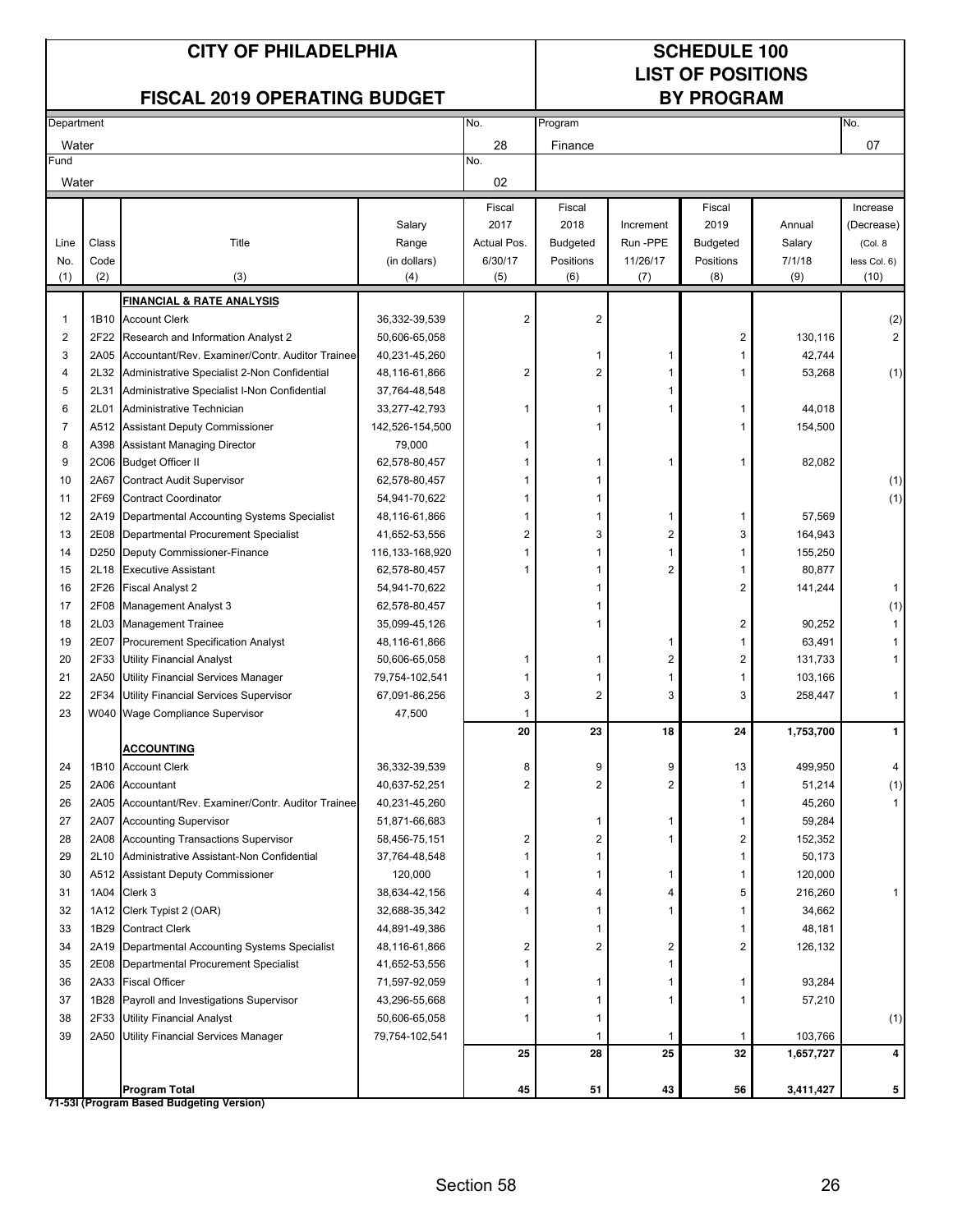# CITY OF PHILADELPHIA

## FISCAL 2019 OPERATING BUDGET

# SCHEDULE 100
## LIST OF POSITIONS BY PROGRAM

| Department | No. | Program | No. |
|---|---|---|---|
| Water | 28 | Finance | 07 |
| **Fund** | **No.** | | |
| Water | 02 | | |

| Line No. (1) | Class Code (2) | Title (3) | Salary Range (in dollars) (4) | Fiscal 2017 Actual Pos. 6/30/17 (5) | Fiscal 2018 Budgeted Positions (6) | Increment Run -PPE 11/26/17 (7) | Fiscal 2019 Budgeted Positions (8) | Annual Salary 7/1/18 (9) | Increase (Decrease) (Col. 8 less Col. 6) (10) |
|---|---|---|---|---|---|---|---|---|---|
| | | **FINANCIAL & RATE ANALYSIS** | | | | | | | |
| 1 | 1B10 | Account Clerk | 36,332-39,539 | 2 | 2 | | | | (2) |
| 2 | 2F22 | Research and Information Analyst 2 | 50,606-65,058 | | | | 2 | 130,116 | 2 |
| 3 | 2A05 | Accountant/Rev. Examiner/Contr. Auditor Trainee | 40,231-45,260 | | 1 | 1 | 1 | 42,744 | |
| 4 | 2L32 | Administrative Specialist 2-Non Confidential | 48,116-61,866 | 2 | 2 | 1 | 1 | 53,268 | (1) |
| 5 | 2L31 | Administrative Specialist I-Non Confidential | 37,764-48,548 | | | 1 | | | |
| 6 | 2L01 | Administrative Technician | 33,277-42,793 | 1 | 1 | 1 | 1 | 44,018 | |
| 7 | A512 | Assistant Deputy Commissioner | 142,526-154,500 | | 1 | | 1 | 154,500 | |
| 8 | A398 | Assistant Managing Director | 79,000 | 1 | | | | | |
| 9 | 2C06 | Budget Officer II | 62,578-80,457 | 1 | 1 | 1 | 1 | 82,082 | |
| 10 | 2A67 | Contract Audit Supervisor | 62,578-80,457 | 1 | 1 | | | | (1) |
| 11 | 2F69 | Contract Coordinator | 54,941-70,622 | 1 | 1 | | | | (1) |
| 12 | 2A19 | Departmental Accounting Systems Specialist | 48,116-61,866 | 1 | 1 | 1 | 1 | 57,569 | |
| 13 | 2E08 | Departmental Procurement Specialist | 41,652-53,556 | 2 | 3 | 2 | 3 | 164,943 | |
| 14 | D250 | Deputy Commissioner-Finance | 116,133-168,920 | 1 | 1 | 1 | 1 | 155,250 | |
| 15 | 2L18 | Executive Assistant | 62,578-80,457 | 1 | 1 | 2 | 1 | 80,877 | |
| 16 | 2F26 | Fiscal Analyst 2 | 54,941-70,622 | | 1 | | 2 | 141,244 | 1 |
| 17 | 2F08 | Management Analyst 3 | 62,578-80,457 | | 1 | | | | (1) |
| 18 | 2L03 | Management Trainee | 35,099-45,126 | | 1 | | 2 | 90,252 | 1 |
| 19 | 2E07 | Procurement Specification Analyst | 48,116-61,866 | | | 1 | 1 | 63,491 | 1 |
| 20 | 2F33 | Utility Financial Analyst | 50,606-65,058 | 1 | 1 | 2 | 2 | 131,733 | 1 |
| 21 | 2A50 | Utility Financial Services Manager | 79,754-102,541 | 1 | 1 | 1 | 1 | 103,166 | |
| 22 | 2F34 | Utility Financial Services Supervisor | 67,091-86,256 | 3 | 2 | 3 | 3 | 258,447 | 1 |
| 23 | W040 | Wage Compliance Supervisor | 47,500 | 1 | | | | | |
| | | | | **20** | **23** | **18** | **24** | **1,753,700** | **1** |
| | | **ACCOUNTING** | | | | | | | |
| 24 | 1B10 | Account Clerk | 36,332-39,539 | 8 | 9 | 9 | 13 | 499,950 | 4 |
| 25 | 2A06 | Accountant | 40,637-52,251 | 2 | 2 | 2 | 1 | 51,214 | (1) |
| 26 | 2A05 | Accountant/Rev. Examiner/Contr. Auditor Trainee | 40,231-45,260 | | | | 1 | 45,260 | 1 |
| 27 | 2A07 | Accounting Supervisor | 51,871-66,683 | | 1 | 1 | 1 | 59,284 | |
| 28 | 2A08 | Accounting Transactions Supervisor | 58,456-75,151 | 2 | 2 | 1 | 2 | 152,352 | |
| 29 | 2L10 | Administrative Assistant-Non Confidential | 37,764-48,548 | 1 | 1 | | 1 | 50,173 | |
| 30 | A512 | Assistant Deputy Commissioner | 120,000 | 1 | 1 | 1 | 1 | 120,000 | |
| 31 | 1A04 | Clerk 3 | 38,634-42,156 | 4 | 4 | 4 | 5 | 216,260 | 1 |
| 32 | 1A12 | Clerk Typist 2 (OAR) | 32,688-35,342 | 1 | 1 | 1 | 1 | 34,662 | |
| 33 | 1B29 | Contract Clerk | 44,891-49,386 | | 1 | | 1 | 48,181 | |
| 34 | 2A19 | Departmental Accounting Systems Specialist | 48,116-61,866 | 2 | 2 | 2 | 2 | 126,132 | |
| 35 | 2E08 | Departmental Procurement Specialist | 41,652-53,556 | 1 | | 1 | | | |
| 36 | 2A33 | Fiscal Officer | 71,597-92,059 | 1 | 1 | 1 | 1 | 93,284 | |
| 37 | 1B28 | Payroll and Investigations Supervisor | 43,296-55,668 | 1 | 1 | 1 | 1 | 57,210 | |
| 38 | 2F33 | Utility Financial Analyst | 50,606-65,058 | 1 | 1 | | | | (1) |
| 39 | 2A50 | Utility Financial Services Manager | 79,754-102,541 | | 1 | 1 | 1 | 103,766 | |
| | | | | **25** | **28** | **25** | **32** | **1,657,727** | **4** |
| | | **Program Total** | | **45** | **51** | **43** | **56** | **3,411,427** | **5** |

**71-53I (Program Based Budgeting Version)**

Section 58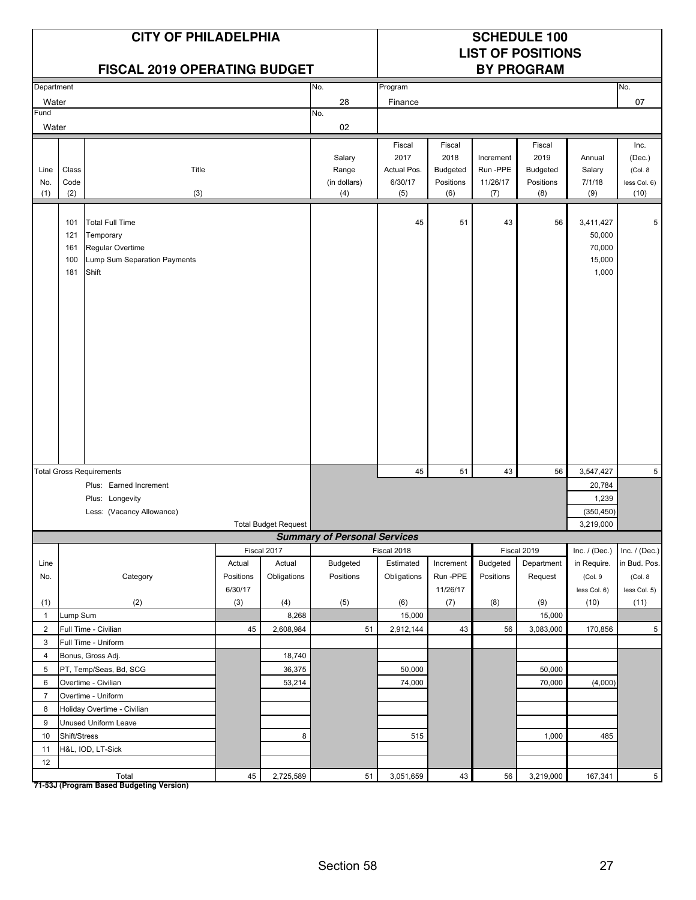# CITY OF PHILADELPHIA

## FISCAL 2019 OPERATING BUDGET

## SCHEDULE 100 LIST OF POSITIONS BY PROGRAM

| Department | No. | Program | No. |
|---|---|---|---|
| Water | 28 | Finance | 07 |
| **Fund** | **No.** | | |
| Water | 02 | | |

| Line No. (1) | Class Code (2) | Title (3) | Salary Range (in dollars) (4) | Fiscal 2017 Actual Pos. 6/30/17 (5) | Fiscal 2018 Budgeted Positions (6) | Increment Run -PPE 11/26/17 (7) | Fiscal 2019 Budgeted Positions (8) | Annual Salary 7/1/18 (9) | Inc. (Dec.) (Col. 8 less Col. 6) (10) |
|---|---|---|---|---|---|---|---|---|---|
| | 101 | Total Full Time | | 45 | 51 | 43 | 56 | 3,411,427 | 5 |
| | 121 | Temporary | | | | | | 50,000 | |
| | 161 | Regular Overtime | | | | | | 70,000 | |
| | 100 | Lump Sum Separation Payments | | | | | | 15,000 | |
| | 181 | Shift | | | | | | 1,000 | |
| Total Gross Requirements | | | | 45 | 51 | 43 | 56 | 3,547,427 | 5 |
| | | Plus: Earned Increment | | | | | | 20,784 | |
| | | Plus: Longevity | | | | | | 1,239 | |
| | | Less: (Vacancy Allowance) | | | | | | (350,450) | |
| | | Total Budget Request | | | | | | 3,219,000 | |

### Summary of Personal Services

| Line No. (1) | Category (2) | Fiscal 2017 Actual Positions 6/30/17 (3) | Fiscal 2017 Actual Obligations (4) | Fiscal 2018 Budgeted Positions (5) | Fiscal 2018 Estimated Obligations (6) | Increment Run -PPE 11/26/17 (7) | Fiscal 2019 Budgeted Positions (8) | Fiscal 2019 Department Request (9) | Inc. / (Dec.) in Require. (Col. 9 less Col. 6) (10) | Inc. / (Dec.) in Bud. Pos. (Col. 8 less Col. 5) (11) |
|---|---|---|---|---|---|---|---|---|---|---|
| 1 | Lump Sum | | 8,268 | | 15,000 | | | 15,000 | | |
| 2 | Full Time - Civilian | 45 | 2,608,984 | 51 | 2,912,144 | 43 | 56 | 3,083,000 | 170,856 | 5 |
| 3 | Full Time - Uniform | | | | | | | | | |
| 4 | Bonus, Gross Adj. | | 18,740 | | | | | | | |
| 5 | PT, Temp/Seas, Bd, SCG | | 36,375 | | 50,000 | | | 50,000 | | |
| 6 | Overtime - Civilian | | 53,214 | | 74,000 | | | 70,000 | (4,000) | |
| 7 | Overtime - Uniform | | | | | | | | | |
| 8 | Holiday Overtime - Civilian | | | | | | | | | |
| 9 | Unused Uniform Leave | | | | | | | | | |
| 10 | Shift/Stress | | 8 | | 515 | | | 1,000 | 485 | |
| 11 | H&L, IOD, LT-Sick | | | | | | | | | |
| 12 | | | | | | | | | | |
| | Total | 45 | 2,725,589 | 51 | 3,051,659 | 43 | 56 | 3,219,000 | 167,341 | 5 |

**71-53J (Program Based Budgeting Version)**

Section 58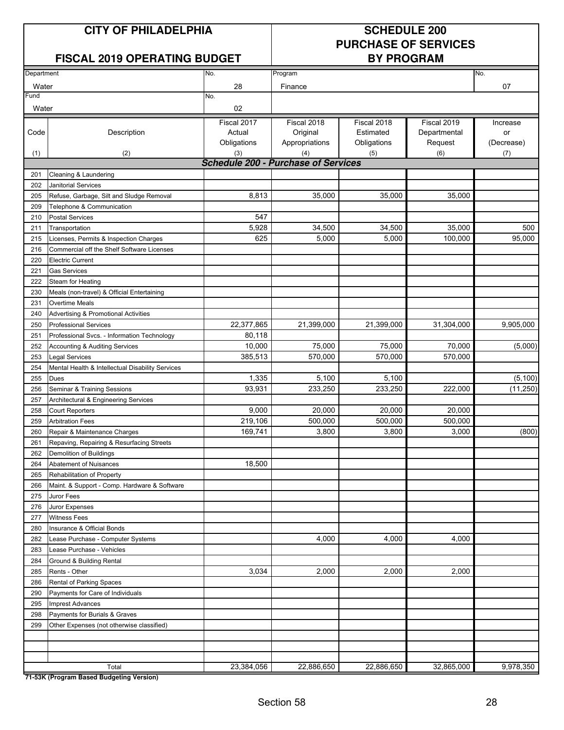# CITY OF PHILADELPHIA

## FISCAL 2019 OPERATING BUDGET

## SCHEDULE 200 PURCHASE OF SERVICES BY PROGRAM

| Department | No. | Program | No. |
|---|---|---|---|
| Water | 28 | Finance | 07 |
| **Fund** | **No.** | | |
| Water | 02 | | |

| Code | Description | Fiscal 2017 Actual Obligations | Fiscal 2018 Original Appropriations | Fiscal 2018 Estimated Obligations | Fiscal 2019 Departmental Request | Increase or (Decrease) |
|---|---|---|---|---|---|---|
| (1) | (2) | (3) | (4) | (5) | (6) | (7) |
| | ***Schedule 200 - Purchase of Services*** | | | | | |
| 201 | Cleaning & Laundering | | | | | |
| 202 | Janitorial Services | | | | | |
| 205 | Refuse, Garbage, Silt and Sludge Removal | 8,813 | 35,000 | 35,000 | 35,000 | |
| 209 | Telephone & Communication | | | | | |
| 210 | Postal Services | 547 | | | | |
| 211 | Transportation | 5,928 | 34,500 | 34,500 | 35,000 | 500 |
| 215 | Licenses, Permits & Inspection Charges | 625 | 5,000 | 5,000 | 100,000 | 95,000 |
| 216 | Commercial off the Shelf Software Licenses | | | | | |
| 220 | Electric Current | | | | | |
| 221 | Gas Services | | | | | |
| 222 | Steam for Heating | | | | | |
| 230 | Meals (non-travel) & Official Entertaining | | | | | |
| 231 | Overtime Meals | | | | | |
| 240 | Advertising & Promotional Activities | | | | | |
| 250 | Professional Services | 22,377,865 | 21,399,000 | 21,399,000 | 31,304,000 | 9,905,000 |
| 251 | Professional Svcs. - Information Technology | 80,118 | | | | |
| 252 | Accounting & Auditing Services | 10,000 | 75,000 | 75,000 | 70,000 | (5,000) |
| 253 | Legal Services | 385,513 | 570,000 | 570,000 | 570,000 | |
| 254 | Mental Health & Intellectual Disability Services | | | | | |
| 255 | Dues | 1,335 | 5,100 | 5,100 | | (5,100) |
| 256 | Seminar & Training Sessions | 93,931 | 233,250 | 233,250 | 222,000 | (11,250) |
| 257 | Architectural & Engineering Services | | | | | |
| 258 | Court Reporters | 9,000 | 20,000 | 20,000 | 20,000 | |
| 259 | Arbitration Fees | 219,106 | 500,000 | 500,000 | 500,000 | |
| 260 | Repair & Maintenance Charges | 169,741 | 3,800 | 3,800 | 3,000 | (800) |
| 261 | Repaving, Repairing & Resurfacing Streets | | | | | |
| 262 | Demolition of Buildings | | | | | |
| 264 | Abatement of Nuisances | 18,500 | | | | |
| 265 | Rehabilitation of Property | | | | | |
| 266 | Maint. & Support - Comp. Hardware & Software | | | | | |
| 275 | Juror Fees | | | | | |
| 276 | Juror Expenses | | | | | |
| 277 | Witness Fees | | | | | |
| 280 | Insurance & Official Bonds | | | | | |
| 282 | Lease Purchase - Computer Systems | | 4,000 | 4,000 | 4,000 | |
| 283 | Lease Purchase - Vehicles | | | | | |
| 284 | Ground & Building Rental | | | | | |
| 285 | Rents - Other | 3,034 | 2,000 | 2,000 | 2,000 | |
| 286 | Rental of Parking Spaces | | | | | |
| 290 | Payments for Care of Individuals | | | | | |
| 295 | Imprest Advances | | | | | |
| 298 | Payments for Burials & Graves | | | | | |
| 299 | Other Expenses (not otherwise classified) | | | | | |
| | | | | | | |
| | | | | | | |
| | | | | | | |
| | Total | 23,384,056 | 22,886,650 | 22,886,650 | 32,865,000 | 9,978,350 |

**71-53K (Program Based Budgeting Version)**

Section 58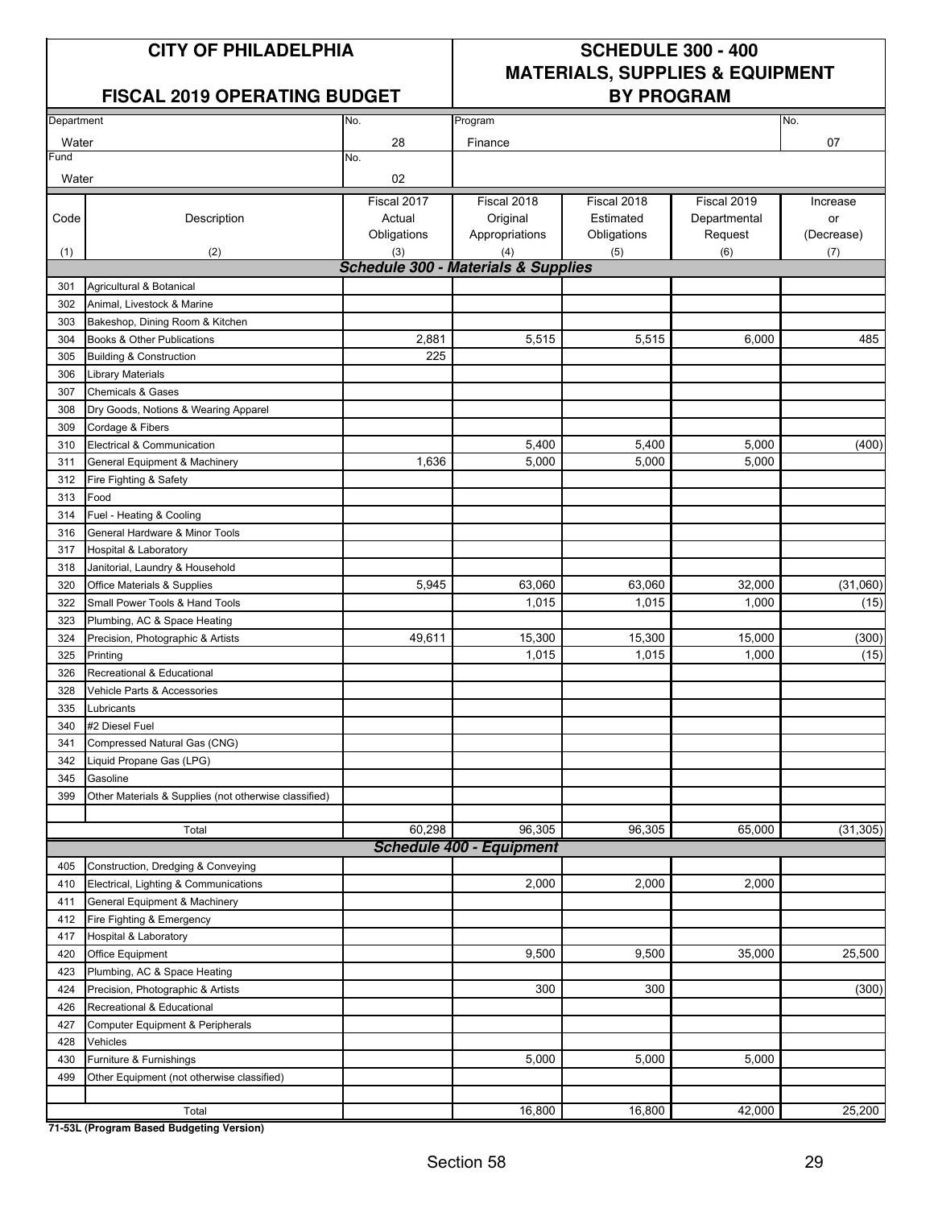# CITY OF PHILADELPHIA

## FISCAL 2019 OPERATING BUDGET

## SCHEDULE 300 - 400 MATERIALS, SUPPLIES & EQUIPMENT BY PROGRAM

| Department | No. | Program | No. |
|---|---|---|---|
| Water | 28 | Finance | 07 |
| **Fund** | **No.** | | |
| Water | 02 | | |

| Code (1) | Description (2) | Fiscal 2017 Actual Obligations (3) | Fiscal 2018 Original Appropriations (4) | Fiscal 2018 Estimated Obligations (5) | Fiscal 2019 Departmental Request (6) | Increase or (Decrease) (7) |
|---|---|---|---|---|---|---|
| | ***Schedule 300 - Materials & Supplies*** | | | | | |
| 301 | Agricultural & Botanical | | | | | |
| 302 | Animal, Livestock & Marine | | | | | |
| 303 | Bakeshop, Dining Room & Kitchen | | | | | |
| 304 | Books & Other Publications | 2,881 | 5,515 | 5,515 | 6,000 | 485 |
| 305 | Building & Construction | 225 | | | | |
| 306 | Library Materials | | | | | |
| 307 | Chemicals & Gases | | | | | |
| 308 | Dry Goods, Notions & Wearing Apparel | | | | | |
| 309 | Cordage & Fibers | | | | | |
| 310 | Electrical & Communication | | 5,400 | 5,400 | 5,000 | (400) |
| 311 | General Equipment & Machinery | 1,636 | 5,000 | 5,000 | 5,000 | |
| 312 | Fire Fighting & Safety | | | | | |
| 313 | Food | | | | | |
| 314 | Fuel - Heating & Cooling | | | | | |
| 316 | General Hardware & Minor Tools | | | | | |
| 317 | Hospital & Laboratory | | | | | |
| 318 | Janitorial, Laundry & Household | | | | | |
| 320 | Office Materials & Supplies | 5,945 | 63,060 | 63,060 | 32,000 | (31,060) |
| 322 | Small Power Tools & Hand Tools | | 1,015 | 1,015 | 1,000 | (15) |
| 323 | Plumbing, AC & Space Heating | | | | | |
| 324 | Precision, Photographic & Artists | 49,611 | 15,300 | 15,300 | 15,000 | (300) |
| 325 | Printing | | 1,015 | 1,015 | 1,000 | (15) |
| 326 | Recreational & Educational | | | | | |
| 328 | Vehicle Parts & Accessories | | | | | |
| 335 | Lubricants | | | | | |
| 340 | #2 Diesel Fuel | | | | | |
| 341 | Compressed Natural Gas (CNG) | | | | | |
| 342 | Liquid Propane Gas (LPG) | | | | | |
| 345 | Gasoline | | | | | |
| 399 | Other Materials & Supplies (not otherwise classified) | | | | | |
| | Total | 60,298 | 96,305 | 96,305 | 65,000 | (31,305) |
| | ***Schedule 400 - Equipment*** | | | | | |
| 405 | Construction, Dredging & Conveying | | | | | |
| 410 | Electrical, Lighting & Communications | | 2,000 | 2,000 | 2,000 | |
| 411 | General Equipment & Machinery | | | | | |
| 412 | Fire Fighting & Emergency | | | | | |
| 417 | Hospital & Laboratory | | | | | |
| 420 | Office Equipment | | 9,500 | 9,500 | 35,000 | 25,500 |
| 423 | Plumbing, AC & Space Heating | | | | | |
| 424 | Precision, Photographic & Artists | | 300 | 300 | | (300) |
| 426 | Recreational & Educational | | | | | |
| 427 | Computer Equipment & Peripherals | | | | | |
| 428 | Vehicles | | | | | |
| 430 | Furniture & Furnishings | | 5,000 | 5,000 | 5,000 | |
| 499 | Other Equipment (not otherwise classified) | | | | | |
| | Total | | 16,800 | 16,800 | 42,000 | 25,200 |

**71-53L (Program Based Budgeting Version)**

Section 58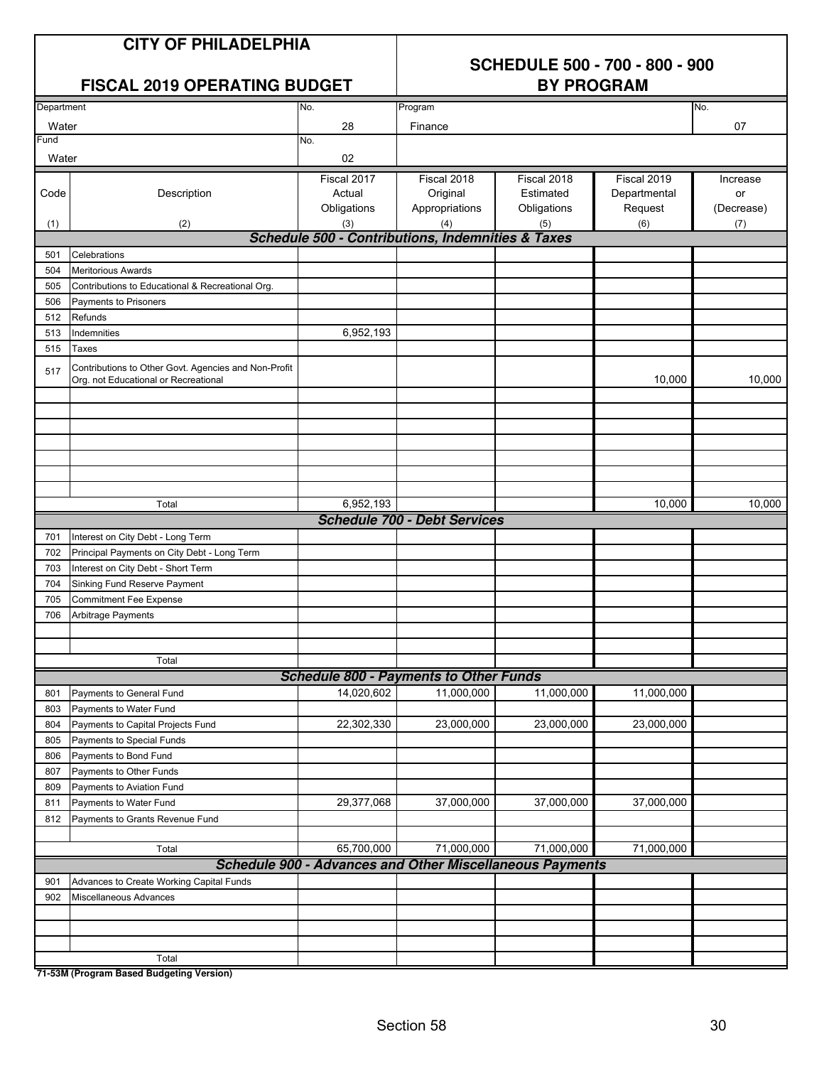# CITY OF PHILADELPHIA

## FISCAL 2019 OPERATING BUDGET

## SCHEDULE 500 - 700 - 800 - 900 BY PROGRAM

| Department | No. | Program | No. |
|---|---|---|---|
| Water | 28 | Finance | 07 |
| Fund | No. | | |
| Water | 02 | | |

| Code (1) | Description (2) | Fiscal 2017 Actual Obligations (3) | Fiscal 2018 Original Appropriations (4) | Fiscal 2018 Estimated Obligations (5) | Fiscal 2019 Departmental Request (6) | Increase or (Decrease) (7) |
|---|---|---|---|---|---|---|
| | ***Schedule 500 - Contributions, Indemnities & Taxes*** | | | | | |
| 501 | Celebrations | | | | | |
| 504 | Meritorious Awards | | | | | |
| 505 | Contributions to Educational & Recreational Org. | | | | | |
| 506 | Payments to Prisoners | | | | | |
| 512 | Refunds | | | | | |
| 513 | Indemnities | 6,952,193 | | | | |
| 515 | Taxes | | | | | |
| 517 | Contributions to Other Govt. Agencies and Non-Profit Org. not Educational or Recreational | | | | 10,000 | 10,000 |
| | Total | 6,952,193 | | | 10,000 | 10,000 |
| | ***Schedule 700 - Debt Services*** | | | | | |
| 701 | Interest on City Debt - Long Term | | | | | |
| 702 | Principal Payments on City Debt - Long Term | | | | | |
| 703 | Interest on City Debt - Short Term | | | | | |
| 704 | Sinking Fund Reserve Payment | | | | | |
| 705 | Commitment Fee Expense | | | | | |
| 706 | Arbitrage Payments | | | | | |
| | Total | | | | | |
| | ***Schedule 800 - Payments to Other Funds*** | | | | | |
| 801 | Payments to General Fund | 14,020,602 | 11,000,000 | 11,000,000 | 11,000,000 | |
| 803 | Payments to Water Fund | | | | | |
| 804 | Payments to Capital Projects Fund | 22,302,330 | 23,000,000 | 23,000,000 | 23,000,000 | |
| 805 | Payments to Special Funds | | | | | |
| 806 | Payments to Bond Fund | | | | | |
| 807 | Payments to Other Funds | | | | | |
| 809 | Payments to Aviation Fund | | | | | |
| 811 | Payments to Water Fund | 29,377,068 | 37,000,000 | 37,000,000 | 37,000,000 | |
| 812 | Payments to Grants Revenue Fund | | | | | |
| | Total | 65,700,000 | 71,000,000 | 71,000,000 | 71,000,000 | |
| | ***Schedule 900 - Advances and Other Miscellaneous Payments*** | | | | | |
| 901 | Advances to Create Working Capital Funds | | | | | |
| 902 | Miscellaneous Advances | | | | | |
| | Total | | | | | |

**71-53M (Program Based Budgeting Version)**

Section 58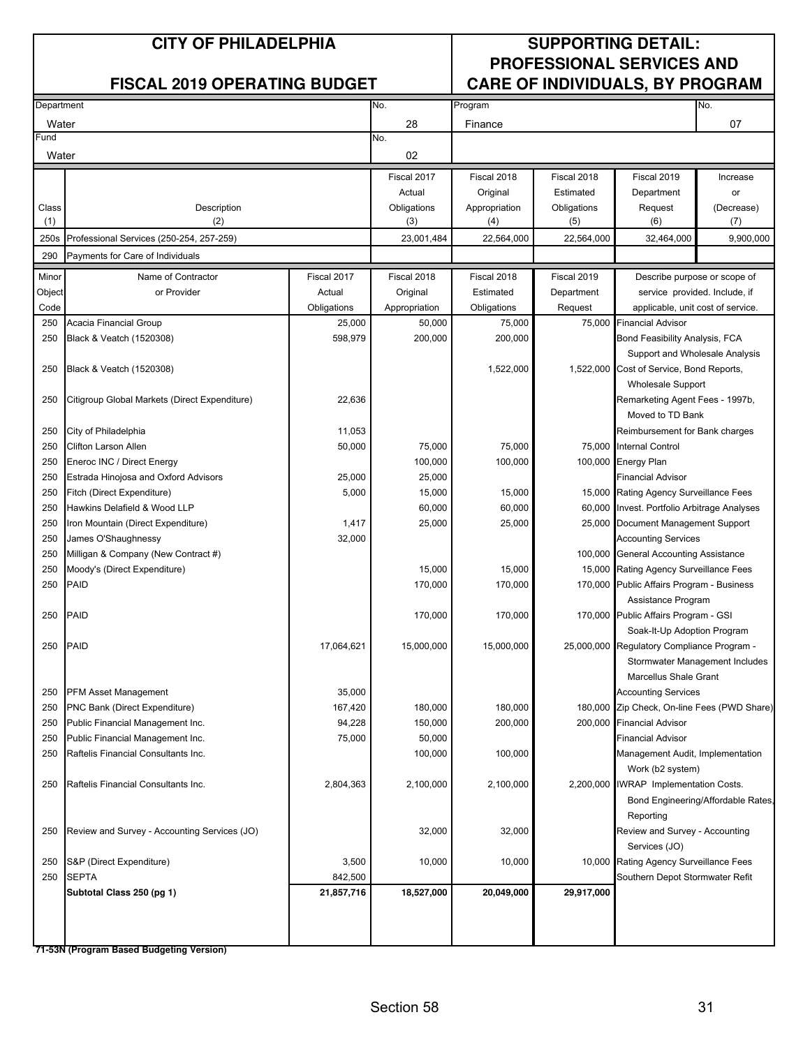# CITY OF PHILADELPHIA

## FISCAL 2019 OPERATING BUDGET

## SUPPORTING DETAIL: PROFESSIONAL SERVICES AND CARE OF INDIVIDUALS, BY PROGRAM

| Department | No. | Program | No. |
|---|---|---|---|
| Water | 28 | Finance | 07 |
| Fund | No. | | |
| Water | 02 | | |

| Class (1) | Description (2) | Fiscal 2017 Actual Obligations (3) | Fiscal 2018 Original Appropriation (4) | Fiscal 2018 Estimated Obligations (5) | Fiscal 2019 Department Request (6) | Increase or (Decrease) (7) |
|---|---|---|---|---|---|---|
| 250s | Professional Services (250-254, 257-259) | 23,001,484 | 22,564,000 | 22,564,000 | 32,464,000 | 9,900,000 |
| 290 | Payments for Care of Individuals | | | | | |

| Minor Object Code | Name of Contractor or Provider | Fiscal 2017 Actual Obligations | Fiscal 2018 Original Appropriation | Fiscal 2018 Estimated Obligations | Fiscal 2019 Department Request | Describe purpose or scope of service provided. Include, if applicable, unit cost of service. |
|---|---|---|---|---|---|---|
| 250 | Acacia Financial Group | 25,000 | 50,000 | 75,000 | 75,000 | Financial Advisor |
| 250 | Black & Veatch (1520308) | 598,979 | 200,000 | 200,000 | | Bond Feasibility Analysis, FCA Support and Wholesale Analysis |
| 250 | Black & Veatch (1520308) | | | 1,522,000 | 1,522,000 | Cost of Service, Bond Reports, Wholesale Support |
| 250 | Citigroup Global Markets (Direct Expenditure) | 22,636 | | | | Remarketing Agent Fees - 1997b, Moved to TD Bank |
| 250 | City of Philadelphia | 11,053 | | | | Reimbursement for Bank charges |
| 250 | Clifton Larson Allen | 50,000 | 75,000 | 75,000 | 75,000 | Internal Control |
| 250 | Eneroc INC / Direct Energy | | 100,000 | 100,000 | 100,000 | Energy Plan |
| 250 | Estrada Hinojosa and Oxford Advisors | 25,000 | 25,000 | | | Financial Advisor |
| 250 | Fitch (Direct Expenditure) | 5,000 | 15,000 | 15,000 | 15,000 | Rating Agency Surveillance Fees |
| 250 | Hawkins Delafield & Wood LLP | | 60,000 | 60,000 | 60,000 | Invest. Portfolio Arbitrage Analyses |
| 250 | Iron Mountain (Direct Expenditure) | 1,417 | 25,000 | 25,000 | 25,000 | Document Management Support |
| 250 | James O'Shaughnessy | 32,000 | | | | Accounting Services |
| 250 | Milligan & Company (New Contract #) | | | | 100,000 | General Accounting Assistance |
| 250 | Moody's (Direct Expenditure) | | 15,000 | 15,000 | 15,000 | Rating Agency Surveillance Fees |
| 250 | PAID | | 170,000 | 170,000 | 170,000 | Public Affairs Program - Business Assistance Program |
| 250 | PAID | | 170,000 | 170,000 | 170,000 | Public Affairs Program - GSI Soak-It-Up Adoption Program |
| 250 | PAID | 17,064,621 | 15,000,000 | 15,000,000 | 25,000,000 | Regulatory Compliance Program - Stormwater Management Includes Marcellus Shale Grant |
| 250 | PFM Asset Management | 35,000 | | | | Accounting Services |
| 250 | PNC Bank (Direct Expenditure) | 167,420 | 180,000 | 180,000 | 180,000 | Zip Check, On-line Fees (PWD Share) |
| 250 | Public Financial Management Inc. | 94,228 | 150,000 | 200,000 | 200,000 | Financial Advisor |
| 250 | Public Financial Management Inc. | 75,000 | 50,000 | | | Financial Advisor |
| 250 | Raftelis Financial Consultants Inc. | | 100,000 | 100,000 | | Management Audit, Implementation Work (b2 system) |
| 250 | Raftelis Financial Consultants Inc. | 2,804,363 | 2,100,000 | 2,100,000 | 2,200,000 | IWRAP Implementation Costs. Bond Engineering/Affordable Rates, Reporting |
| 250 | Review and Survey - Accounting Services (JO) | | 32,000 | 32,000 | | Review and Survey - Accounting Services (JO) |
| 250 | S&P (Direct Expenditure) | 3,500 | 10,000 | 10,000 | 10,000 | Rating Agency Surveillance Fees |
| 250 | SEPTA | 842,500 | | | | Southern Depot Stormwater Refit |
| | **Subtotal Class 250 (pg 1)** | **21,857,716** | **18,527,000** | **20,049,000** | **29,917,000** | |

**71-53N (Program Based Budgeting Version)**

Section 58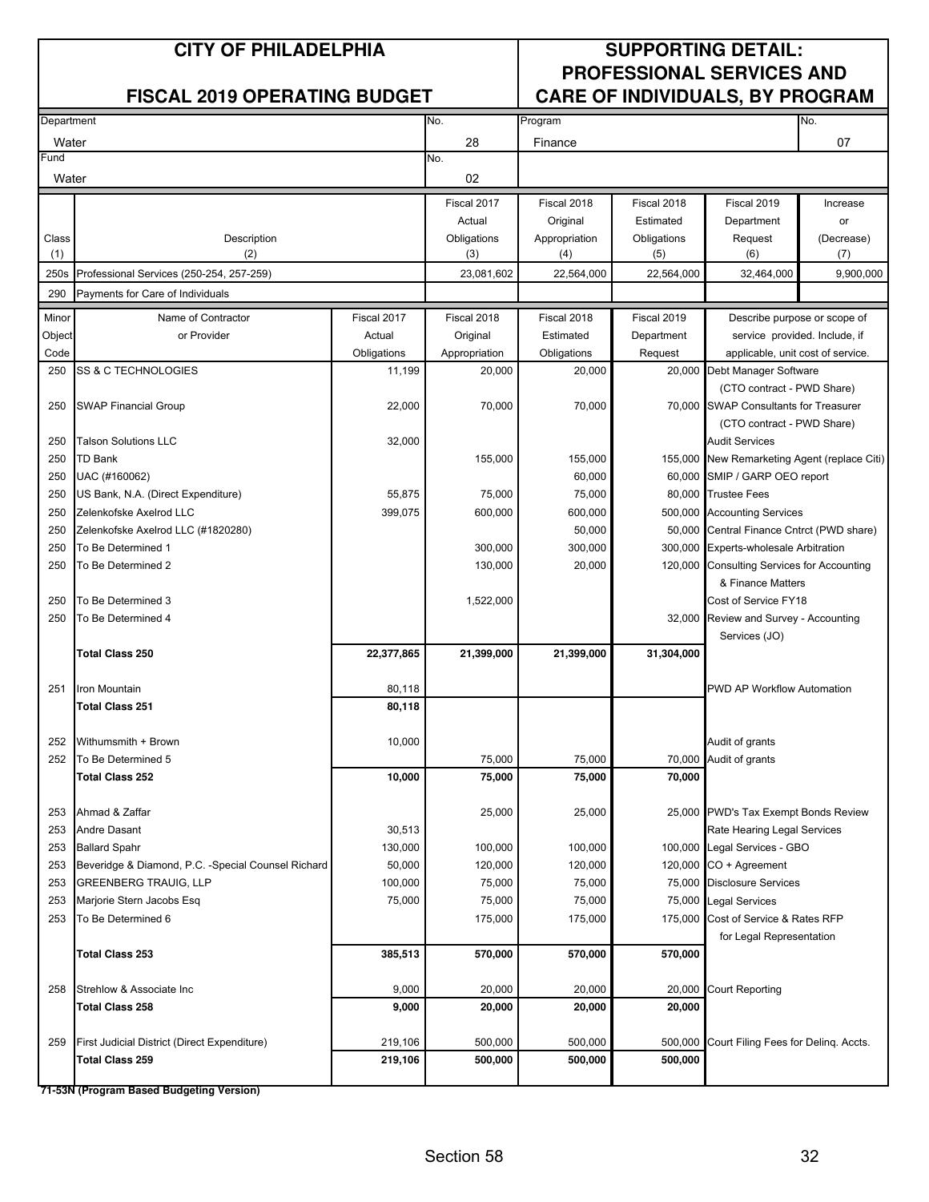# CITY OF PHILADELPHIA

## FISCAL 2019 OPERATING BUDGET

## SUPPORTING DETAIL: PROFESSIONAL SERVICES AND CARE OF INDIVIDUALS, BY PROGRAM

| Department | No. | Program | No. |
|---|---|---|---|
| Water | 28 | Finance | 07 |
| Fund | No. | | |
| Water | 02 | | |

| Class (1) | Description (2) | Fiscal 2017 Actual Obligations (3) | Fiscal 2018 Original Appropriation (4) | Fiscal 2018 Estimated Obligations (5) | Fiscal 2019 Department Request (6) | Increase or (Decrease) (7) |
|---|---|---|---|---|---|---|
| 250s | Professional Services (250-254, 257-259) | 23,081,602 | 22,564,000 | 22,564,000 | 32,464,000 | 9,900,000 |
| 290 | Payments for Care of Individuals | | | | | |

| Minor Object Code | Name of Contractor or Provider | Fiscal 2017 Actual Obligations | Fiscal 2018 Original Appropriation | Fiscal 2018 Estimated Obligations | Fiscal 2019 Department Request | Describe purpose or scope of service provided. Include, if applicable, unit cost of service. |
|---|---|---|---|---|---|---|
| 250 | SS & C TECHNOLOGIES | 11,199 | 20,000 | 20,000 | 20,000 | Debt Manager Software (CTO contract - PWD Share) |
| 250 | SWAP Financial Group | 22,000 | 70,000 | 70,000 | 70,000 | SWAP Consultants for Treasurer (CTO contract - PWD Share) |
| 250 | Talson Solutions LLC | 32,000 | | | | Audit Services |
| 250 | TD Bank | | 155,000 | 155,000 | 155,000 | New Remarketing Agent (replace Citi) |
| 250 | UAC (#160062) | | | 60,000 | 60,000 | SMIP / GARP OEO report |
| 250 | US Bank, N.A. (Direct Expenditure) | 55,875 | 75,000 | 75,000 | 80,000 | Trustee Fees |
| 250 | Zelenkofske Axelrod LLC | 399,075 | 600,000 | 600,000 | 500,000 | Accounting Services |
| 250 | Zelenkofske Axelrod LLC (#1820280) | | | 50,000 | 50,000 | Central Finance Cntrct (PWD share) |
| 250 | To Be Determined 1 | | 300,000 | 300,000 | 300,000 | Experts-wholesale Arbitration |
| 250 | To Be Determined 2 | | 130,000 | 20,000 | 120,000 | Consulting Services for Accounting & Finance Matters |
| 250 | To Be Determined 3 | | 1,522,000 | | | Cost of Service FY18 |
| 250 | To Be Determined 4 | | | | 32,000 | Review and Survey - Accounting Services (JO) |
| | **Total Class 250** | **22,377,865** | **21,399,000** | **21,399,000** | **31,304,000** | |
| 251 | Iron Mountain | 80,118 | | | | PWD AP Workflow Automation |
| | **Total Class 251** | **80,118** | | | | |
| 252 | Withumsmith + Brown | 10,000 | | | | Audit of grants |
| 252 | To Be Determined 5 | | 75,000 | 75,000 | 70,000 | Audit of grants |
| | **Total Class 252** | **10,000** | **75,000** | **75,000** | **70,000** | |
| 253 | Ahmad & Zaffar | | 25,000 | 25,000 | 25,000 | PWD's Tax Exempt Bonds Review |
| 253 | Andre Dasant | 30,513 | | | | Rate Hearing Legal Services |
| 253 | Ballard Spahr | 130,000 | 100,000 | 100,000 | 100,000 | Legal Services - GBO |
| 253 | Beveridge & Diamond, P.C. -Special Counsel Richard | 50,000 | 120,000 | 120,000 | 120,000 | CO + Agreement |
| 253 | GREENBERG TRAUIG, LLP | 100,000 | 75,000 | 75,000 | 75,000 | Disclosure Services |
| 253 | Marjorie Stern Jacobs Esq | 75,000 | 75,000 | 75,000 | 75,000 | Legal Services |
| 253 | To Be Determined 6 | | 175,000 | 175,000 | 175,000 | Cost of Service & Rates RFP for Legal Representation |
| | **Total Class 253** | **385,513** | **570,000** | **570,000** | **570,000** | |
| 258 | Strehlow & Associate Inc | 9,000 | 20,000 | 20,000 | 20,000 | Court Reporting |
| | **Total Class 258** | **9,000** | **20,000** | **20,000** | **20,000** | |
| 259 | First Judicial District (Direct Expenditure) | 219,106 | 500,000 | 500,000 | 500,000 | Court Filing Fees for Delinq. Accts. |
| | **Total Class 259** | **219,106** | **500,000** | **500,000** | **500,000** | |

**71-53N (Program Based Budgeting Version)**

Section 58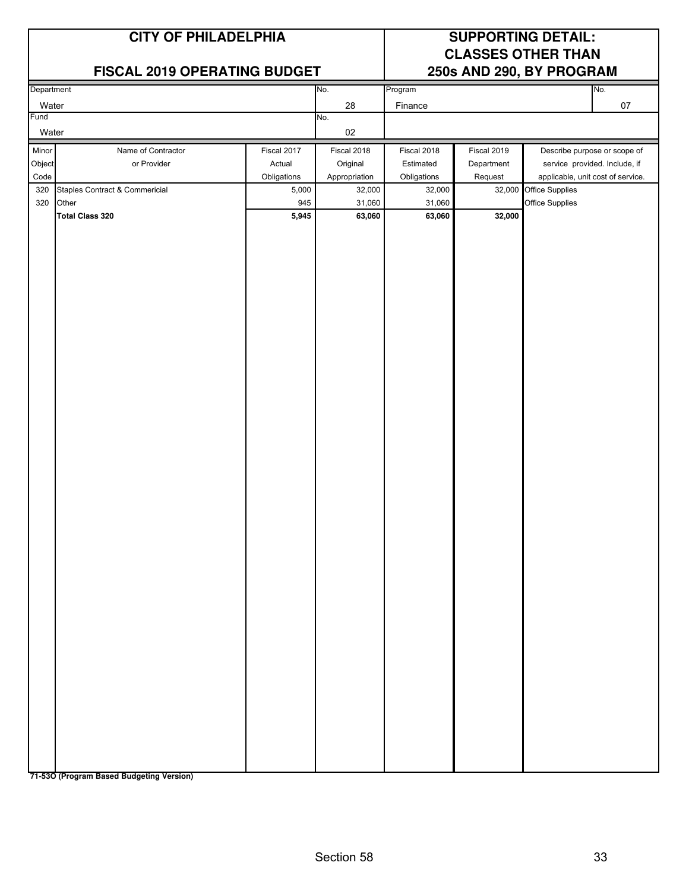# CITY OF PHILADELPHIA

## FISCAL 2019 OPERATING BUDGET

## SUPPORTING DETAIL: CLASSES OTHER THAN 250s AND 290, BY PROGRAM

| Department | No. | Program | No. |
|---|---|---|---|
| Water | 28 | Finance | 07 |
| **Fund** | **No.** | | |
| Water | 02 | | |

| Minor Object Code | Name of Contractor or Provider | Fiscal 2017 Actual Obligations | Fiscal 2018 Original Appropriation | Fiscal 2018 Estimated Obligations | Fiscal 2019 Department Request | Describe purpose or scope of service provided. Include, if applicable, unit cost of service. |
|---|---|---|---|---|---|---|
| 320 | Staples Contract & Commericial | 5,000 | 32,000 | 32,000 | 32,000 | Office Supplies |
| 320 | Other | 945 | 31,060 | 31,060 | | Office Supplies |
| | **Total Class 320** | **5,945** | **63,060** | **63,060** | **32,000** | |

**71-53O (Program Based Budgeting Version)**

Section 58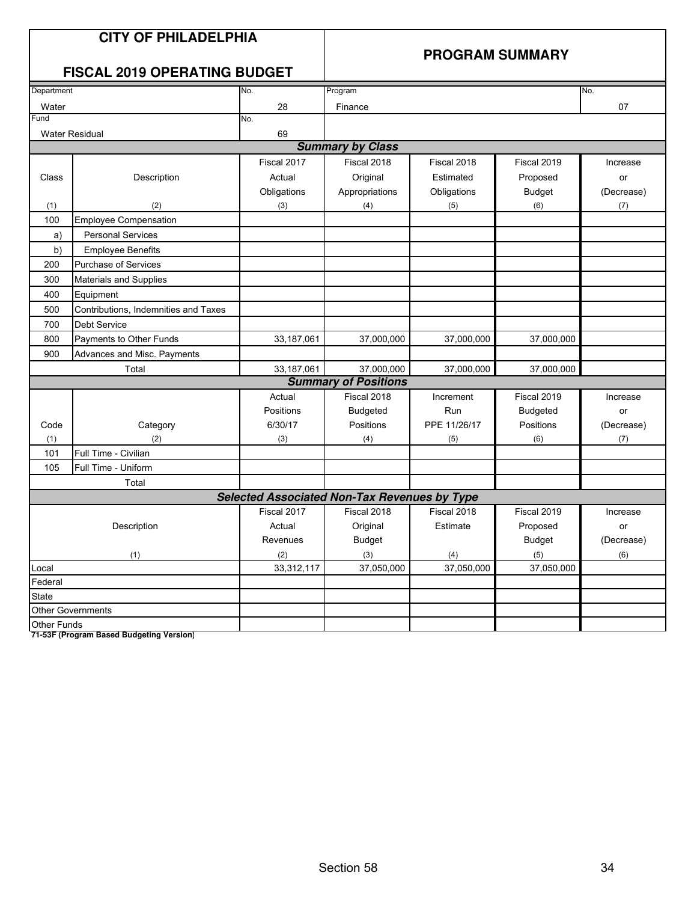| CITY OF PHILADELPHIA<br>FISCAL 2019 OPERATING BUDGET | | PROGRAM SUMMARY | | | | |
|---|---|---|---|---|---|---|
| Department | | No. | Program | | | No. |
| Water | | 28 | Finance | | | 07 |
| Fund | | No. | | | | |
| Water Residual | | 69 | | | | |

***Summary by Class***

| Class<br>(1) | Description<br>(2) | Fiscal 2017 Actual Obligations<br>(3) | Fiscal 2018 Original Appropriations<br>(4) | Fiscal 2018 Estimated Obligations<br>(5) | Fiscal 2019 Proposed Budget<br>(6) | Increase or (Decrease)<br>(7) |
|---|---|---|---|---|---|---|
| 100 | Employee Compensation | | | | | |
| a) | Personal Services | | | | | |
| b) | Employee Benefits | | | | | |
| 200 | Purchase of Services | | | | | |
| 300 | Materials and Supplies | | | | | |
| 400 | Equipment | | | | | |
| 500 | Contributions, Indemnities and Taxes | | | | | |
| 700 | Debt Service | | | | | |
| 800 | Payments to Other Funds | 33,187,061 | 37,000,000 | 37,000,000 | 37,000,000 | |
| 900 | Advances and Misc. Payments | | | | | |
| | Total | 33,187,061 | 37,000,000 | 37,000,000 | 37,000,000 | |

***Summary of Positions***

| Code<br>(1) | Category<br>(2) | Actual Positions 6/30/17<br>(3) | Fiscal 2018 Budgeted Positions<br>(4) | Increment Run PPE 11/26/17<br>(5) | Fiscal 2019 Budgeted Positions<br>(6) | Increase or (Decrease)<br>(7) |
|---|---|---|---|---|---|---|
| 101 | Full Time - Civilian | | | | | |
| 105 | Full Time - Uniform | | | | | |
| | Total | | | | | |

***Selected Associated Non-Tax Revenues by Type***

| Description<br>(1) | Fiscal 2017 Actual Revenues<br>(2) | Fiscal 2018 Original Budget<br>(3) | Fiscal 2018 Estimate<br>(4) | Fiscal 2019 Proposed Budget<br>(5) | Increase or (Decrease)<br>(6) |
|---|---|---|---|---|---|
| Local | 33,312,117 | 37,050,000 | 37,050,000 | 37,050,000 | |
| Federal | | | | | |
| State | | | | | |
| Other Governments | | | | | |
| Other Funds | | | | | |

**71-53F (Program Based Budgeting Version)**

Section 58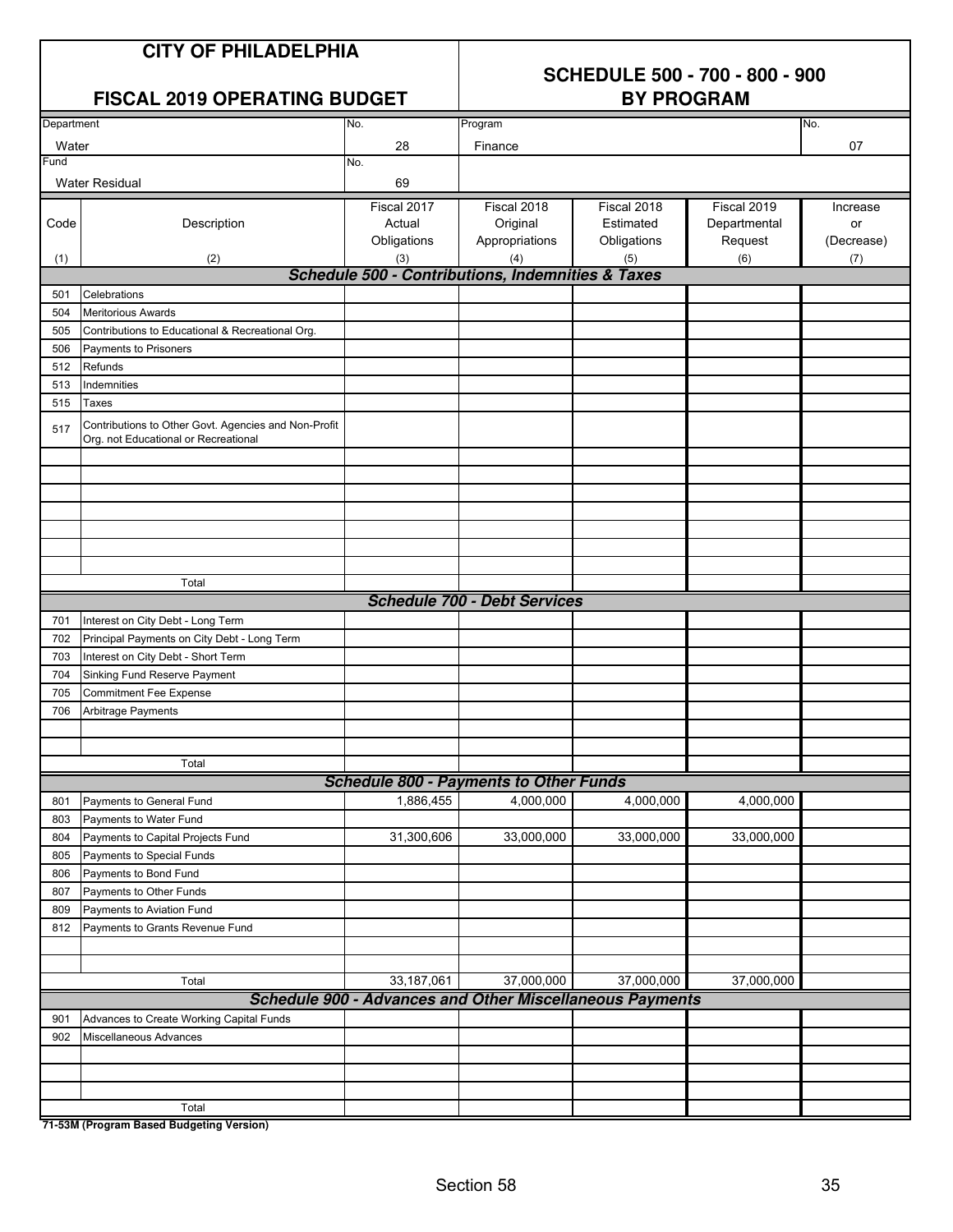# CITY OF PHILADELPHIA

## FISCAL 2019 OPERATING BUDGET

## SCHEDULE 500 - 700 - 800 - 900 BY PROGRAM

| Department | No. | Program | No. |
|---|---|---|---|
| Water | 28 | Finance | 07 |
| **Fund** | **No.** | | |
| Water Residual | 69 | | |

| Code (1) | Description (2) | Fiscal 2017 Actual Obligations (3) | Fiscal 2018 Original Appropriations (4) | Fiscal 2018 Estimated Obligations (5) | Fiscal 2019 Departmental Request (6) | Increase or (Decrease) (7) |
|---|---|---|---|---|---|---|
| | ***Schedule 500 - Contributions, Indemnities & Taxes*** | | | | | |
| 501 | Celebrations | | | | | |
| 504 | Meritorious Awards | | | | | |
| 505 | Contributions to Educational & Recreational Org. | | | | | |
| 506 | Payments to Prisoners | | | | | |
| 512 | Refunds | | | | | |
| 513 | Indemnities | | | | | |
| 515 | Taxes | | | | | |
| 517 | Contributions to Other Govt. Agencies and Non-Profit Org. not Educational or Recreational | | | | | |
| | Total | | | | | |
| | ***Schedule 700 - Debt Services*** | | | | | |
| 701 | Interest on City Debt - Long Term | | | | | |
| 702 | Principal Payments on City Debt - Long Term | | | | | |
| 703 | Interest on City Debt - Short Term | | | | | |
| 704 | Sinking Fund Reserve Payment | | | | | |
| 705 | Commitment Fee Expense | | | | | |
| 706 | Arbitrage Payments | | | | | |
| | Total | | | | | |
| | ***Schedule 800 - Payments to Other Funds*** | | | | | |
| 801 | Payments to General Fund | 1,886,455 | 4,000,000 | 4,000,000 | 4,000,000 | |
| 803 | Payments to Water Fund | | | | | |
| 804 | Payments to Capital Projects Fund | 31,300,606 | 33,000,000 | 33,000,000 | 33,000,000 | |
| 805 | Payments to Special Funds | | | | | |
| 806 | Payments to Bond Fund | | | | | |
| 807 | Payments to Other Funds | | | | | |
| 809 | Payments to Aviation Fund | | | | | |
| 812 | Payments to Grants Revenue Fund | | | | | |
| | Total | 33,187,061 | 37,000,000 | 37,000,000 | 37,000,000 | |
| | ***Schedule 900 - Advances and Other Miscellaneous Payments*** | | | | | |
| 901 | Advances to Create Working Capital Funds | | | | | |
| 902 | Miscellaneous Advances | | | | | |
| | Total | | | | | |

**71-53M (Program Based Budgeting Version)**

Section 58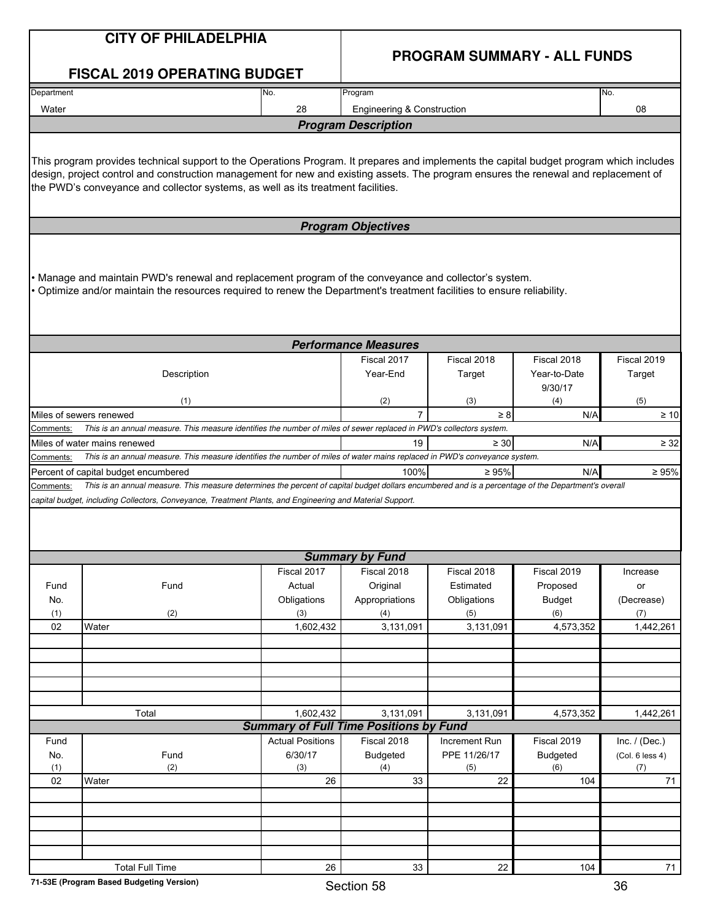# CITY OF PHILADELPHIA

## FISCAL 2019 OPERATING BUDGET

## PROGRAM SUMMARY - ALL FUNDS

| Department | No. | Program | No. |
|---|---|---|---|
| Water | 28 | Engineering & Construction | 08 |

### Program Description

This program provides technical support to the Operations Program. It prepares and implements the capital budget program which includes design, project control and construction management for new and existing assets. The program ensures the renewal and replacement of the PWD's conveyance and collector systems, as well as its treatment facilities.

### Program Objectives

- Manage and maintain PWD's renewal and replacement program of the conveyance and collector's system.
- Optimize and/or maintain the resources required to renew the Department's treatment facilities to ensure reliability.

### Performance Measures

| Description (1) | Fiscal 2017 Year-End (2) | Fiscal 2018 Target (3) | Fiscal 2018 Year-to-Date 9/30/17 (4) | Fiscal 2019 Target (5) |
|---|---|---|---|---|
| Miles of sewers renewed | 7 | ≥ 8 | N/A | ≥ 10 |
| *Comments: This is an annual measure. This measure identifies the number of miles of sewer replaced in PWD's collectors system.* | | | | |
| Miles of water mains renewed | 19 | ≥ 30 | N/A | ≥ 32 |
| *Comments: This is an annual measure. This measure identifies the number of miles of water mains replaced in PWD's conveyance system.* | | | | |
| Percent of capital budget encumbered | 100% | ≥ 95% | N/A | ≥ 95% |
| *Comments: This is an annual measure. This measure determines the percent of capital budget dollars encumbered and is a percentage of the Department's overall capital budget, including Collectors, Conveyance, Treatment Plants, and Engineering and Material Support.* | | | | |

### Summary by Fund

| Fund No. (1) | Fund (2) | Fiscal 2017 Actual Obligations (3) | Fiscal 2018 Original Appropriations (4) | Fiscal 2018 Estimated Obligations (5) | Fiscal 2019 Proposed Budget (6) | Increase or (Decrease) (7) |
|---|---|---|---|---|---|---|
| 02 | Water | 1,602,432 | 3,131,091 | 3,131,091 | 4,573,352 | 1,442,261 |
| | Total | 1,602,432 | 3,131,091 | 3,131,091 | 4,573,352 | 1,442,261 |

### Summary of Full Time Positions by Fund

| Fund No. (1) | Fund (2) | Actual Positions 6/30/17 (3) | Fiscal 2018 Budgeted (4) | Increment Run PPE 11/26/17 (5) | Fiscal 2019 Budgeted (6) | Inc. / (Dec.) (Col. 6 less 4) (7) |
|---|---|---|---|---|---|---|
| 02 | Water | 26 | 33 | 22 | 104 | 71 |
| | Total Full Time | 26 | 33 | 22 | 104 | 71 |

71-53E (Program Based Budgeting Version)

Section 58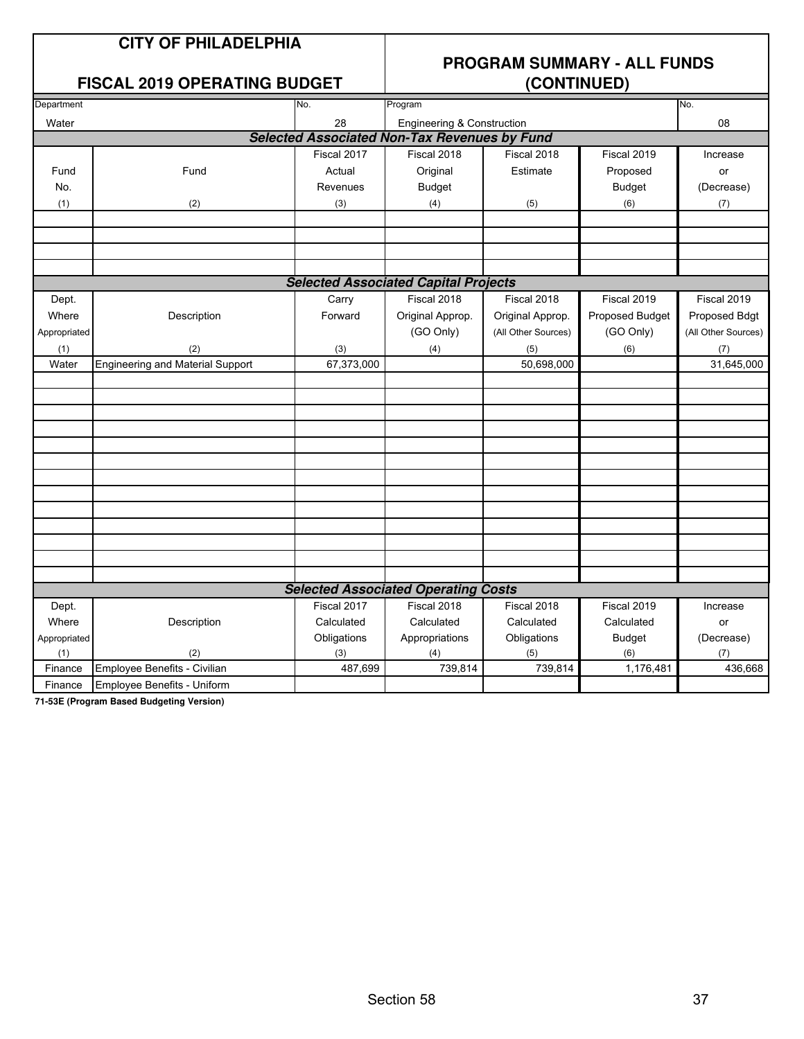# CITY OF PHILADELPHIA

## FISCAL 2019 OPERATING BUDGET

## PROGRAM SUMMARY - ALL FUNDS (CONTINUED)

| Department | No. | Program | No. |
|---|---|---|---|
| Water | 28 | Engineering & Construction | 08 |

### Selected Associated Non-Tax Revenues by Fund

| Fund No. (1) | Fund (2) | Fiscal 2017 Actual Revenues (3) | Fiscal 2018 Original Budget (4) | Fiscal 2018 Estimate (5) | Fiscal 2019 Proposed Budget (6) | Increase or (Decrease) (7) |
|---|---|---|---|---|---|---|
| | | | | | | |
| | | | | | | |
| | | | | | | |
| | | | | | | |

### Selected Associated Capital Projects

| Dept. Where Appropriated (1) | Description (2) | Carry Forward (3) | Fiscal 2018 Original Approp. (GO Only) (4) | Fiscal 2018 Original Approp. (All Other Sources) (5) | Fiscal 2019 Proposed Budget (GO Only) (6) | Fiscal 2019 Proposed Bdgt (All Other Sources) (7) |
|---|---|---|---|---|---|---|
| Water | Engineering and Material Support | 67,373,000 | | 50,698,000 | | 31,645,000 |

### Selected Associated Operating Costs

| Dept. Where Appropriated (1) | Description (2) | Fiscal 2017 Calculated Obligations (3) | Fiscal 2018 Calculated Appropriations (4) | Fiscal 2018 Calculated Obligations (5) | Fiscal 2019 Calculated Budget (6) | Increase or (Decrease) (7) |
|---|---|---|---|---|---|---|
| Finance | Employee Benefits - Civilian | 487,699 | 739,814 | 739,814 | 1,176,481 | 436,668 |
| Finance | Employee Benefits - Uniform | | | | | |

**71-53E (Program Based Budgeting Version)**

Section 58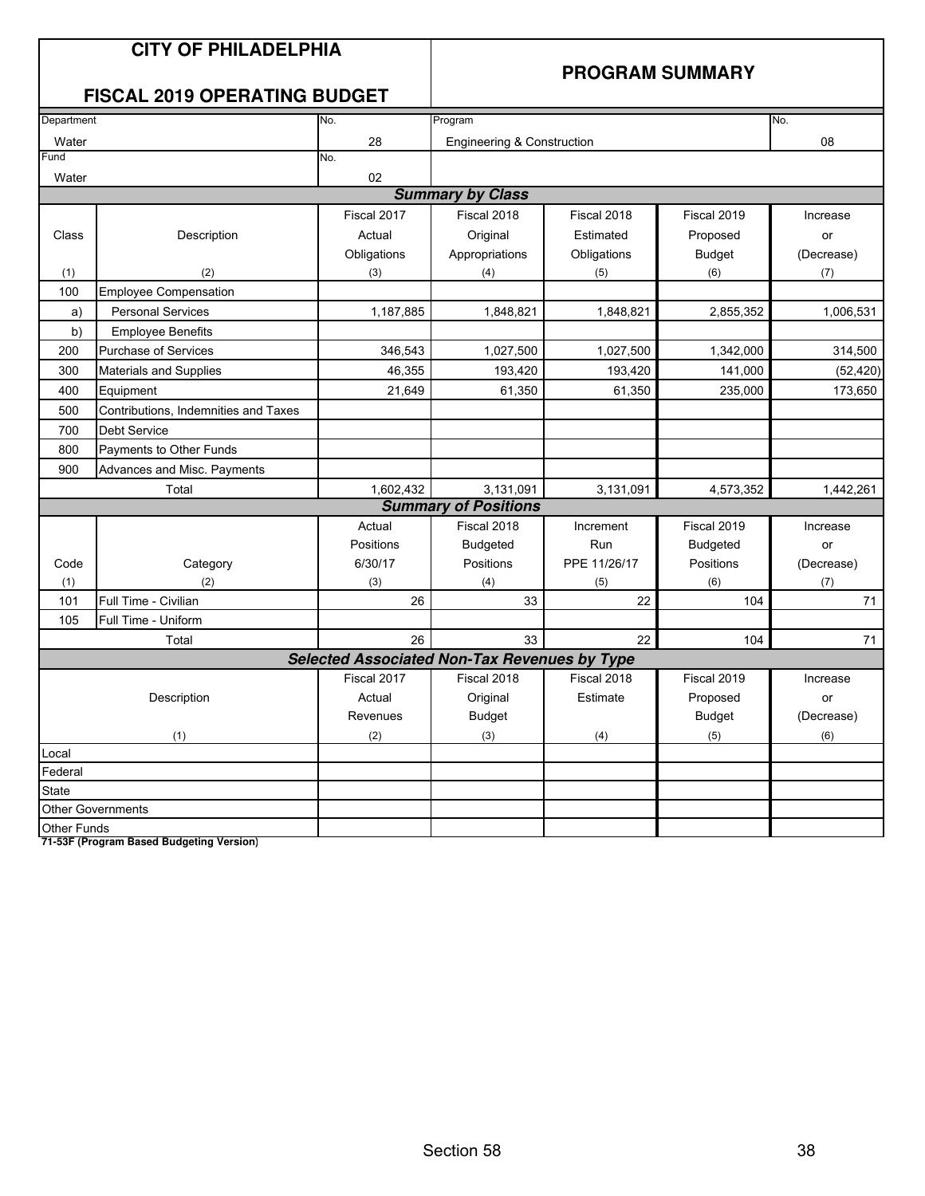# CITY OF PHILADELPHIA

## FISCAL 2019 OPERATING BUDGET

## PROGRAM SUMMARY

| Department | No. | Program | No. |
|---|---|---|---|
| Water | 28 | Engineering & Construction | 08 |
| **Fund** | **No.** | | |
| Water | 02 | | |

### Summary by Class

| Class (1) | Description (2) | Fiscal 2017 Actual Obligations (3) | Fiscal 2018 Original Appropriations (4) | Fiscal 2018 Estimated Obligations (5) | Fiscal 2019 Proposed Budget (6) | Increase or (Decrease) (7) |
|---|---|---|---|---|---|---|
| 100 | Employee Compensation | | | | | |
| a) | Personal Services | 1,187,885 | 1,848,821 | 1,848,821 | 2,855,352 | 1,006,531 |
| b) | Employee Benefits | | | | | |
| 200 | Purchase of Services | 346,543 | 1,027,500 | 1,027,500 | 1,342,000 | 314,500 |
| 300 | Materials and Supplies | 46,355 | 193,420 | 193,420 | 141,000 | (52,420) |
| 400 | Equipment | 21,649 | 61,350 | 61,350 | 235,000 | 173,650 |
| 500 | Contributions, Indemnities and Taxes | | | | | |
| 700 | Debt Service | | | | | |
| 800 | Payments to Other Funds | | | | | |
| 900 | Advances and Misc. Payments | | | | | |
| | Total | 1,602,432 | 3,131,091 | 3,131,091 | 4,573,352 | 1,442,261 |

### Summary of Positions

| Code (1) | Category (2) | Actual Positions 6/30/17 (3) | Fiscal 2018 Budgeted Positions (4) | Increment Run PPE 11/26/17 (5) | Fiscal 2019 Budgeted Positions (6) | Increase or (Decrease) (7) |
|---|---|---|---|---|---|---|
| 101 | Full Time - Civilian | 26 | 33 | 22 | 104 | 71 |
| 105 | Full Time - Uniform | | | | | |
| | Total | 26 | 33 | 22 | 104 | 71 |

### Selected Associated Non-Tax Revenues by Type

| Description (1) | Fiscal 2017 Actual Revenues (2) | Fiscal 2018 Original Budget (3) | Fiscal 2018 Estimate (4) | Fiscal 2019 Proposed Budget (5) | Increase or (Decrease) (6) |
|---|---|---|---|---|---|
| Local | | | | | |
| Federal | | | | | |
| State | | | | | |
| Other Governments | | | | | |
| Other Funds | | | | | |

**71-53F (Program Based Budgeting Version)**

Section 58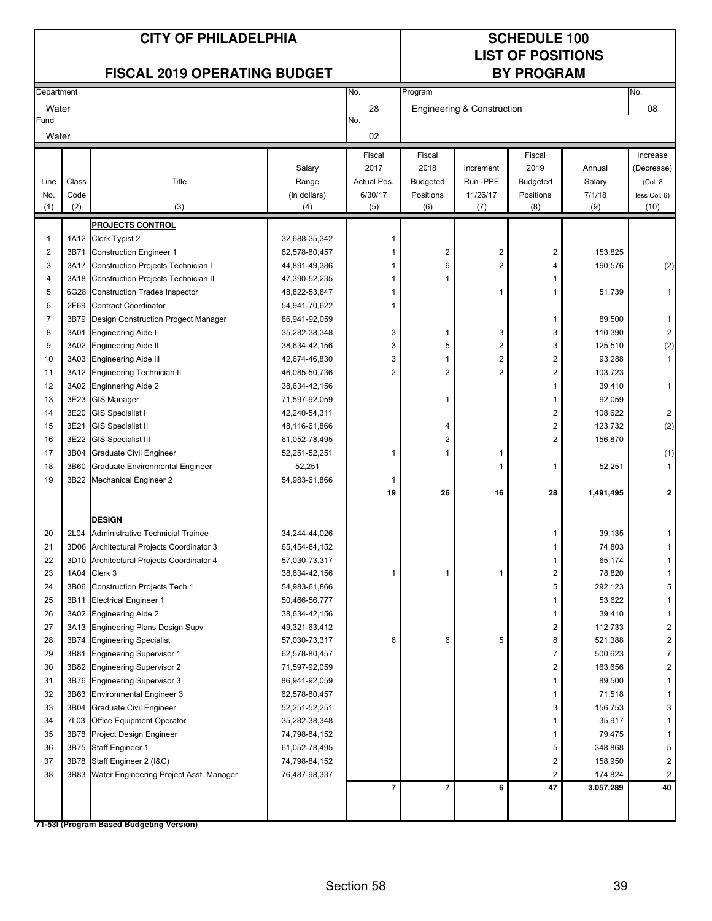# CITY OF PHILADELPHIA

## FISCAL 2019 OPERATING BUDGET

## SCHEDULE 100
## LIST OF POSITIONS
## BY PROGRAM

| Department | No. | Program | No. |
|---|---|---|---|
| Water | 28 | Engineering & Construction | 08 |
| Fund | No. | | |
| Water | 02 | | |

| Line No. (1) | Class Code (2) | Title (3) | Salary Range (in dollars) (4) | Fiscal 2017 Actual Pos. 6/30/17 (5) | Fiscal 2018 Budgeted Positions (6) | Increment Run -PPE 11/26/17 (7) | Fiscal 2019 Budgeted Positions (8) | Annual Salary 7/1/18 (9) | Increase (Decrease) (Col. 8 less Col. 6) (10) |
|---|---|---|---|---|---|---|---|---|---|
| | | **PROJECTS CONTROL** | | | | | | | |
| 1 | 1A12 | Clerk Typist 2 | 32,688-35,342 | 1 | | | | | |
| 2 | 3B71 | Construction Engineer 1 | 62,578-80,457 | 1 | 2 | 2 | 2 | 153,825 | |
| 3 | 3A17 | Construction Projects Technician I | 44,891-49,386 | 1 | 6 | 2 | 4 | 190,576 | (2) |
| 4 | 3A18 | Construction Projects Technician II | 47,390-52,235 | 1 | 1 | | 1 | | |
| 5 | 6G28 | Construction Trades Inspector | 48,822-53,847 | 1 | | 1 | 1 | 51,739 | 1 |
| 6 | 2F69 | Contract Coordinator | 54,941-70,622 | 1 | | | | | |
| 7 | 3B79 | Design Construction Progect Manager | 86,941-92,059 | | | | 1 | 89,500 | 1 |
| 8 | 3A01 | Engineering Aide I | 35,282-38,348 | 3 | 1 | 3 | 3 | 110,390 | 2 |
| 9 | 3A02 | Engineering Aide II | 38,634-42,156 | 3 | 5 | 2 | 3 | 125,510 | (2) |
| 10 | 3A03 | Engineering Aide III | 42,674-46,830 | 3 | 1 | 2 | 2 | 93,288 | 1 |
| 11 | 3A12 | Engineering Technician II | 46,085-50,736 | 2 | 2 | 2 | 2 | 103,723 | |
| 12 | 3A02 | Enginnering Aide 2 | 38,634-42,156 | | | | 1 | 39,410 | 1 |
| 13 | 3E23 | GIS Manager | 71,597-92,059 | | 1 | | 1 | 92,059 | |
| 14 | 3E20 | GIS Specialist I | 42,240-54,311 | | | | 2 | 108,622 | 2 |
| 15 | 3E21 | GIS Specialist II | 48,116-61,866 | | 4 | | 2 | 123,732 | (2) |
| 16 | 3E22 | GIS Specialist III | 61,052-78,495 | | 2 | | 2 | 156,870 | |
| 17 | 3B04 | Graduate Civil Engineer | 52,251-52,251 | 1 | 1 | 1 | | | (1) |
| 18 | 3B60 | Graduate Environmental Engineer | 52,251 | | | 1 | 1 | 52,251 | 1 |
| 19 | 3B22 | Mechanical Engineer 2 | 54,983-61,866 | 1 | | | | | |
| | | | | **19** | **26** | **16** | **28** | **1,491,495** | **2** |
| | | **DESIGN** | | | | | | | |
| 20 | 2L04 | Administrative Technicial Trainee | 34,244-44,026 | | | | 1 | 39,135 | 1 |
| 21 | 3D06 | Architectural Projects Coordinator 3 | 65,454-84,152 | | | | 1 | 74,803 | 1 |
| 22 | 3D10 | Architectural Projects Coordinator 4 | 57,030-73,317 | | | | 1 | 65,174 | 1 |
| 23 | 1A04 | Clerk 3 | 38,634-42,156 | 1 | 1 | 1 | 2 | 78,820 | 1 |
| 24 | 3B06 | Construction Projects Tech 1 | 54,983-61,866 | | | | 5 | 292,123 | 5 |
| 25 | 3B11 | Electrical Engineer 1 | 50,466-56,777 | | | | 1 | 53,622 | 1 |
| 26 | 3A02 | Engineering Aide 2 | 38,634-42,156 | | | | 1 | 39,410 | 1 |
| 27 | 3A13 | Engineering Plans Design Supv | 49,321-63,412 | | | | 2 | 112,733 | 2 |
| 28 | 3B74 | Engineering Specialist | 57,030-73,317 | 6 | 6 | 5 | 8 | 521,388 | 2 |
| 29 | 3B81 | Engineering Supervisor 1 | 62,578-80,457 | | | | 7 | 500,623 | 7 |
| 30 | 3B82 | Engineering Supervisor 2 | 71,597-92,059 | | | | 2 | 163,656 | 2 |
| 31 | 3B76 | Engineering Supervisor 3 | 86,941-92,059 | | | | 1 | 89,500 | 1 |
| 32 | 3B63 | Environmental Engineer 3 | 62,578-80,457 | | | | 1 | 71,518 | 1 |
| 33 | 3B04 | Graduate Civil Engineer | 52,251-52,251 | | | | 3 | 156,753 | 3 |
| 34 | 7L03 | Office Equipment Operator | 35,282-38,348 | | | | 1 | 35,917 | 1 |
| 35 | 3B78 | Project Design Engineer | 74,798-84,152 | | | | 1 | 79,475 | 1 |
| 36 | 3B75 | Staff Engineer 1 | 61,052-78,495 | | | | 5 | 348,868 | 5 |
| 37 | 3B78 | Staff Engineer 2 (I&C) | 74,798-84,152 | | | | 2 | 158,950 | 2 |
| 38 | 3B83 | Water Engineering Project Asst. Manager | 76,487-98,337 | | | | 2 | 174,824 | 2 |
| | | | | **7** | **7** | **6** | **47** | **3,057,289** | **40** |

**71-53I (Program Based Budgeting Version)**

Section 58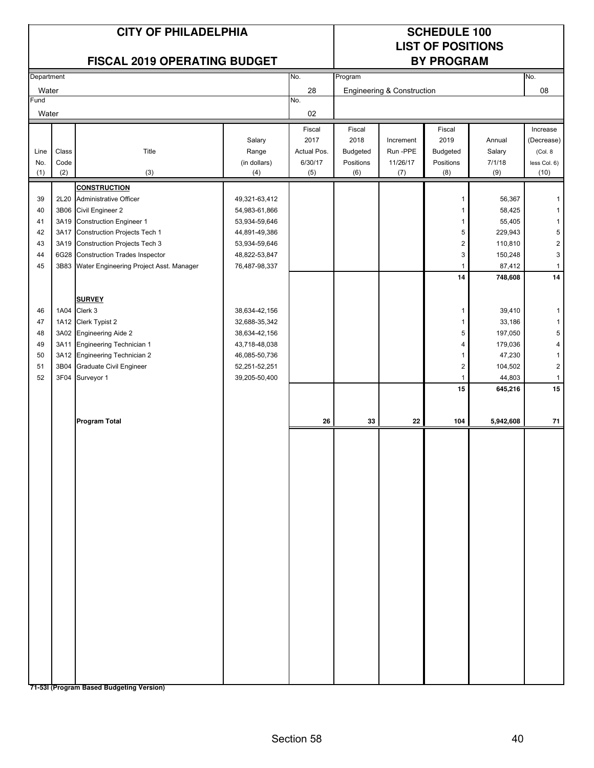# CITY OF PHILADELPHIA

## FISCAL 2019 OPERATING BUDGET

# SCHEDULE 100
## LIST OF POSITIONS BY PROGRAM

| Department | No. | Program | No. |
|---|---|---|---|
| Water | 28 | Engineering & Construction | 08 |
| **Fund** | **No.** | | |
| Water | 02 | | |

| Line No. (1) | Class Code (2) | Title (3) | Salary Range (in dollars) (4) | Fiscal 2017 Actual Pos. 6/30/17 (5) | Fiscal 2018 Budgeted Positions (6) | Increment Run -PPE 11/26/17 (7) | Fiscal 2019 Budgeted Positions (8) | Annual Salary 7/1/18 (9) | Increase (Decrease) (Col. 8 less Col. 6) (10) |
|---|---|---|---|---|---|---|---|---|---|
| | | **CONSTRUCTION** | | | | | | | |
| 39 | 2L20 | Administrative Officer | 49,321-63,412 | | | | 1 | 56,367 | 1 |
| 40 | 3B06 | Civil Engineer 2 | 54,983-61,866 | | | | 1 | 58,425 | 1 |
| 41 | 3A19 | Construction Engineer 1 | 53,934-59,646 | | | | 1 | 55,405 | 1 |
| 42 | 3A17 | Construction Projects Tech 1 | 44,891-49,386 | | | | 5 | 229,943 | 5 |
| 43 | 3A19 | Construction Projects Tech 3 | 53,934-59,646 | | | | 2 | 110,810 | 2 |
| 44 | 6G28 | Construction Trades Inspector | 48,822-53,847 | | | | 3 | 150,248 | 3 |
| 45 | 3B83 | Water Engineering Project Asst. Manager | 76,487-98,337 | | | | 1 | 87,412 | 1 |
| | | | | | | | **14** | **748,608** | **14** |
| | | **SURVEY** | | | | | | | |
| 46 | 1A04 | Clerk 3 | 38,634-42,156 | | | | 1 | 39,410 | 1 |
| 47 | 1A12 | Clerk Typist 2 | 32,688-35,342 | | | | 1 | 33,186 | 1 |
| 48 | 3A02 | Engineering Aide 2 | 38,634-42,156 | | | | 5 | 197,050 | 5 |
| 49 | 3A11 | Engineering Technician 1 | 43,718-48,038 | | | | 4 | 179,036 | 4 |
| 50 | 3A12 | Engineering Technician 2 | 46,085-50,736 | | | | 1 | 47,230 | 1 |
| 51 | 3B04 | Graduate Civil Engineer | 52,251-52,251 | | | | 2 | 104,502 | 2 |
| 52 | 3F04 | Surveyor 1 | 39,205-50,400 | | | | 1 | 44,803 | 1 |
| | | | | | | | **15** | **645,216** | **15** |
| | | **Program Total** | | **26** | **33** | **22** | **104** | **5,942,608** | **71** |

**71-53I (Program Based Budgeting Version)**

Section 58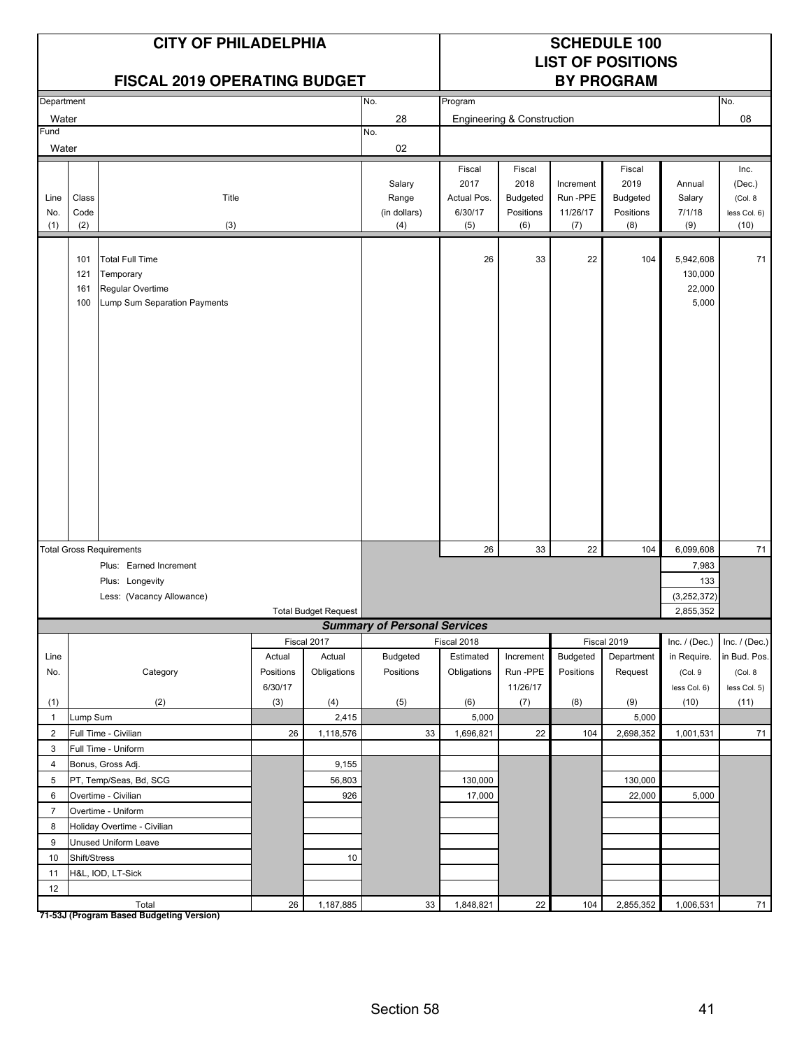# CITY OF PHILADELPHIA

## FISCAL 2019 OPERATING BUDGET

## SCHEDULE 100
## LIST OF POSITIONS
## BY PROGRAM

| Department | No. | Program | No. |
|---|---|---|---|
| Water | 28 | Engineering & Construction | 08 |
| Fund | No. | | |
| Water | 02 | | |

| Line No. (1) | Class Code (2) | Title (3) | Salary Range (in dollars) (4) | Fiscal 2017 Actual Pos. 6/30/17 (5) | Fiscal 2018 Budgeted Positions (6) | Increment Run -PPE 11/26/17 (7) | Fiscal 2019 Budgeted Positions (8) | Annual Salary 7/1/18 (9) | Inc. (Dec.) (Col. 8 less Col. 6) (10) |
|---|---|---|---|---|---|---|---|---|---|
| | 101 | Total Full Time | | 26 | 33 | 22 | 104 | 5,942,608 | 71 |
| | 121 | Temporary | | | | | | 130,000 | |
| | 161 | Regular Overtime | | | | | | 22,000 | |
| | 100 | Lump Sum Separation Payments | | | | | | 5,000 | |
| | | Total Gross Requirements | | 26 | 33 | 22 | 104 | 6,099,608 | 71 |
| | | Plus: Earned Increment | | | | | | 7,983 | |
| | | Plus: Longevity | | | | | | 133 | |
| | | Less: (Vacancy Allowance) | | | | | | (3,252,372) | |
| | | Total Budget Request | | | | | | 2,855,352 | |

### *Summary of Personal Services*

| Line No. (1) | Category (2) | Fiscal 2017 Actual Positions 6/30/17 (3) | Fiscal 2017 Actual Obligations (4) | Fiscal 2018 Budgeted Positions (5) | Fiscal 2018 Estimated Obligations (6) | Increment Run -PPE 11/26/17 (7) | Fiscal 2019 Budgeted Positions (8) | Fiscal 2019 Department Request (9) | Inc. / (Dec.) in Require. (Col. 9 less Col. 6) (10) | Inc. / (Dec.) in Bud. Pos. (Col. 8 less Col. 5) (11) |
|---|---|---|---|---|---|---|---|---|---|---|
| 1 | Lump Sum | | 2,415 | | 5,000 | | | 5,000 | | |
| 2 | Full Time - Civilian | 26 | 1,118,576 | 33 | 1,696,821 | 22 | 104 | 2,698,352 | 1,001,531 | 71 |
| 3 | Full Time - Uniform | | | | | | | | | |
| 4 | Bonus, Gross Adj. | | 9,155 | | | | | | | |
| 5 | PT, Temp/Seas, Bd, SCG | | 56,803 | | 130,000 | | | 130,000 | | |
| 6 | Overtime - Civilian | | 926 | | 17,000 | | | 22,000 | 5,000 | |
| 7 | Overtime - Uniform | | | | | | | | | |
| 8 | Holiday Overtime - Civilian | | | | | | | | | |
| 9 | Unused Uniform Leave | | | | | | | | | |
| 10 | Shift/Stress | | 10 | | | | | | | |
| 11 | H&L, IOD, LT-Sick | | | | | | | | | |
| 12 | | | | | | | | | | |
| | Total | 26 | 1,187,885 | 33 | 1,848,821 | 22 | 104 | 2,855,352 | 1,006,531 | 71 |

**71-53J (Program Based Budgeting Version)**

Section 58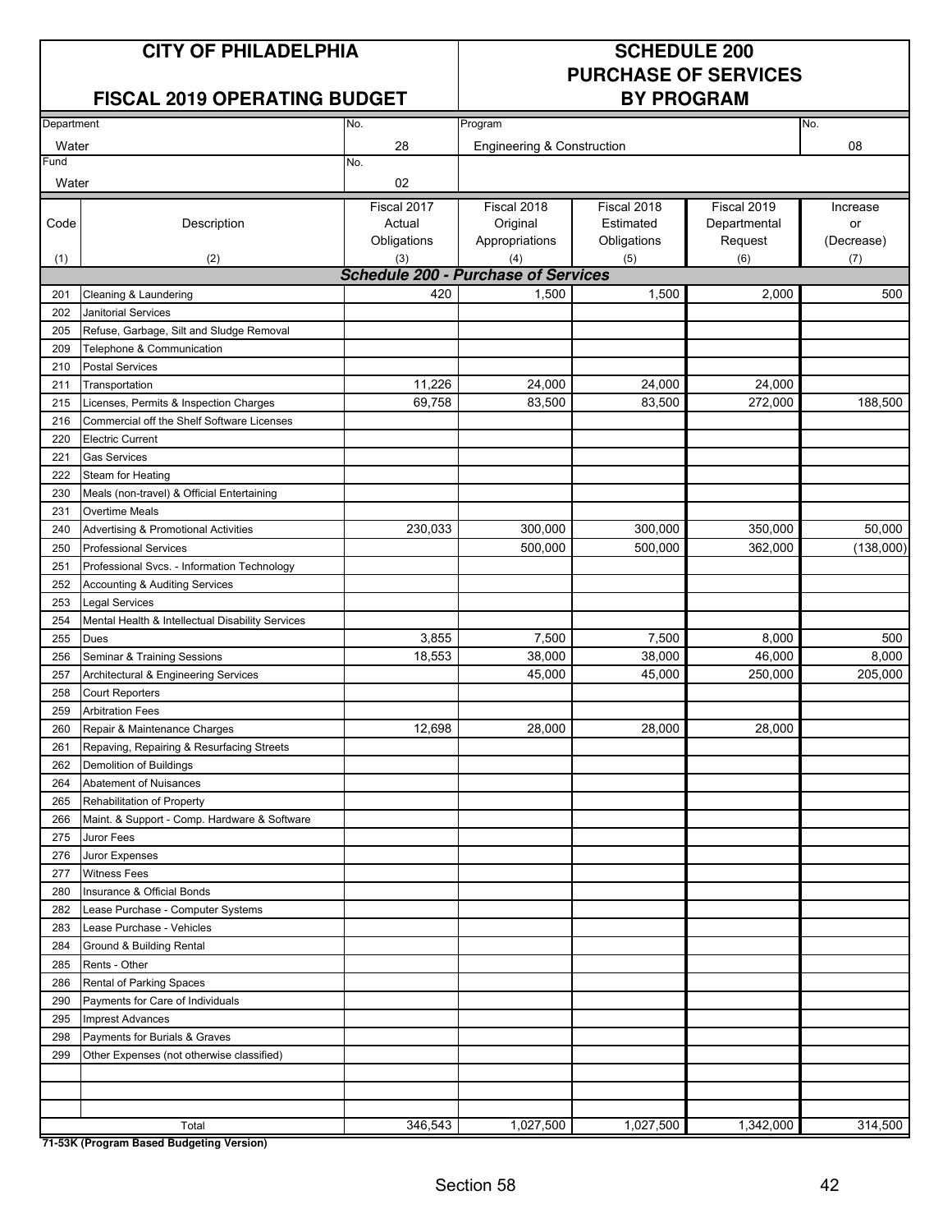# CITY OF PHILADELPHIA

## FISCAL 2019 OPERATING BUDGET

# SCHEDULE 200
# PURCHASE OF SERVICES
# BY PROGRAM

| Department | No. | Program | No. |
|---|---|---|---|
| Water | 28 | Engineering & Construction | 08 |
| **Fund** | **No.** | | |
| Water | 02 | | |

| Code (1) | Description (2) | Fiscal 2017 Actual Obligations (3) | Fiscal 2018 Original Appropriations (4) | Fiscal 2018 Estimated Obligations (5) | Fiscal 2019 Departmental Request (6) | Increase or (Decrease) (7) |
|---|---|---|---|---|---|---|
| | ***Schedule 200 - Purchase of Services*** | | | | | |
| 201 | Cleaning & Laundering | 420 | 1,500 | 1,500 | 2,000 | 500 |
| 202 | Janitorial Services | | | | | |
| 205 | Refuse, Garbage, Silt and Sludge Removal | | | | | |
| 209 | Telephone & Communication | | | | | |
| 210 | Postal Services | | | | | |
| 211 | Transportation | 11,226 | 24,000 | 24,000 | 24,000 | |
| 215 | Licenses, Permits & Inspection Charges | 69,758 | 83,500 | 83,500 | 272,000 | 188,500 |
| 216 | Commercial off the Shelf Software Licenses | | | | | |
| 220 | Electric Current | | | | | |
| 221 | Gas Services | | | | | |
| 222 | Steam for Heating | | | | | |
| 230 | Meals (non-travel) & Official Entertaining | | | | | |
| 231 | Overtime Meals | | | | | |
| 240 | Advertising & Promotional Activities | 230,033 | 300,000 | 300,000 | 350,000 | 50,000 |
| 250 | Professional Services | | 500,000 | 500,000 | 362,000 | (138,000) |
| 251 | Professional Svcs. - Information Technology | | | | | |
| 252 | Accounting & Auditing Services | | | | | |
| 253 | Legal Services | | | | | |
| 254 | Mental Health & Intellectual Disability Services | | | | | |
| 255 | Dues | 3,855 | 7,500 | 7,500 | 8,000 | 500 |
| 256 | Seminar & Training Sessions | 18,553 | 38,000 | 38,000 | 46,000 | 8,000 |
| 257 | Architectural & Engineering Services | | 45,000 | 45,000 | 250,000 | 205,000 |
| 258 | Court Reporters | | | | | |
| 259 | Arbitration Fees | | | | | |
| 260 | Repair & Maintenance Charges | 12,698 | 28,000 | 28,000 | 28,000 | |
| 261 | Repaving, Repairing & Resurfacing Streets | | | | | |
| 262 | Demolition of Buildings | | | | | |
| 264 | Abatement of Nuisances | | | | | |
| 265 | Rehabilitation of Property | | | | | |
| 266 | Maint. & Support - Comp. Hardware & Software | | | | | |
| 275 | Juror Fees | | | | | |
| 276 | Juror Expenses | | | | | |
| 277 | Witness Fees | | | | | |
| 280 | Insurance & Official Bonds | | | | | |
| 282 | Lease Purchase - Computer Systems | | | | | |
| 283 | Lease Purchase - Vehicles | | | | | |
| 284 | Ground & Building Rental | | | | | |
| 285 | Rents - Other | | | | | |
| 286 | Rental of Parking Spaces | | | | | |
| 290 | Payments for Care of Individuals | | | | | |
| 295 | Imprest Advances | | | | | |
| 298 | Payments for Burials & Graves | | | | | |
| 299 | Other Expenses (not otherwise classified) | | | | | |
| | | | | | | |
| | | | | | | |
| | | | | | | |
| | Total | 346,543 | 1,027,500 | 1,027,500 | 1,342,000 | 314,500 |

**71-53K (Program Based Budgeting Version)**

Section 58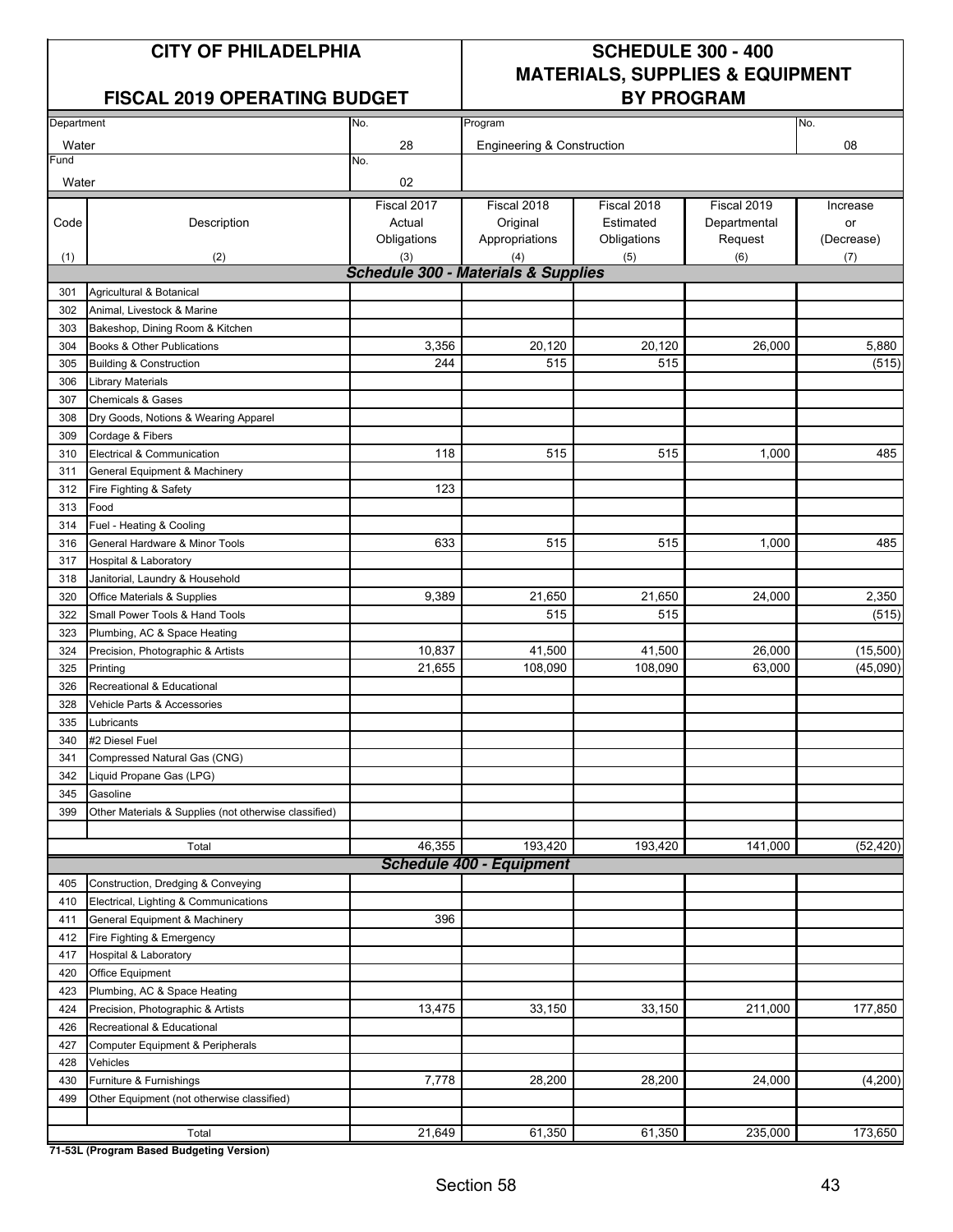# CITY OF PHILADELPHIA

## FISCAL 2019 OPERATING BUDGET

## SCHEDULE 300 - 400 MATERIALS, SUPPLIES & EQUIPMENT BY PROGRAM

| Department | No. | Program | No. |
|---|---|---|---|
| Water | 28 | Engineering & Construction | 08 |
| Fund | No. | | |
| Water | 02 | | |

| Code (1) | Description (2) | Fiscal 2017 Actual Obligations (3) | Fiscal 2018 Original Appropriations (4) | Fiscal 2018 Estimated Obligations (5) | Fiscal 2019 Departmental Request (6) | Increase or (Decrease) (7) |
|---|---|---|---|---|---|---|
| | ***Schedule 300 - Materials & Supplies*** | | | | | |
| 301 | Agricultural & Botanical | | | | | |
| 302 | Animal, Livestock & Marine | | | | | |
| 303 | Bakeshop, Dining Room & Kitchen | | | | | |
| 304 | Books & Other Publications | 3,356 | 20,120 | 20,120 | 26,000 | 5,880 |
| 305 | Building & Construction | 244 | 515 | 515 | | (515) |
| 306 | Library Materials | | | | | |
| 307 | Chemicals & Gases | | | | | |
| 308 | Dry Goods, Notions & Wearing Apparel | | | | | |
| 309 | Cordage & Fibers | | | | | |
| 310 | Electrical & Communication | 118 | 515 | 515 | 1,000 | 485 |
| 311 | General Equipment & Machinery | | | | | |
| 312 | Fire Fighting & Safety | 123 | | | | |
| 313 | Food | | | | | |
| 314 | Fuel - Heating & Cooling | | | | | |
| 316 | General Hardware & Minor Tools | 633 | 515 | 515 | 1,000 | 485 |
| 317 | Hospital & Laboratory | | | | | |
| 318 | Janitorial, Laundry & Household | | | | | |
| 320 | Office Materials & Supplies | 9,389 | 21,650 | 21,650 | 24,000 | 2,350 |
| 322 | Small Power Tools & Hand Tools | | 515 | 515 | | (515) |
| 323 | Plumbing, AC & Space Heating | | | | | |
| 324 | Precision, Photographic & Artists | 10,837 | 41,500 | 41,500 | 26,000 | (15,500) |
| 325 | Printing | 21,655 | 108,090 | 108,090 | 63,000 | (45,090) |
| 326 | Recreational & Educational | | | | | |
| 328 | Vehicle Parts & Accessories | | | | | |
| 335 | Lubricants | | | | | |
| 340 | #2 Diesel Fuel | | | | | |
| 341 | Compressed Natural Gas (CNG) | | | | | |
| 342 | Liquid Propane Gas (LPG) | | | | | |
| 345 | Gasoline | | | | | |
| 399 | Other Materials & Supplies (not otherwise classified) | | | | | |
| | Total | 46,355 | 193,420 | 193,420 | 141,000 | (52,420) |
| | ***Schedule 400 - Equipment*** | | | | | |
| 405 | Construction, Dredging & Conveying | | | | | |
| 410 | Electrical, Lighting & Communications | | | | | |
| 411 | General Equipment & Machinery | 396 | | | | |
| 412 | Fire Fighting & Emergency | | | | | |
| 417 | Hospital & Laboratory | | | | | |
| 420 | Office Equipment | | | | | |
| 423 | Plumbing, AC & Space Heating | | | | | |
| 424 | Precision, Photographic & Artists | 13,475 | 33,150 | 33,150 | 211,000 | 177,850 |
| 426 | Recreational & Educational | | | | | |
| 427 | Computer Equipment & Peripherals | | | | | |
| 428 | Vehicles | | | | | |
| 430 | Furniture & Furnishings | 7,778 | 28,200 | 28,200 | 24,000 | (4,200) |
| 499 | Other Equipment (not otherwise classified) | | | | | |
| | Total | 21,649 | 61,350 | 61,350 | 235,000 | 173,650 |

**71-53L (Program Based Budgeting Version)**

Section 58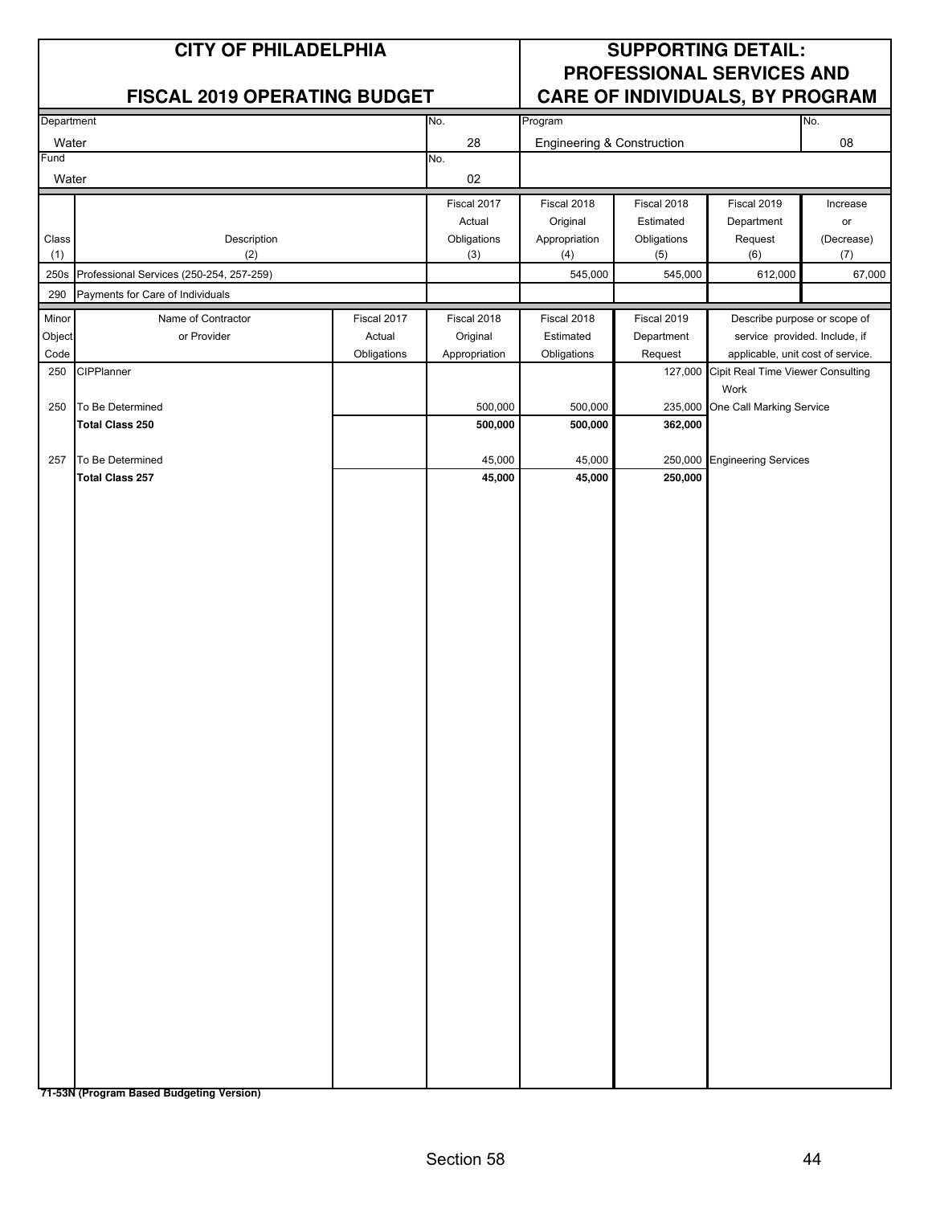# CITY OF PHILADELPHIA

## FISCAL 2019 OPERATING BUDGET

## SUPPORTING DETAIL: PROFESSIONAL SERVICES AND CARE OF INDIVIDUALS, BY PROGRAM

| Department | No. | Program | No. |
|---|---|---|---|
| Water | 28 | Engineering & Construction | 08 |
| **Fund** | **No.** | | |
| Water | 02 | | |

| Class (1) | Description (2) | Fiscal 2017 Actual Obligations (3) | Fiscal 2018 Original Appropriation (4) | Fiscal 2018 Estimated Obligations (5) | Fiscal 2019 Department Request (6) | Increase or (Decrease) (7) |
|---|---|---|---|---|---|---|
| 250s | Professional Services (250-254, 257-259) | | 545,000 | 545,000 | 612,000 | 67,000 |
| 290 | Payments for Care of Individuals | | | | | |

| Minor Object Code | Name of Contractor or Provider | Fiscal 2017 Actual Obligations | Fiscal 2018 Original Appropriation | Fiscal 2018 Estimated Obligations | Fiscal 2019 Department Request | Describe purpose or scope of service provided. Include, if applicable, unit cost of service. |
|---|---|---|---|---|---|---|
| 250 | CIPPlanner | | | | 127,000 | Cipit Real Time Viewer Consulting Work |
| 250 | To Be Determined | | 500,000 | 500,000 | 235,000 | One Call Marking Service |
| | **Total Class 250** | | **500,000** | **500,000** | **362,000** | |
| 257 | To Be Determined | | 45,000 | 45,000 | 250,000 | Engineering Services |
| | **Total Class 257** | | **45,000** | **45,000** | **250,000** | |

**71-53N (Program Based Budgeting Version)**

Section 58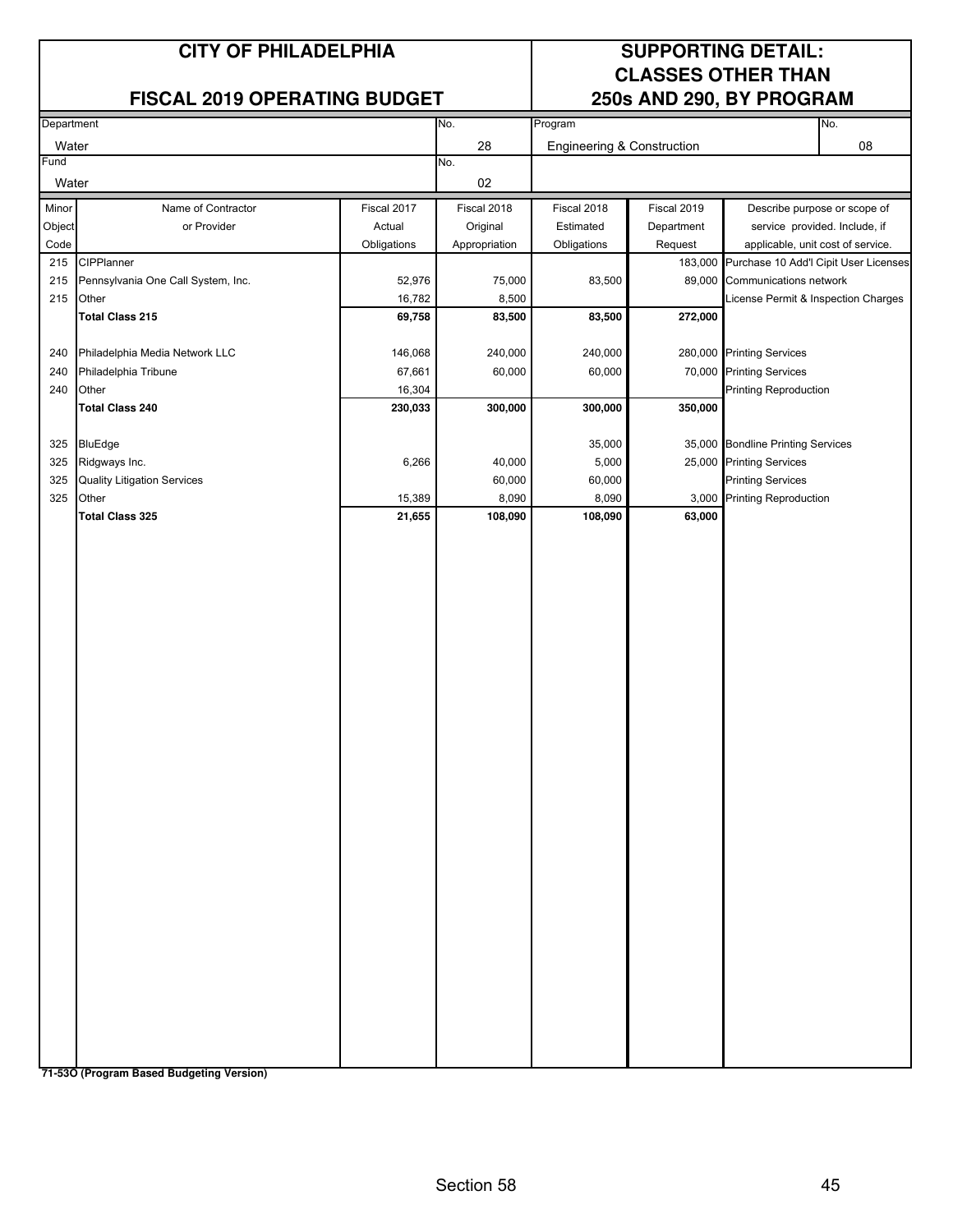# CITY OF PHILADELPHIA

## FISCAL 2019 OPERATING BUDGET

## SUPPORTING DETAIL: CLASSES OTHER THAN 250s AND 290, BY PROGRAM

| Department | No. | Program | No. |
|---|---|---|---|
| Water | 28 | Engineering & Construction | 08 |
| **Fund** | **No.** | | |
| Water | 02 | | |

| Minor Object Code | Name of Contractor or Provider | Fiscal 2017 Actual Obligations | Fiscal 2018 Original Appropriation | Fiscal 2018 Estimated Obligations | Fiscal 2019 Department Request | Describe purpose or scope of service provided. Include, if applicable, unit cost of service. |
|---|---|---|---|---|---|---|
| 215 | CIPPlanner | | | | 183,000 | Purchase 10 Add'l Cipit User Licenses |
| 215 | Pennsylvania One Call System, Inc. | 52,976 | 75,000 | 83,500 | 89,000 | Communications network |
| 215 | Other | 16,782 | 8,500 | | | License Permit & Inspection Charges |
| | **Total Class 215** | **69,758** | **83,500** | **83,500** | **272,000** | |
| | | | | | | |
| 240 | Philadelphia Media Network LLC | 146,068 | 240,000 | 240,000 | 280,000 | Printing Services |
| 240 | Philadelphia Tribune | 67,661 | 60,000 | 60,000 | 70,000 | Printing Services |
| 240 | Other | 16,304 | | | | Printing Reproduction |
| | **Total Class 240** | **230,033** | **300,000** | **300,000** | **350,000** | |
| | | | | | | |
| 325 | BluEdge | | | 35,000 | 35,000 | Bondline Printing Services |
| 325 | Ridgways Inc. | 6,266 | 40,000 | 5,000 | 25,000 | Printing Services |
| 325 | Quality Litigation Services | | 60,000 | 60,000 | | Printing Services |
| 325 | Other | 15,389 | 8,090 | 8,090 | 3,000 | Printing Reproduction |
| | **Total Class 325** | **21,655** | **108,090** | **108,090** | **63,000** | |

**71-53O (Program Based Budgeting Version)**

Section 58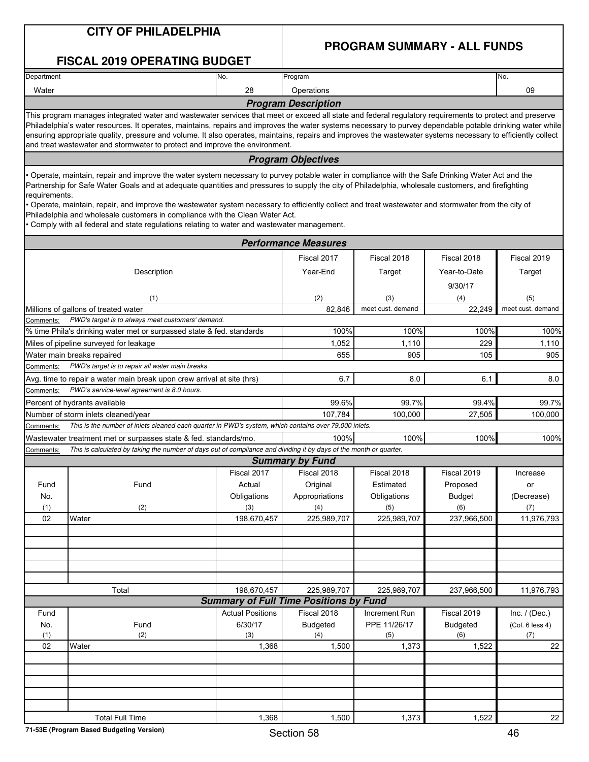# CITY OF PHILADELPHIA

## FISCAL 2019 OPERATING BUDGET

## PROGRAM SUMMARY - ALL FUNDS

| Department | No. | Program | No. |
|---|---|---|---|
| Water | 28 | Operations | 09 |

### Program Description

This program manages integrated water and wastewater services that meet or exceed all state and federal regulatory requirements to protect and preserve Philadelphia's water resources. It operates, maintains, repairs and improves the water systems necessary to purvey dependable potable drinking water while ensuring appropriate quality, pressure and volume. It also operates, maintains, repairs and improves the wastewater systems necessary to efficiently collect and treat wastewater and stormwater to protect and improve the environment.

### Program Objectives

- Operate, maintain, repair and improve the water system necessary to purvey potable water in compliance with the Safe Drinking Water Act and the Partnership for Safe Water Goals and at adequate quantities and pressures to supply the city of Philadelphia, wholesale customers, and firefighting requirements.
- Operate, maintain, repair, and improve the wastewater system necessary to efficiently collect and treat wastewater and stormwater from the city of Philadelphia and wholesale customers in compliance with the Clean Water Act.
- Comply with all federal and state regulations relating to water and wastewater management.

### Performance Measures

| Description (1) | Fiscal 2017 Year-End (2) | Fiscal 2018 Target (3) | Fiscal 2018 Year-to-Date 9/30/17 (4) | Fiscal 2019 Target (5) |
|---|---|---|---|---|
| Millions of gallons of treated water | 82,846 | meet cust. demand | 22,249 | meet cust. demand |
| Comments: *PWD's target is to always meet customers' demand.* | | | | |
| % time Phila's drinking water met or surpassed state & fed. standards | 100% | 100% | 100% | 100% |
| Miles of pipeline surveyed for leakage | 1,052 | 1,110 | 229 | 1,110 |
| Water main breaks repaired | 655 | 905 | 105 | 905 |
| Comments: *PWD's target is to repair all water main breaks.* | | | | |
| Avg. time to repair a water main break upon crew arrival at site (hrs) | 6.7 | 8.0 | 6.1 | 8.0 |
| Comments: *PWD's service-level agreement is 8.0 hours.* | | | | |
| Percent of hydrants available | 99.6% | 99.7% | 99.4% | 99.7% |
| Number of storm inlets cleaned/year | 107,784 | 100,000 | 27,505 | 100,000 |
| Comments: *This is the number of inlets cleaned each quarter in PWD's system, which contains over 79,000 inlets.* | | | | |
| Wastewater treatment met or surpasses state & fed. standards/mo. | 100% | 100% | 100% | 100% |
| Comments: *This is calculated by taking the number of days out of compliance and dividing it by days of the month or quarter.* | | | | |

### Summary by Fund

| Fund No. (1) | Fund (2) | Fiscal 2017 Actual Obligations (3) | Fiscal 2018 Original Appropriations (4) | Fiscal 2018 Estimated Obligations (5) | Fiscal 2019 Proposed Budget (6) | Increase or (Decrease) (7) |
|---|---|---|---|---|---|---|
| 02 | Water | 198,670,457 | 225,989,707 | 225,989,707 | 237,966,500 | 11,976,793 |
| | Total | 198,670,457 | 225,989,707 | 225,989,707 | 237,966,500 | 11,976,793 |

### Summary of Full Time Positions by Fund

| Fund No. (1) | Fund (2) | Actual Positions 6/30/17 (3) | Fiscal 2018 Budgeted (4) | Increment Run PPE 11/26/17 (5) | Fiscal 2019 Budgeted (6) | Inc. / (Dec.) (Col. 6 less 4) (7) |
|---|---|---|---|---|---|---|
| 02 | Water | 1,368 | 1,500 | 1,373 | 1,522 | 22 |
| | Total Full Time | 1,368 | 1,500 | 1,373 | 1,522 | 22 |

71-53E (Program Based Budgeting Version)

Section 58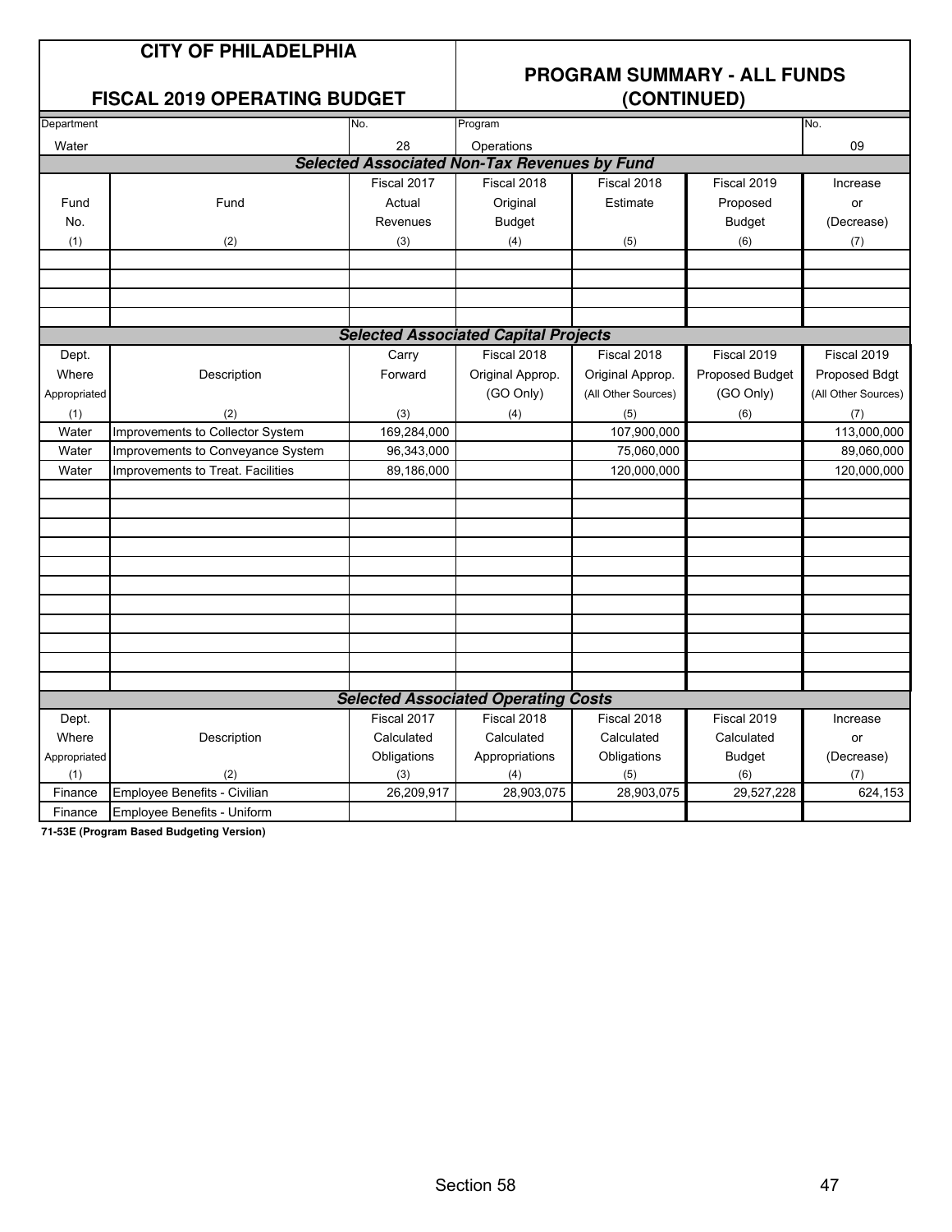# CITY OF PHILADELPHIA

## FISCAL 2019 OPERATING BUDGET

## PROGRAM SUMMARY - ALL FUNDS (CONTINUED)

| Department | No. | Program | No. |
|---|---|---|---|
| Water | 28 | Operations | 09 |

### Selected Associated Non-Tax Revenues by Fund

| Fund No. | Fund | Fiscal 2017 Actual Revenues | Fiscal 2018 Original Budget | Fiscal 2018 Estimate | Fiscal 2019 Proposed Budget | Increase or (Decrease) |
|---|---|---|---|---|---|---|
| (1) | (2) | (3) | (4) | (5) | (6) | (7) |
| | | | | | | |
| | | | | | | |
| | | | | | | |
| | | | | | | |

### Selected Associated Capital Projects

| Dept. Where Appropriated | Description | Carry Forward | Fiscal 2018 Original Approp. (GO Only) | Fiscal 2018 Original Approp. (All Other Sources) | Fiscal 2019 Proposed Budget (GO Only) | Fiscal 2019 Proposed Bdgt (All Other Sources) |
|---|---|---|---|---|---|---|
| (1) | (2) | (3) | (4) | (5) | (6) | (7) |
| Water | Improvements to Collector System | 169,284,000 | | 107,900,000 | | 113,000,000 |
| Water | Improvements to Conveyance System | 96,343,000 | | 75,060,000 | | 89,060,000 |
| Water | Improvements to Treat. Facilities | 89,186,000 | | 120,000,000 | | 120,000,000 |

### Selected Associated Operating Costs

| Dept. Where Appropriated | Description | Fiscal 2017 Calculated Obligations | Fiscal 2018 Calculated Appropriations | Fiscal 2018 Calculated Obligations | Fiscal 2019 Calculated Budget | Increase or (Decrease) |
|---|---|---|---|---|---|---|
| (1) | (2) | (3) | (4) | (5) | (6) | (7) |
| Finance | Employee Benefits - Civilian | 26,209,917 | 28,903,075 | 28,903,075 | 29,527,228 | 624,153 |
| Finance | Employee Benefits - Uniform | | | | | |

**71-53E (Program Based Budgeting Version)**

Section 58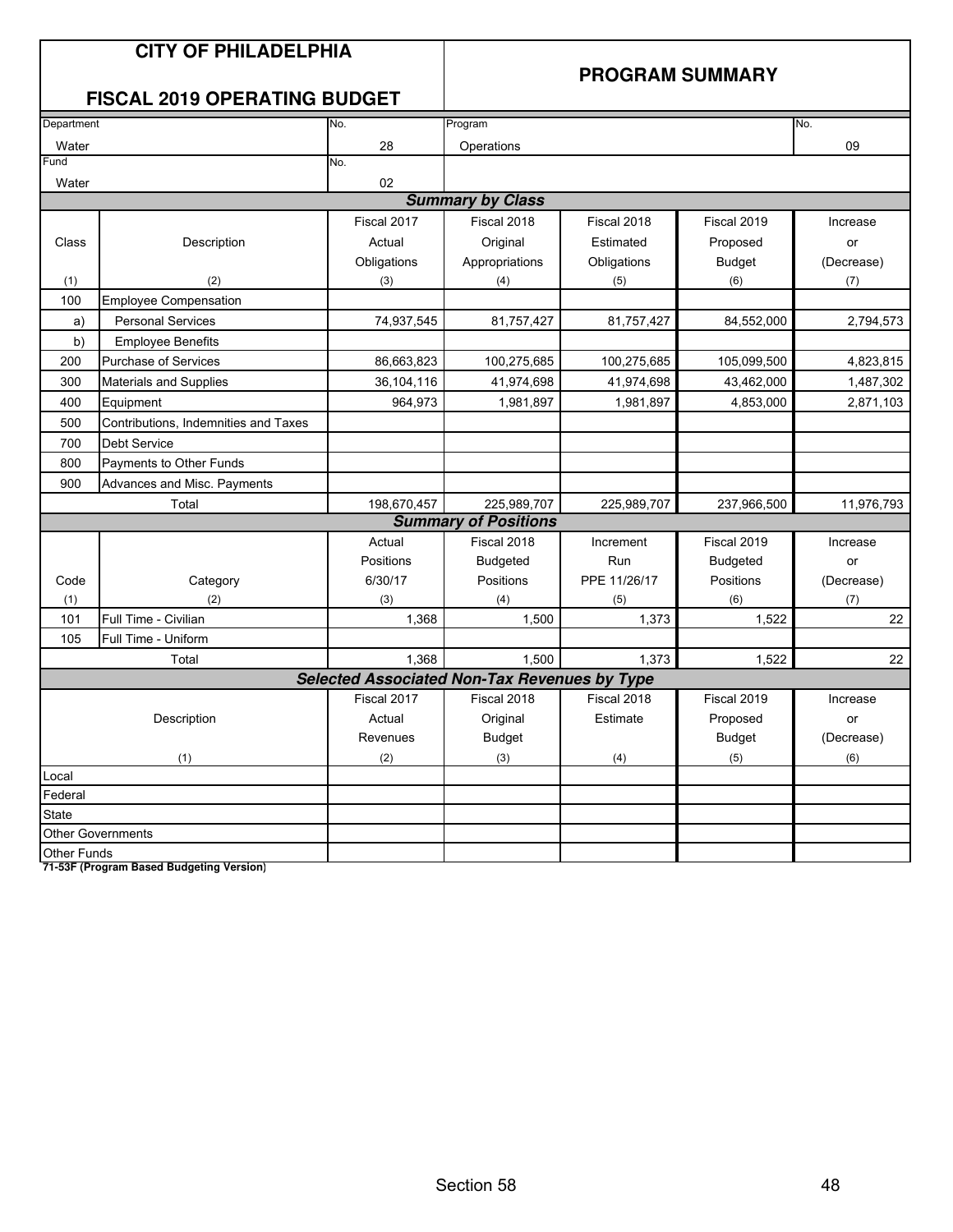# CITY OF PHILADELPHIA

## FISCAL 2019 OPERATING BUDGET

## PROGRAM SUMMARY

| Department | No. | Program | No. |
|---|---|---|---|
| Water | 28 | Operations | 09 |
| Fund | No. | | |
| Water | 02 | | |

### Summary by Class

| Class | Description | Fiscal 2017 Actual Obligations | Fiscal 2018 Original Appropriations | Fiscal 2018 Estimated Obligations | Fiscal 2019 Proposed Budget | Increase or (Decrease) |
|---|---|---|---|---|---|---|
| (1) | (2) | (3) | (4) | (5) | (6) | (7) |
| 100 | Employee Compensation | | | | | |
| a) | Personal Services | 74,937,545 | 81,757,427 | 81,757,427 | 84,552,000 | 2,794,573 |
| b) | Employee Benefits | | | | | |
| 200 | Purchase of Services | 86,663,823 | 100,275,685 | 100,275,685 | 105,099,500 | 4,823,815 |
| 300 | Materials and Supplies | 36,104,116 | 41,974,698 | 41,974,698 | 43,462,000 | 1,487,302 |
| 400 | Equipment | 964,973 | 1,981,897 | 1,981,897 | 4,853,000 | 2,871,103 |
| 500 | Contributions, Indemnities and Taxes | | | | | |
| 700 | Debt Service | | | | | |
| 800 | Payments to Other Funds | | | | | |
| 900 | Advances and Misc. Payments | | | | | |
| | Total | 198,670,457 | 225,989,707 | 225,989,707 | 237,966,500 | 11,976,793 |

### Summary of Positions

| Code | Category | Actual Positions 6/30/17 | Fiscal 2018 Budgeted Positions | Increment Run PPE 11/26/17 | Fiscal 2019 Budgeted Positions | Increase or (Decrease) |
|---|---|---|---|---|---|---|
| (1) | (2) | (3) | (4) | (5) | (6) | (7) |
| 101 | Full Time - Civilian | 1,368 | 1,500 | 1,373 | 1,522 | 22 |
| 105 | Full Time - Uniform | | | | | |
| | Total | 1,368 | 1,500 | 1,373 | 1,522 | 22 |

### Selected Associated Non-Tax Revenues by Type

| Description | Fiscal 2017 Actual Revenues | Fiscal 2018 Original Budget | Fiscal 2018 Estimate | Fiscal 2019 Proposed Budget | Increase or (Decrease) |
|---|---|---|---|---|---|
| (1) | (2) | (3) | (4) | (5) | (6) |
| Local | | | | | |
| Federal | | | | | |
| State | | | | | |
| Other Governments | | | | | |
| Other Funds | | | | | |

**71-53F (Program Based Budgeting Version)**

Section 58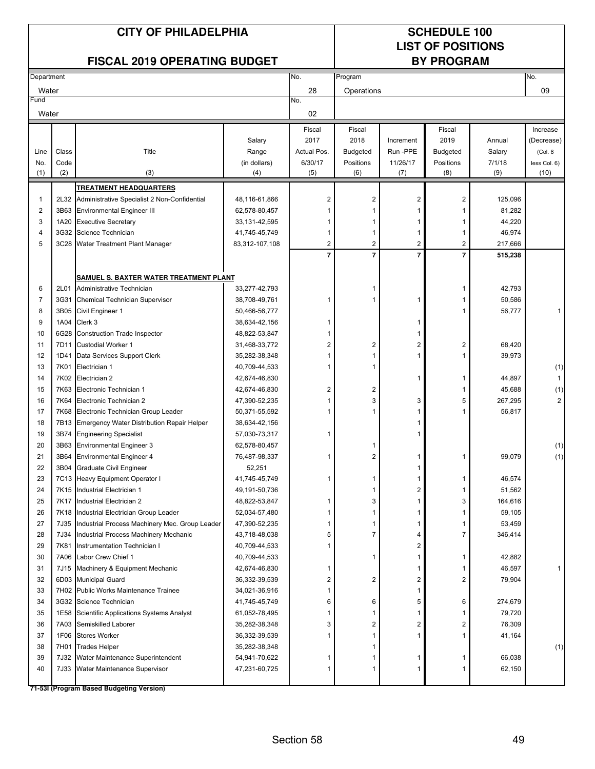# CITY OF PHILADELPHIA

## FISCAL 2019 OPERATING BUDGET

## SCHEDULE 100
## LIST OF POSITIONS
## BY PROGRAM

| Department | No. | Program | No. |
|---|---|---|---|
| Water | 28 | Operations | 09 |
| **Fund** | **No.** | | |
| Water | 02 | | |

| Line No. (1) | Class Code (2) | Title (3) | Salary Range (in dollars) (4) | Fiscal 2017 Actual Pos. 6/30/17 (5) | Fiscal 2018 Budgeted Positions (6) | Increment Run -PPE 11/26/17 (7) | Fiscal 2019 Budgeted Positions (8) | Annual Salary 7/1/18 (9) | Increase (Decrease) (Col. 8 less Col. 6) (10) |
|---|---|---|---|---|---|---|---|---|---|
| | | **TREATMENT HEADQUARTERS** | | | | | | | |
| 1 | 2L32 | Administrative Specialist 2 Non-Confidential | 48,116-61,866 | 2 | 2 | 2 | 2 | 125,096 | |
| 2 | 3B63 | Environmental Engineer III | 62,578-80,457 | 1 | 1 | 1 | 1 | 81,282 | |
| 3 | 1A20 | Executive Secretary | 33,131-42,595 | 1 | 1 | 1 | 1 | 44,220 | |
| 4 | 3G32 | Science Technician | 41,745-45,749 | 1 | 1 | 1 | 1 | 46,974 | |
| 5 | 3C28 | Water Treatment Plant Manager | 83,312-107,108 | 2 | 2 | 2 | 2 | 217,666 | |
| | | | | **7** | **7** | **7** | **7** | **515,238** | |
| | | **SAMUEL S. BAXTER WATER TREATMENT PLANT** | | | | | | | |
| 6 | 2L01 | Administrative Technician | 33,277-42,793 | | 1 | | 1 | 42,793 | |
| 7 | 3G31 | Chemical Technician Supervisor | 38,708-49,761 | 1 | 1 | 1 | 1 | 50,586 | |
| 8 | 3B05 | Civil Engineer 1 | 50,466-56,777 | | | | 1 | 56,777 | 1 |
| 9 | 1A04 | Clerk 3 | 38,634-42,156 | 1 | | 1 | | | |
| 10 | 6G28 | Construction Trade Inspector | 48,822-53,847 | 1 | | 1 | | | |
| 11 | 7D11 | Custodial Worker 1 | 31,468-33,772 | 2 | 2 | 2 | 2 | 68,420 | |
| 12 | 1D41 | Data Services Support Clerk | 35,282-38,348 | 1 | 1 | 1 | 1 | 39,973 | |
| 13 | 7K01 | Electrician 1 | 40,709-44,533 | 1 | 1 | | | | (1) |
| 14 | 7K02 | Electrician 2 | 42,674-46,830 | | | 1 | 1 | 44,897 | 1 |
| 15 | 7K63 | Electronic Technician 1 | 42,674-46,830 | 2 | 2 | | 1 | 45,688 | (1) |
| 16 | 7K64 | Electronic Technician 2 | 47,390-52,235 | 1 | 3 | 3 | 5 | 267,295 | 2 |
| 17 | 7K68 | Electronic Technician Group Leader | 50,371-55,592 | 1 | 1 | 1 | 1 | 56,817 | |
| 18 | 7B13 | Emergency Water Distribution Repair Helper | 38,634-42,156 | | | 1 | | | |
| 19 | 3B74 | Engineering Specialist | 57,030-73,317 | 1 | | 1 | | | |
| 20 | 3B63 | Environmental Engineer 3 | 62,578-80,457 | | 1 | | | | (1) |
| 21 | 3B64 | Environmental Engineer 4 | 76,487-98,337 | 1 | 2 | 1 | 1 | 99,079 | (1) |
| 22 | 3B04 | Graduate Civil Engineer | 52,251 | | | 1 | | | |
| 23 | 7C13 | Heavy Equipment Operator I | 41,745-45,749 | 1 | 1 | 1 | 1 | 46,574 | |
| 24 | 7K15 | Industrial Electrician 1 | 49,191-50,736 | | 1 | 2 | 1 | 51,562 | |
| 25 | 7K17 | Industrial Electrician 2 | 48,822-53,847 | 1 | 3 | 1 | 3 | 164,616 | |
| 26 | 7K18 | Industrial Electrician Group Leader | 52,034-57,480 | 1 | 1 | 1 | 1 | 59,105 | |
| 27 | 7J35 | Industrial Process Machinery Mec. Group Leader | 47,390-52,235 | 1 | 1 | 1 | 1 | 53,459 | |
| 28 | 7J34 | Industrial Process Machinery Mechanic | 43,718-48,038 | 5 | 7 | 4 | 7 | 346,414 | |
| 29 | 7K81 | Instrumentation Technician I | 40,709-44,533 | 1 | | 2 | | | |
| 30 | 7A06 | Labor Crew Chief 1 | 40,709-44,533 | | 1 | 1 | 1 | 42,882 | |
| 31 | 7J15 | Machinery & Equipment Mechanic | 42,674-46,830 | 1 | | 1 | 1 | 46,597 | 1 |
| 32 | 6D03 | Municipal Guard | 36,332-39,539 | 2 | 2 | 2 | 2 | 79,904 | |
| 33 | 7H02 | Public Works Maintenance Trainee | 34,021-36,916 | 1 | | 1 | | | |
| 34 | 3G32 | Science Technician | 41,745-45,749 | 6 | 6 | 5 | 6 | 274,679 | |
| 35 | 1E58 | Scientific Applications Systems Analyst | 61,052-78,495 | 1 | 1 | 1 | 1 | 79,720 | |
| 36 | 7A03 | Semiskilled Laborer | 35,282-38,348 | 3 | 2 | 2 | 2 | 76,309 | |
| 37 | 1F06 | Stores Worker | 36,332-39,539 | 1 | 1 | 1 | 1 | 41,164 | |
| 38 | 7H01 | Trades Helper | 35,282-38,348 | | 1 | | | | (1) |
| 39 | 7J32 | Water Maintenance Superintendent | 54,941-70,622 | 1 | 1 | 1 | 1 | 66,038 | |
| 40 | 7J33 | Water Maintenance Supervisor | 47,231-60,725 | 1 | 1 | 1 | 1 | 62,150 | |

**71-53I (Program Based Budgeting Version)**

Section 58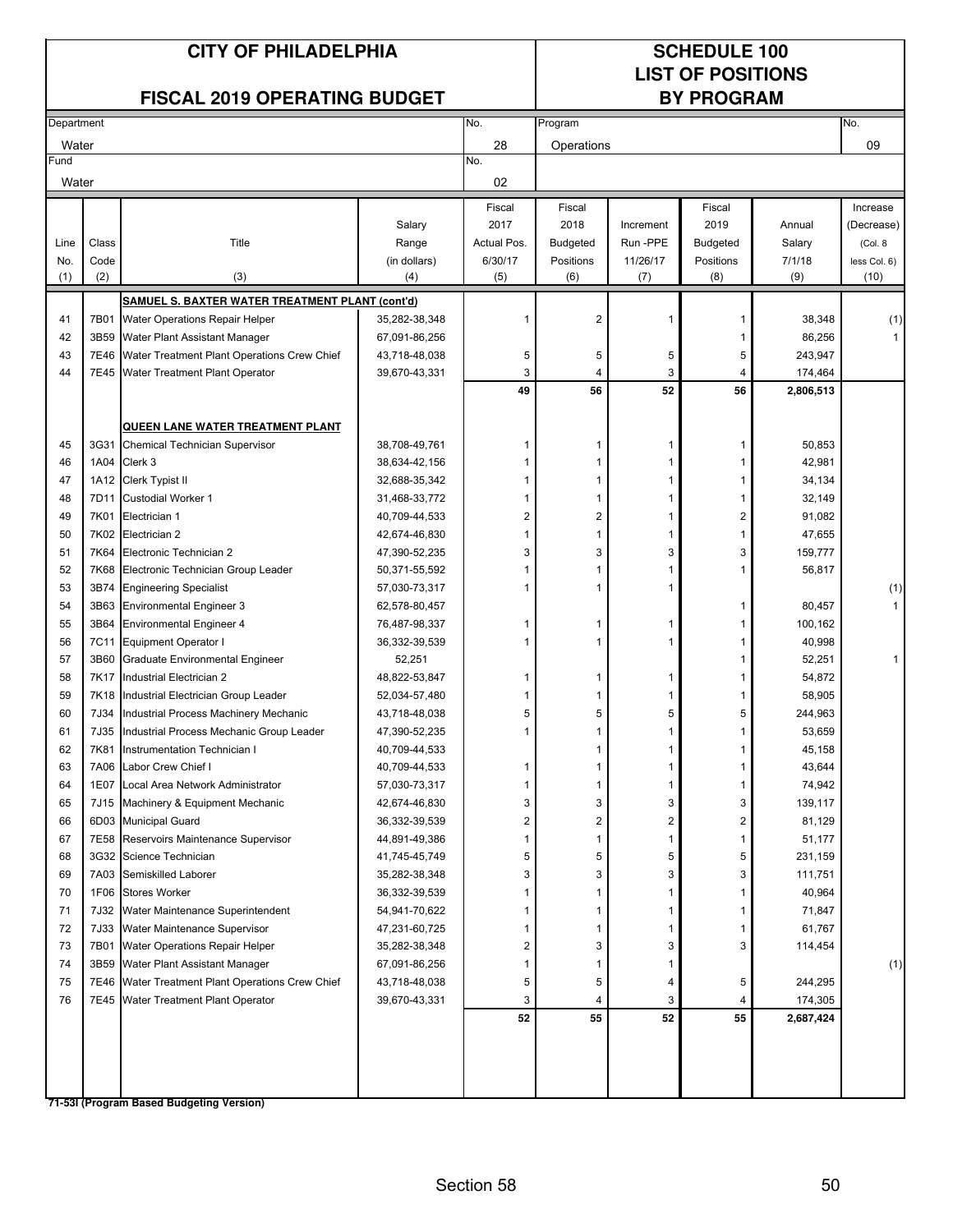# CITY OF PHILADELPHIA

## FISCAL 2019 OPERATING BUDGET

## SCHEDULE 100
## LIST OF POSITIONS
## BY PROGRAM

| Department | No. | Program | No. |
|---|---|---|---|
| Water | 28 | Operations | 09 |
| **Fund** | **No.** | | |
| Water | 02 | | |

| Line No. (1) | Class Code (2) | Title (3) | Salary Range (in dollars) (4) | Fiscal 2017 Actual Pos. 6/30/17 (5) | Fiscal 2018 Budgeted Positions (6) | Increment Run -PPE 11/26/17 (7) | Fiscal 2019 Budgeted Positions (8) | Annual Salary 7/1/18 (9) | Increase (Decrease) (Col. 8 less Col. 6) (10) |
|---|---|---|---|---|---|---|---|---|---|
| | | **SAMUEL S. BAXTER WATER TREATMENT PLANT (cont'd)** | | | | | | | |
| 41 | 7B01 | Water Operations Repair Helper | 35,282-38,348 | 1 | 2 | 1 | 1 | 38,348 | (1) |
| 42 | 3B59 | Water Plant Assistant Manager | 67,091-86,256 | | | | 1 | 86,256 | 1 |
| 43 | 7E46 | Water Treatment Plant Operations Crew Chief | 43,718-48,038 | 5 | 5 | 5 | 5 | 243,947 | |
| 44 | 7E45 | Water Treatment Plant Operator | 39,670-43,331 | 3 | 4 | 3 | 4 | 174,464 | |
| | | | | **49** | **56** | **52** | **56** | **2,806,513** | |
| | | **QUEEN LANE WATER TREATMENT PLANT** | | | | | | | |
| 45 | 3G31 | Chemical Technician Supervisor | 38,708-49,761 | 1 | 1 | 1 | 1 | 50,853 | |
| 46 | 1A04 | Clerk 3 | 38,634-42,156 | 1 | 1 | 1 | 1 | 42,981 | |
| 47 | 1A12 | Clerk Typist II | 32,688-35,342 | 1 | 1 | 1 | 1 | 34,134 | |
| 48 | 7D11 | Custodial Worker 1 | 31,468-33,772 | 1 | 1 | 1 | 1 | 32,149 | |
| 49 | 7K01 | Electrician 1 | 40,709-44,533 | 2 | 2 | 1 | 2 | 91,082 | |
| 50 | 7K02 | Electrician 2 | 42,674-46,830 | 1 | 1 | 1 | 1 | 47,655 | |
| 51 | 7K64 | Electronic Technician 2 | 47,390-52,235 | 3 | 3 | 3 | 3 | 159,777 | |
| 52 | 7K68 | Electronic Technician Group Leader | 50,371-55,592 | 1 | 1 | 1 | 1 | 56,817 | |
| 53 | 3B74 | Engineering Specialist | 57,030-73,317 | 1 | 1 | 1 | | | (1) |
| 54 | 3B63 | Environmental Engineer 3 | 62,578-80,457 | | | | 1 | 80,457 | 1 |
| 55 | 3B64 | Environmental Engineer 4 | 76,487-98,337 | 1 | 1 | 1 | 1 | 100,162 | |
| 56 | 7C11 | Equipment Operator I | 36,332-39,539 | 1 | 1 | 1 | 1 | 40,998 | |
| 57 | 3B60 | Graduate Environmental Engineer | 52,251 | | | | 1 | 52,251 | 1 |
| 58 | 7K17 | Industrial Electrician 2 | 48,822-53,847 | 1 | 1 | 1 | 1 | 54,872 | |
| 59 | 7K18 | Industrial Electrician Group Leader | 52,034-57,480 | 1 | 1 | 1 | 1 | 58,905 | |
| 60 | 7J34 | Industrial Process Machinery Mechanic | 43,718-48,038 | 5 | 5 | 5 | 5 | 244,963 | |
| 61 | 7J35 | Industrial Process Mechanic Group Leader | 47,390-52,235 | 1 | 1 | 1 | 1 | 53,659 | |
| 62 | 7K81 | Instrumentation Technician I | 40,709-44,533 | | 1 | 1 | 1 | 45,158 | |
| 63 | 7A06 | Labor Crew Chief I | 40,709-44,533 | 1 | 1 | 1 | 1 | 43,644 | |
| 64 | 1E07 | Local Area Network Administrator | 57,030-73,317 | 1 | 1 | 1 | 1 | 74,942 | |
| 65 | 7J15 | Machinery & Equipment Mechanic | 42,674-46,830 | 3 | 3 | 3 | 3 | 139,117 | |
| 66 | 6D03 | Municipal Guard | 36,332-39,539 | 2 | 2 | 2 | 2 | 81,129 | |
| 67 | 7E58 | Reservoirs Maintenance Supervisor | 44,891-49,386 | 1 | 1 | 1 | 1 | 51,177 | |
| 68 | 3G32 | Science Technician | 41,745-45,749 | 5 | 5 | 5 | 5 | 231,159 | |
| 69 | 7A03 | Semiskilled Laborer | 35,282-38,348 | 3 | 3 | 3 | 3 | 111,751 | |
| 70 | 1F06 | Stores Worker | 36,332-39,539 | 1 | 1 | 1 | 1 | 40,964 | |
| 71 | 7J32 | Water Maintenance Superintendent | 54,941-70,622 | 1 | 1 | 1 | 1 | 71,847 | |
| 72 | 7J33 | Water Maintenance Supervisor | 47,231-60,725 | 1 | 1 | 1 | 1 | 61,767 | |
| 73 | 7B01 | Water Operations Repair Helper | 35,282-38,348 | 2 | 3 | 3 | 3 | 114,454 | |
| 74 | 3B59 | Water Plant Assistant Manager | 67,091-86,256 | 1 | 1 | 1 | | | (1) |
| 75 | 7E46 | Water Treatment Plant Operations Crew Chief | 43,718-48,038 | 5 | 5 | 4 | 5 | 244,295 | |
| 76 | 7E45 | Water Treatment Plant Operator | 39,670-43,331 | 3 | 4 | 3 | 4 | 174,305 | |
| | | | | **52** | **55** | **52** | **55** | **2,687,424** | |

**71-53I (Program Based Budgeting Version)**

Section 58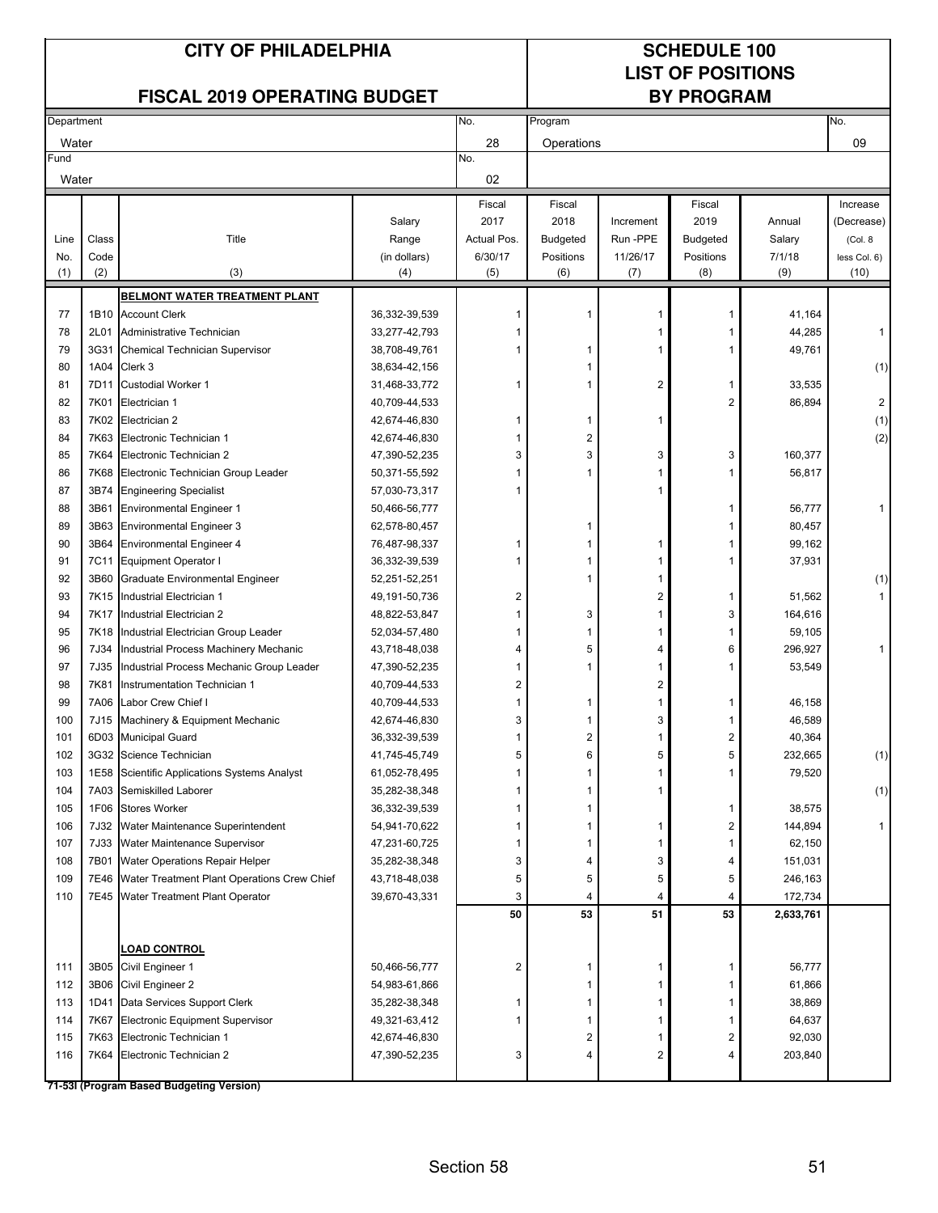# CITY OF PHILADELPHIA

## FISCAL 2019 OPERATING BUDGET

## SCHEDULE 100
## LIST OF POSITIONS
## BY PROGRAM

| Department | No. | Program | No. |
|---|---|---|---|
| Water | 28 | Operations | 09 |
| **Fund** | **No.** | | |
| Water | 02 | | |

| Line No. (1) | Class Code (2) | Title (3) | Salary Range (in dollars) (4) | Fiscal 2017 Actual Pos. 6/30/17 (5) | Fiscal 2018 Budgeted Positions (6) | Increment Run -PPE 11/26/17 (7) | Fiscal 2019 Budgeted Positions (8) | Annual Salary 7/1/18 (9) | Increase (Decrease) (Col. 8 less Col. 6) (10) |
|---|---|---|---|---|---|---|---|---|---|
| | | **BELMONT WATER TREATMENT PLANT** | | | | | | | |
| 77 | 1B10 | Account Clerk | 36,332-39,539 | 1 | 1 | 1 | 1 | 41,164 | |
| 78 | 2L01 | Administrative Technician | 33,277-42,793 | 1 | | 1 | 1 | 44,285 | 1 |
| 79 | 3G31 | Chemical Technician Supervisor | 38,708-49,761 | 1 | 1 | 1 | 1 | 49,761 | |
| 80 | 1A04 | Clerk 3 | 38,634-42,156 | | 1 | | | | (1) |
| 81 | 7D11 | Custodial Worker 1 | 31,468-33,772 | 1 | 1 | 2 | 1 | 33,535 | |
| 82 | 7K01 | Electrician 1 | 40,709-44,533 | | | | 2 | 86,894 | 2 |
| 83 | 7K02 | Electrician 2 | 42,674-46,830 | 1 | 1 | 1 | | | (1) |
| 84 | 7K63 | Electronic Technician 1 | 42,674-46,830 | 1 | 2 | | | | (2) |
| 85 | 7K64 | Electronic Technician 2 | 47,390-52,235 | 3 | 3 | 3 | 3 | 160,377 | |
| 86 | 7K68 | Electronic Technician Group Leader | 50,371-55,592 | 1 | 1 | 1 | 1 | 56,817 | |
| 87 | 3B74 | Engineering Specialist | 57,030-73,317 | 1 | | 1 | | | |
| 88 | 3B61 | Environmental Engineer 1 | 50,466-56,777 | | | | 1 | 56,777 | 1 |
| 89 | 3B63 | Environmental Engineer 3 | 62,578-80,457 | | 1 | | 1 | 80,457 | |
| 90 | 3B64 | Environmental Engineer 4 | 76,487-98,337 | 1 | 1 | 1 | 1 | 99,162 | |
| 91 | 7C11 | Equipment Operator I | 36,332-39,539 | 1 | 1 | 1 | 1 | 37,931 | |
| 92 | 3B60 | Graduate Environmental Engineer | 52,251-52,251 | | 1 | 1 | | | (1) |
| 93 | 7K15 | Industrial Electrician 1 | 49,191-50,736 | 2 | | 2 | 1 | 51,562 | 1 |
| 94 | 7K17 | Industrial Electrician 2 | 48,822-53,847 | 1 | 3 | 1 | 3 | 164,616 | |
| 95 | 7K18 | Industrial Electrician Group Leader | 52,034-57,480 | 1 | 1 | 1 | 1 | 59,105 | |
| 96 | 7J34 | Industrial Process Machinery Mechanic | 43,718-48,038 | 4 | 5 | 4 | 6 | 296,927 | 1 |
| 97 | 7J35 | Industrial Process Mechanic Group Leader | 47,390-52,235 | 1 | 1 | 1 | 1 | 53,549 | |
| 98 | 7K81 | Instrumentation Technician 1 | 40,709-44,533 | 2 | | 2 | | | |
| 99 | 7A06 | Labor Crew Chief I | 40,709-44,533 | 1 | 1 | 1 | 1 | 46,158 | |
| 100 | 7J15 | Machinery & Equipment Mechanic | 42,674-46,830 | 3 | 1 | 3 | 1 | 46,589 | |
| 101 | 6D03 | Municipal Guard | 36,332-39,539 | 1 | 2 | 1 | 2 | 40,364 | |
| 102 | 3G32 | Science Technician | 41,745-45,749 | 5 | 6 | 5 | 5 | 232,665 | (1) |
| 103 | 1E58 | Scientific Applications Systems Analyst | 61,052-78,495 | 1 | 1 | 1 | 1 | 79,520 | |
| 104 | 7A03 | Semiskilled Laborer | 35,282-38,348 | 1 | 1 | 1 | | | (1) |
| 105 | 1F06 | Stores Worker | 36,332-39,539 | 1 | 1 | | 1 | 38,575 | |
| 106 | 7J32 | Water Maintenance Superintendent | 54,941-70,622 | 1 | 1 | 1 | 2 | 144,894 | 1 |
| 107 | 7J33 | Water Maintenance Supervisor | 47,231-60,725 | 1 | 1 | 1 | 1 | 62,150 | |
| 108 | 7B01 | Water Operations Repair Helper | 35,282-38,348 | 3 | 4 | 3 | 4 | 151,031 | |
| 109 | 7E46 | Water Treatment Plant Operations Crew Chief | 43,718-48,038 | 5 | 5 | 5 | 5 | 246,163 | |
| 110 | 7E45 | Water Treatment Plant Operator | 39,670-43,331 | 3 | 4 | 4 | 4 | 172,734 | |
| | | | | **50** | **53** | **51** | **53** | **2,633,761** | |
| | | **LOAD CONTROL** | | | | | | | |
| 111 | 3B05 | Civil Engineer 1 | 50,466-56,777 | 2 | 1 | 1 | 1 | 56,777 | |
| 112 | 3B06 | Civil Engineer 2 | 54,983-61,866 | | 1 | 1 | 1 | 61,866 | |
| 113 | 1D41 | Data Services Support Clerk | 35,282-38,348 | 1 | 1 | 1 | 1 | 38,869 | |
| 114 | 7K67 | Electronic Equipment Supervisor | 49,321-63,412 | 1 | 1 | 1 | 1 | 64,637 | |
| 115 | 7K63 | Electronic Technician 1 | 42,674-46,830 | | 2 | 1 | 2 | 92,030 | |
| 116 | 7K64 | Electronic Technician 2 | 47,390-52,235 | 3 | 4 | 2 | 4 | 203,840 | |

**71-53I (Program Based Budgeting Version)**

Section 58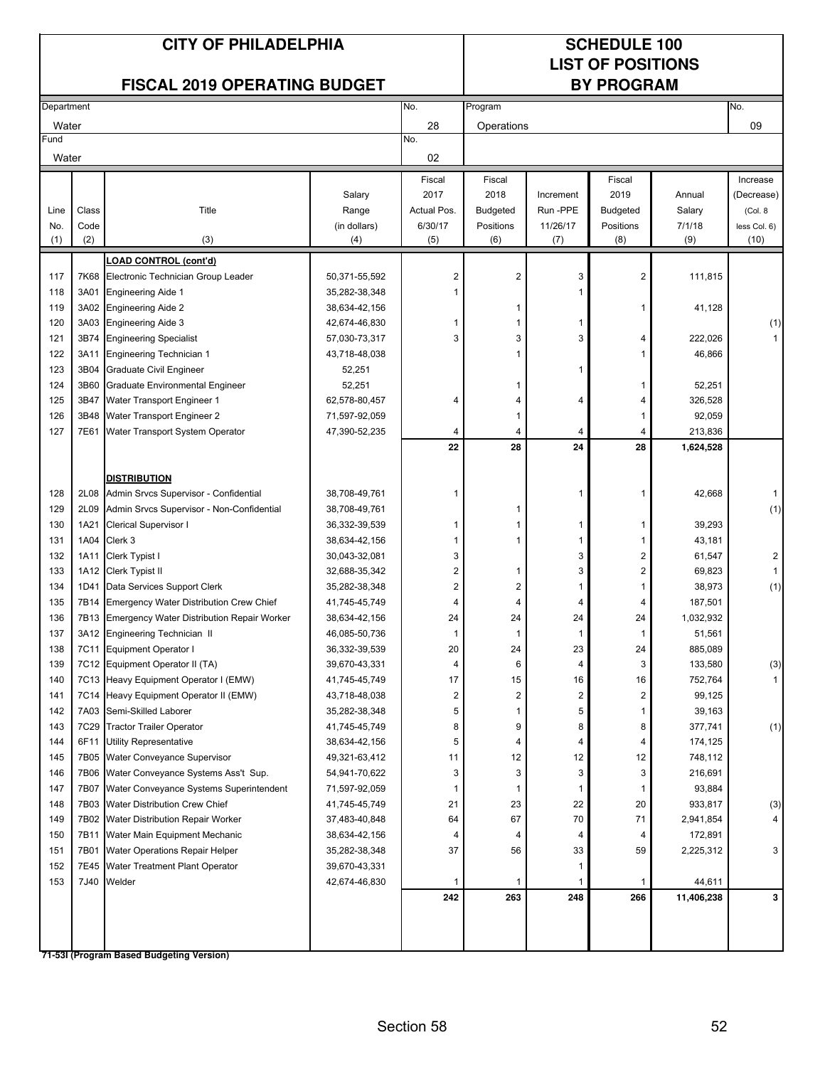# CITY OF PHILADELPHIA

## FISCAL 2019 OPERATING BUDGET

## SCHEDULE 100
## LIST OF POSITIONS
## BY PROGRAM

| Department | No. | Program | No. |
|---|---|---|---|
| Water | 28 | Operations | 09 |
| Fund | No. | | |
| Water | 02 | | |

| Line No. (1) | Class Code (2) | Title (3) | Salary Range (in dollars) (4) | Fiscal 2017 Actual Pos. 6/30/17 (5) | Fiscal 2018 Budgeted Positions (6) | Increment Run -PPE 11/26/17 (7) | Fiscal 2019 Budgeted Positions (8) | Annual Salary 7/1/18 (9) | Increase (Decrease) (Col. 8 less Col. 6) (10) |
|---|---|---|---|---|---|---|---|---|---|
| | | **LOAD CONTROL (cont'd)** | | | | | | | |
| 117 | 7K68 | Electronic Technician Group Leader | 50,371-55,592 | 2 | 2 | 3 | 2 | 111,815 | |
| 118 | 3A01 | Engineering Aide 1 | 35,282-38,348 | 1 | | 1 | | | |
| 119 | 3A02 | Engineering Aide 2 | 38,634-42,156 | | 1 | | 1 | 41,128 | |
| 120 | 3A03 | Engineering Aide 3 | 42,674-46,830 | 1 | 1 | 1 | | | (1) |
| 121 | 3B74 | Engineering Specialist | 57,030-73,317 | 3 | 3 | 3 | 4 | 222,026 | 1 |
| 122 | 3A11 | Engineering Technician 1 | 43,718-48,038 | | 1 | | 1 | 46,866 | |
| 123 | 3B04 | Graduate Civil Engineer | 52,251 | | | 1 | | | |
| 124 | 3B60 | Graduate Environmental Engineer | 52,251 | | 1 | | 1 | 52,251 | |
| 125 | 3B47 | Water Transport Engineer 1 | 62,578-80,457 | 4 | 4 | 4 | 4 | 326,528 | |
| 126 | 3B48 | Water Transport Engineer 2 | 71,597-92,059 | | 1 | | 1 | 92,059 | |
| 127 | 7E61 | Water Transport System Operator | 47,390-52,235 | 4 | 4 | 4 | 4 | 213,836 | |
| | | | | **22** | **28** | **24** | **28** | **1,624,528** | |
| | | **DISTRIBUTION** | | | | | | | |
| 128 | 2L08 | Admin Srvcs Supervisor - Confidential | 38,708-49,761 | 1 | | 1 | 1 | 42,668 | 1 |
| 129 | 2L09 | Admin Srvcs Supervisor - Non-Confidential | 38,708-49,761 | | 1 | | | | (1) |
| 130 | 1A21 | Clerical Supervisor I | 36,332-39,539 | 1 | 1 | 1 | 1 | 39,293 | |
| 131 | 1A04 | Clerk 3 | 38,634-42,156 | 1 | 1 | 1 | 1 | 43,181 | |
| 132 | 1A11 | Clerk Typist I | 30,043-32,081 | 3 | | 3 | 2 | 61,547 | 2 |
| 133 | 1A12 | Clerk Typist II | 32,688-35,342 | 2 | 1 | 3 | 2 | 69,823 | 1 |
| 134 | 1D41 | Data Services Support Clerk | 35,282-38,348 | 2 | 2 | 1 | 1 | 38,973 | (1) |
| 135 | 7B14 | Emergency Water Distribution Crew Chief | 41,745-45,749 | 4 | 4 | 4 | 4 | 187,501 | |
| 136 | 7B13 | Emergency Water Distribution Repair Worker | 38,634-42,156 | 24 | 24 | 24 | 24 | 1,032,932 | |
| 137 | 3A12 | Engineering Technician II | 46,085-50,736 | 1 | 1 | 1 | 1 | 51,561 | |
| 138 | 7C11 | Equipment Operator I | 36,332-39,539 | 20 | 24 | 23 | 24 | 885,089 | |
| 139 | 7C12 | Equipment Operator II (TA) | 39,670-43,331 | 4 | 6 | 4 | 3 | 133,580 | (3) |
| 140 | 7C13 | Heavy Equipment Operator I (EMW) | 41,745-45,749 | 17 | 15 | 16 | 16 | 752,764 | 1 |
| 141 | 7C14 | Heavy Equipment Operator II (EMW) | 43,718-48,038 | 2 | 2 | 2 | 2 | 99,125 | |
| 142 | 7A03 | Semi-Skilled Laborer | 35,282-38,348 | 5 | 1 | 5 | 1 | 39,163 | |
| 143 | 7C29 | Tractor Trailer Operator | 41,745-45,749 | 8 | 9 | 8 | 8 | 377,741 | (1) |
| 144 | 6F11 | Utility Representative | 38,634-42,156 | 5 | 4 | 4 | 4 | 174,125 | |
| 145 | 7B05 | Water Conveyance Supervisor | 49,321-63,412 | 11 | 12 | 12 | 12 | 748,112 | |
| 146 | 7B06 | Water Conveyance Systems Ass't Sup. | 54,941-70,622 | 3 | 3 | 3 | 3 | 216,691 | |
| 147 | 7B07 | Water Conveyance Systems Superintendent | 71,597-92,059 | 1 | 1 | 1 | 1 | 93,884 | |
| 148 | 7B03 | Water Distribution Crew Chief | 41,745-45,749 | 21 | 23 | 22 | 20 | 933,817 | (3) |
| 149 | 7B02 | Water Distribution Repair Worker | 37,483-40,848 | 64 | 67 | 70 | 71 | 2,941,854 | 4 |
| 150 | 7B11 | Water Main Equipment Mechanic | 38,634-42,156 | 4 | 4 | 4 | 4 | 172,891 | |
| 151 | 7B01 | Water Operations Repair Helper | 35,282-38,348 | 37 | 56 | 33 | 59 | 2,225,312 | 3 |
| 152 | 7E45 | Water Treatment Plant Operator | 39,670-43,331 | | | 1 | | | |
| 153 | 7J40 | Welder | 42,674-46,830 | 1 | 1 | 1 | 1 | 44,611 | |
| | | | | **242** | **263** | **248** | **266** | **11,406,238** | **3** |

**71-53I (Program Based Budgeting Version)**

Section 58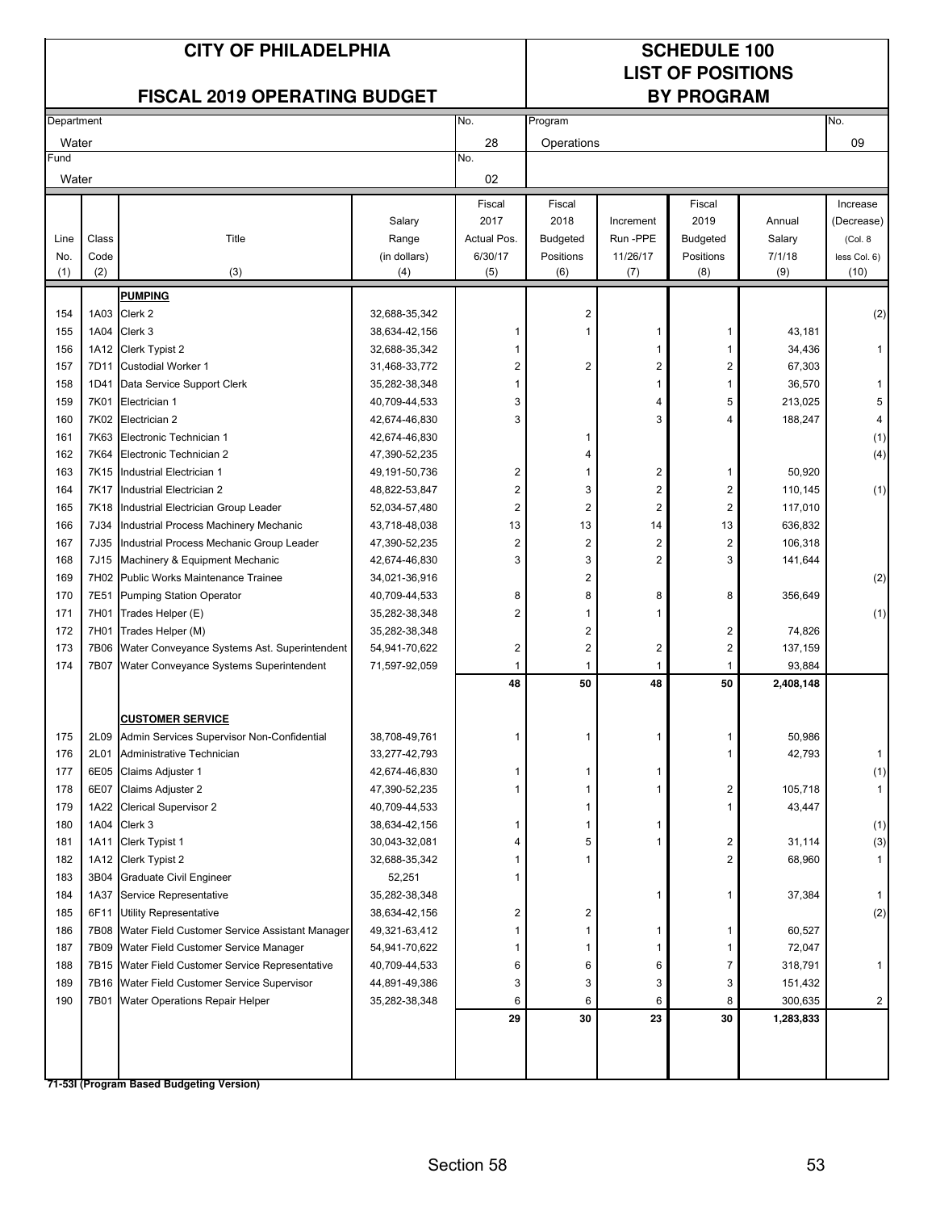# CITY OF PHILADELPHIA

## FISCAL 2019 OPERATING BUDGET

## SCHEDULE 100 LIST OF POSITIONS BY PROGRAM

| Department | No. | Program | No. |
|---|---|---|---|
| Water | 28 | Operations | 09 |
| Fund | No. | | |
| Water | 02 | | |

| Line No. (1) | Class Code (2) | Title (3) | Salary Range (in dollars) (4) | Fiscal 2017 Actual Pos. 6/30/17 (5) | Fiscal 2018 Budgeted Positions (6) | Increment Run -PPE 11/26/17 (7) | Fiscal 2019 Budgeted Positions (8) | Annual Salary 7/1/18 (9) | Increase (Decrease) (Col. 8 less Col. 6) (10) |
|---|---|---|---|---|---|---|---|---|---|
| | | **PUMPING** | | | | | | | |
| 154 | 1A03 | Clerk 2 | 32,688-35,342 | | 2 | | | | (2) |
| 155 | 1A04 | Clerk 3 | 38,634-42,156 | 1 | 1 | 1 | 1 | 43,181 | |
| 156 | 1A12 | Clerk Typist 2 | 32,688-35,342 | 1 | | 1 | 1 | 34,436 | 1 |
| 157 | 7D11 | Custodial Worker 1 | 31,468-33,772 | 2 | 2 | 2 | 2 | 67,303 | |
| 158 | 1D41 | Data Service Support Clerk | 35,282-38,348 | 1 | | 1 | 1 | 36,570 | 1 |
| 159 | 7K01 | Electrician 1 | 40,709-44,533 | 3 | | 4 | 5 | 213,025 | 5 |
| 160 | 7K02 | Electrician 2 | 42,674-46,830 | 3 | | 3 | 4 | 188,247 | 4 |
| 161 | 7K63 | Electronic Technician 1 | 42,674-46,830 | | 1 | | | | (1) |
| 162 | 7K64 | Electronic Technician 2 | 47,390-52,235 | | 4 | | | | (4) |
| 163 | 7K15 | Industrial Electrician 1 | 49,191-50,736 | 2 | 1 | 2 | 1 | 50,920 | |
| 164 | 7K17 | Industrial Electrician 2 | 48,822-53,847 | 2 | 3 | 2 | 2 | 110,145 | (1) |
| 165 | 7K18 | Industrial Electrician Group Leader | 52,034-57,480 | 2 | 2 | 2 | 2 | 117,010 | |
| 166 | 7J34 | Industrial Process Machinery Mechanic | 43,718-48,038 | 13 | 13 | 14 | 13 | 636,832 | |
| 167 | 7J35 | Industrial Process Mechanic Group Leader | 47,390-52,235 | 2 | 2 | 2 | 2 | 106,318 | |
| 168 | 7J15 | Machinery & Equipment Mechanic | 42,674-46,830 | 3 | 3 | 2 | 3 | 141,644 | |
| 169 | 7H02 | Public Works Maintenance Trainee | 34,021-36,916 | | 2 | | | | (2) |
| 170 | 7E51 | Pumping Station Operator | 40,709-44,533 | 8 | 8 | 8 | 8 | 356,649 | |
| 171 | 7H01 | Trades Helper (E) | 35,282-38,348 | 2 | 1 | 1 | | | (1) |
| 172 | 7H01 | Trades Helper (M) | 35,282-38,348 | | 2 | | 2 | 74,826 | |
| 173 | 7B06 | Water Conveyance Systems Ast. Superintendent | 54,941-70,622 | 2 | 2 | 2 | 2 | 137,159 | |
| 174 | 7B07 | Water Conveyance Systems Superintendent | 71,597-92,059 | 1 | 1 | 1 | 1 | 93,884 | |
| | | | | **48** | **50** | **48** | **50** | **2,408,148** | |
| | | **CUSTOMER SERVICE** | | | | | | | |
| 175 | 2L09 | Admin Services Supervisor Non-Confidential | 38,708-49,761 | 1 | 1 | 1 | 1 | 50,986 | |
| 176 | 2L01 | Administrative Technician | 33,277-42,793 | | | | 1 | 42,793 | 1 |
| 177 | 6E05 | Claims Adjuster 1 | 42,674-46,830 | 1 | 1 | 1 | | | (1) |
| 178 | 6E07 | Claims Adjuster 2 | 47,390-52,235 | 1 | 1 | 1 | 2 | 105,718 | 1 |
| 179 | 1A22 | Clerical Supervisor 2 | 40,709-44,533 | | 1 | | 1 | 43,447 | |
| 180 | 1A04 | Clerk 3 | 38,634-42,156 | 1 | 1 | 1 | | | (1) |
| 181 | 1A11 | Clerk Typist 1 | 30,043-32,081 | 4 | 5 | 1 | 2 | 31,114 | (3) |
| 182 | 1A12 | Clerk Typist 2 | 32,688-35,342 | 1 | 1 | | 2 | 68,960 | 1 |
| 183 | 3B04 | Graduate Civil Engineer | 52,251 | 1 | | | | | |
| 184 | 1A37 | Service Representative | 35,282-38,348 | | | 1 | 1 | 37,384 | 1 |
| 185 | 6F11 | Utility Representative | 38,634-42,156 | 2 | 2 | | | | (2) |
| 186 | 7B08 | Water Field Customer Service Assistant Manager | 49,321-63,412 | 1 | 1 | 1 | 1 | 60,527 | |
| 187 | 7B09 | Water Field Customer Service Manager | 54,941-70,622 | 1 | 1 | 1 | 1 | 72,047 | |
| 188 | 7B15 | Water Field Customer Service Representative | 40,709-44,533 | 6 | 6 | 6 | 7 | 318,791 | 1 |
| 189 | 7B16 | Water Field Customer Service Supervisor | 44,891-49,386 | 3 | 3 | 3 | 3 | 151,432 | |
| 190 | 7B01 | Water Operations Repair Helper | 35,282-38,348 | 6 | 6 | 6 | 8 | 300,635 | 2 |
| | | | | **29** | **30** | **23** | **30** | **1,283,833** | |

**71-53I (Program Based Budgeting Version)**

Section 58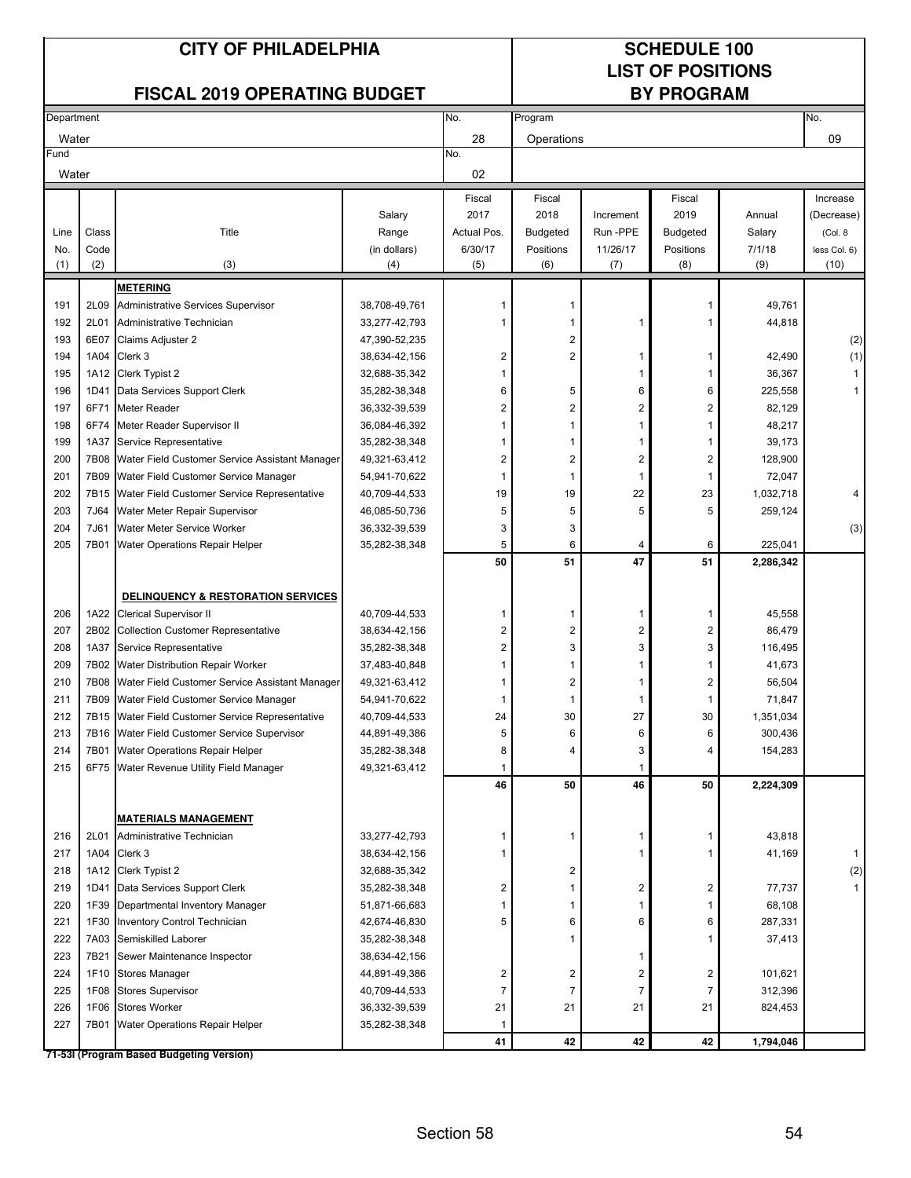# CITY OF PHILADELPHIA

## FISCAL 2019 OPERATING BUDGET

# SCHEDULE 100
## LIST OF POSITIONS BY PROGRAM

| Department | No. | Program | No. |
|---|---|---|---|
| Water | 28 | Operations | 09 |
| **Fund** | **No.** | | |
| Water | 02 | | |

| Line No. (1) | Class Code (2) | Title (3) | Salary Range (in dollars) (4) | Fiscal 2017 Actual Pos. 6/30/17 (5) | Fiscal 2018 Budgeted Positions (6) | Increment Run -PPE 11/26/17 (7) | Fiscal 2019 Budgeted Positions (8) | Annual Salary 7/1/18 (9) | Increase (Decrease) (Col. 8 less Col. 6) (10) |
|---|---|---|---|---|---|---|---|---|---|
| | | **METERING** | | | | | | | |
| 191 | 2L09 | Administrative Services Supervisor | 38,708-49,761 | 1 | 1 | | 1 | 49,761 | |
| 192 | 2L01 | Administrative Technician | 33,277-42,793 | 1 | 1 | 1 | 1 | 44,818 | |
| 193 | 6E07 | Claims Adjuster 2 | 47,390-52,235 | | 2 | | | | (2) |
| 194 | 1A04 | Clerk 3 | 38,634-42,156 | 2 | 2 | 1 | 1 | 42,490 | (1) |
| 195 | 1A12 | Clerk Typist 2 | 32,688-35,342 | 1 | | 1 | 1 | 36,367 | 1 |
| 196 | 1D41 | Data Services Support Clerk | 35,282-38,348 | 6 | 5 | 6 | 6 | 225,558 | 1 |
| 197 | 6F71 | Meter Reader | 36,332-39,539 | 2 | 2 | 2 | 2 | 82,129 | |
| 198 | 6F74 | Meter Reader Supervisor II | 36,084-46,392 | 1 | 1 | 1 | 1 | 48,217 | |
| 199 | 1A37 | Service Representative | 35,282-38,348 | 1 | 1 | 1 | 1 | 39,173 | |
| 200 | 7B08 | Water Field Customer Service Assistant Manager | 49,321-63,412 | 2 | 2 | 2 | 2 | 128,900 | |
| 201 | 7B09 | Water Field Customer Service Manager | 54,941-70,622 | 1 | 1 | 1 | 1 | 72,047 | |
| 202 | 7B15 | Water Field Customer Service Representative | 40,709-44,533 | 19 | 19 | 22 | 23 | 1,032,718 | 4 |
| 203 | 7J64 | Water Meter Repair Supervisor | 46,085-50,736 | 5 | 5 | 5 | 5 | 259,124 | |
| 204 | 7J61 | Water Meter Service Worker | 36,332-39,539 | 3 | 3 | | | | (3) |
| 205 | 7B01 | Water Operations Repair Helper | 35,282-38,348 | 5 | 6 | 4 | 6 | 225,041 | |
| | | | | **50** | **51** | **47** | **51** | **2,286,342** | |
| | | **DELINQUENCY & RESTORATION SERVICES** | | | | | | | |
| 206 | 1A22 | Clerical Supervisor II | 40,709-44,533 | 1 | 1 | 1 | 1 | 45,558 | |
| 207 | 2B02 | Collection Customer Representative | 38,634-42,156 | 2 | 2 | 2 | 2 | 86,479 | |
| 208 | 1A37 | Service Representative | 35,282-38,348 | 2 | 3 | 3 | 3 | 116,495 | |
| 209 | 7B02 | Water Distribution Repair Worker | 37,483-40,848 | 1 | 1 | 1 | 1 | 41,673 | |
| 210 | 7B08 | Water Field Customer Service Assistant Manager | 49,321-63,412 | 1 | 2 | 1 | 2 | 56,504 | |
| 211 | 7B09 | Water Field Customer Service Manager | 54,941-70,622 | 1 | 1 | 1 | 1 | 71,847 | |
| 212 | 7B15 | Water Field Customer Service Representative | 40,709-44,533 | 24 | 30 | 27 | 30 | 1,351,034 | |
| 213 | 7B16 | Water Field Customer Service Supervisor | 44,891-49,386 | 5 | 6 | 6 | 6 | 300,436 | |
| 214 | 7B01 | Water Operations Repair Helper | 35,282-38,348 | 8 | 4 | 3 | 4 | 154,283 | |
| 215 | 6F75 | Water Revenue Utility Field Manager | 49,321-63,412 | 1 | | 1 | | | |
| | | | | **46** | **50** | **46** | **50** | **2,224,309** | |
| | | **MATERIALS MANAGEMENT** | | | | | | | |
| 216 | 2L01 | Administrative Technician | 33,277-42,793 | 1 | 1 | 1 | 1 | 43,818 | |
| 217 | 1A04 | Clerk 3 | 38,634-42,156 | 1 | | 1 | 1 | 41,169 | 1 |
| 218 | 1A12 | Clerk Typist 2 | 32,688-35,342 | | 2 | | | | (2) |
| 219 | 1D41 | Data Services Support Clerk | 35,282-38,348 | 2 | 1 | 2 | 2 | 77,737 | 1 |
| 220 | 1F39 | Departmental Inventory Manager | 51,871-66,683 | 1 | 1 | 1 | 1 | 68,108 | |
| 221 | 1F30 | Inventory Control Technician | 42,674-46,830 | 5 | 6 | 6 | 6 | 287,331 | |
| 222 | 7A03 | Semiskilled Laborer | 35,282-38,348 | | 1 | | 1 | 37,413 | |
| 223 | 7B21 | Sewer Maintenance Inspector | 38,634-42,156 | | | 1 | | | |
| 224 | 1F10 | Stores Manager | 44,891-49,386 | 2 | 2 | 2 | 2 | 101,621 | |
| 225 | 1F08 | Stores Supervisor | 40,709-44,533 | 7 | 7 | 7 | 7 | 312,396 | |
| 226 | 1F06 | Stores Worker | 36,332-39,539 | 21 | 21 | 21 | 21 | 824,453 | |
| 227 | 7B01 | Water Operations Repair Helper | 35,282-38,348 | 1 | | | | | |
| | | | | **41** | **42** | **42** | **42** | **1,794,046** | |

**71-53I (Program Based Budgeting Version)**

Section 58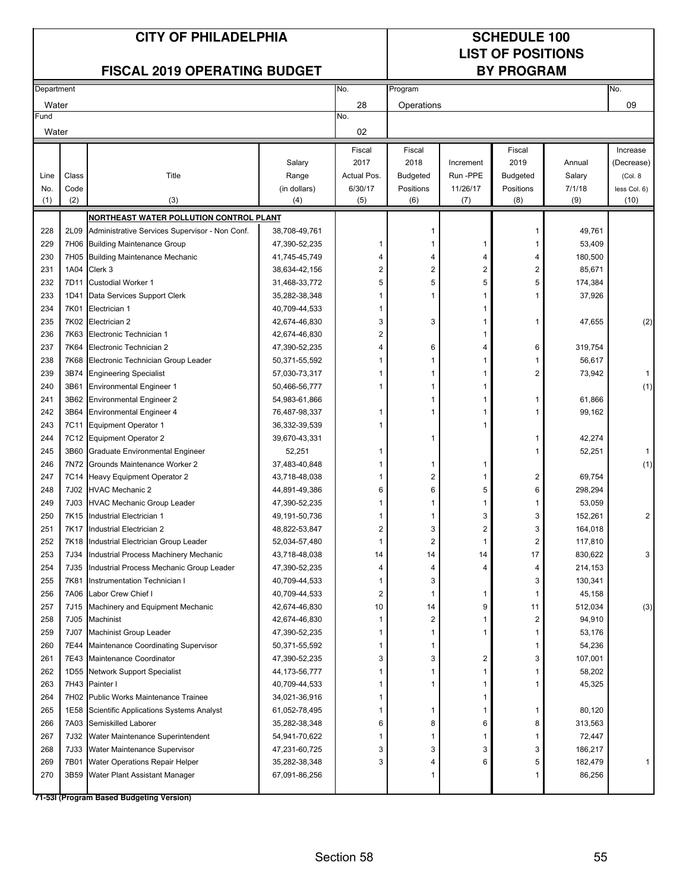# CITY OF PHILADELPHIA

## FISCAL 2019 OPERATING BUDGET

## SCHEDULE 100 LIST OF POSITIONS BY PROGRAM

| Department | No. | Program | No. |
|---|---|---|---|
| Water | 28 | Operations | 09 |
| **Fund** | **No.** | | |
| Water | 02 | | |

| Line No. (1) | Class Code (2) | Title (3) | Salary Range (in dollars) (4) | Fiscal 2017 Actual Pos. 6/30/17 (5) | Fiscal 2018 Budgeted Positions (6) | Increment Run -PPE 11/26/17 (7) | Fiscal 2019 Budgeted Positions (8) | Annual Salary 7/1/18 (9) | Increase (Decrease) (Col. 8 less Col. 6) (10) |
|---|---|---|---|---|---|---|---|---|---|
| | | **NORTHEAST WATER POLLUTION CONTROL PLANT** | | | | | | | |
| 228 | 2L09 | Administrative Services Supervisor - Non Conf. | 38,708-49,761 | | 1 | | 1 | 49,761 | |
| 229 | 7H06 | Building Maintenance Group | 47,390-52,235 | 1 | 1 | 1 | 1 | 53,409 | |
| 230 | 7H05 | Building Maintenance Mechanic | 41,745-45,749 | 4 | 4 | 4 | 4 | 180,500 | |
| 231 | 1A04 | Clerk 3 | 38,634-42,156 | 2 | 2 | 2 | 2 | 85,671 | |
| 232 | 7D11 | Custodial Worker 1 | 31,468-33,772 | 5 | 5 | 5 | 5 | 174,384 | |
| 233 | 1D41 | Data Services Support Clerk | 35,282-38,348 | 1 | 1 | 1 | 1 | 37,926 | |
| 234 | 7K01 | Electrician 1 | 40,709-44,533 | 1 | | 1 | | | |
| 235 | 7K02 | Electrician 2 | 42,674-46,830 | 3 | 3 | 1 | 1 | 47,655 | (2) |
| 236 | 7K63 | Electronic Technician 1 | 42,674-46,830 | 2 | | 1 | | | |
| 237 | 7K64 | Electronic Technician 2 | 47,390-52,235 | 4 | 6 | 4 | 6 | 319,754 | |
| 238 | 7K68 | Electronic Technician Group Leader | 50,371-55,592 | 1 | 1 | 1 | 1 | 56,617 | |
| 239 | 3B74 | Engineering Specialist | 57,030-73,317 | 1 | 1 | 1 | 2 | 73,942 | 1 |
| 240 | 3B61 | Environmental Engineer 1 | 50,466-56,777 | 1 | 1 | 1 | | | (1) |
| 241 | 3B62 | Environmental Engineer 2 | 54,983-61,866 | | 1 | 1 | 1 | 61,866 | |
| 242 | 3B64 | Environmental Engineer 4 | 76,487-98,337 | 1 | 1 | 1 | 1 | 99,162 | |
| 243 | 7C11 | Equipment Operator 1 | 36,332-39,539 | 1 | | 1 | | | |
| 244 | 7C12 | Equipment Operator 2 | 39,670-43,331 | | 1 | | 1 | 42,274 | |
| 245 | 3B60 | Graduate Environmental Engineer | 52,251 | 1 | | | 1 | 52,251 | 1 |
| 246 | 7N72 | Grounds Maintenance Worker 2 | 37,483-40,848 | 1 | 1 | 1 | | | (1) |
| 247 | 7C14 | Heavy Equipment Operator 2 | 43,718-48,038 | 1 | 2 | 1 | 2 | 69,754 | |
| 248 | 7J02 | HVAC Mechanic 2 | 44,891-49,386 | 6 | 6 | 5 | 6 | 298,294 | |
| 249 | 7J03 | HVAC Mechanic Group Leader | 47,390-52,235 | 1 | 1 | 1 | 1 | 53,059 | |
| 250 | 7K15 | Industrial Electrician 1 | 49,191-50,736 | 1 | 1 | 3 | 3 | 152,261 | 2 |
| 251 | 7K17 | Industrial Electrician 2 | 48,822-53,847 | 2 | 3 | 2 | 3 | 164,018 | |
| 252 | 7K18 | Industrial Electrician Group Leader | 52,034-57,480 | 1 | 2 | 1 | 2 | 117,810 | |
| 253 | 7J34 | Industrial Process Machinery Mechanic | 43,718-48,038 | 14 | 14 | 14 | 17 | 830,622 | 3 |
| 254 | 7J35 | Industrial Process Mechanic Group Leader | 47,390-52,235 | 4 | 4 | 4 | 4 | 214,153 | |
| 255 | 7K81 | Instrumentation Technician I | 40,709-44,533 | 1 | 3 | | 3 | 130,341 | |
| 256 | 7A06 | Labor Crew Chief I | 40,709-44,533 | 2 | 1 | 1 | 1 | 45,158 | |
| 257 | 7J15 | Machinery and Equipment Mechanic | 42,674-46,830 | 10 | 14 | 9 | 11 | 512,034 | (3) |
| 258 | 7J05 | Machinist | 42,674-46,830 | 1 | 2 | 1 | 2 | 94,910 | |
| 259 | 7J07 | Machinist Group Leader | 47,390-52,235 | 1 | 1 | 1 | 1 | 53,176 | |
| 260 | 7E44 | Maintenance Coordinating Supervisor | 50,371-55,592 | 1 | 1 | | 1 | 54,236 | |
| 261 | 7E43 | Maintenance Coordinator | 47,390-52,235 | 3 | 3 | 2 | 3 | 107,001 | |
| 262 | 1D55 | Network Support Specialist | 44,173-56,777 | 1 | 1 | 1 | 1 | 58,202 | |
| 263 | 7H43 | Painter I | 40,709-44,533 | 1 | 1 | 1 | 1 | 45,325 | |
| 264 | 7H02 | Public Works Maintenance Trainee | 34,021-36,916 | 1 | | 1 | | | |
| 265 | 1E58 | Scientific Applications Systems Analyst | 61,052-78,495 | 1 | 1 | 1 | 1 | 80,120 | |
| 266 | 7A03 | Semiskilled Laborer | 35,282-38,348 | 6 | 8 | 6 | 8 | 313,563 | |
| 267 | 7J32 | Water Maintenance Superintendent | 54,941-70,622 | 1 | 1 | 1 | 1 | 72,447 | |
| 268 | 7J33 | Water Maintenance Supervisor | 47,231-60,725 | 3 | 3 | 3 | 3 | 186,217 | |
| 269 | 7B01 | Water Operations Repair Helper | 35,282-38,348 | 3 | 4 | 6 | 5 | 182,479 | 1 |
| 270 | 3B59 | Water Plant Assistant Manager | 67,091-86,256 | | 1 | | 1 | 86,256 | |

**71-53I (Program Based Budgeting Version)**

Section 58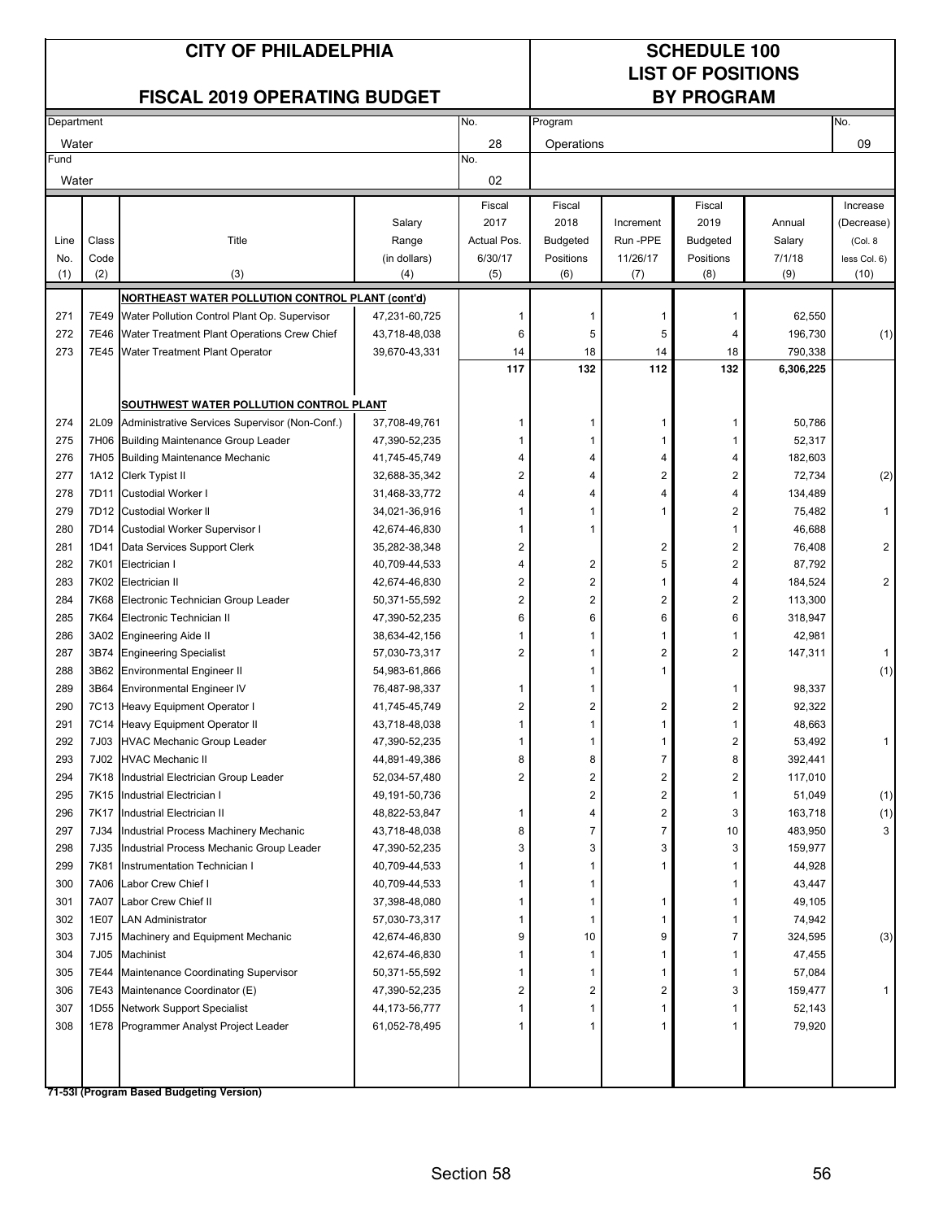# CITY OF PHILADELPHIA

## FISCAL 2019 OPERATING BUDGET

## SCHEDULE 100 LIST OF POSITIONS BY PROGRAM

| Department | No. | Program | No. |
|---|---|---|---|
| Water | 28 | Operations | 09 |
| Fund | No. | | |
| Water | 02 | | |

| Line No. (1) | Class Code (2) | Title (3) | Salary Range (in dollars) (4) | Fiscal 2017 Actual Pos. 6/30/17 (5) | Fiscal 2018 Budgeted Positions (6) | Increment Run -PPE 11/26/17 (7) | Fiscal 2019 Budgeted Positions (8) | Annual Salary 7/1/18 (9) | Increase (Decrease) (Col. 8 less Col. 6) (10) |
|---|---|---|---|---|---|---|---|---|---|
| | | **NORTHEAST WATER POLLUTION CONTROL PLANT (cont'd)** | | | | | | | |
| 271 | 7E49 | Water Pollution Control Plant Op. Supervisor | 47,231-60,725 | 1 | 1 | 1 | 1 | 62,550 | |
| 272 | 7E46 | Water Treatment Plant Operations Crew Chief | 43,718-48,038 | 6 | 5 | 5 | 4 | 196,730 | (1) |
| 273 | 7E45 | Water Treatment Plant Operator | 39,670-43,331 | 14 | 18 | 14 | 18 | 790,338 | |
| | | | | **117** | **132** | **112** | **132** | **6,306,225** | |
| | | **SOUTHWEST WATER POLLUTION CONTROL PLANT** | | | | | | | |
| 274 | 2L09 | Administrative Services Supervisor (Non-Conf.) | 37,708-49,761 | 1 | 1 | 1 | 1 | 50,786 | |
| 275 | 7H06 | Building Maintenance Group Leader | 47,390-52,235 | 1 | 1 | 1 | 1 | 52,317 | |
| 276 | 7H05 | Building Maintenance Mechanic | 41,745-45,749 | 4 | 4 | 4 | 4 | 182,603 | |
| 277 | 1A12 | Clerk Typist II | 32,688-35,342 | 2 | 4 | 2 | 2 | 72,734 | (2) |
| 278 | 7D11 | Custodial Worker I | 31,468-33,772 | 4 | 4 | 4 | 4 | 134,489 | |
| 279 | 7D12 | Custodial Worker II | 34,021-36,916 | 1 | 1 | 1 | 2 | 75,482 | 1 |
| 280 | 7D14 | Custodial Worker Supervisor I | 42,674-46,830 | 1 | 1 | | 1 | 46,688 | |
| 281 | 1D41 | Data Services Support Clerk | 35,282-38,348 | 2 | | 2 | 2 | 76,408 | 2 |
| 282 | 7K01 | Electrician I | 40,709-44,533 | 4 | 2 | 5 | 2 | 87,792 | |
| 283 | 7K02 | Electrician II | 42,674-46,830 | 2 | 2 | 1 | 4 | 184,524 | 2 |
| 284 | 7K68 | Electronic Technician Group Leader | 50,371-55,592 | 2 | 2 | 2 | 2 | 113,300 | |
| 285 | 7K64 | Electronic Technician II | 47,390-52,235 | 6 | 6 | 6 | 6 | 318,947 | |
| 286 | 3A02 | Engineering Aide II | 38,634-42,156 | 1 | 1 | 1 | 1 | 42,981 | |
| 287 | 3B74 | Engineering Specialist | 57,030-73,317 | 2 | 1 | 2 | 2 | 147,311 | 1 |
| 288 | 3B62 | Environmental Engineer II | 54,983-61,866 | | 1 | 1 | | | (1) |
| 289 | 3B64 | Environmental Engineer IV | 76,487-98,337 | 1 | 1 | | 1 | 98,337 | |
| 290 | 7C13 | Heavy Equipment Operator I | 41,745-45,749 | 2 | 2 | 2 | 2 | 92,322 | |
| 291 | 7C14 | Heavy Equipment Operator II | 43,718-48,038 | 1 | 1 | 1 | 1 | 48,663 | |
| 292 | 7J03 | HVAC Mechanic Group Leader | 47,390-52,235 | 1 | 1 | 1 | 2 | 53,492 | 1 |
| 293 | 7J02 | HVAC Mechanic II | 44,891-49,386 | 8 | 8 | 7 | 8 | 392,441 | |
| 294 | 7K18 | Industrial Electrician Group Leader | 52,034-57,480 | 2 | 2 | 2 | 2 | 117,010 | |
| 295 | 7K15 | Industrial Electrician I | 49,191-50,736 | | 2 | 2 | 1 | 51,049 | (1) |
| 296 | 7K17 | Industrial Electrician II | 48,822-53,847 | 1 | 4 | 2 | 3 | 163,718 | (1) |
| 297 | 7J34 | Industrial Process Machinery Mechanic | 43,718-48,038 | 8 | 7 | 7 | 10 | 483,950 | 3 |
| 298 | 7J35 | Industrial Process Mechanic Group Leader | 47,390-52,235 | 3 | 3 | 3 | 3 | 159,977 | |
| 299 | 7K81 | Instrumentation Technician I | 40,709-44,533 | 1 | 1 | 1 | 1 | 44,928 | |
| 300 | 7A06 | Labor Crew Chief I | 40,709-44,533 | 1 | 1 | | 1 | 43,447 | |
| 301 | 7A07 | Labor Crew Chief II | 37,398-48,080 | 1 | 1 | 1 | 1 | 49,105 | |
| 302 | 1E07 | LAN Administrator | 57,030-73,317 | 1 | 1 | 1 | 1 | 74,942 | |
| 303 | 7J15 | Machinery and Equipment Mechanic | 42,674-46,830 | 9 | 10 | 9 | 7 | 324,595 | (3) |
| 304 | 7J05 | Machinist | 42,674-46,830 | 1 | 1 | 1 | 1 | 47,455 | |
| 305 | 7E44 | Maintenance Coordinating Supervisor | 50,371-55,592 | 1 | 1 | 1 | 1 | 57,084 | |
| 306 | 7E43 | Maintenance Coordinator (E) | 47,390-52,235 | 2 | 2 | 2 | 3 | 159,477 | 1 |
| 307 | 1D55 | Network Support Specialist | 44,173-56,777 | 1 | 1 | 1 | 1 | 52,143 | |
| 308 | 1E78 | Programmer Analyst Project Leader | 61,052-78,495 | 1 | 1 | 1 | 1 | 79,920 | |

**71-53I (Program Based Budgeting Version)**

Section 58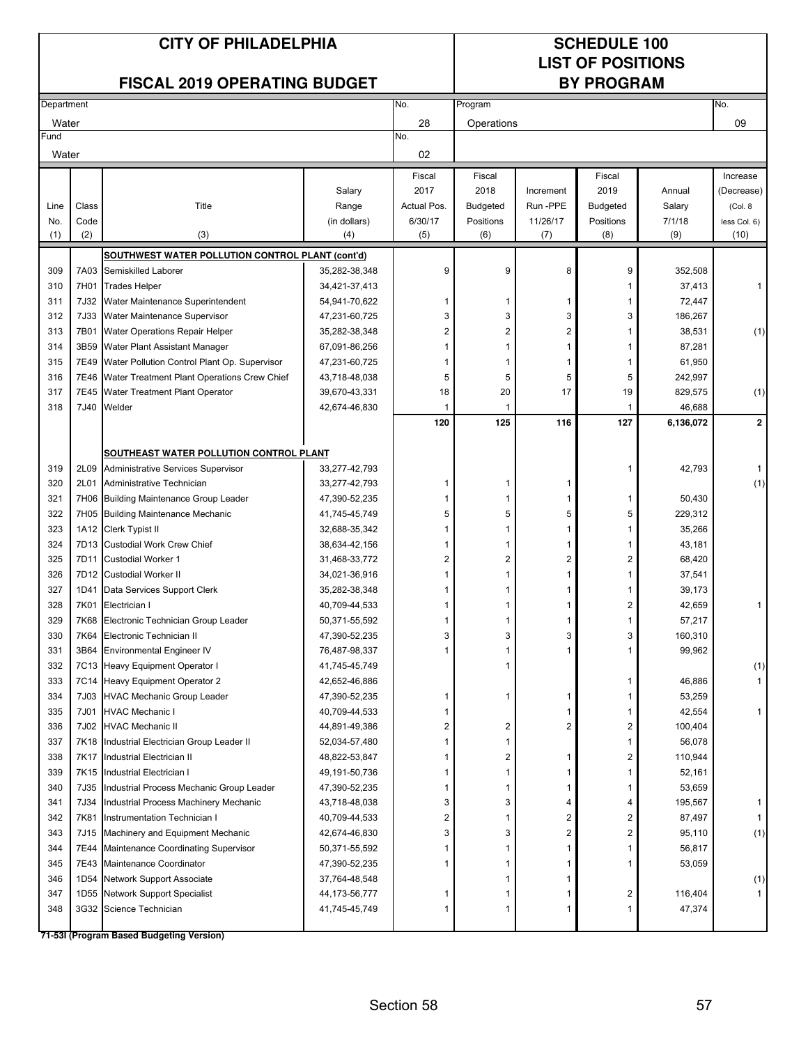# CITY OF PHILADELPHIA

## FISCAL 2019 OPERATING BUDGET

## SCHEDULE 100 LIST OF POSITIONS BY PROGRAM

| Department | No. | Program | No. |
|---|---|---|---|
| Water | 28 | Operations | 09 |
| Fund | No. | | |
| Water | 02 | | |

| Line No. (1) | Class Code (2) | Title (3) | Salary Range (in dollars) (4) | Fiscal 2017 Actual Pos. 6/30/17 (5) | Fiscal 2018 Budgeted Positions (6) | Increment Run -PPE 11/26/17 (7) | Fiscal 2019 Budgeted Positions (8) | Annual Salary 7/1/18 (9) | Increase (Decrease) (Col. 8 less Col. 6) (10) |
|---|---|---|---|---|---|---|---|---|---|
| | | **SOUTHWEST WATER POLLUTION CONTROL PLANT (cont'd)** | | | | | | | |
| 309 | 7A03 | Semiskilled Laborer | 35,282-38,348 | 9 | 9 | 8 | 9 | 352,508 | |
| 310 | 7H01 | Trades Helper | 34,421-37,413 | | | | 1 | 37,413 | 1 |
| 311 | 7J32 | Water Maintenance Superintendent | 54,941-70,622 | 1 | 1 | 1 | 1 | 72,447 | |
| 312 | 7J33 | Water Maintenance Supervisor | 47,231-60,725 | 3 | 3 | 3 | 3 | 186,267 | |
| 313 | 7B01 | Water Operations Repair Helper | 35,282-38,348 | 2 | 2 | 2 | 1 | 38,531 | (1) |
| 314 | 3B59 | Water Plant Assistant Manager | 67,091-86,256 | 1 | 1 | 1 | 1 | 87,281 | |
| 315 | 7E49 | Water Pollution Control Plant Op. Supervisor | 47,231-60,725 | 1 | 1 | 1 | 1 | 61,950 | |
| 316 | 7E46 | Water Treatment Plant Operations Crew Chief | 43,718-48,038 | 5 | 5 | 5 | 5 | 242,997 | |
| 317 | 7E45 | Water Treatment Plant Operator | 39,670-43,331 | 18 | 20 | 17 | 19 | 829,575 | (1) |
| 318 | 7J40 | Welder | 42,674-46,830 | 1 | 1 | | 1 | 46,688 | |
| | | | | **120** | **125** | **116** | **127** | **6,136,072** | **2** |
| | | **SOUTHEAST WATER POLLUTION CONTROL PLANT** | | | | | | | |
| 319 | 2L09 | Administrative Services Supervisor | 33,277-42,793 | | | | 1 | 42,793 | 1 |
| 320 | 2L01 | Administrative Technician | 33,277-42,793 | 1 | 1 | 1 | | | (1) |
| 321 | 7H06 | Building Maintenance Group Leader | 47,390-52,235 | 1 | 1 | 1 | 1 | 50,430 | |
| 322 | 7H05 | Building Maintenance Mechanic | 41,745-45,749 | 5 | 5 | 5 | 5 | 229,312 | |
| 323 | 1A12 | Clerk Typist II | 32,688-35,342 | 1 | 1 | 1 | 1 | 35,266 | |
| 324 | 7D13 | Custodial Work Crew Chief | 38,634-42,156 | 1 | 1 | 1 | 1 | 43,181 | |
| 325 | 7D11 | Custodial Worker 1 | 31,468-33,772 | 2 | 2 | 2 | 2 | 68,420 | |
| 326 | 7D12 | Custodial Worker II | 34,021-36,916 | 1 | 1 | 1 | 1 | 37,541 | |
| 327 | 1D41 | Data Services Support Clerk | 35,282-38,348 | 1 | 1 | 1 | 1 | 39,173 | |
| 328 | 7K01 | Electrician I | 40,709-44,533 | 1 | 1 | 1 | 2 | 42,659 | 1 |
| 329 | 7K68 | Electronic Technician Group Leader | 50,371-55,592 | 1 | 1 | 1 | 1 | 57,217 | |
| 330 | 7K64 | Electronic Technician II | 47,390-52,235 | 3 | 3 | 3 | 3 | 160,310 | |
| 331 | 3B64 | Environmental Engineer IV | 76,487-98,337 | 1 | 1 | 1 | 1 | 99,962 | |
| 332 | 7C13 | Heavy Equipment Operator I | 41,745-45,749 | | 1 | | | | (1) |
| 333 | 7C14 | Heavy Equipment Operator 2 | 42,652-46,886 | | | | 1 | 46,886 | 1 |
| 334 | 7J03 | HVAC Mechanic Group Leader | 47,390-52,235 | 1 | 1 | 1 | 1 | 53,259 | |
| 335 | 7J01 | HVAC Mechanic I | 40,709-44,533 | 1 | | 1 | 1 | 42,554 | 1 |
| 336 | 7J02 | HVAC Mechanic II | 44,891-49,386 | 2 | 2 | 2 | 2 | 100,404 | |
| 337 | 7K18 | Industrial Electrician Group Leader II | 52,034-57,480 | 1 | 1 | | 1 | 56,078 | |
| 338 | 7K17 | Industrial Electrician II | 48,822-53,847 | 1 | 2 | 1 | 2 | 110,944 | |
| 339 | 7K15 | Industrial Electrician I | 49,191-50,736 | 1 | 1 | 1 | 1 | 52,161 | |
| 340 | 7J35 | Industrial Process Mechanic Group Leader | 47,390-52,235 | 1 | 1 | 1 | 1 | 53,659 | |
| 341 | 7J34 | Industrial Process Machinery Mechanic | 43,718-48,038 | 3 | 3 | 4 | 4 | 195,567 | 1 |
| 342 | 7K81 | Instrumentation Technician I | 40,709-44,533 | 2 | 1 | 2 | 2 | 87,497 | 1 |
| 343 | 7J15 | Machinery and Equipment Mechanic | 42,674-46,830 | 3 | 3 | 2 | 2 | 95,110 | (1) |
| 344 | 7E44 | Maintenance Coordinating Supervisor | 50,371-55,592 | 1 | 1 | 1 | 1 | 56,817 | |
| 345 | 7E43 | Maintenance Coordinator | 47,390-52,235 | 1 | 1 | 1 | 1 | 53,059 | |
| 346 | 1D54 | Network Support Associate | 37,764-48,548 | | 1 | 1 | | | (1) |
| 347 | 1D55 | Network Support Specialist | 44,173-56,777 | 1 | 1 | 1 | 2 | 116,404 | 1 |
| 348 | 3G32 | Science Technician | 41,745-45,749 | 1 | 1 | 1 | 1 | 47,374 | |

**71-53l (Program Based Budgeting Version)**

Section 58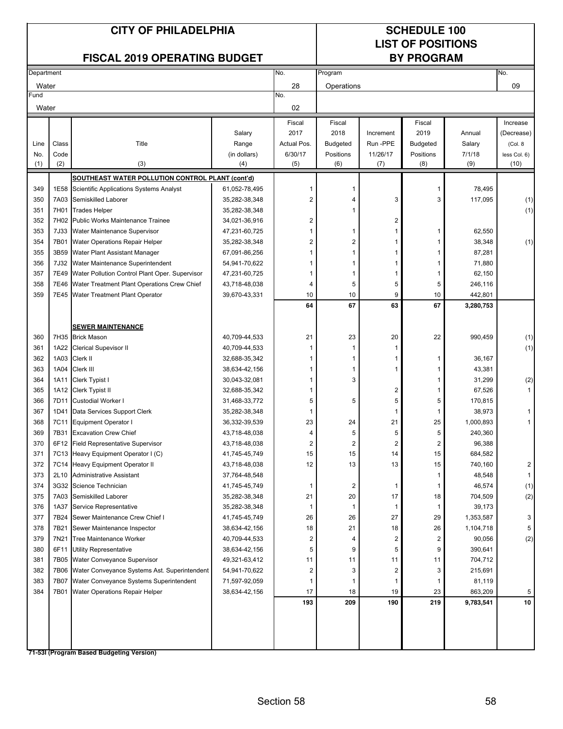# CITY OF PHILADELPHIA

## FISCAL 2019 OPERATING BUDGET

# SCHEDULE 100
## LIST OF POSITIONS
## BY PROGRAM

| Department | No. | Program | No. |
|---|---|---|---|
| Water | 28 | Operations | 09 |
| Fund | No. | | |
| Water | 02 | | |

| Line No. (1) | Class Code (2) | Title (3) | Salary Range (in dollars) (4) | Fiscal 2017 Actual Pos. 6/30/17 (5) | Fiscal 2018 Budgeted Positions (6) | Increment Run -PPE 11/26/17 (7) | Fiscal 2019 Budgeted Positions (8) | Annual Salary 7/1/18 (9) | Increase (Decrease) (Col. 8 less Col. 6) (10) |
|---|---|---|---|---|---|---|---|---|---|
| | | **SOUTHEAST WATER POLLUTION CONTROL PLANT (cont'd)** | | | | | | | |
| 349 | 1E58 | Scientific Applications Systems Analyst | 61,052-78,495 | 1 | 1 | | 1 | 78,495 | |
| 350 | 7A03 | Semiskilled Laborer | 35,282-38,348 | 2 | 4 | 3 | 3 | 117,095 | (1) |
| 351 | 7H01 | Trades Helper | 35,282-38,348 | | 1 | | | | (1) |
| 352 | 7H02 | Public Works Maintenance Trainee | 34,021-36,916 | 2 | | 2 | | | |
| 353 | 7J33 | Water Maintenance Supervisor | 47,231-60,725 | 1 | 1 | 1 | 1 | 62,550 | |
| 354 | 7B01 | Water Operations Repair Helper | 35,282-38,348 | 2 | 2 | 1 | 1 | 38,348 | (1) |
| 355 | 3B59 | Water Plant Assistant Manager | 67,091-86,256 | 1 | 1 | 1 | 1 | 87,281 | |
| 356 | 7J32 | Water Maintenance Superintendent | 54,941-70,622 | 1 | 1 | 1 | 1 | 71,880 | |
| 357 | 7E49 | Water Pollution Control Plant Oper. Supervisor | 47,231-60,725 | 1 | 1 | 1 | 1 | 62,150 | |
| 358 | 7E46 | Water Treatment Plant Operations Crew Chief | 43,718-48,038 | 4 | 5 | 5 | 5 | 246,116 | |
| 359 | 7E45 | Water Treatment Plant Operator | 39,670-43,331 | 10 | 10 | 9 | 10 | 442,801 | |
| | | | | **64** | **67** | **63** | **67** | **3,280,753** | |
| | | **SEWER MAINTENANCE** | | | | | | | |
| 360 | 7H35 | Brick Mason | 40,709-44,533 | 21 | 23 | 20 | 22 | 990,459 | (1) |
| 361 | 1A22 | Clerical Supevisor II | 40,709-44,533 | 1 | 1 | 1 | | | (1) |
| 362 | 1A03 | Clerk II | 32,688-35,342 | 1 | 1 | 1 | 1 | 36,167 | |
| 363 | 1A04 | Clerk III | 38,634-42,156 | 1 | 1 | 1 | 1 | 43,381 | |
| 364 | 1A11 | Clerk Typist I | 30,043-32,081 | 1 | 3 | | 1 | 31,299 | (2) |
| 365 | 1A12 | Clerk Typist II | 32,688-35,342 | 1 | | 2 | 1 | 67,526 | 1 |
| 366 | 7D11 | Custodial Worker I | 31,468-33,772 | 5 | 5 | 5 | 5 | 170,815 | |
| 367 | 1D41 | Data Services Support Clerk | 35,282-38,348 | 1 | | 1 | 1 | 38,973 | 1 |
| 368 | 7C11 | Equipment Operator I | 36,332-39,539 | 23 | 24 | 21 | 25 | 1,000,893 | 1 |
| 369 | 7B31 | Excavation Crew Chief | 43,718-48,038 | 4 | 5 | 5 | 5 | 240,360 | |
| 370 | 6F12 | Field Representative Supervisor | 43,718-48,038 | 2 | 2 | 2 | 2 | 96,388 | |
| 371 | 7C13 | Heavy Equipment Operator I (C) | 41,745-45,749 | 15 | 15 | 14 | 15 | 684,582 | |
| 372 | 7C14 | Heavy Equipment Operator II | 43,718-48,038 | 12 | 13 | 13 | 15 | 740,160 | 2 |
| 373 | 2L10 | Administrative Assistant | 37,764-48,548 | | | | 1 | 48,548 | 1 |
| 374 | 3G32 | Science Technician | 41,745-45,749 | 1 | 2 | 1 | 1 | 46,574 | (1) |
| 375 | 7A03 | Semiskilled Laborer | 35,282-38,348 | 21 | 20 | 17 | 18 | 704,509 | (2) |
| 376 | 1A37 | Service Representative | 35,282-38,348 | 1 | 1 | 1 | 1 | 39,173 | |
| 377 | 7B24 | Sewer Maintenance Crew Chief I | 41,745-45,749 | 26 | 26 | 27 | 29 | 1,353,587 | 3 |
| 378 | 7B21 | Sewer Maintenance Inspector | 38,634-42,156 | 18 | 21 | 18 | 26 | 1,104,718 | 5 |
| 379 | 7N21 | Tree Maintenance Worker | 40,709-44,533 | 2 | 4 | 2 | 2 | 90,056 | (2) |
| 380 | 6F11 | Utility Representative | 38,634-42,156 | 5 | 9 | 5 | 9 | 390,641 | |
| 381 | 7B05 | Water Conveyance Supervisor | 49,321-63,412 | 11 | 11 | 11 | 11 | 704,712 | |
| 382 | 7B06 | Water Conveyance Systems Ast. Superintendent | 54,941-70,622 | 2 | 3 | 2 | 3 | 215,691 | |
| 383 | 7B07 | Water Conveyance Systems Superintendent | 71,597-92,059 | 1 | 1 | 1 | 1 | 81,119 | |
| 384 | 7B01 | Water Operations Repair Helper | 38,634-42,156 | 17 | 18 | 19 | 23 | 863,209 | 5 |
| | | | | **193** | **209** | **190** | **219** | **9,783,541** | **10** |

**71-53I (Program Based Budgeting Version)**

Section 58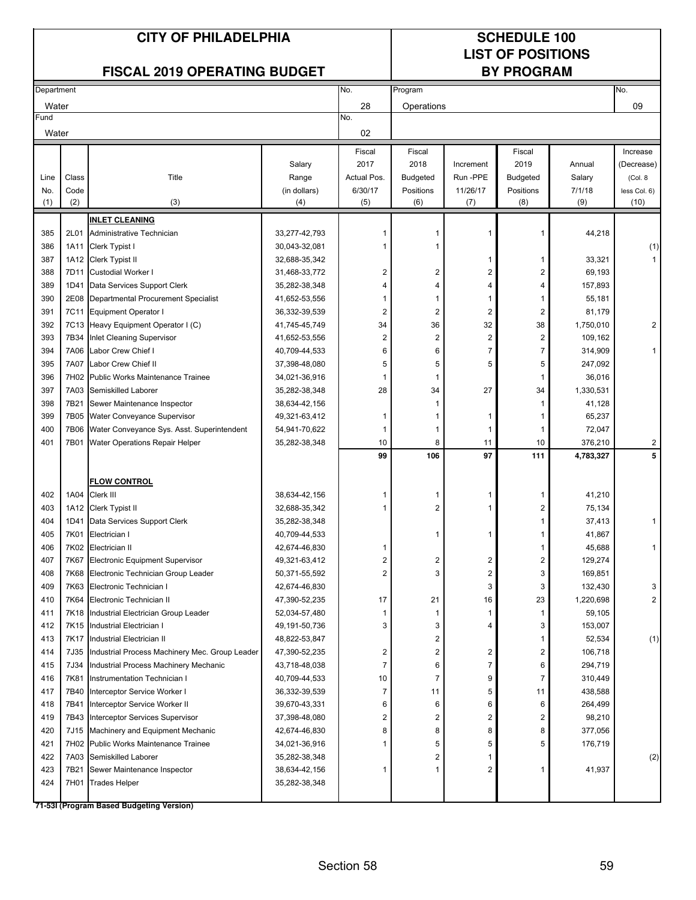# CITY OF PHILADELPHIA

## FISCAL 2019 OPERATING BUDGET

## SCHEDULE 100
## LIST OF POSITIONS
## BY PROGRAM

| Department | No. | Program | No. |
|---|---|---|---|
| Water | 28 | Operations | 09 |
| **Fund** | **No.** | | |
| Water | 02 | | |

| Line No. (1) | Class Code (2) | Title (3) | Salary Range (in dollars) (4) | Fiscal 2017 Actual Pos. 6/30/17 (5) | Fiscal 2018 Budgeted Positions (6) | Increment Run -PPE 11/26/17 (7) | Fiscal 2019 Budgeted Positions (8) | Annual Salary 7/1/18 (9) | Increase (Decrease) (Col. 8 less Col. 6) (10) |
|---|---|---|---|---|---|---|---|---|---|
| | | **INLET CLEANING** | | | | | | | |
| 385 | 2L01 | Administrative Technician | 33,277-42,793 | 1 | 1 | 1 | 1 | 44,218 | |
| 386 | 1A11 | Clerk Typist I | 30,043-32,081 | 1 | 1 | | | | (1) |
| 387 | 1A12 | Clerk Typist II | 32,688-35,342 | | | 1 | 1 | 33,321 | 1 |
| 388 | 7D11 | Custodial Worker I | 31,468-33,772 | 2 | 2 | 2 | 2 | 69,193 | |
| 389 | 1D41 | Data Services Support Clerk | 35,282-38,348 | 4 | 4 | 4 | 4 | 157,893 | |
| 390 | 2E08 | Departmental Procurement Specialist | 41,652-53,556 | 1 | 1 | 1 | 1 | 55,181 | |
| 391 | 7C11 | Equipment Operator I | 36,332-39,539 | 2 | 2 | 2 | 2 | 81,179 | |
| 392 | 7C13 | Heavy Equipment Operator I (C) | 41,745-45,749 | 34 | 36 | 32 | 38 | 1,750,010 | 2 |
| 393 | 7B34 | Inlet Cleaning Supervisor | 41,652-53,556 | 2 | 2 | 2 | 2 | 109,162 | |
| 394 | 7A06 | Labor Crew Chief I | 40,709-44,533 | 6 | 6 | 7 | 7 | 314,909 | 1 |
| 395 | 7A07 | Labor Crew Chief II | 37,398-48,080 | 5 | 5 | 5 | 5 | 247,092 | |
| 396 | 7H02 | Public Works Maintenance Trainee | 34,021-36,916 | 1 | 1 | | 1 | 36,016 | |
| 397 | 7A03 | Semiskilled Laborer | 35,282-38,348 | 28 | 34 | 27 | 34 | 1,330,531 | |
| 398 | 7B21 | Sewer Maintenance Inspector | 38,634-42,156 | | 1 | | 1 | 41,128 | |
| 399 | 7B05 | Water Conveyance Supervisor | 49,321-63,412 | 1 | 1 | 1 | 1 | 65,237 | |
| 400 | 7B06 | Water Conveyance Sys. Asst. Superintendent | 54,941-70,622 | 1 | 1 | 1 | 1 | 72,047 | |
| 401 | 7B01 | Water Operations Repair Helper | 35,282-38,348 | 10 | 8 | 11 | 10 | 376,210 | 2 |
| | | | | **99** | **106** | **97** | **111** | **4,783,327** | **5** |
| | | **FLOW CONTROL** | | | | | | | |
| 402 | 1A04 | Clerk III | 38,634-42,156 | 1 | 1 | 1 | 1 | 41,210 | |
| 403 | 1A12 | Clerk Typist II | 32,688-35,342 | 1 | 2 | 1 | 2 | 75,134 | |
| 404 | 1D41 | Data Services Support Clerk | 35,282-38,348 | | | | 1 | 37,413 | 1 |
| 405 | 7K01 | Electrician I | 40,709-44,533 | | 1 | 1 | 1 | 41,867 | |
| 406 | 7K02 | Electrician II | 42,674-46,830 | 1 | | | 1 | 45,688 | 1 |
| 407 | 7K67 | Electronic Equipment Supervisor | 49,321-63,412 | 2 | 2 | 2 | 2 | 129,274 | |
| 408 | 7K68 | Electronic Technician Group Leader | 50,371-55,592 | 2 | 3 | 2 | 3 | 169,851 | |
| 409 | 7K63 | Electronic Technician I | 42,674-46,830 | | | 3 | 3 | 132,430 | 3 |
| 410 | 7K64 | Electronic Technician II | 47,390-52,235 | 17 | 21 | 16 | 23 | 1,220,698 | 2 |
| 411 | 7K18 | Industrial Electrician Group Leader | 52,034-57,480 | 1 | 1 | 1 | 1 | 59,105 | |
| 412 | 7K15 | Industrial Electrician I | 49,191-50,736 | 3 | 3 | 4 | 3 | 153,007 | |
| 413 | 7K17 | Industrial Electrician II | 48,822-53,847 | | 2 | | 1 | 52,534 | (1) |
| 414 | 7J35 | Industrial Process Machinery Mec. Group Leader | 47,390-52,235 | 2 | 2 | 2 | 2 | 106,718 | |
| 415 | 7J34 | Industrial Process Machinery Mechanic | 43,718-48,038 | 7 | 6 | 7 | 6 | 294,719 | |
| 416 | 7K81 | Instrumentation Technician I | 40,709-44,533 | 10 | 7 | 9 | 7 | 310,449 | |
| 417 | 7B40 | Interceptor Service Worker I | 36,332-39,539 | 7 | 11 | 5 | 11 | 438,588 | |
| 418 | 7B41 | Interceptor Service Worker II | 39,670-43,331 | 6 | 6 | 6 | 6 | 264,499 | |
| 419 | 7B43 | Interceptor Services Supervisor | 37,398-48,080 | 2 | 2 | 2 | 2 | 98,210 | |
| 420 | 7J15 | Machinery and Equipment Mechanic | 42,674-46,830 | 8 | 8 | 8 | 8 | 377,056 | |
| 421 | 7H02 | Public Works Maintenance Trainee | 34,021-36,916 | 1 | 5 | 5 | 5 | 176,719 | |
| 422 | 7A03 | Semiskilled Laborer | 35,282-38,348 | | 2 | 1 | | | (2) |
| 423 | 7B21 | Sewer Maintenance Inspector | 38,634-42,156 | 1 | 1 | 2 | 1 | 41,937 | |
| 424 | 7H01 | Trades Helper | 35,282-38,348 | | | | | | |

**71-53I (Program Based Budgeting Version)**

Section 58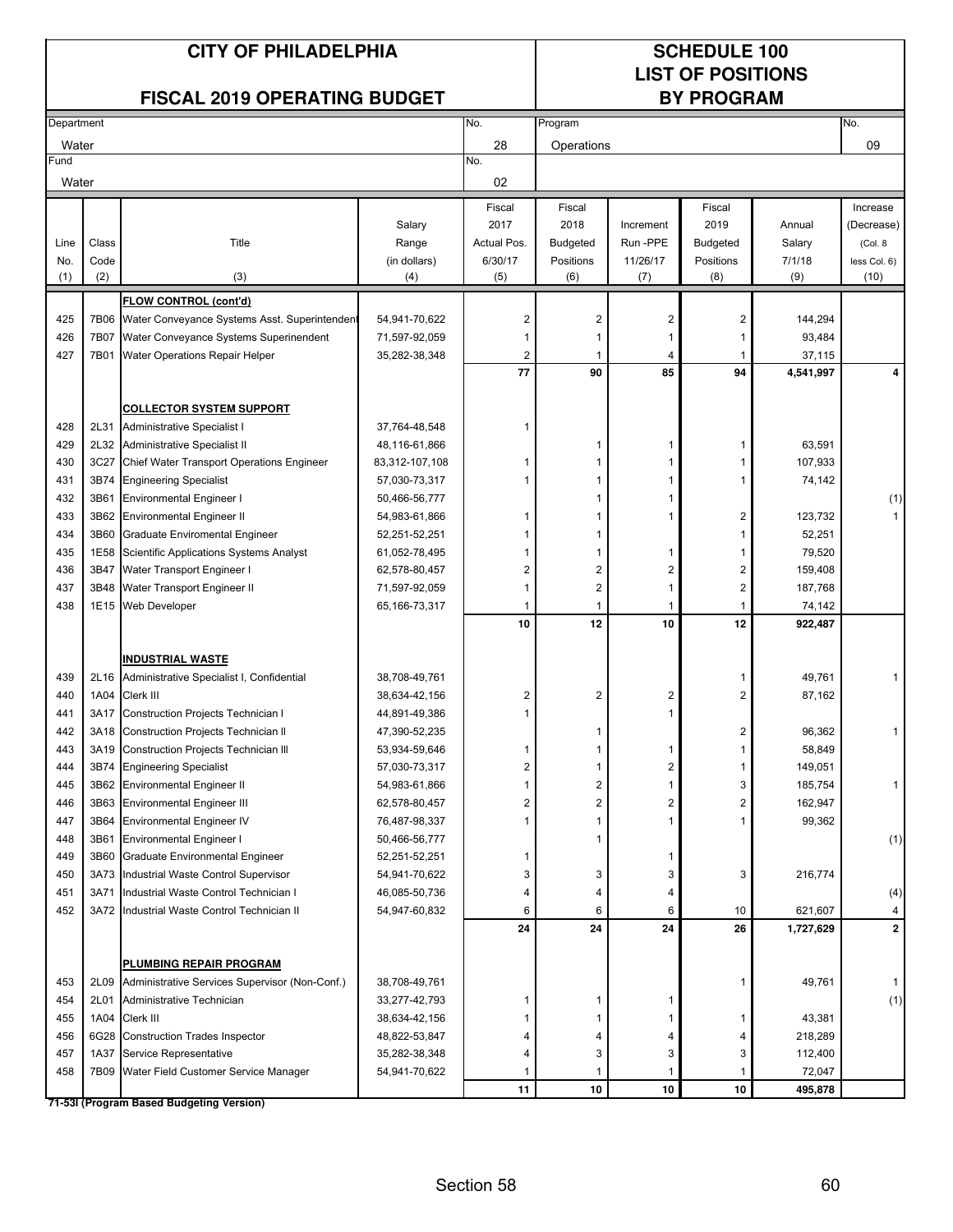# CITY OF PHILADELPHIA

## FISCAL 2019 OPERATING BUDGET

## SCHEDULE 100
## LIST OF POSITIONS
## BY PROGRAM

| Department | No. | Program | No. |
|---|---|---|---|
| Water | 28 | Operations | 09 |
| **Fund** | **No.** | | |
| Water | 02 | | |

| Line No. (1) | Class Code (2) | Title (3) | Salary Range (in dollars) (4) | Fiscal 2017 Actual Pos. 6/30/17 (5) | Fiscal 2018 Budgeted Positions (6) | Increment Run -PPE 11/26/17 (7) | Fiscal 2019 Budgeted Positions (8) | Annual Salary 7/1/18 (9) | Increase (Decrease) (Col. 8 less Col. 6) (10) |
|---|---|---|---|---|---|---|---|---|---|
| | | **FLOW CONTROL (cont'd)** | | | | | | | |
| 425 | 7B06 | Water Conveyance Systems Asst. Superintendent | 54,941-70,622 | 2 | 2 | 2 | 2 | 144,294 | |
| 426 | 7B07 | Water Conveyance Systems Superinendent | 71,597-92,059 | 1 | 1 | 1 | 1 | 93,484 | |
| 427 | 7B01 | Water Operations Repair Helper | 35,282-38,348 | 2 | 1 | 4 | 1 | 37,115 | |
| | | | | **77** | **90** | **85** | **94** | **4,541,997** | **4** |
| | | **COLLECTOR SYSTEM SUPPORT** | | | | | | | |
| 428 | 2L31 | Administrative Specialist I | 37,764-48,548 | 1 | | | | | |
| 429 | 2L32 | Administrative Specialist II | 48,116-61,866 | | 1 | 1 | 1 | 63,591 | |
| 430 | 3C27 | Chief Water Transport Operations Engineer | 83,312-107,108 | 1 | 1 | 1 | 1 | 107,933 | |
| 431 | 3B74 | Engineering Specialist | 57,030-73,317 | 1 | 1 | 1 | 1 | 74,142 | |
| 432 | 3B61 | Environmental Engineer I | 50,466-56,777 | | 1 | 1 | | | (1) |
| 433 | 3B62 | Environmental Engineer II | 54,983-61,866 | 1 | 1 | 1 | 2 | 123,732 | 1 |
| 434 | 3B60 | Graduate Enviromental Engineer | 52,251-52,251 | 1 | 1 | | 1 | 52,251 | |
| 435 | 1E58 | Scientific Applications Systems Analyst | 61,052-78,495 | 1 | 1 | 1 | 1 | 79,520 | |
| 436 | 3B47 | Water Transport Engineer I | 62,578-80,457 | 2 | 2 | 2 | 2 | 159,408 | |
| 437 | 3B48 | Water Transport Engineer II | 71,597-92,059 | 1 | 2 | 1 | 2 | 187,768 | |
| 438 | 1E15 | Web Developer | 65,166-73,317 | 1 | 1 | 1 | 1 | 74,142 | |
| | | | | **10** | **12** | **10** | **12** | **922,487** | |
| | | **INDUSTRIAL WASTE** | | | | | | | |
| 439 | 2L16 | Administrative Specialist I, Confidential | 38,708-49,761 | | | | 1 | 49,761 | 1 |
| 440 | 1A04 | Clerk III | 38,634-42,156 | 2 | 2 | 2 | 2 | 87,162 | |
| 441 | 3A17 | Construction Projects Technician I | 44,891-49,386 | 1 | | 1 | | | |
| 442 | 3A18 | Construction Projects Technician II | 47,390-52,235 | | 1 | | 2 | 96,362 | 1 |
| 443 | 3A19 | Construction Projects Technician III | 53,934-59,646 | 1 | 1 | 1 | 1 | 58,849 | |
| 444 | 3B74 | Engineering Specialist | 57,030-73,317 | 2 | 1 | 2 | 1 | 149,051 | |
| 445 | 3B62 | Environmental Engineer II | 54,983-61,866 | 1 | 2 | 1 | 3 | 185,754 | 1 |
| 446 | 3B63 | Environmental Engineer III | 62,578-80,457 | 2 | 2 | 2 | 2 | 162,947 | |
| 447 | 3B64 | Environmental Engineer IV | 76,487-98,337 | 1 | 1 | 1 | 1 | 99,362 | |
| 448 | 3B61 | Environmental Engineer I | 50,466-56,777 | | 1 | | | | (1) |
| 449 | 3B60 | Graduate Environmental Engineer | 52,251-52,251 | 1 | | 1 | | | |
| 450 | 3A73 | Industrial Waste Control Supervisor | 54,941-70,622 | 3 | 3 | 3 | 3 | 216,774 | |
| 451 | 3A71 | Industrial Waste Control Technician I | 46,085-50,736 | 4 | 4 | 4 | | | (4) |
| 452 | 3A72 | Industrial Waste Control Technician II | 54,947-60,832 | 6 | 6 | 6 | 10 | 621,607 | 4 |
| | | | | **24** | **24** | **24** | **26** | **1,727,629** | **2** |
| | | **PLUMBING REPAIR PROGRAM** | | | | | | | |
| 453 | 2L09 | Administrative Services Supervisor (Non-Conf.) | 38,708-49,761 | | | | 1 | 49,761 | 1 |
| 454 | 2L01 | Administrative Technician | 33,277-42,793 | 1 | 1 | 1 | | | (1) |
| 455 | 1A04 | Clerk III | 38,634-42,156 | 1 | 1 | 1 | 1 | 43,381 | |
| 456 | 6G28 | Construction Trades Inspector | 48,822-53,847 | 4 | 4 | 4 | 4 | 218,289 | |
| 457 | 1A37 | Service Representative | 35,282-38,348 | 4 | 3 | 3 | 3 | 112,400 | |
| 458 | 7B09 | Water Field Customer Service Manager | 54,941-70,622 | 1 | 1 | 1 | 1 | 72,047 | |
| | | | | **11** | **10** | **10** | **10** | **495,878** | |

**71-53I (Program Based Budgeting Version)**

Section 58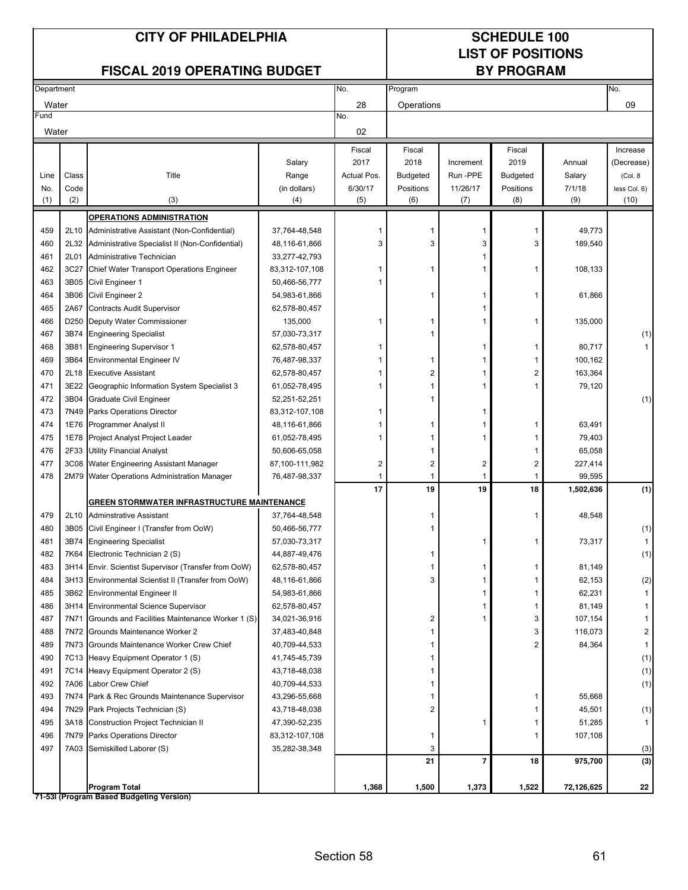# CITY OF PHILADELPHIA

## FISCAL 2019 OPERATING BUDGET

## SCHEDULE 100
## LIST OF POSITIONS
## BY PROGRAM

| Department | No. | Program | No. |
|---|---|---|---|
| Water | 28 | Operations | 09 |
| **Fund** | **No.** | | |
| Water | 02 | | |

| Line No. (1) | Class Code (2) | Title (3) | Salary Range (in dollars) (4) | Fiscal 2017 Actual Pos. 6/30/17 (5) | Fiscal 2018 Budgeted Positions (6) | Increment Run -PPE 11/26/17 (7) | Fiscal 2019 Budgeted Positions (8) | Annual Salary 7/1/18 (9) | Increase (Decrease) (Col. 8 less Col. 6) (10) |
|---|---|---|---|---|---|---|---|---|---|
| | | **OPERATIONS ADMINISTRATION** | | | | | | | |
| 459 | 2L10 | Administrative Assistant (Non-Confidential) | 37,764-48,548 | 1 | 1 | 1 | 1 | 49,773 | |
| 460 | 2L32 | Administrative Specialist II (Non-Confidential) | 48,116-61,866 | 3 | 3 | 3 | 3 | 189,540 | |
| 461 | 2L01 | Administrative Technician | 33,277-42,793 | | | 1 | | | |
| 462 | 3C27 | Chief Water Transport Operations Engineer | 83,312-107,108 | 1 | 1 | 1 | 1 | 108,133 | |
| 463 | 3B05 | Civil Engineer 1 | 50,466-56,777 | 1 | | | | | |
| 464 | 3B06 | Civil Engineer 2 | 54,983-61,866 | | 1 | 1 | 1 | 61,866 | |
| 465 | 2A67 | Contracts Audit Supervisor | 62,578-80,457 | | | 1 | | | |
| 466 | D250 | Deputy Water Commissioner | 135,000 | 1 | 1 | 1 | 1 | 135,000 | |
| 467 | 3B74 | Engineering Specialist | 57,030-73,317 | | 1 | | | | (1) |
| 468 | 3B81 | Engineering Supervisor 1 | 62,578-80,457 | 1 | | 1 | 1 | 80,717 | 1 |
| 469 | 3B64 | Environmental Engineer IV | 76,487-98,337 | 1 | 1 | 1 | 1 | 100,162 | |
| 470 | 2L18 | Executive Assistant | 62,578-80,457 | 1 | 2 | 1 | 2 | 163,364 | |
| 471 | 3E22 | Geographic Information System Specialist 3 | 61,052-78,495 | 1 | 1 | 1 | 1 | 79,120 | |
| 472 | 3B04 | Graduate Civil Engineer | 52,251-52,251 | | 1 | | | | (1) |
| 473 | 7N49 | Parks Operations Director | 83,312-107,108 | 1 | | 1 | | | |
| 474 | 1E76 | Programmer Analyst II | 48,116-61,866 | 1 | 1 | 1 | 1 | 63,491 | |
| 475 | 1E78 | Project Analyst Project Leader | 61,052-78,495 | 1 | 1 | 1 | 1 | 79,403 | |
| 476 | 2F33 | Utility Financial Analyst | 50,606-65,058 | | 1 | | 1 | 65,058 | |
| 477 | 3C08 | Water Engineering Assistant Manager | 87,100-111,982 | 2 | 2 | 2 | 2 | 227,414 | |
| 478 | 2M79 | Water Operations Administration Manager | 76,487-98,337 | 1 | 1 | 1 | 1 | 99,595 | |
| | | | | **17** | **19** | **19** | **18** | **1,502,636** | **(1)** |
| | | **GREEN STORMWATER INFRASTRUCTURE MAINTENANCE** | | | | | | | |
| 479 | 2L10 | Adminstrative Assistant | 37,764-48,548 | | 1 | | 1 | 48,548 | |
| 480 | 3B05 | Civil Engineer I (Transfer from OoW) | 50,466-56,777 | | 1 | | | | (1) |
| 481 | 3B74 | Engineering Specialist | 57,030-73,317 | | | 1 | 1 | 73,317 | 1 |
| 482 | 7K64 | Electronic Technician 2 (S) | 44,887-49,476 | | 1 | | | | (1) |
| 483 | 3H14 | Envir. Scientist Supervisor (Transfer from OoW) | 62,578-80,457 | | 1 | 1 | 1 | 81,149 | |
| 484 | 3H13 | Environmental Scientist II (Transfer from OoW) | 48,116-61,866 | | 3 | 1 | 1 | 62,153 | (2) |
| 485 | 3B62 | Environmental Engineer II | 54,983-61,866 | | | 1 | 1 | 62,231 | 1 |
| 486 | 3H14 | Environmental Science Supervisor | 62,578-80,457 | | | 1 | 1 | 81,149 | 1 |
| 487 | 7N71 | Grounds and Facilities Maintenance Worker 1 (S) | 34,021-36,916 | | 2 | 1 | 3 | 107,154 | 1 |
| 488 | 7N72 | Grounds Maintenance Worker 2 | 37,483-40,848 | | 1 | | 3 | 116,073 | 2 |
| 489 | 7N73 | Grounds Maintenance Worker Crew Chief | 40,709-44,533 | | 1 | | 2 | 84,364 | 1 |
| 490 | 7C13 | Heavy Equipment Operator 1 (S) | 41,745-45,739 | | 1 | | | | (1) |
| 491 | 7C14 | Heavy Equipment Operator 2 (S) | 43,718-48,038 | | 1 | | | | (1) |
| 492 | 7A06 | Labor Crew Chief | 40,709-44,533 | | 1 | | | | (1) |
| 493 | 7N74 | Park & Rec Grounds Maintenance Supervisor | 43,296-55,668 | | 1 | | 1 | 55,668 | |
| 494 | 7N29 | Park Projects Technician (S) | 43,718-48,038 | | 2 | | 1 | 45,501 | (1) |
| 495 | 3A18 | Construction Project Technician II | 47,390-52,235 | | | 1 | 1 | 51,285 | 1 |
| 496 | 7N79 | Parks Operations Director | 83,312-107,108 | | 1 | | 1 | 107,108 | |
| 497 | 7A03 | Semiskilled Laborer (S) | 35,282-38,348 | | 3 | | | | (3) |
| | | | | | **21** | **7** | **18** | **975,700** | **(3)** |
| | | **Program Total** | | **1,368** | **1,500** | **1,373** | **1,522** | **72,126,625** | **22** |

**71-53I (Program Based Budgeting Version)**

Section 58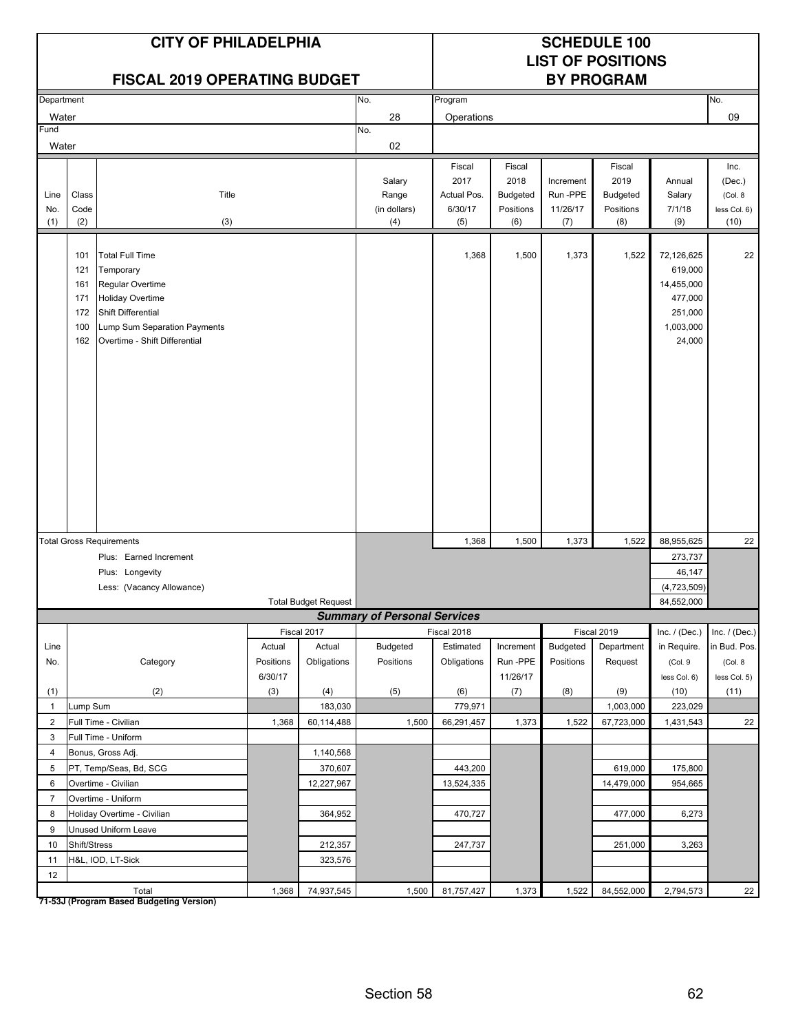# CITY OF PHILADELPHIA

## FISCAL 2019 OPERATING BUDGET

## SCHEDULE 100
## LIST OF POSITIONS
## BY PROGRAM

| Department | No. | Program | No. |
|---|---|---|---|
| Water | 28 | Operations | 09 |
| Fund | No. | | |
| Water | 02 | | |

| Line No. (1) | Class Code (2) | Title (3) | Salary Range (in dollars) (4) | Fiscal 2017 Actual Pos. 6/30/17 (5) | Fiscal 2018 Budgeted Positions (6) | Increment Run -PPE 11/26/17 (7) | Fiscal 2019 Budgeted Positions (8) | Annual Salary 7/1/18 (9) | Inc. (Dec.) (Col. 8 less Col. 6) (10) |
|---|---|---|---|---|---|---|---|---|---|
| | 101 | Total Full Time | | 1,368 | 1,500 | 1,373 | 1,522 | 72,126,625 | 22 |
| | 121 | Temporary | | | | | | 619,000 | |
| | 161 | Regular Overtime | | | | | | 14,455,000 | |
| | 171 | Holiday Overtime | | | | | | 477,000 | |
| | 172 | Shift Differential | | | | | | 251,000 | |
| | 100 | Lump Sum Separation Payments | | | | | | 1,003,000 | |
| | 162 | Overtime - Shift Differential | | | | | | 24,000 | |
| | | Total Gross Requirements | | 1,368 | 1,500 | 1,373 | 1,522 | 88,955,625 | 22 |
| | | Plus: Earned Increment | | | | | | 273,737 | |
| | | Plus: Longevity | | | | | | 46,147 | |
| | | Less: (Vacancy Allowance) | | | | | | (4,723,509) | |
| | | Total Budget Request | | | | | | 84,552,000 | |

### *Summary of Personal Services*

| Line No. (1) | Category (2) | Fiscal 2017 Actual Positions 6/30/17 (3) | Fiscal 2017 Actual Obligations (4) | Fiscal 2018 Budgeted Positions (5) | Fiscal 2018 Estimated Obligations (6) | Increment Run -PPE 11/26/17 (7) | Fiscal 2019 Budgeted Positions (8) | Fiscal 2019 Department Request (9) | Inc. / (Dec.) in Require. (Col. 9 less Col. 6) (10) | Inc. / (Dec.) in Bud. Pos. (Col. 8 less Col. 5) (11) |
|---|---|---|---|---|---|---|---|---|---|---|
| 1 | Lump Sum | | 183,030 | | 779,971 | | | 1,003,000 | 223,029 | |
| 2 | Full Time - Civilian | 1,368 | 60,114,488 | 1,500 | 66,291,457 | 1,373 | 1,522 | 67,723,000 | 1,431,543 | 22 |
| 3 | Full Time - Uniform | | | | | | | | | |
| 4 | Bonus, Gross Adj. | | 1,140,568 | | | | | | | |
| 5 | PT, Temp/Seas, Bd, SCG | | 370,607 | | 443,200 | | | 619,000 | 175,800 | |
| 6 | Overtime - Civilian | | 12,227,967 | | 13,524,335 | | | 14,479,000 | 954,665 | |
| 7 | Overtime - Uniform | | | | | | | | | |
| 8 | Holiday Overtime - Civilian | | 364,952 | | 470,727 | | | 477,000 | 6,273 | |
| 9 | Unused Uniform Leave | | | | | | | | | |
| 10 | Shift/Stress | | 212,357 | | 247,737 | | | 251,000 | 3,263 | |
| 11 | H&L, IOD, LT-Sick | | 323,576 | | | | | | | |
| 12 | | | | | | | | | | |
| | Total | 1,368 | 74,937,545 | 1,500 | 81,757,427 | 1,373 | 1,522 | 84,552,000 | 2,794,573 | 22 |

**71-53J (Program Based Budgeting Version)**

Section 58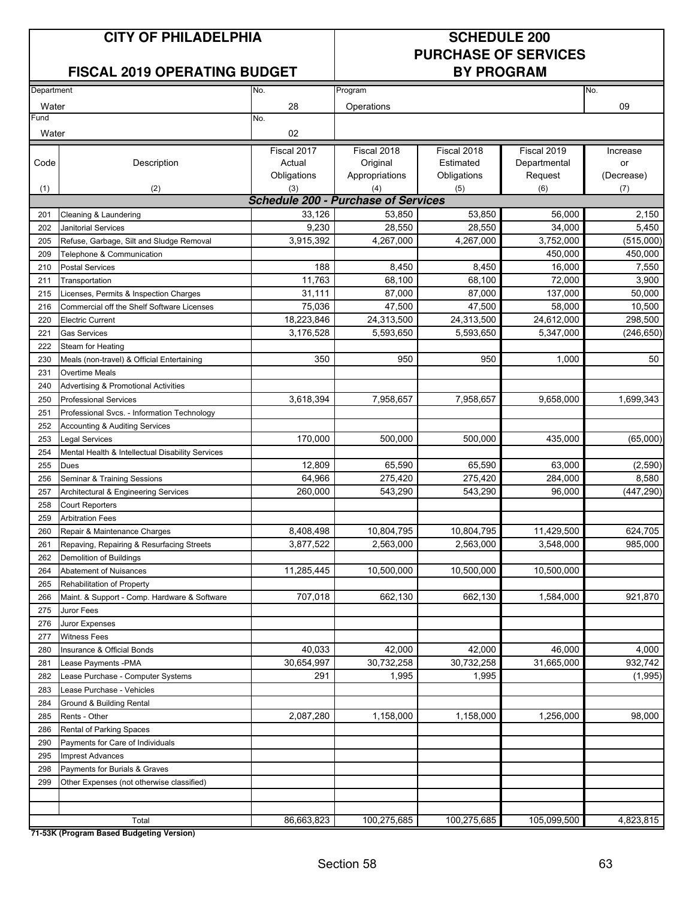# CITY OF PHILADELPHIA

## FISCAL 2019 OPERATING BUDGET

# SCHEDULE 200 PURCHASE OF SERVICES BY PROGRAM

| Department | No. | Program | No. |
|---|---|---|---|
| Water | 28 | Operations | 09 |
| **Fund** | **No.** | | |
| Water | 02 | | |

| Code | Description | Fiscal 2017 Actual Obligations | Fiscal 2018 Original Appropriations | Fiscal 2018 Estimated Obligations | Fiscal 2019 Departmental Request | Increase or (Decrease) |
|---|---|---|---|---|---|---|
| (1) | (2) | (3) | (4) | (5) | (6) | (7) |
| | ***Schedule 200 - Purchase of Services*** | | | | | |
| 201 | Cleaning & Laundering | 33,126 | 53,850 | 53,850 | 56,000 | 2,150 |
| 202 | Janitorial Services | 9,230 | 28,550 | 28,550 | 34,000 | 5,450 |
| 205 | Refuse, Garbage, Silt and Sludge Removal | 3,915,392 | 4,267,000 | 4,267,000 | 3,752,000 | (515,000) |
| 209 | Telephone & Communication | | | | 450,000 | 450,000 |
| 210 | Postal Services | 188 | 8,450 | 8,450 | 16,000 | 7,550 |
| 211 | Transportation | 11,763 | 68,100 | 68,100 | 72,000 | 3,900 |
| 215 | Licenses, Permits & Inspection Charges | 31,111 | 87,000 | 87,000 | 137,000 | 50,000 |
| 216 | Commercial off the Shelf Software Licenses | 75,036 | 47,500 | 47,500 | 58,000 | 10,500 |
| 220 | Electric Current | 18,223,846 | 24,313,500 | 24,313,500 | 24,612,000 | 298,500 |
| 221 | Gas Services | 3,176,528 | 5,593,650 | 5,593,650 | 5,347,000 | (246,650) |
| 222 | Steam for Heating | | | | | |
| 230 | Meals (non-travel) & Official Entertaining | 350 | 950 | 950 | 1,000 | 50 |
| 231 | Overtime Meals | | | | | |
| 240 | Advertising & Promotional Activities | | | | | |
| 250 | Professional Services | 3,618,394 | 7,958,657 | 7,958,657 | 9,658,000 | 1,699,343 |
| 251 | Professional Svcs. - Information Technology | | | | | |
| 252 | Accounting & Auditing Services | | | | | |
| 253 | Legal Services | 170,000 | 500,000 | 500,000 | 435,000 | (65,000) |
| 254 | Mental Health & Intellectual Disability Services | | | | | |
| 255 | Dues | 12,809 | 65,590 | 65,590 | 63,000 | (2,590) |
| 256 | Seminar & Training Sessions | 64,966 | 275,420 | 275,420 | 284,000 | 8,580 |
| 257 | Architectural & Engineering Services | 260,000 | 543,290 | 543,290 | 96,000 | (447,290) |
| 258 | Court Reporters | | | | | |
| 259 | Arbitration Fees | | | | | |
| 260 | Repair & Maintenance Charges | 8,408,498 | 10,804,795 | 10,804,795 | 11,429,500 | 624,705 |
| 261 | Repaving, Repairing & Resurfacing Streets | 3,877,522 | 2,563,000 | 2,563,000 | 3,548,000 | 985,000 |
| 262 | Demolition of Buildings | | | | | |
| 264 | Abatement of Nuisances | 11,285,445 | 10,500,000 | 10,500,000 | 10,500,000 | |
| 265 | Rehabilitation of Property | | | | | |
| 266 | Maint. & Support - Comp. Hardware & Software | 707,018 | 662,130 | 662,130 | 1,584,000 | 921,870 |
| 275 | Juror Fees | | | | | |
| 276 | Juror Expenses | | | | | |
| 277 | Witness Fees | | | | | |
| 280 | Insurance & Official Bonds | 40,033 | 42,000 | 42,000 | 46,000 | 4,000 |
| 281 | Lease Payments -PMA | 30,654,997 | 30,732,258 | 30,732,258 | 31,665,000 | 932,742 |
| 282 | Lease Purchase - Computer Systems | 291 | 1,995 | 1,995 | | (1,995) |
| 283 | Lease Purchase - Vehicles | | | | | |
| 284 | Ground & Building Rental | | | | | |
| 285 | Rents - Other | 2,087,280 | 1,158,000 | 1,158,000 | 1,256,000 | 98,000 |
| 286 | Rental of Parking Spaces | | | | | |
| 290 | Payments for Care of Individuals | | | | | |
| 295 | Imprest Advances | | | | | |
| 298 | Payments for Burials & Graves | | | | | |
| 299 | Other Expenses (not otherwise classified) | | | | | |
| | | | | | | |
| | | | | | | |
| | Total | 86,663,823 | 100,275,685 | 100,275,685 | 105,099,500 | 4,823,815 |

**71-53K (Program Based Budgeting Version)**

Section 58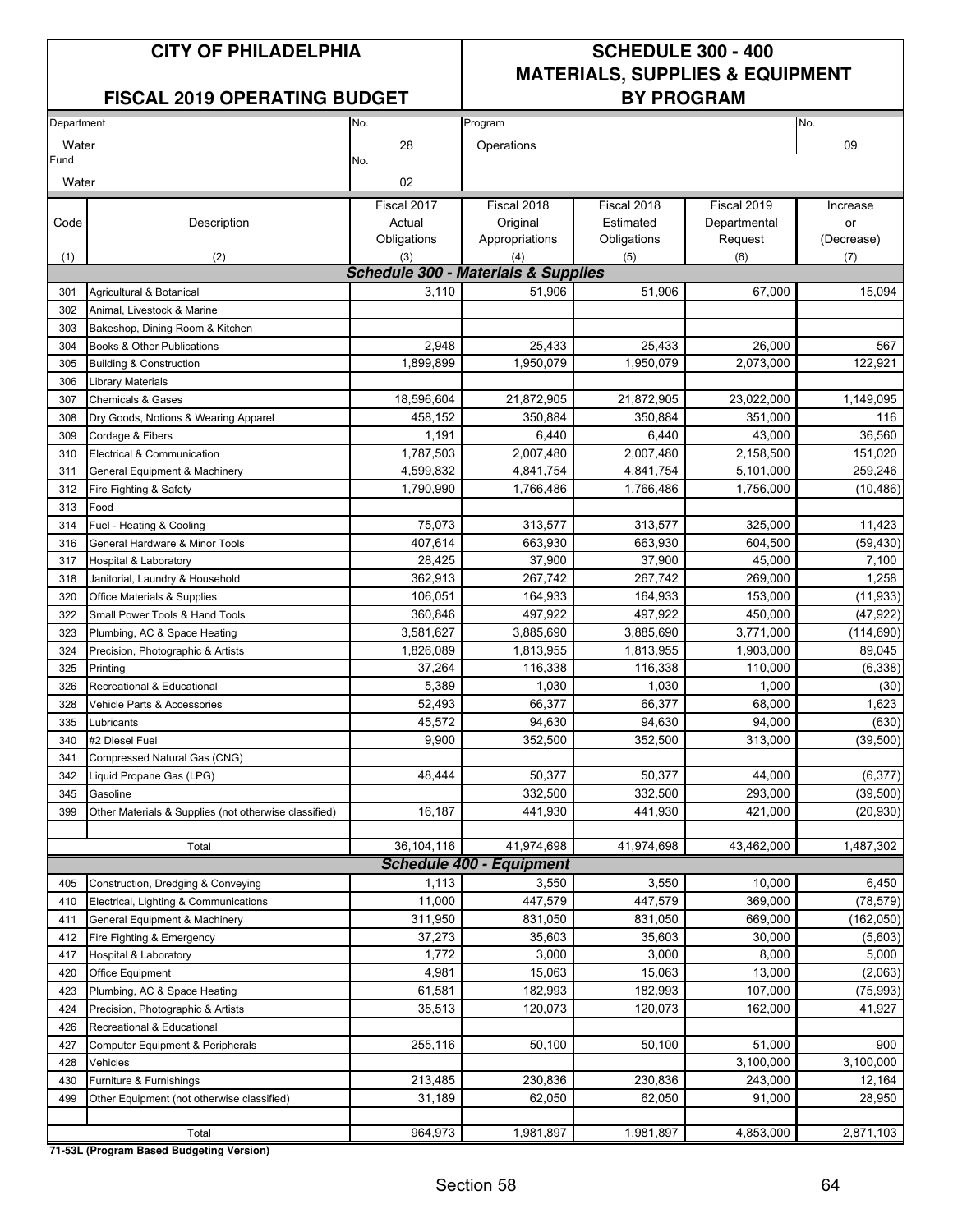# CITY OF PHILADELPHIA

## FISCAL 2019 OPERATING BUDGET

## SCHEDULE 300 - 400 MATERIALS, SUPPLIES & EQUIPMENT BY PROGRAM

| Department | No. | Program | No. |
|---|---|---|---|
| Water | 28 | Operations | 09 |
| **Fund** | **No.** | | |
| Water | 02 | | |

| Code (1) | Description (2) | Fiscal 2017 Actual Obligations (3) | Fiscal 2018 Original Appropriations (4) | Fiscal 2018 Estimated Obligations (5) | Fiscal 2019 Departmental Request (6) | Increase or (Decrease) (7) |
|---|---|---|---|---|---|---|
| | ***Schedule 300 - Materials & Supplies*** | | | | | |
| 301 | Agricultural & Botanical | 3,110 | 51,906 | 51,906 | 67,000 | 15,094 |
| 302 | Animal, Livestock & Marine | | | | | |
| 303 | Bakeshop, Dining Room & Kitchen | | | | | |
| 304 | Books & Other Publications | 2,948 | 25,433 | 25,433 | 26,000 | 567 |
| 305 | Building & Construction | 1,899,899 | 1,950,079 | 1,950,079 | 2,073,000 | 122,921 |
| 306 | Library Materials | | | | | |
| 307 | Chemicals & Gases | 18,596,604 | 21,872,905 | 21,872,905 | 23,022,000 | 1,149,095 |
| 308 | Dry Goods, Notions & Wearing Apparel | 458,152 | 350,884 | 350,884 | 351,000 | 116 |
| 309 | Cordage & Fibers | 1,191 | 6,440 | 6,440 | 43,000 | 36,560 |
| 310 | Electrical & Communication | 1,787,503 | 2,007,480 | 2,007,480 | 2,158,500 | 151,020 |
| 311 | General Equipment & Machinery | 4,599,832 | 4,841,754 | 4,841,754 | 5,101,000 | 259,246 |
| 312 | Fire Fighting & Safety | 1,790,990 | 1,766,486 | 1,766,486 | 1,756,000 | (10,486) |
| 313 | Food | | | | | |
| 314 | Fuel - Heating & Cooling | 75,073 | 313,577 | 313,577 | 325,000 | 11,423 |
| 316 | General Hardware & Minor Tools | 407,614 | 663,930 | 663,930 | 604,500 | (59,430) |
| 317 | Hospital & Laboratory | 28,425 | 37,900 | 37,900 | 45,000 | 7,100 |
| 318 | Janitorial, Laundry & Household | 362,913 | 267,742 | 267,742 | 269,000 | 1,258 |
| 320 | Office Materials & Supplies | 106,051 | 164,933 | 164,933 | 153,000 | (11,933) |
| 322 | Small Power Tools & Hand Tools | 360,846 | 497,922 | 497,922 | 450,000 | (47,922) |
| 323 | Plumbing, AC & Space Heating | 3,581,627 | 3,885,690 | 3,885,690 | 3,771,000 | (114,690) |
| 324 | Precision, Photographic & Artists | 1,826,089 | 1,813,955 | 1,813,955 | 1,903,000 | 89,045 |
| 325 | Printing | 37,264 | 116,338 | 116,338 | 110,000 | (6,338) |
| 326 | Recreational & Educational | 5,389 | 1,030 | 1,030 | 1,000 | (30) |
| 328 | Vehicle Parts & Accessories | 52,493 | 66,377 | 66,377 | 68,000 | 1,623 |
| 335 | Lubricants | 45,572 | 94,630 | 94,630 | 94,000 | (630) |
| 340 | #2 Diesel Fuel | 9,900 | 352,500 | 352,500 | 313,000 | (39,500) |
| 341 | Compressed Natural Gas (CNG) | | | | | |
| 342 | Liquid Propane Gas (LPG) | 48,444 | 50,377 | 50,377 | 44,000 | (6,377) |
| 345 | Gasoline | | 332,500 | 332,500 | 293,000 | (39,500) |
| 399 | Other Materials & Supplies (not otherwise classified) | 16,187 | 441,930 | 441,930 | 421,000 | (20,930) |
| | Total | 36,104,116 | 41,974,698 | 41,974,698 | 43,462,000 | 1,487,302 |
| | ***Schedule 400 - Equipment*** | | | | | |
| 405 | Construction, Dredging & Conveying | 1,113 | 3,550 | 3,550 | 10,000 | 6,450 |
| 410 | Electrical, Lighting & Communications | 11,000 | 447,579 | 447,579 | 369,000 | (78,579) |
| 411 | General Equipment & Machinery | 311,950 | 831,050 | 831,050 | 669,000 | (162,050) |
| 412 | Fire Fighting & Emergency | 37,273 | 35,603 | 35,603 | 30,000 | (5,603) |
| 417 | Hospital & Laboratory | 1,772 | 3,000 | 3,000 | 8,000 | 5,000 |
| 420 | Office Equipment | 4,981 | 15,063 | 15,063 | 13,000 | (2,063) |
| 423 | Plumbing, AC & Space Heating | 61,581 | 182,993 | 182,993 | 107,000 | (75,993) |
| 424 | Precision, Photographic & Artists | 35,513 | 120,073 | 120,073 | 162,000 | 41,927 |
| 426 | Recreational & Educational | | | | | |
| 427 | Computer Equipment & Peripherals | 255,116 | 50,100 | 50,100 | 51,000 | 900 |
| 428 | Vehicles | | | | 3,100,000 | 3,100,000 |
| 430 | Furniture & Furnishings | 213,485 | 230,836 | 230,836 | 243,000 | 12,164 |
| 499 | Other Equipment (not otherwise classified) | 31,189 | 62,050 | 62,050 | 91,000 | 28,950 |
| | Total | 964,973 | 1,981,897 | 1,981,897 | 4,853,000 | 2,871,103 |

**71-53L (Program Based Budgeting Version)**

Section 58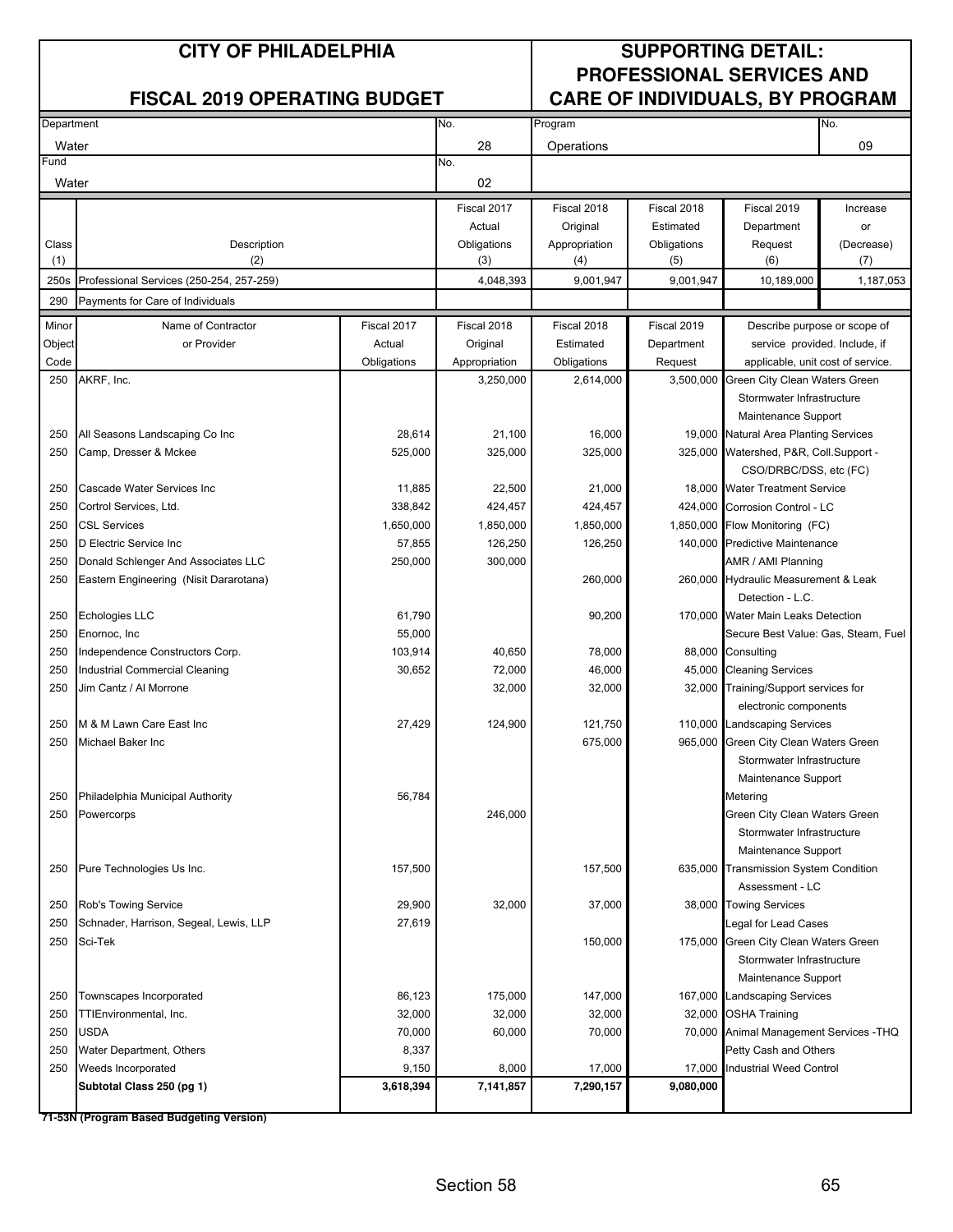# CITY OF PHILADELPHIA

## FISCAL 2019 OPERATING BUDGET

## SUPPORTING DETAIL: PROFESSIONAL SERVICES AND CARE OF INDIVIDUALS, BY PROGRAM

| Department | No. | Program | No. |
|---|---|---|---|
| Water | 28 | Operations | 09 |
| **Fund** | **No.** | | |
| Water | 02 | | |

| Class (1) | Description (2) | Fiscal 2017 Actual Obligations (3) | Fiscal 2018 Original Appropriation (4) | Fiscal 2018 Estimated Obligations (5) | Fiscal 2019 Department Request (6) | Increase or (Decrease) (7) |
|---|---|---|---|---|---|---|
| 250s | Professional Services (250-254, 257-259) | 4,048,393 | 9,001,947 | 9,001,947 | 10,189,000 | 1,187,053 |
| 290 | Payments for Care of Individuals | | | | | |

| Minor Object Code | Name of Contractor or Provider | Fiscal 2017 Actual Obligations | Fiscal 2018 Original Appropriation | Fiscal 2018 Estimated Obligations | Fiscal 2019 Department Request | Describe purpose or scope of service provided. Include, if applicable, unit cost of service. |
|---|---|---|---|---|---|---|
| 250 | AKRF, Inc. | | 3,250,000 | 2,614,000 | 3,500,000 | Green City Clean Waters Green Stormwater Infrastructure Maintenance Support |
| 250 | All Seasons Landscaping Co Inc | 28,614 | 21,100 | 16,000 | 19,000 | Natural Area Planting Services |
| 250 | Camp, Dresser & Mckee | 525,000 | 325,000 | 325,000 | 325,000 | Watershed, P&R, Coll.Support - CSO/DRBC/DSS, etc (FC) |
| 250 | Cascade Water Services Inc | 11,885 | 22,500 | 21,000 | 18,000 | Water Treatment Service |
| 250 | Cortrol Services, Ltd. | 338,842 | 424,457 | 424,457 | 424,000 | Corrosion Control - LC |
| 250 | CSL Services | 1,650,000 | 1,850,000 | 1,850,000 | 1,850,000 | Flow Monitoring (FC) |
| 250 | D Electric Service Inc | 57,855 | 126,250 | 126,250 | 140,000 | Predictive Maintenance |
| 250 | Donald Schlenger And Associates LLC | 250,000 | 300,000 | | | AMR / AMI Planning |
| 250 | Eastern Engineering (Nisit Dararotana) | | | 260,000 | 260,000 | Hydraulic Measurement & Leak Detection - L.C. |
| 250 | Echologies LLC | 61,790 | | 90,200 | 170,000 | Water Main Leaks Detection |
| 250 | Enornoc, Inc | 55,000 | | | | Secure Best Value: Gas, Steam, Fuel |
| 250 | Independence Constructors Corp. | 103,914 | 40,650 | 78,000 | 88,000 | Consulting |
| 250 | Industrial Commercial Cleaning | 30,652 | 72,000 | 46,000 | 45,000 | Cleaning Services |
| 250 | Jim Cantz / Al Morrone | | 32,000 | 32,000 | 32,000 | Training/Support services for electronic components |
| 250 | M & M Lawn Care East Inc | 27,429 | 124,900 | 121,750 | 110,000 | Landscaping Services |
| 250 | Michael Baker Inc | | | 675,000 | 965,000 | Green City Clean Waters Green Stormwater Infrastructure Maintenance Support |
| 250 | Philadelphia Municipal Authority | 56,784 | | | | Metering |
| 250 | Powercorps | | 246,000 | | | Green City Clean Waters Green Stormwater Infrastructure Maintenance Support |
| 250 | Pure Technologies Us Inc. | 157,500 | | 157,500 | 635,000 | Transmission System Condition Assessment - LC |
| 250 | Rob's Towing Service | 29,900 | 32,000 | 37,000 | 38,000 | Towing Services |
| 250 | Schnader, Harrison, Segeal, Lewis, LLP | 27,619 | | | | Legal for Lead Cases |
| 250 | Sci-Tek | | | 150,000 | 175,000 | Green City Clean Waters Green Stormwater Infrastructure Maintenance Support |
| 250 | Townscapes Incorporated | 86,123 | 175,000 | 147,000 | 167,000 | Landscaping Services |
| 250 | TTIEnvironmental, Inc. | 32,000 | 32,000 | 32,000 | 32,000 | OSHA Training |
| 250 | USDA | 70,000 | 60,000 | 70,000 | 70,000 | Animal Management Services -THQ |
| 250 | Water Department, Others | 8,337 | | | | Petty Cash and Others |
| 250 | Weeds Incorporated | 9,150 | 8,000 | 17,000 | 17,000 | Industrial Weed Control |
| | **Subtotal Class 250 (pg 1)** | **3,618,394** | **7,141,857** | **7,290,157** | **9,080,000** | |

**71-53N (Program Based Budgeting Version)**

Section 58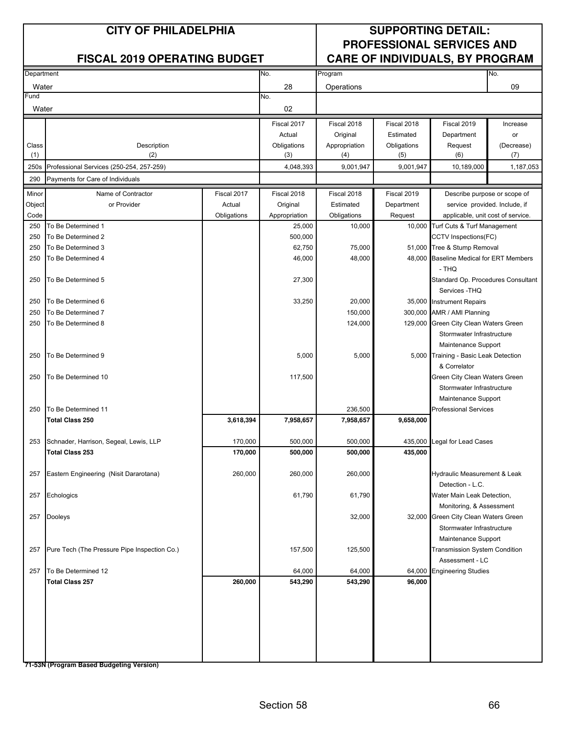# CITY OF PHILADELPHIA

## FISCAL 2019 OPERATING BUDGET

## SUPPORTING DETAIL: PROFESSIONAL SERVICES AND CARE OF INDIVIDUALS, BY PROGRAM

| Department | No. | Program | No. |
|---|---|---|---|
| Water | 28 | Operations | 09 |
| Fund | No. | | |
| Water | 02 | | |

| Class (1) | Description (2) | Fiscal 2017 Actual Obligations (3) | Fiscal 2018 Original Appropriation (4) | Fiscal 2018 Estimated Obligations (5) | Fiscal 2019 Department Request (6) | Increase or (Decrease) (7) |
|---|---|---|---|---|---|---|
| 250s | Professional Services (250-254, 257-259) | 4,048,393 | 9,001,947 | 9,001,947 | 10,189,000 | 1,187,053 |
| 290 | Payments for Care of Individuals | | | | | |

| Minor Object Code | Name of Contractor or Provider | Fiscal 2017 Actual Obligations | Fiscal 2018 Original Appropriation | Fiscal 2018 Estimated Obligations | Fiscal 2019 Department Request | Describe purpose or scope of service provided. Include, if applicable, unit cost of service. |
|---|---|---|---|---|---|---|
| 250 | To Be Determined 1 | | 25,000 | 10,000 | 10,000 | Turf Cuts & Turf Management |
| 250 | To Be Determined 2 | | 500,000 | | | CCTV Inspections(FC) |
| 250 | To Be Determined 3 | | 62,750 | 75,000 | 51,000 | Tree & Stump Removal |
| 250 | To Be Determined 4 | | 46,000 | 48,000 | 48,000 | Baseline Medical for ERT Members - THQ |
| 250 | To Be Determined 5 | | 27,300 | | | Standard Op. Procedures Consultant Services -THQ |
| 250 | To Be Determined 6 | | 33,250 | 20,000 | 35,000 | Instrument Repairs |
| 250 | To Be Determined 7 | | | 150,000 | 300,000 | AMR / AMI Planning |
| 250 | To Be Determined 8 | | | 124,000 | 129,000 | Green City Clean Waters Green Stormwater Infrastructure Maintenance Support |
| 250 | To Be Determined 9 | | 5,000 | 5,000 | 5,000 | Training - Basic Leak Detection & Correlator |
| 250 | To Be Determined 10 | | 117,500 | | | Green City Clean Waters Green Stormwater Infrastructure Maintenance Support |
| 250 | To Be Determined 11 | | | 236,500 | | Professional Services |
| | **Total Class 250** | **3,618,394** | **7,958,657** | **7,958,657** | **9,658,000** | |
| 253 | Schnader, Harrison, Segeal, Lewis, LLP | 170,000 | 500,000 | 500,000 | 435,000 | Legal for Lead Cases |
| | **Total Class 253** | **170,000** | **500,000** | **500,000** | **435,000** | |
| 257 | Eastern Engineering (Nisit Dararotana) | 260,000 | 260,000 | 260,000 | | Hydraulic Measurement & Leak Detection - L.C. |
| 257 | Echologics | | 61,790 | 61,790 | | Water Main Leak Detection, Monitoring, & Assessment |
| 257 | Dooleys | | | 32,000 | 32,000 | Green City Clean Waters Green Stormwater Infrastructure Maintenance Support |
| 257 | Pure Tech (The Pressure Pipe Inspection Co.) | | 157,500 | 125,500 | | Transmission System Condition Assessment - LC |
| 257 | To Be Determined 12 | | 64,000 | 64,000 | 64,000 | Engineering Studies |
| | **Total Class 257** | **260,000** | **543,290** | **543,290** | **96,000** | |

**71-53N (Program Based Budgeting Version)**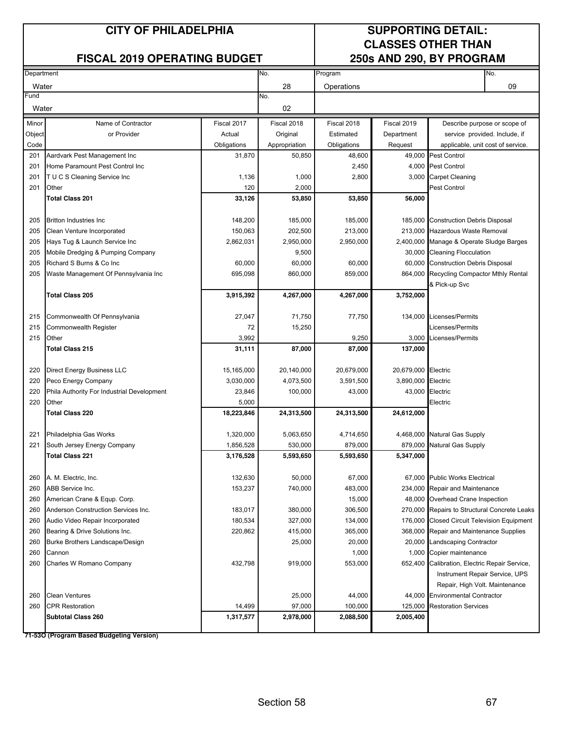# CITY OF PHILADELPHIA

## FISCAL 2019 OPERATING BUDGET

## SUPPORTING DETAIL: CLASSES OTHER THAN 250s AND 290, BY PROGRAM

| Department | No. | Program | No. |
|---|---|---|---|
| Water | 28 | Operations | 09 |
| **Fund** | **No.** | | |
| Water | 02 | | |

| Minor Object Code | Name of Contractor or Provider | Fiscal 2017 Actual Obligations | Fiscal 2018 Original Appropriation | Fiscal 2018 Estimated Obligations | Fiscal 2019 Department Request | Describe purpose or scope of service provided. Include, if applicable, unit cost of service. |
|---|---|---|---|---|---|---|
| 201 | Aardvark Pest Management Inc | 31,870 | 50,850 | 48,600 | 49,000 | Pest Control |
| 201 | Home Paramount Pest Control Inc | | | 2,450 | 4,000 | Pest Control |
| 201 | T U C S Cleaning Service Inc | 1,136 | 1,000 | 2,800 | 3,000 | Carpet Cleaning |
| 201 | Other | 120 | 2,000 | | | Pest Control |
| | **Total Class 201** | **33,126** | **53,850** | **53,850** | **56,000** | |
| | | | | | | |
| 205 | Britton Industries Inc | 148,200 | 185,000 | 185,000 | 185,000 | Construction Debris Disposal |
| 205 | Clean Venture Incorporated | 150,063 | 202,500 | 213,000 | 213,000 | Hazardous Waste Removal |
| 205 | Hays Tug & Launch Service Inc | 2,862,031 | 2,950,000 | 2,950,000 | 2,400,000 | Manage & Operate Sludge Barges |
| 205 | Mobile Dredging & Pumping Company | | 9,500 | | 30,000 | Cleaning Flocculation |
| 205 | Richard S Burns & Co Inc | 60,000 | 60,000 | 60,000 | 60,000 | Construction Debris Disposal |
| 205 | Waste Management Of Pennsylvania Inc | 695,098 | 860,000 | 859,000 | 864,000 | Recycling Compactor Mthly Rental & Pick-up Svc |
| | **Total Class 205** | **3,915,392** | **4,267,000** | **4,267,000** | **3,752,000** | |
| | | | | | | |
| 215 | Commonwealth Of Pennsylvania | 27,047 | 71,750 | 77,750 | 134,000 | Licenses/Permits |
| 215 | Commonwealth Register | 72 | 15,250 | | | Licenses/Permits |
| 215 | Other | 3,992 | | 9,250 | 3,000 | Licenses/Permits |
| | **Total Class 215** | **31,111** | **87,000** | **87,000** | **137,000** | |
| | | | | | | |
| 220 | Direct Energy Business LLC | 15,165,000 | 20,140,000 | 20,679,000 | 20,679,000 | Electric |
| 220 | Peco Energy Company | 3,030,000 | 4,073,500 | 3,591,500 | 3,890,000 | Electric |
| 220 | Phila Authority For Industrial Development | 23,846 | 100,000 | 43,000 | 43,000 | Electric |
| 220 | Other | 5,000 | | | | Electric |
| | **Total Class 220** | **18,223,846** | **24,313,500** | **24,313,500** | **24,612,000** | |
| | | | | | | |
| 221 | Philadelphia Gas Works | 1,320,000 | 5,063,650 | 4,714,650 | 4,468,000 | Natural Gas Supply |
| 221 | South Jersey Energy Company | 1,856,528 | 530,000 | 879,000 | 879,000 | Natural Gas Supply |
| | **Total Class 221** | **3,176,528** | **5,593,650** | **5,593,650** | **5,347,000** | |
| | | | | | | |
| 260 | A. M. Electric, Inc. | 132,630 | 50,000 | 67,000 | 67,000 | Public Works Electrical |
| 260 | ABB Service Inc. | 153,237 | 740,000 | 483,000 | 234,000 | Repair and Maintenance |
| 260 | American Crane & Equp. Corp. | | | 15,000 | 48,000 | Overhead Crane Inspection |
| 260 | Anderson Construction Services Inc. | 183,017 | 380,000 | 306,500 | 270,000 | Repairs to Structural Concrete Leaks |
| 260 | Audio Video Repair Incorporated | 180,534 | 327,000 | 134,000 | 176,000 | Closed Circuit Television Equipment |
| 260 | Bearing & Drive Solutions Inc. | 220,862 | 415,000 | 365,000 | 368,000 | Repair and Maintenance Supplies |
| 260 | Burke Brothers Landscape/Design | | 25,000 | 20,000 | 20,000 | Landscaping Contractor |
| 260 | Cannon | | | 1,000 | 1,000 | Copier maintenance |
| 260 | Charles W Romano Company | 432,798 | 919,000 | 553,000 | 652,400 | Calibration, Electric Repair Service, Instrument Repair Service, UPS Repair, High Volt. Maintenance |
| 260 | Clean Ventures | | 25,000 | 44,000 | 44,000 | Environmental Contractor |
| 260 | CPR Restoration | 14,499 | 97,000 | 100,000 | 125,000 | Restoration Services |
| | **Subtotal Class 260** | **1,317,577** | **2,978,000** | **2,088,500** | **2,005,400** | |

**71-53O (Program Based Budgeting Version)**

Section 58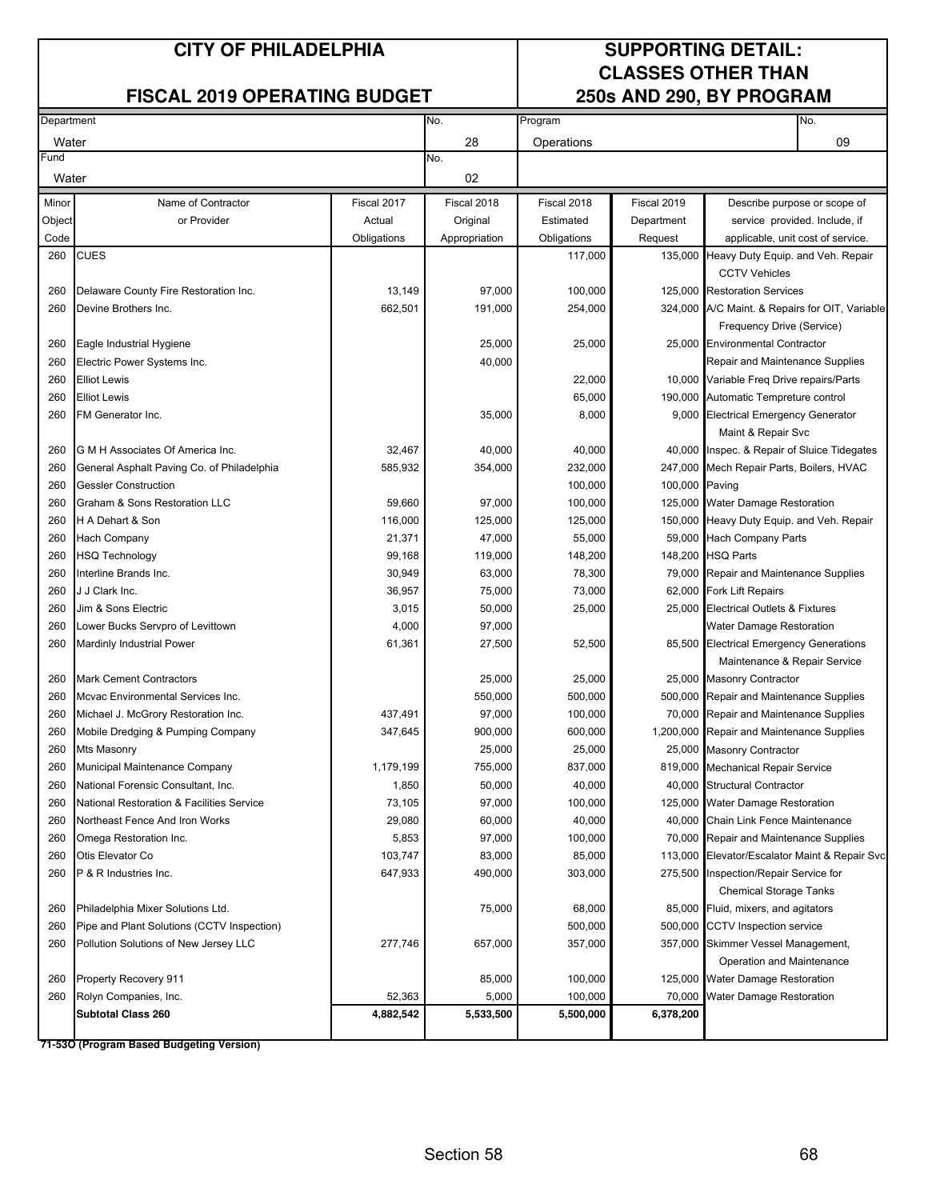# CITY OF PHILADELPHIA

## FISCAL 2019 OPERATING BUDGET

## SUPPORTING DETAIL: CLASSES OTHER THAN 250s AND 290, BY PROGRAM

| Department | No. | Program | No. |
|---|---|---|---|
| Water | 28 | Operations | 09 |
| Fund | No. | | |
| Water | 02 | | |

| Minor Object Code | Name of Contractor or Provider | Fiscal 2017 Actual Obligations | Fiscal 2018 Original Appropriation | Fiscal 2018 Estimated Obligations | Fiscal 2019 Department Request | Describe purpose or scope of service provided. Include, if applicable, unit cost of service. |
|---|---|---|---|---|---|---|
| 260 | CUES | | | 117,000 | 135,000 | Heavy Duty Equip. and Veh. Repair CCTV Vehicles |
| 260 | Delaware County Fire Restoration Inc. | 13,149 | 97,000 | 100,000 | 125,000 | Restoration Services |
| 260 | Devine Brothers Inc. | 662,501 | 191,000 | 254,000 | 324,000 | A/C Maint. & Repairs for OIT, Variable Frequency Drive (Service) |
| 260 | Eagle Industrial Hygiene | | 25,000 | 25,000 | 25,000 | Environmental Contractor |
| 260 | Electric Power Systems Inc. | | 40,000 | | | Repair and Maintenance Supplies |
| 260 | Elliot Lewis | | | 22,000 | 10,000 | Variable Freq Drive repairs/Parts |
| 260 | Elliot Lewis | | | 65,000 | 190,000 | Automatic Tempreture control |
| 260 | FM Generator Inc. | | 35,000 | 8,000 | 9,000 | Electrical Emergency Generator Maint & Repair Svc |
| 260 | G M H Associates Of America Inc. | 32,467 | 40,000 | 40,000 | 40,000 | Inspec. & Repair of Sluice Tidegates |
| 260 | General Asphalt Paving Co. of Philadelphia | 585,932 | 354,000 | 232,000 | 247,000 | Mech Repair Parts, Boilers, HVAC |
| 260 | Gessler Construction | | | 100,000 | 100,000 | Paving |
| 260 | Graham & Sons Restoration LLC | 59,660 | 97,000 | 100,000 | 125,000 | Water Damage Restoration |
| 260 | H A Dehart & Son | 116,000 | 125,000 | 125,000 | 150,000 | Heavy Duty Equip. and Veh. Repair |
| 260 | Hach Company | 21,371 | 47,000 | 55,000 | 59,000 | Hach Company Parts |
| 260 | HSQ Technology | 99,168 | 119,000 | 148,200 | 148,200 | HSQ Parts |
| 260 | Interline Brands Inc. | 30,949 | 63,000 | 78,300 | 79,000 | Repair and Maintenance Supplies |
| 260 | J J Clark Inc. | 36,957 | 75,000 | 73,000 | 62,000 | Fork Lift Repairs |
| 260 | Jim & Sons Electric | 3,015 | 50,000 | 25,000 | 25,000 | Electrical Outlets & Fixtures |
| 260 | Lower Bucks Servpro of Levittown | 4,000 | 97,000 | | | Water Damage Restoration |
| 260 | Mardinly Industrial Power | 61,361 | 27,500 | 52,500 | 85,500 | Electrical Emergency Generations Maintenance & Repair Service |
| 260 | Mark Cement Contractors | | 25,000 | 25,000 | 25,000 | Masonry Contractor |
| 260 | Mcvac Environmental Services Inc. | | 550,000 | 500,000 | 500,000 | Repair and Maintenance Supplies |
| 260 | Michael J. McGrory Restoration Inc. | 437,491 | 97,000 | 100,000 | 70,000 | Repair and Maintenance Supplies |
| 260 | Mobile Dredging & Pumping Company | 347,645 | 900,000 | 600,000 | 1,200,000 | Repair and Maintenance Supplies |
| 260 | Mts Masonry | | 25,000 | 25,000 | 25,000 | Masonry Contractor |
| 260 | Municipal Maintenance Company | 1,179,199 | 755,000 | 837,000 | 819,000 | Mechanical Repair Service |
| 260 | National Forensic Consultant, Inc. | 1,850 | 50,000 | 40,000 | 40,000 | Structural Contractor |
| 260 | National Restoration & Facilities Service | 73,105 | 97,000 | 100,000 | 125,000 | Water Damage Restoration |
| 260 | Northeast Fence And Iron Works | 29,080 | 60,000 | 40,000 | 40,000 | Chain Link Fence Maintenance |
| 260 | Omega Restoration Inc. | 5,853 | 97,000 | 100,000 | 70,000 | Repair and Maintenance Supplies |
| 260 | Otis Elevator Co | 103,747 | 83,000 | 85,000 | 113,000 | Elevator/Escalator Maint & Repair Svc |
| 260 | P & R Industries Inc. | 647,933 | 490,000 | 303,000 | 275,500 | Inspection/Repair Service for Chemical Storage Tanks |
| 260 | Philadelphia Mixer Solutions Ltd. | | 75,000 | 68,000 | 85,000 | Fluid, mixers, and agitators |
| 260 | Pipe and Plant Solutions (CCTV Inspection) | | | 500,000 | 500,000 | CCTV Inspection service |
| 260 | Pollution Solutions of New Jersey LLC | 277,746 | 657,000 | 357,000 | 357,000 | Skimmer Vessel Management, Operation and Maintenance |
| 260 | Property Recovery 911 | | 85,000 | 100,000 | 125,000 | Water Damage Restoration |
| 260 | Rolyn Companies, Inc. | 52,363 | 5,000 | 100,000 | 70,000 | Water Damage Restoration |
| | **Subtotal Class 260** | **4,882,542** | **5,533,500** | **5,500,000** | **6,378,200** | |

**71-53O (Program Based Budgeting Version)**

Section 58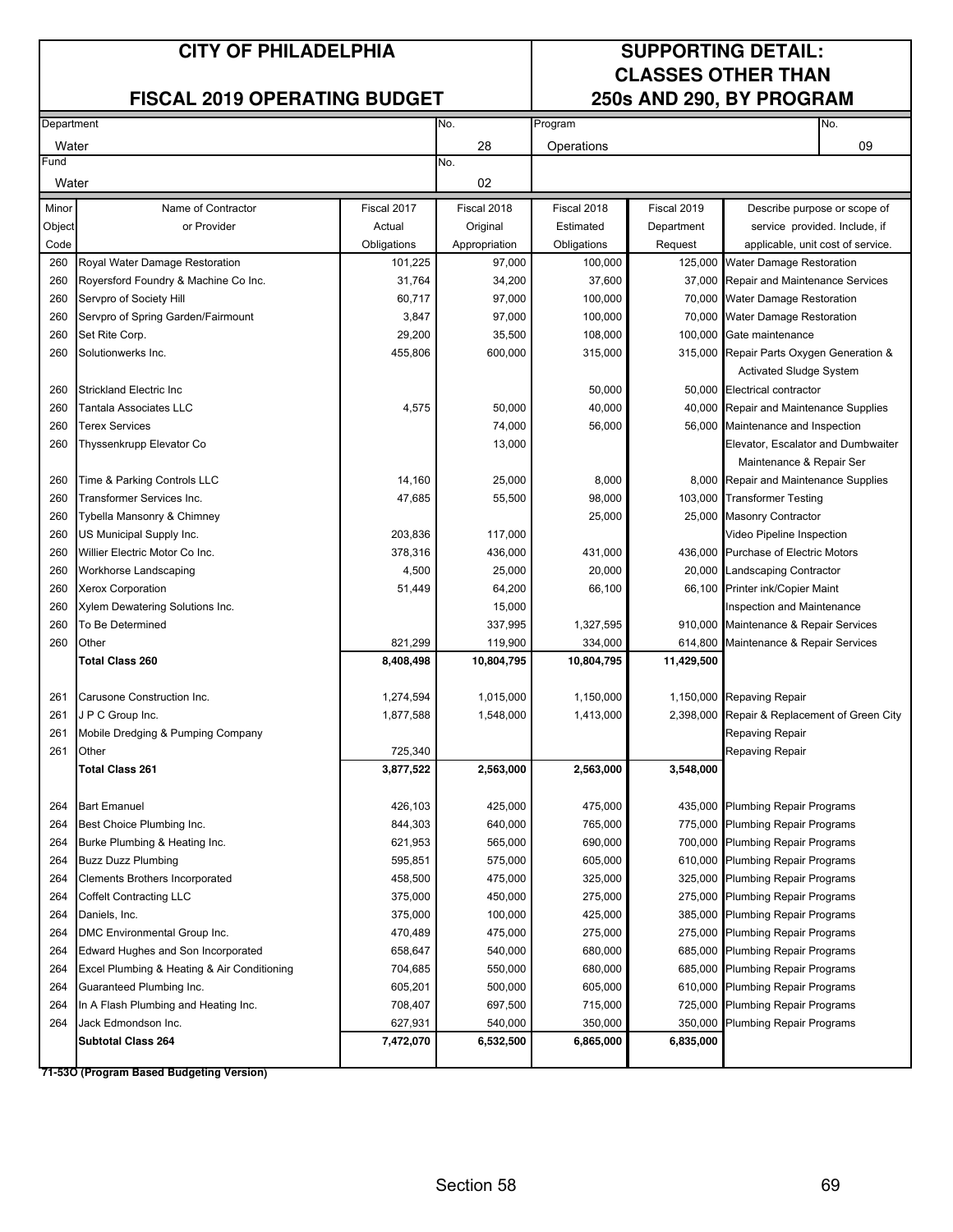# CITY OF PHILADELPHIA

## FISCAL 2019 OPERATING BUDGET

## SUPPORTING DETAIL: CLASSES OTHER THAN 250s AND 290, BY PROGRAM

| Department | No. | Program | No. |
|---|---|---|---|
| Water | 28 | Operations | 09 |
| **Fund** | **No.** | | |
| Water | 02 | | |

| Minor Object Code | Name of Contractor or Provider | Fiscal 2017 Actual Obligations | Fiscal 2018 Original Appropriation | Fiscal 2018 Estimated Obligations | Fiscal 2019 Department Request | Describe purpose or scope of service provided. Include, if applicable, unit cost of service. |
|---|---|---|---|---|---|---|
| 260 | Royal Water Damage Restoration | 101,225 | 97,000 | 100,000 | 125,000 | Water Damage Restoration |
| 260 | Royersford Foundry & Machine Co Inc. | 31,764 | 34,200 | 37,600 | 37,000 | Repair and Maintenance Services |
| 260 | Servpro of Society Hill | 60,717 | 97,000 | 100,000 | 70,000 | Water Damage Restoration |
| 260 | Servpro of Spring Garden/Fairmount | 3,847 | 97,000 | 100,000 | 70,000 | Water Damage Restoration |
| 260 | Set Rite Corp. | 29,200 | 35,500 | 108,000 | 100,000 | Gate maintenance |
| 260 | Solutionwerks Inc. | 455,806 | 600,000 | 315,000 | 315,000 | Repair Parts Oxygen Generation & Activated Sludge System |
| 260 | Strickland Electric Inc | | | 50,000 | 50,000 | Electrical contractor |
| 260 | Tantala Associates LLC | 4,575 | 50,000 | 40,000 | 40,000 | Repair and Maintenance Supplies |
| 260 | Terex Services | | 74,000 | 56,000 | 56,000 | Maintenance and Inspection |
| 260 | Thyssenkrupp Elevator Co | | 13,000 | | | Elevator, Escalator and Dumbwaiter Maintenance & Repair Ser |
| 260 | Time & Parking Controls LLC | 14,160 | 25,000 | 8,000 | 8,000 | Repair and Maintenance Supplies |
| 260 | Transformer Services Inc. | 47,685 | 55,500 | 98,000 | 103,000 | Transformer Testing |
| 260 | Tybella Mansonry & Chimney | | | 25,000 | 25,000 | Masonry Contractor |
| 260 | US Municipal Supply Inc. | 203,836 | 117,000 | | | Video Pipeline Inspection |
| 260 | Willier Electric Motor Co Inc. | 378,316 | 436,000 | 431,000 | 436,000 | Purchase of Electric Motors |
| 260 | Workhorse Landscaping | 4,500 | 25,000 | 20,000 | 20,000 | Landscaping Contractor |
| 260 | Xerox Corporation | 51,449 | 64,200 | 66,100 | 66,100 | Printer ink/Copier Maint |
| 260 | Xylem Dewatering Solutions Inc. | | 15,000 | | | Inspection and Maintenance |
| 260 | To Be Determined | | 337,995 | 1,327,595 | 910,000 | Maintenance & Repair Services |
| 260 | Other | 821,299 | 119,900 | 334,000 | 614,800 | Maintenance & Repair Services |
| | **Total Class 260** | **8,408,498** | **10,804,795** | **10,804,795** | **11,429,500** | |
| 261 | Carusone Construction Inc. | 1,274,594 | 1,015,000 | 1,150,000 | 1,150,000 | Repaving Repair |
| 261 | J P C Group Inc. | 1,877,588 | 1,548,000 | 1,413,000 | 2,398,000 | Repair & Replacement of Green City |
| 261 | Mobile Dredging & Pumping Company | | | | | Repaving Repair |
| 261 | Other | 725,340 | | | | Repaving Repair |
| | **Total Class 261** | **3,877,522** | **2,563,000** | **2,563,000** | **3,548,000** | |
| 264 | Bart Emanuel | 426,103 | 425,000 | 475,000 | 435,000 | Plumbing Repair Programs |
| 264 | Best Choice Plumbing Inc. | 844,303 | 640,000 | 765,000 | 775,000 | Plumbing Repair Programs |
| 264 | Burke Plumbing & Heating Inc. | 621,953 | 565,000 | 690,000 | 700,000 | Plumbing Repair Programs |
| 264 | Buzz Duzz Plumbing | 595,851 | 575,000 | 605,000 | 610,000 | Plumbing Repair Programs |
| 264 | Clements Brothers Incorporated | 458,500 | 475,000 | 325,000 | 325,000 | Plumbing Repair Programs |
| 264 | Coffelt Contracting LLC | 375,000 | 450,000 | 275,000 | 275,000 | Plumbing Repair Programs |
| 264 | Daniels, Inc. | 375,000 | 100,000 | 425,000 | 385,000 | Plumbing Repair Programs |
| 264 | DMC Environmental Group Inc. | 470,489 | 475,000 | 275,000 | 275,000 | Plumbing Repair Programs |
| 264 | Edward Hughes and Son Incorporated | 658,647 | 540,000 | 680,000 | 685,000 | Plumbing Repair Programs |
| 264 | Excel Plumbing & Heating & Air Conditioning | 704,685 | 550,000 | 680,000 | 685,000 | Plumbing Repair Programs |
| 264 | Guaranteed Plumbing Inc. | 605,201 | 500,000 | 605,000 | 610,000 | Plumbing Repair Programs |
| 264 | In A Flash Plumbing and Heating Inc. | 708,407 | 697,500 | 715,000 | 725,000 | Plumbing Repair Programs |
| 264 | Jack Edmondson Inc. | 627,931 | 540,000 | 350,000 | 350,000 | Plumbing Repair Programs |
| | **Subtotal Class 264** | **7,472,070** | **6,532,500** | **6,865,000** | **6,835,000** | |

**71-53O (Program Based Budgeting Version)**

Section 58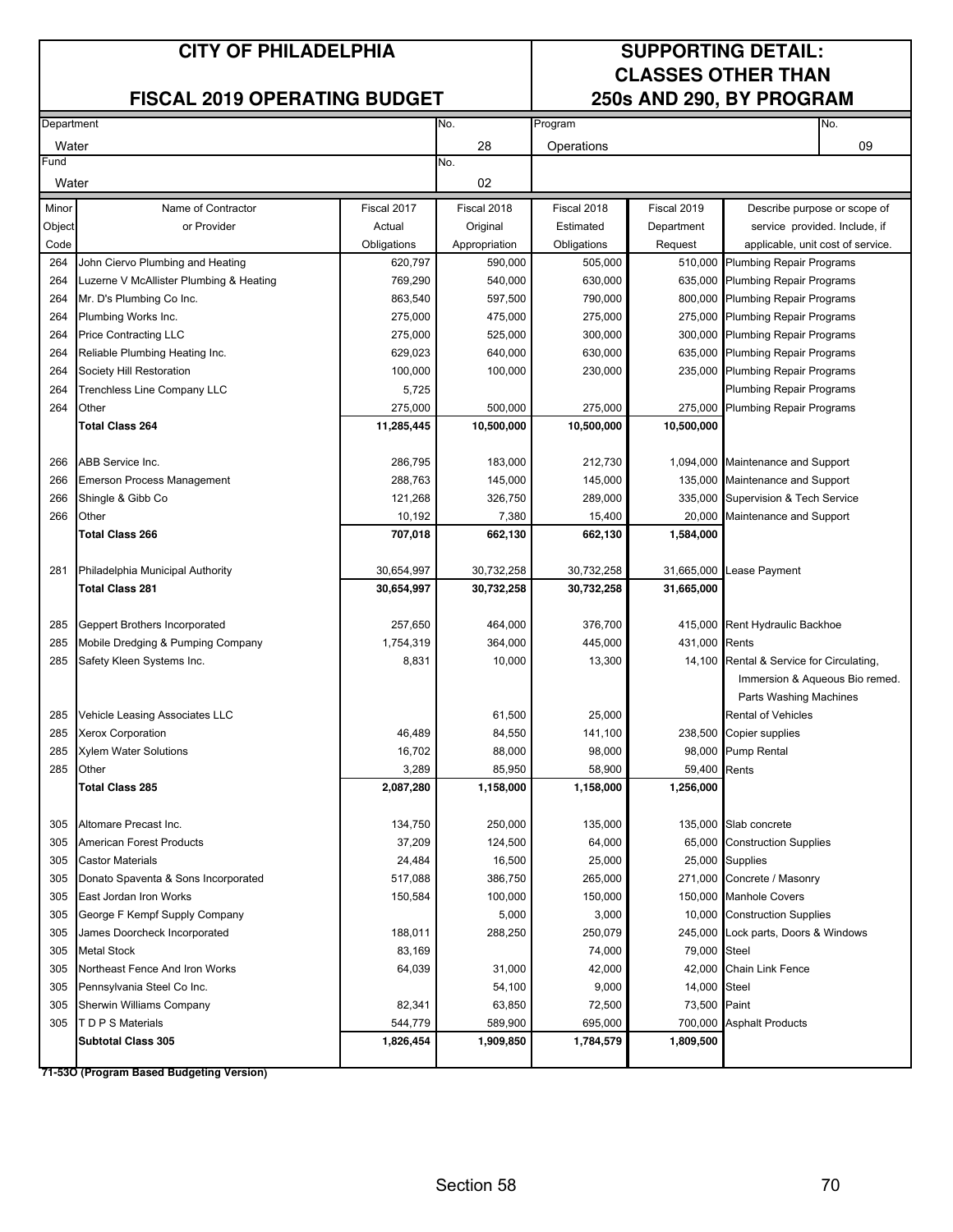# CITY OF PHILADELPHIA

## FISCAL 2019 OPERATING BUDGET

## SUPPORTING DETAIL: CLASSES OTHER THAN 250s AND 290, BY PROGRAM

| Department | No. | Program | No. |
|---|---|---|---|
| Water | 28 | Operations | 09 |
| **Fund** | **No.** | | |
| Water | 02 | | |

| Minor Object Code | Name of Contractor or Provider | Fiscal 2017 Actual Obligations | Fiscal 2018 Original Appropriation | Fiscal 2018 Estimated Obligations | Fiscal 2019 Department Request | Describe purpose or scope of service provided. Include, if applicable, unit cost of service. |
|---|---|---|---|---|---|---|
| 264 | John Ciervo Plumbing and Heating | 620,797 | 590,000 | 505,000 | 510,000 | Plumbing Repair Programs |
| 264 | Luzerne V McAllister Plumbing & Heating | 769,290 | 540,000 | 630,000 | 635,000 | Plumbing Repair Programs |
| 264 | Mr. D's Plumbing Co Inc. | 863,540 | 597,500 | 790,000 | 800,000 | Plumbing Repair Programs |
| 264 | Plumbing Works Inc. | 275,000 | 475,000 | 275,000 | 275,000 | Plumbing Repair Programs |
| 264 | Price Contracting LLC | 275,000 | 525,000 | 300,000 | 300,000 | Plumbing Repair Programs |
| 264 | Reliable Plumbing Heating Inc. | 629,023 | 640,000 | 630,000 | 635,000 | Plumbing Repair Programs |
| 264 | Society Hill Restoration | 100,000 | 100,000 | 230,000 | 235,000 | Plumbing Repair Programs |
| 264 | Trenchless Line Company LLC | 5,725 | | | | Plumbing Repair Programs |
| 264 | Other | 275,000 | 500,000 | 275,000 | 275,000 | Plumbing Repair Programs |
| | **Total Class 264** | **11,285,445** | **10,500,000** | **10,500,000** | **10,500,000** | |
| | | | | | | |
| 266 | ABB Service Inc. | 286,795 | 183,000 | 212,730 | 1,094,000 | Maintenance and Support |
| 266 | Emerson Process Management | 288,763 | 145,000 | 145,000 | 135,000 | Maintenance and Support |
| 266 | Shingle & Gibb Co | 121,268 | 326,750 | 289,000 | 335,000 | Supervision & Tech Service |
| 266 | Other | 10,192 | 7,380 | 15,400 | 20,000 | Maintenance and Support |
| | **Total Class 266** | **707,018** | **662,130** | **662,130** | **1,584,000** | |
| | | | | | | |
| 281 | Philadelphia Municipal Authority | 30,654,997 | 30,732,258 | 30,732,258 | 31,665,000 | Lease Payment |
| | **Total Class 281** | **30,654,997** | **30,732,258** | **30,732,258** | **31,665,000** | |
| | | | | | | |
| 285 | Geppert Brothers Incorporated | 257,650 | 464,000 | 376,700 | 415,000 | Rent Hydraulic Backhoe |
| 285 | Mobile Dredging & Pumping Company | 1,754,319 | 364,000 | 445,000 | 431,000 | Rents |
| 285 | Safety Kleen Systems Inc. | 8,831 | 10,000 | 13,300 | 14,100 | Rental & Service for Circulating, Immersion & Aqueous Bio remed. Parts Washing Machines |
| 285 | Vehicle Leasing Associates LLC | | 61,500 | 25,000 | | Rental of Vehicles |
| 285 | Xerox Corporation | 46,489 | 84,550 | 141,100 | 238,500 | Copier supplies |
| 285 | Xylem Water Solutions | 16,702 | 88,000 | 98,000 | 98,000 | Pump Rental |
| 285 | Other | 3,289 | 85,950 | 58,900 | 59,400 | Rents |
| | **Total Class 285** | **2,087,280** | **1,158,000** | **1,158,000** | **1,256,000** | |
| | | | | | | |
| 305 | Altomare Precast Inc. | 134,750 | 250,000 | 135,000 | 135,000 | Slab concrete |
| 305 | American Forest Products | 37,209 | 124,500 | 64,000 | 65,000 | Construction Supplies |
| 305 | Castor Materials | 24,484 | 16,500 | 25,000 | 25,000 | Supplies |
| 305 | Donato Spaventa & Sons Incorporated | 517,088 | 386,750 | 265,000 | 271,000 | Concrete / Masonry |
| 305 | East Jordan Iron Works | 150,584 | 100,000 | 150,000 | 150,000 | Manhole Covers |
| 305 | George F Kempf Supply Company | | 5,000 | 3,000 | 10,000 | Construction Supplies |
| 305 | James Doorcheck Incorporated | 188,011 | 288,250 | 250,079 | 245,000 | Lock parts, Doors & Windows |
| 305 | Metal Stock | 83,169 | | 74,000 | 79,000 | Steel |
| 305 | Northeast Fence And Iron Works | 64,039 | 31,000 | 42,000 | 42,000 | Chain Link Fence |
| 305 | Pennsylvania Steel Co Inc. | | 54,100 | 9,000 | 14,000 | Steel |
| 305 | Sherwin Williams Company | 82,341 | 63,850 | 72,500 | 73,500 | Paint |
| 305 | T D P S Materials | 544,779 | 589,900 | 695,000 | 700,000 | Asphalt Products |
| | **Subtotal Class 305** | **1,826,454** | **1,909,850** | **1,784,579** | **1,809,500** | |

**71-53O (Program Based Budgeting Version)**

Section 58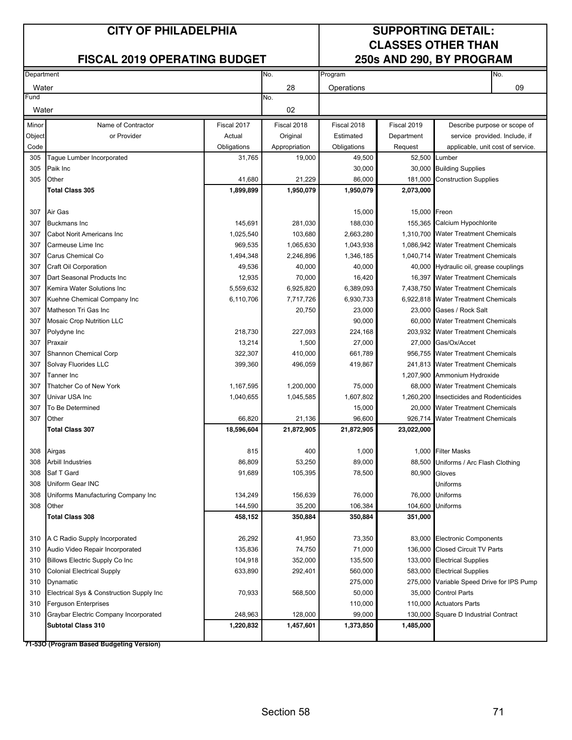# CITY OF PHILADELPHIA

## FISCAL 2019 OPERATING BUDGET

## SUPPORTING DETAIL: CLASSES OTHER THAN 250s AND 290, BY PROGRAM

| Department | No. | Program | No. |
|---|---|---|---|
| Water | 28 | Operations | 09 |

| Fund | No. |
|---|---|
| Water | 02 |

| Minor Object Code | Name of Contractor or Provider | Fiscal 2017 Actual Obligations | Fiscal 2018 Original Appropriation | Fiscal 2018 Estimated Obligations | Fiscal 2019 Department Request | Describe purpose or scope of service provided. Include, if applicable, unit cost of service. |
|---|---|---|---|---|---|---|
| 305 | Tague Lumber Incorporated | 31,765 | 19,000 | 49,500 | 52,500 | Lumber |
| 305 | Paik Inc | | | 30,000 | 30,000 | Building Supplies |
| 305 | Other | 41,680 | 21,229 | 86,000 | 181,000 | Construction Supplies |
| | **Total Class 305** | **1,899,899** | **1,950,079** | **1,950,079** | **2,073,000** | |
| | | | | | | |
| 307 | Air Gas | | | 15,000 | 15,000 | Freon |
| 307 | Buckmans Inc | 145,691 | 281,030 | 188,030 | 155,365 | Calcium Hypochlorite |
| 307 | Cabot Norit Americans Inc | 1,025,540 | 103,680 | 2,663,280 | 1,310,700 | Water Treatment Chemicals |
| 307 | Carmeuse Lime Inc | 969,535 | 1,065,630 | 1,043,938 | 1,086,942 | Water Treatment Chemicals |
| 307 | Carus Chemical Co | 1,494,348 | 2,246,896 | 1,346,185 | 1,040,714 | Water Treatment Chemicals |
| 307 | Craft Oil Corporation | 49,536 | 40,000 | 40,000 | 40,000 | Hydraulic oil, grease couplings |
| 307 | Dart Seasonal Products Inc | 12,935 | 70,000 | 16,420 | 16,397 | Water Treatment Chemicals |
| 307 | Kemira Water Solutions Inc | 5,559,632 | 6,925,820 | 6,389,093 | 7,438,750 | Water Treatment Chemicals |
| 307 | Kuehne Chemical Company Inc | 6,110,706 | 7,717,726 | 6,930,733 | 6,922,818 | Water Treatment Chemicals |
| 307 | Matheson Tri Gas Inc | | 20,750 | 23,000 | 23,000 | Gases / Rock Salt |
| 307 | Mosaic Crop Nutrition LLC | | | 90,000 | 60,000 | Water Treatment Chemicals |
| 307 | Polydyne Inc | 218,730 | 227,093 | 224,168 | 203,932 | Water Treatment Chemicals |
| 307 | Praxair | 13,214 | 1,500 | 27,000 | 27,000 | Gas/Ox/Accet |
| 307 | Shannon Chemical Corp | 322,307 | 410,000 | 661,789 | 956,755 | Water Treatment Chemicals |
| 307 | Solvay Fluorides LLC | 399,360 | 496,059 | 419,867 | 241,813 | Water Treatment Chemicals |
| 307 | Tanner Inc | | | | 1,207,900 | Ammonium Hydroxide |
| 307 | Thatcher Co of New York | 1,167,595 | 1,200,000 | 75,000 | 68,000 | Water Treatment Chemicals |
| 307 | Univar USA Inc | 1,040,655 | 1,045,585 | 1,607,802 | 1,260,200 | Insecticides and Rodenticides |
| 307 | To Be Determined | | | 15,000 | 20,000 | Water Treatment Chemicals |
| 307 | Other | 66,820 | 21,136 | 96,600 | 926,714 | Water Treatment Chemicals |
| | **Total Class 307** | **18,596,604** | **21,872,905** | **21,872,905** | **23,022,000** | |
| | | | | | | |
| 308 | Airgas | 815 | 400 | 1,000 | 1,000 | Filter Masks |
| 308 | Arbill Industries | 86,809 | 53,250 | 89,000 | 88,500 | Uniforms / Arc Flash Clothing |
| 308 | Saf T Gard | 91,689 | 105,395 | 78,500 | 80,900 | Gloves |
| 308 | Uniform Gear INC | | | | | Uniforms |
| 308 | Uniforms Manufacturing Company Inc | 134,249 | 156,639 | 76,000 | 76,000 | Uniforms |
| 308 | Other | 144,590 | 35,200 | 106,384 | 104,600 | Uniforms |
| | **Total Class 308** | **458,152** | **350,884** | **350,884** | **351,000** | |
| | | | | | | |
| 310 | A C Radio Supply Incorporated | 26,292 | 41,950 | 73,350 | 83,000 | Electronic Components |
| 310 | Audio Video Repair Incorporated | 135,836 | 74,750 | 71,000 | 136,000 | Closed Circuit TV Parts |
| 310 | Billows Electric Supply Co Inc | 104,918 | 352,000 | 135,500 | 133,000 | Electrical Supplies |
| 310 | Colonial Electrical Supply | 633,890 | 292,401 | 560,000 | 583,000 | Electrical Supplies |
| 310 | Dynamatic | | | 275,000 | 275,000 | Variable Speed Drive for IPS Pump |
| 310 | Electrical Sys & Construction Supply Inc | 70,933 | 568,500 | 50,000 | 35,000 | Control Parts |
| 310 | Ferguson Enterprises | | | 110,000 | 110,000 | Actuators Parts |
| 310 | Graybar Electric Company Incorporated | 248,963 | 128,000 | 99,000 | 130,000 | Square D Industrial Contract |
| | **Subtotal Class 310** | **1,220,832** | **1,457,601** | **1,373,850** | **1,485,000** | |

**71-53O (Program Based Budgeting Version)**

Section 58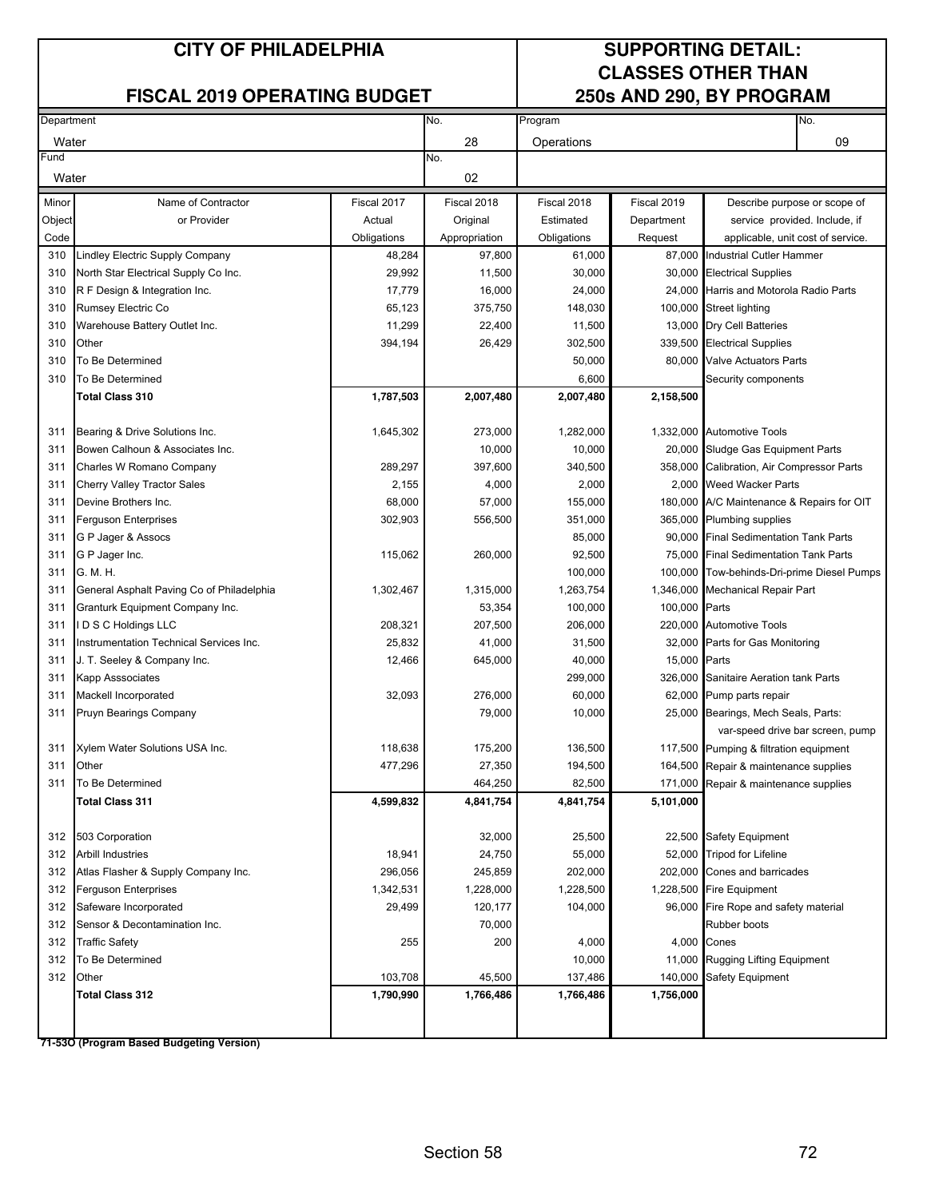# CITY OF PHILADELPHIA

## FISCAL 2019 OPERATING BUDGET

## SUPPORTING DETAIL: CLASSES OTHER THAN 250s AND 290, BY PROGRAM

| Department | No. | Program | No. |
|---|---|---|---|
| Water | 28 | Operations | 09 |
| Fund | No. | | |
| Water | 02 | | |

| Minor Object Code | Name of Contractor or Provider | Fiscal 2017 Actual Obligations | Fiscal 2018 Original Appropriation | Fiscal 2018 Estimated Obligations | Fiscal 2019 Department Request | Describe purpose or scope of service provided. Include, if applicable, unit cost of service. |
|---|---|---|---|---|---|---|
| 310 | Lindley Electric Supply Company | 48,284 | 97,800 | 61,000 | 87,000 | Industrial Cutler Hammer |
| 310 | North Star Electrical Supply Co Inc. | 29,992 | 11,500 | 30,000 | 30,000 | Electrical Supplies |
| 310 | R F Design & Integration Inc. | 17,779 | 16,000 | 24,000 | 24,000 | Harris and Motorola Radio Parts |
| 310 | Rumsey Electric Co | 65,123 | 375,750 | 148,030 | 100,000 | Street lighting |
| 310 | Warehouse Battery Outlet Inc. | 11,299 | 22,400 | 11,500 | 13,000 | Dry Cell Batteries |
| 310 | Other | 394,194 | 26,429 | 302,500 | 339,500 | Electrical Supplies |
| 310 | To Be Determined | | | 50,000 | 80,000 | Valve Actuators Parts |
| 310 | To Be Determined | | | 6,600 | | Security components |
| | **Total Class 310** | **1,787,503** | **2,007,480** | **2,007,480** | **2,158,500** | |
| | | | | | | |
| 311 | Bearing & Drive Solutions Inc. | 1,645,302 | 273,000 | 1,282,000 | 1,332,000 | Automotive Tools |
| 311 | Bowen Calhoun & Associates Inc. | | 10,000 | 10,000 | 20,000 | Sludge Gas Equipment Parts |
| 311 | Charles W Romano Company | 289,297 | 397,600 | 340,500 | 358,000 | Calibration, Air Compressor Parts |
| 311 | Cherry Valley Tractor Sales | 2,155 | 4,000 | 2,000 | 2,000 | Weed Wacker Parts |
| 311 | Devine Brothers Inc. | 68,000 | 57,000 | 155,000 | 180,000 | A/C Maintenance & Repairs for OIT |
| 311 | Ferguson Enterprises | 302,903 | 556,500 | 351,000 | 365,000 | Plumbing supplies |
| 311 | G P Jager & Assocs | | | 85,000 | 90,000 | Final Sedimentation Tank Parts |
| 311 | G P Jager Inc. | 115,062 | 260,000 | 92,500 | 75,000 | Final Sedimentation Tank Parts |
| 311 | G. M. H. | | | 100,000 | 100,000 | Tow-behinds-Dri-prime Diesel Pumps |
| 311 | General Asphalt Paving Co of Philadelphia | 1,302,467 | 1,315,000 | 1,263,754 | 1,346,000 | Mechanical Repair Part |
| 311 | Granturk Equipment Company Inc. | | 53,354 | 100,000 | 100,000 | Parts |
| 311 | I D S C Holdings LLC | 208,321 | 207,500 | 206,000 | 220,000 | Automotive Tools |
| 311 | Instrumentation Technical Services Inc. | 25,832 | 41,000 | 31,500 | 32,000 | Parts for Gas Monitoring |
| 311 | J. T. Seeley & Company Inc. | 12,466 | 645,000 | 40,000 | 15,000 | Parts |
| 311 | Kapp Asssociates | | | 299,000 | 326,000 | Sanitaire Aeration tank Parts |
| 311 | Mackell Incorporated | 32,093 | 276,000 | 60,000 | 62,000 | Pump parts repair |
| 311 | Pruyn Bearings Company | | 79,000 | 10,000 | 25,000 | Bearings, Mech Seals, Parts: var-speed drive bar screen, pump |
| 311 | Xylem Water Solutions USA Inc. | 118,638 | 175,200 | 136,500 | 117,500 | Pumping & filtration equipment |
| 311 | Other | 477,296 | 27,350 | 194,500 | 164,500 | Repair & maintenance supplies |
| 311 | To Be Determined | | 464,250 | 82,500 | 171,000 | Repair & maintenance supplies |
| | **Total Class 311** | **4,599,832** | **4,841,754** | **4,841,754** | **5,101,000** | |
| | | | | | | |
| 312 | 503 Corporation | | 32,000 | 25,500 | 22,500 | Safety Equipment |
| 312 | Arbill Industries | 18,941 | 24,750 | 55,000 | 52,000 | Tripod for Lifeline |
| 312 | Atlas Flasher & Supply Company Inc. | 296,056 | 245,859 | 202,000 | 202,000 | Cones and barricades |
| 312 | Ferguson Enterprises | 1,342,531 | 1,228,000 | 1,228,500 | 1,228,500 | Fire Equipment |
| 312 | Safeware Incorporated | 29,499 | 120,177 | 104,000 | 96,000 | Fire Rope and safety material |
| 312 | Sensor & Decontamination Inc. | | 70,000 | | | Rubber boots |
| 312 | Traffic Safety | 255 | 200 | 4,000 | 4,000 | Cones |
| 312 | To Be Determined | | | 10,000 | 11,000 | Rugging Lifting Equipment |
| 312 | Other | 103,708 | 45,500 | 137,486 | 140,000 | Safety Equipment |
| | **Total Class 312** | **1,790,990** | **1,766,486** | **1,766,486** | **1,756,000** | |

**71-53O (Program Based Budgeting Version)**

Section 58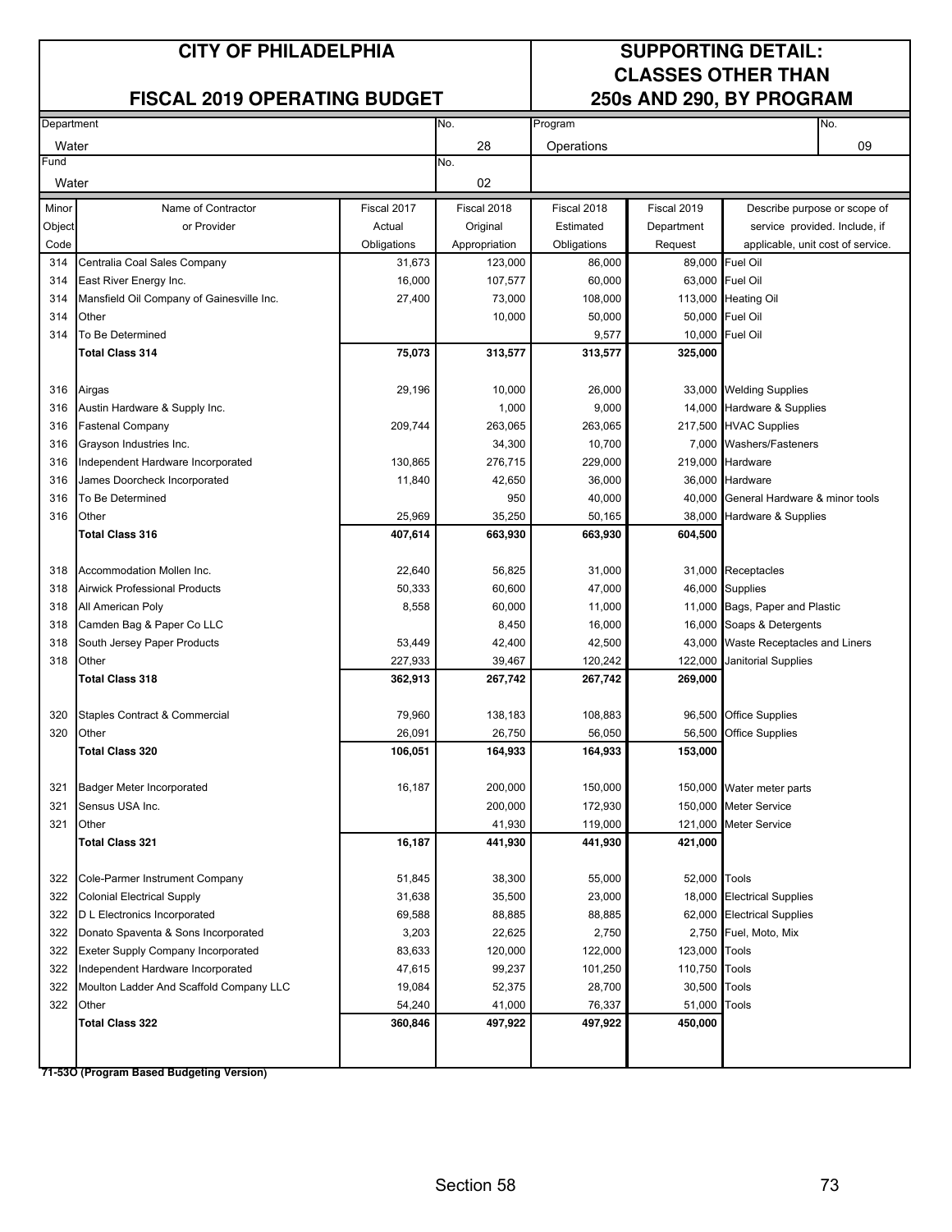# CITY OF PHILADELPHIA

## FISCAL 2019 OPERATING BUDGET

## SUPPORTING DETAIL: CLASSES OTHER THAN 250s AND 290, BY PROGRAM

| Department | No. | Program | No. |
|---|---|---|---|
| Water | 28 | Operations | 09 |
| **Fund** | **No.** | | |
| Water | 02 | | |

| Minor Object Code | Name of Contractor or Provider | Fiscal 2017 Actual Obligations | Fiscal 2018 Original Appropriation | Fiscal 2018 Estimated Obligations | Fiscal 2019 Department Request | Describe purpose or scope of service provided. Include, if applicable, unit cost of service. |
|---|---|---|---|---|---|---|
| 314 | Centralia Coal Sales Company | 31,673 | 123,000 | 86,000 | 89,000 | Fuel Oil |
| 314 | East River Energy Inc. | 16,000 | 107,577 | 60,000 | 63,000 | Fuel Oil |
| 314 | Mansfield Oil Company of Gainesville Inc. | 27,400 | 73,000 | 108,000 | 113,000 | Heating Oil |
| 314 | Other | | 10,000 | 50,000 | 50,000 | Fuel Oil |
| 314 | To Be Determined | | | 9,577 | 10,000 | Fuel Oil |
| | **Total Class 314** | **75,073** | **313,577** | **313,577** | **325,000** | |
| 316 | Airgas | 29,196 | 10,000 | 26,000 | 33,000 | Welding Supplies |
| 316 | Austin Hardware & Supply Inc. | | 1,000 | 9,000 | 14,000 | Hardware & Supplies |
| 316 | Fastenal Company | 209,744 | 263,065 | 263,065 | 217,500 | HVAC Supplies |
| 316 | Grayson Industries Inc. | | 34,300 | 10,700 | 7,000 | Washers/Fasteners |
| 316 | Independent Hardware Incorporated | 130,865 | 276,715 | 229,000 | 219,000 | Hardware |
| 316 | James Doorcheck Incorporated | 11,840 | 42,650 | 36,000 | 36,000 | Hardware |
| 316 | To Be Determined | | 950 | 40,000 | 40,000 | General Hardware & minor tools |
| 316 | Other | 25,969 | 35,250 | 50,165 | 38,000 | Hardware & Supplies |
| | **Total Class 316** | **407,614** | **663,930** | **663,930** | **604,500** | |
| 318 | Accommodation Mollen Inc. | 22,640 | 56,825 | 31,000 | 31,000 | Receptacles |
| 318 | Airwick Professional Products | 50,333 | 60,600 | 47,000 | 46,000 | Supplies |
| 318 | All American Poly | 8,558 | 60,000 | 11,000 | 11,000 | Bags, Paper and Plastic |
| 318 | Camden Bag & Paper Co LLC | | 8,450 | 16,000 | 16,000 | Soaps & Detergents |
| 318 | South Jersey Paper Products | 53,449 | 42,400 | 42,500 | 43,000 | Waste Receptacles and Liners |
| 318 | Other | 227,933 | 39,467 | 120,242 | 122,000 | Janitorial Supplies |
| | **Total Class 318** | **362,913** | **267,742** | **267,742** | **269,000** | |
| 320 | Staples Contract & Commercial | 79,960 | 138,183 | 108,883 | 96,500 | Office Supplies |
| 320 | Other | 26,091 | 26,750 | 56,050 | 56,500 | Office Supplies |
| | **Total Class 320** | **106,051** | **164,933** | **164,933** | **153,000** | |
| 321 | Badger Meter Incorporated | 16,187 | 200,000 | 150,000 | 150,000 | Water meter parts |
| 321 | Sensus USA Inc. | | 200,000 | 172,930 | 150,000 | Meter Service |
| 321 | Other | | 41,930 | 119,000 | 121,000 | Meter Service |
| | **Total Class 321** | **16,187** | **441,930** | **441,930** | **421,000** | |
| 322 | Cole-Parmer Instrument Company | 51,845 | 38,300 | 55,000 | 52,000 | Tools |
| 322 | Colonial Electrical Supply | 31,638 | 35,500 | 23,000 | 18,000 | Electrical Supplies |
| 322 | D L Electronics Incorporated | 69,588 | 88,885 | 88,885 | 62,000 | Electrical Supplies |
| 322 | Donato Spaventa & Sons Incorporated | 3,203 | 22,625 | 2,750 | 2,750 | Fuel, Moto, Mix |
| 322 | Exeter Supply Company Incorporated | 83,633 | 120,000 | 122,000 | 123,000 | Tools |
| 322 | Independent Hardware Incorporated | 47,615 | 99,237 | 101,250 | 110,750 | Tools |
| 322 | Moulton Ladder And Scaffold Company LLC | 19,084 | 52,375 | 28,700 | 30,500 | Tools |
| 322 | Other | 54,240 | 41,000 | 76,337 | 51,000 | Tools |
| | **Total Class 322** | **360,846** | **497,922** | **497,922** | **450,000** | |

**71-53O (Program Based Budgeting Version)**

Section 58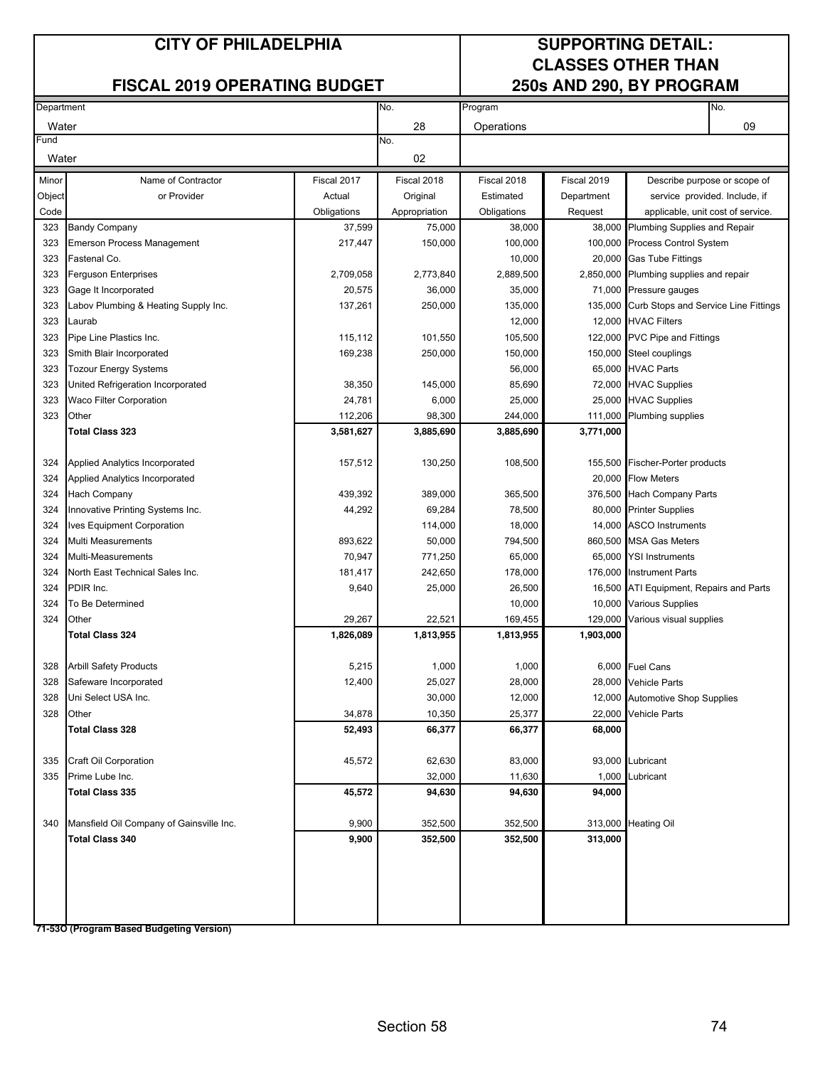# CITY OF PHILADELPHIA

## FISCAL 2019 OPERATING BUDGET

## SUPPORTING DETAIL: CLASSES OTHER THAN 250s AND 290, BY PROGRAM

| Department | No. | Program | No. |
|---|---|---|---|
| Water | 28 | Operations | 09 |
| **Fund** | **No.** | | |
| Water | 02 | | |

| Minor Object Code | Name of Contractor or Provider | Fiscal 2017 Actual Obligations | Fiscal 2018 Original Appropriation | Fiscal 2018 Estimated Obligations | Fiscal 2019 Department Request | Describe purpose or scope of service provided. Include, if applicable, unit cost of service. |
|---|---|---|---|---|---|---|
| 323 | Bandy Company | 37,599 | 75,000 | 38,000 | 38,000 | Plumbing Supplies and Repair |
| 323 | Emerson Process Management | 217,447 | 150,000 | 100,000 | 100,000 | Process Control System |
| 323 | Fastenal Co. | | | 10,000 | 20,000 | Gas Tube Fittings |
| 323 | Ferguson Enterprises | 2,709,058 | 2,773,840 | 2,889,500 | 2,850,000 | Plumbing supplies and repair |
| 323 | Gage It Incorporated | 20,575 | 36,000 | 35,000 | 71,000 | Pressure gauges |
| 323 | Labov Plumbing & Heating Supply Inc. | 137,261 | 250,000 | 135,000 | 135,000 | Curb Stops and Service Line Fittings |
| 323 | Laurab | | | 12,000 | 12,000 | HVAC Filters |
| 323 | Pipe Line Plastics Inc. | 115,112 | 101,550 | 105,500 | 122,000 | PVC Pipe and Fittings |
| 323 | Smith Blair Incorporated | 169,238 | 250,000 | 150,000 | 150,000 | Steel couplings |
| 323 | Tozour Energy Systems | | | 56,000 | 65,000 | HVAC Parts |
| 323 | United Refrigeration Incorporated | 38,350 | 145,000 | 85,690 | 72,000 | HVAC Supplies |
| 323 | Waco Filter Corporation | 24,781 | 6,000 | 25,000 | 25,000 | HVAC Supplies |
| 323 | Other | 112,206 | 98,300 | 244,000 | 111,000 | Plumbing supplies |
| | **Total Class 323** | **3,581,627** | **3,885,690** | **3,885,690** | **3,771,000** | |
| | | | | | | |
| 324 | Applied Analytics Incorporated | 157,512 | 130,250 | 108,500 | 155,500 | Fischer-Porter products |
| 324 | Applied Analytics Incorporated | | | | 20,000 | Flow Meters |
| 324 | Hach Company | 439,392 | 389,000 | 365,500 | 376,500 | Hach Company Parts |
| 324 | Innovative Printing Systems Inc. | 44,292 | 69,284 | 78,500 | 80,000 | Printer Supplies |
| 324 | Ives Equipment Corporation | | 114,000 | 18,000 | 14,000 | ASCO Instruments |
| 324 | Multi Measurements | 893,622 | 50,000 | 794,500 | 860,500 | MSA Gas Meters |
| 324 | Multi-Measurements | 70,947 | 771,250 | 65,000 | 65,000 | YSI Instruments |
| 324 | North East Technical Sales Inc. | 181,417 | 242,650 | 178,000 | 176,000 | Instrument Parts |
| 324 | PDIR Inc. | 9,640 | 25,000 | 26,500 | 16,500 | ATI Equipment, Repairs and Parts |
| 324 | To Be Determined | | | 10,000 | 10,000 | Various Supplies |
| 324 | Other | 29,267 | 22,521 | 169,455 | 129,000 | Various visual supplies |
| | **Total Class 324** | **1,826,089** | **1,813,955** | **1,813,955** | **1,903,000** | |
| | | | | | | |
| 328 | Arbill Safety Products | 5,215 | 1,000 | 1,000 | 6,000 | Fuel Cans |
| 328 | Safeware Incorporated | 12,400 | 25,027 | 28,000 | 28,000 | Vehicle Parts |
| 328 | Uni Select USA Inc. | | 30,000 | 12,000 | 12,000 | Automotive Shop Supplies |
| 328 | Other | 34,878 | 10,350 | 25,377 | 22,000 | Vehicle Parts |
| | **Total Class 328** | **52,493** | **66,377** | **66,377** | **68,000** | |
| | | | | | | |
| 335 | Craft Oil Corporation | 45,572 | 62,630 | 83,000 | 93,000 | Lubricant |
| 335 | Prime Lube Inc. | | 32,000 | 11,630 | 1,000 | Lubricant |
| | **Total Class 335** | **45,572** | **94,630** | **94,630** | **94,000** | |
| | | | | | | |
| 340 | Mansfield Oil Company of Gainsville Inc. | 9,900 | 352,500 | 352,500 | 313,000 | Heating Oil |
| | **Total Class 340** | **9,900** | **352,500** | **352,500** | **313,000** | |

**71-53O (Program Based Budgeting Version)**

Section 58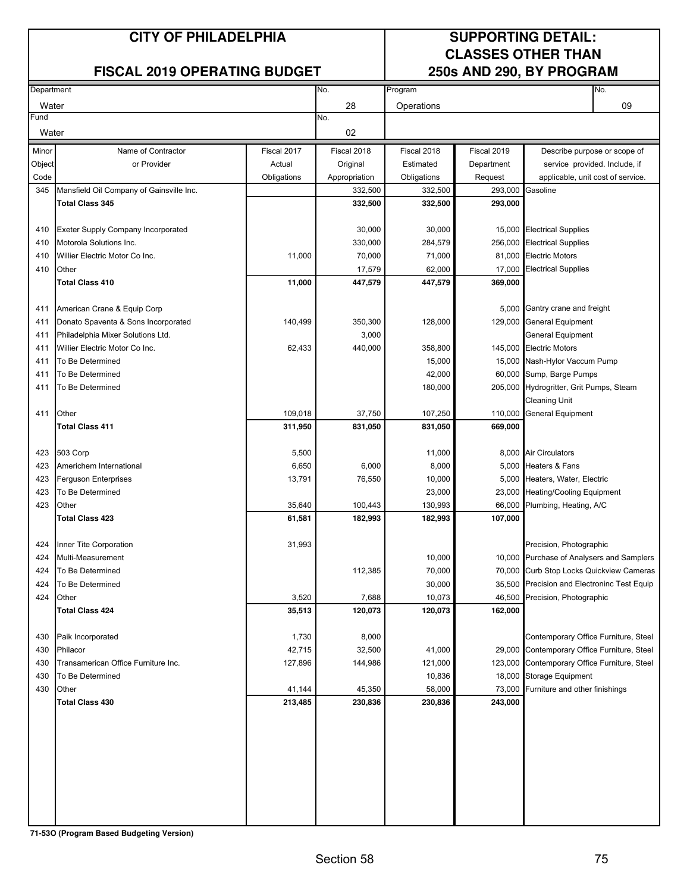# CITY OF PHILADELPHIA

# FISCAL 2019 OPERATING BUDGET

# SUPPORTING DETAIL: CLASSES OTHER THAN 250s AND 290, BY PROGRAM

| Department | No. | Program | No. |
|---|---|---|---|
| Water | 28 | Operations | 09 |
| **Fund** | **No.** | | |
| Water | 02 | | |

| Minor Object Code | Name of Contractor or Provider | Fiscal 2017 Actual Obligations | Fiscal 2018 Original Appropriation | Fiscal 2018 Estimated Obligations | Fiscal 2019 Department Request | Describe purpose or scope of service provided. Include, if applicable, unit cost of service. |
|---|---|---|---|---|---|---|
| 345 | Mansfield Oil Company of Gainsville Inc. | | 332,500 | 332,500 | 293,000 | Gasoline |
| | **Total Class 345** | | **332,500** | **332,500** | **293,000** | |
| | | | | | | |
| 410 | Exeter Supply Company Incorporated | | 30,000 | 30,000 | 15,000 | Electrical Supplies |
| 410 | Motorola Solutions Inc. | | 330,000 | 284,579 | 256,000 | Electrical Supplies |
| 410 | Willier Electric Motor Co Inc. | 11,000 | 70,000 | 71,000 | 81,000 | Electric Motors |
| 410 | Other | | 17,579 | 62,000 | 17,000 | Electrical Supplies |
| | **Total Class 410** | **11,000** | **447,579** | **447,579** | **369,000** | |
| | | | | | | |
| 411 | American Crane & Equip Corp | | | | 5,000 | Gantry crane and freight |
| 411 | Donato Spaventa & Sons Incorporated | 140,499 | 350,300 | 128,000 | 129,000 | General Equipment |
| 411 | Philadelphia Mixer Solutions Ltd. | | 3,000 | | | General Equipment |
| 411 | Willier Electric Motor Co Inc. | 62,433 | 440,000 | 358,800 | 145,000 | Electric Motors |
| 411 | To Be Determined | | | 15,000 | 15,000 | Nash-Hylor Vaccum Pump |
| 411 | To Be Determined | | | 42,000 | 60,000 | Sump, Barge Pumps |
| 411 | To Be Determined | | | 180,000 | 205,000 | Hydrogritter, Grit Pumps, Steam Cleaning Unit |
| 411 | Other | 109,018 | 37,750 | 107,250 | 110,000 | General Equipment |
| | **Total Class 411** | **311,950** | **831,050** | **831,050** | **669,000** | |
| | | | | | | |
| 423 | 503 Corp | 5,500 | | 11,000 | 8,000 | Air Circulators |
| 423 | Americhem International | 6,650 | 6,000 | 8,000 | 5,000 | Heaters & Fans |
| 423 | Ferguson Enterprises | 13,791 | 76,550 | 10,000 | 5,000 | Heaters, Water, Electric |
| 423 | To Be Determined | | | 23,000 | 23,000 | Heating/Cooling Equipment |
| 423 | Other | 35,640 | 100,443 | 130,993 | 66,000 | Plumbing, Heating, A/C |
| | **Total Class 423** | **61,581** | **182,993** | **182,993** | **107,000** | |
| | | | | | | |
| 424 | Inner Tite Corporation | 31,993 | | | | Precision, Photographic |
| 424 | Multi-Measurement | | | 10,000 | 10,000 | Purchase of Analysers and Samplers |
| 424 | To Be Determined | | 112,385 | 70,000 | 70,000 | Curb Stop Locks Quickview Cameras |
| 424 | To Be Determined | | | 30,000 | 35,500 | Precision and Electroninc Test Equip |
| 424 | Other | 3,520 | 7,688 | 10,073 | 46,500 | Precision, Photographic |
| | **Total Class 424** | **35,513** | **120,073** | **120,073** | **162,000** | |
| | | | | | | |
| 430 | Paik Incorporated | 1,730 | 8,000 | | | Contemporary Office Furniture, Steel |
| 430 | Philacor | 42,715 | 32,500 | 41,000 | 29,000 | Contemporary Office Furniture, Steel |
| 430 | Transamerican Office Furniture Inc. | 127,896 | 144,986 | 121,000 | 123,000 | Contemporary Office Furniture, Steel |
| 430 | To Be Determined | | | 10,836 | 18,000 | Storage Equipment |
| 430 | Other | 41,144 | 45,350 | 58,000 | 73,000 | Furniture and other finishings |
| | **Total Class 430** | **213,485** | **230,836** | **230,836** | **243,000** | |

**71-53O (Program Based Budgeting Version)**

Section 58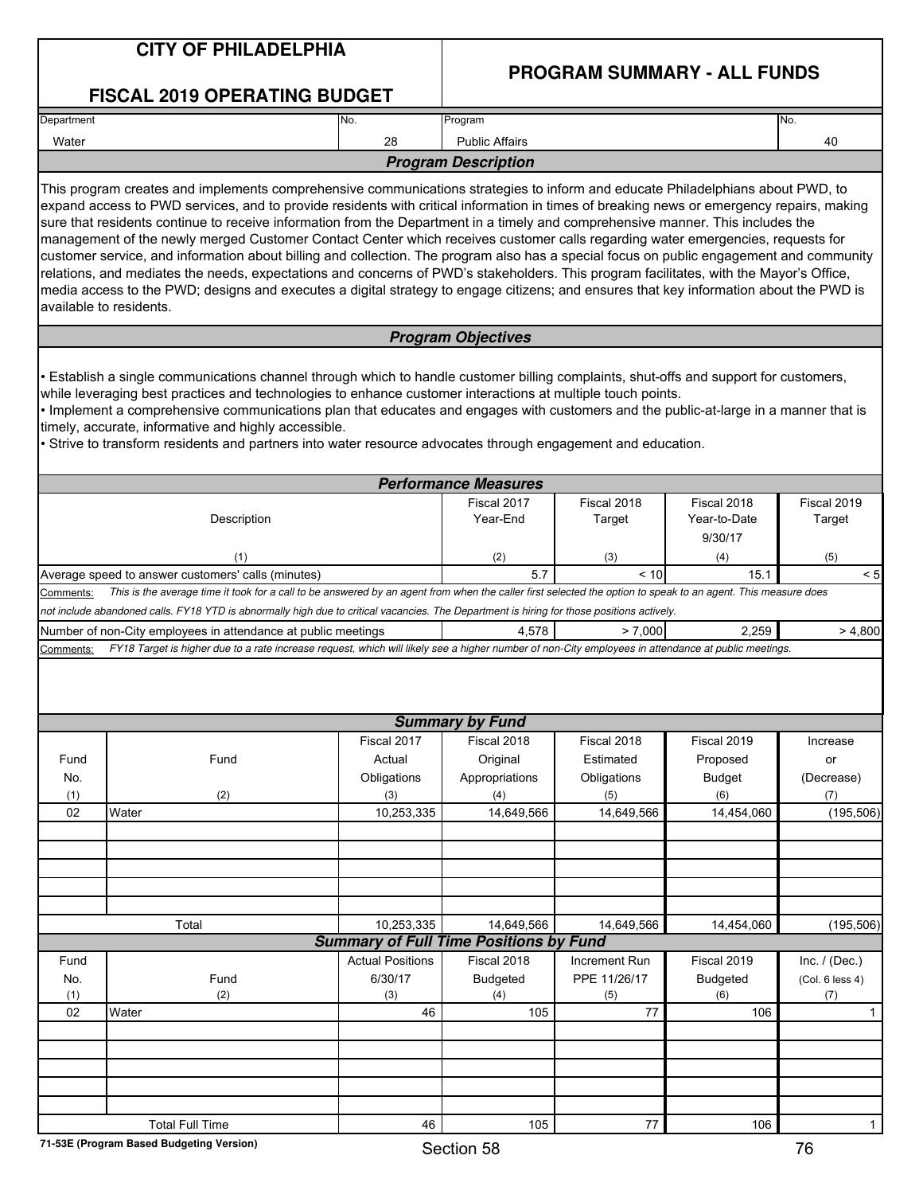# CITY OF PHILADELPHIA

# FISCAL 2019 OPERATING BUDGET

# PROGRAM SUMMARY - ALL FUNDS

| Department | No. | Program | No. |
|---|---|---|---|
| Water | 28 | Public Affairs | 40 |

## Program Description

This program creates and implements comprehensive communications strategies to inform and educate Philadelphians about PWD, to expand access to PWD services, and to provide residents with critical information in times of breaking news or emergency repairs, making sure that residents continue to receive information from the Department in a timely and comprehensive manner. This includes the management of the newly merged Customer Contact Center which receives customer calls regarding water emergencies, requests for customer service, and information about billing and collection. The program also has a special focus on public engagement and community relations, and mediates the needs, expectations and concerns of PWD's stakeholders. This program facilitates, with the Mayor's Office, media access to the PWD; designs and executes a digital strategy to engage citizens; and ensures that key information about the PWD is available to residents.

## Program Objectives

- Establish a single communications channel through which to handle customer billing complaints, shut-offs and support for customers, while leveraging best practices and technologies to enhance customer interactions at multiple touch points.
- Implement a comprehensive communications plan that educates and engages with customers and the public-at-large in a manner that is timely, accurate, informative and highly accessible.
- Strive to transform residents and partners into water resource advocates through engagement and education.

## Performance Measures

| Description (1) | Fiscal 2017 Year-End (2) | Fiscal 2018 Target (3) | Fiscal 2018 Year-to-Date 9/30/17 (4) | Fiscal 2019 Target (5) |
|---|---|---|---|---|
| Average speed to answer customers' calls (minutes) | 5.7 | < 10 | 15.1 | < 5 |
| Number of non-City employees in attendance at public meetings | 4,578 | > 7,000 | 2,259 | > 4,800 |

Comments (Average speed to answer customers' calls): *This is the average time it took for a call to be answered by an agent from when the caller first selected the option to speak to an agent. This measure does not include abandoned calls. FY18 YTD is abnormally high due to critical vacancies. The Department is hiring for those positions actively.*

Comments (Number of non-City employees in attendance at public meetings): *FY18 Target is higher due to a rate increase request, which will likely see a higher number of non-City employees in attendance at public meetings.*

## Summary by Fund

| Fund No. (1) | Fund (2) | Fiscal 2017 Actual Obligations (3) | Fiscal 2018 Original Appropriations (4) | Fiscal 2018 Estimated Obligations (5) | Fiscal 2019 Proposed Budget (6) | Increase or (Decrease) (7) |
|---|---|---|---|---|---|---|
| 02 | Water | 10,253,335 | 14,649,566 | 14,649,566 | 14,454,060 | (195,506) |
| | Total | 10,253,335 | 14,649,566 | 14,649,566 | 14,454,060 | (195,506) |

## Summary of Full Time Positions by Fund

| Fund No. (1) | Fund (2) | Actual Positions 6/30/17 (3) | Fiscal 2018 Budgeted (4) | Increment Run PPE 11/26/17 (5) | Fiscal 2019 Budgeted (6) | Inc. / (Dec.) (Col. 6 less 4) (7) |
|---|---|---|---|---|---|---|
| 02 | Water | 46 | 105 | 77 | 106 | 1 |
| | Total Full Time | 46 | 105 | 77 | 106 | 1 |

71-53E (Program Based Budgeting Version)

Section 58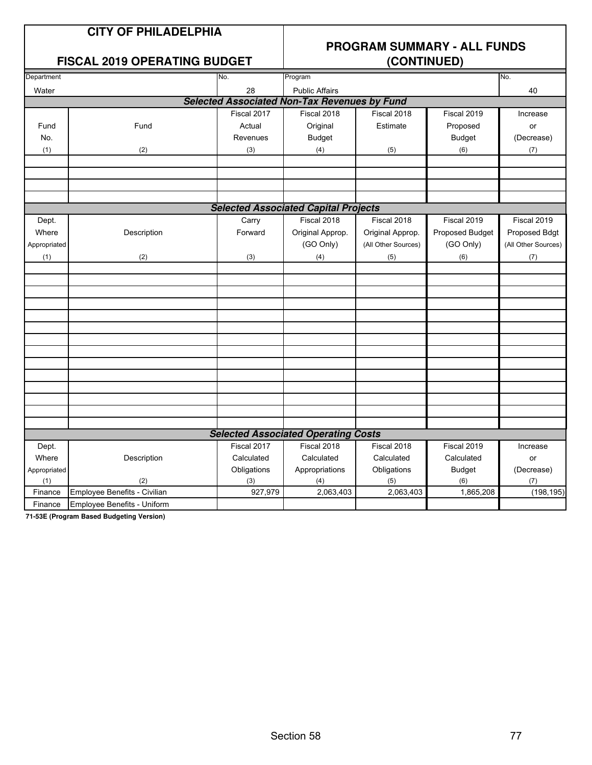# CITY OF PHILADELPHIA

## FISCAL 2019 OPERATING BUDGET

## PROGRAM SUMMARY - ALL FUNDS (CONTINUED)

| Department | No. | Program | No. |
|---|---|---|---|
| Water | 28 | Public Affairs | 40 |

### *Selected Associated Non-Tax Revenues by Fund*

| Fund No. | Fund | Fiscal 2017 Actual Revenues | Fiscal 2018 Original Budget | Fiscal 2018 Estimate | Fiscal 2019 Proposed Budget | Increase or (Decrease) |
|---|---|---|---|---|---|---|
| (1) | (2) | (3) | (4) | (5) | (6) | (7) |
| | | | | | | |
| | | | | | | |
| | | | | | | |
| | | | | | | |

### *Selected Associated Capital Projects*

| Dept. Where Appropriated | Description | Carry Forward | Fiscal 2018 Original Approp. (GO Only) | Fiscal 2018 Original Approp. (All Other Sources) | Fiscal 2019 Proposed Budget (GO Only) | Fiscal 2019 Proposed Bdgt (All Other Sources) |
|---|---|---|---|---|---|---|
| (1) | (2) | (3) | (4) | (5) | (6) | (7) |
| | | | | | | |
| | | | | | | |
| | | | | | | |
| | | | | | | |
| | | | | | | |
| | | | | | | |
| | | | | | | |
| | | | | | | |
| | | | | | | |
| | | | | | | |
| | | | | | | |
| | | | | | | |
| | | | | | | |
| | | | | | | |

### *Selected Associated Operating Costs*

| Dept. Where Appropriated | Description | Fiscal 2017 Calculated Obligations | Fiscal 2018 Calculated Appropriations | Fiscal 2018 Calculated Obligations | Fiscal 2019 Calculated Budget | Increase or (Decrease) |
|---|---|---|---|---|---|---|
| (1) | (2) | (3) | (4) | (5) | (6) | (7) |
| Finance | Employee Benefits - Civilian | 927,979 | 2,063,403 | 2,063,403 | 1,865,208 | (198,195) |
| Finance | Employee Benefits - Uniform | | | | | |

**71-53E (Program Based Budgeting Version)**

Section 58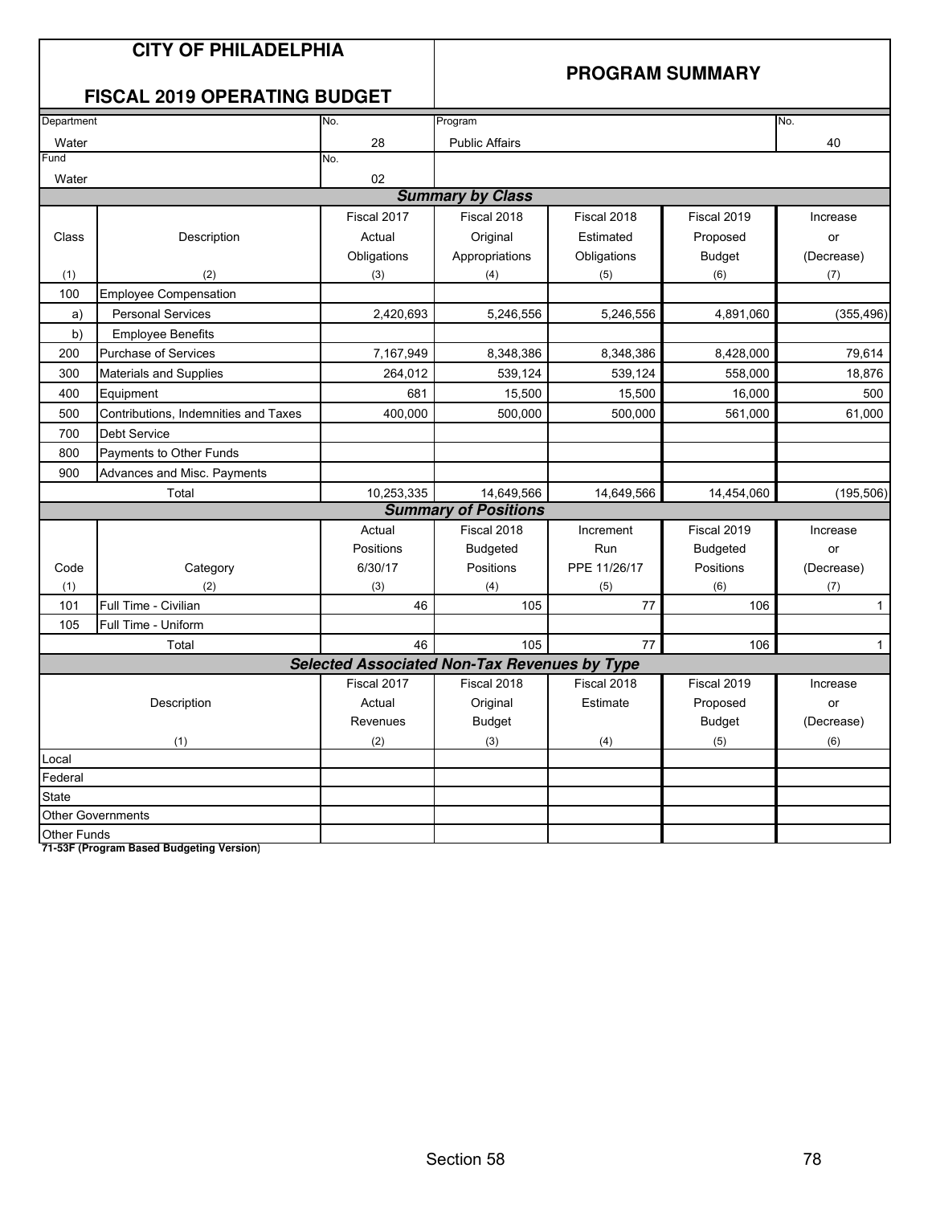# CITY OF PHILADELPHIA

## FISCAL 2019 OPERATING BUDGET

## PROGRAM SUMMARY

| Department | No. | Program | No. |
|---|---|---|---|
| Water | 28 | Public Affairs | 40 |
| **Fund** | **No.** | | |
| Water | 02 | | |

### Summary by Class

| Class | Description | Fiscal 2017 Actual Obligations | Fiscal 2018 Original Appropriations | Fiscal 2018 Estimated Obligations | Fiscal 2019 Proposed Budget | Increase or (Decrease) |
|---|---|---|---|---|---|---|
| (1) | (2) | (3) | (4) | (5) | (6) | (7) |
| 100 | Employee Compensation | | | | | |
| a) | Personal Services | 2,420,693 | 5,246,556 | 5,246,556 | 4,891,060 | (355,496) |
| b) | Employee Benefits | | | | | |
| 200 | Purchase of Services | 7,167,949 | 8,348,386 | 8,348,386 | 8,428,000 | 79,614 |
| 300 | Materials and Supplies | 264,012 | 539,124 | 539,124 | 558,000 | 18,876 |
| 400 | Equipment | 681 | 15,500 | 15,500 | 16,000 | 500 |
| 500 | Contributions, Indemnities and Taxes | 400,000 | 500,000 | 500,000 | 561,000 | 61,000 |
| 700 | Debt Service | | | | | |
| 800 | Payments to Other Funds | | | | | |
| 900 | Advances and Misc. Payments | | | | | |
| | Total | 10,253,335 | 14,649,566 | 14,649,566 | 14,454,060 | (195,506) |

### Summary of Positions

| Code | Category | Actual Positions 6/30/17 | Fiscal 2018 Budgeted Positions | Increment Run PPE 11/26/17 | Fiscal 2019 Budgeted Positions | Increase or (Decrease) |
|---|---|---|---|---|---|---|
| (1) | (2) | (3) | (4) | (5) | (6) | (7) |
| 101 | Full Time - Civilian | 46 | 105 | 77 | 106 | 1 |
| 105 | Full Time - Uniform | | | | | |
| | Total | 46 | 105 | 77 | 106 | 1 |

### Selected Associated Non-Tax Revenues by Type

| Description | Fiscal 2017 Actual Revenues | Fiscal 2018 Original Budget | Fiscal 2018 Estimate | Fiscal 2019 Proposed Budget | Increase or (Decrease) |
|---|---|---|---|---|---|
| (1) | (2) | (3) | (4) | (5) | (6) |
| Local | | | | | |
| Federal | | | | | |
| State | | | | | |
| Other Governments | | | | | |
| Other Funds | | | | | |

**71-53F (Program Based Budgeting Version)**

Section 58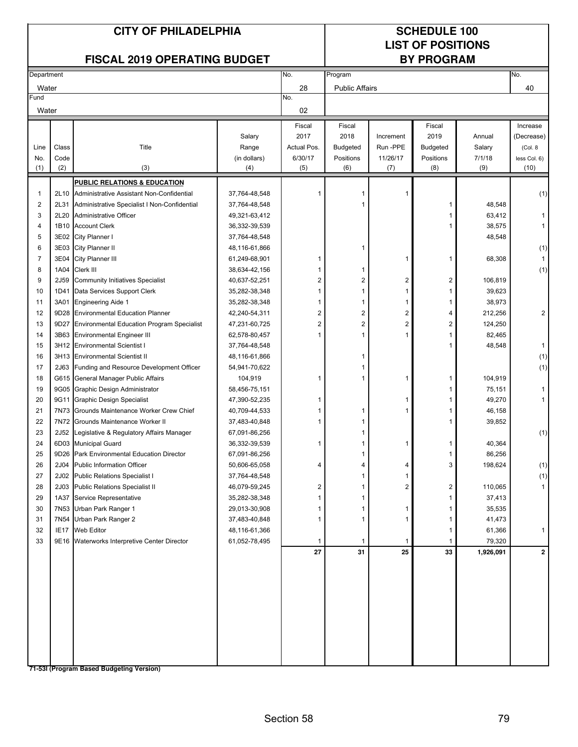# CITY OF PHILADELPHIA

## FISCAL 2019 OPERATING BUDGET

## SCHEDULE 100
## LIST OF POSITIONS
## BY PROGRAM

| Department | No. | Program | No. |
|---|---|---|---|
| Water | 28 | Public Affairs | 40 |
| **Fund** | **No.** | | |
| Water | 02 | | |

| Line No. (1) | Class Code (2) | Title (3) | Salary Range (in dollars) (4) | Fiscal 2017 Actual Pos. 6/30/17 (5) | Fiscal 2018 Budgeted Positions (6) | Increment Run -PPE 11/26/17 (7) | Fiscal 2019 Budgeted Positions (8) | Annual Salary 7/1/18 (9) | Increase (Decrease) (Col. 8 less Col. 6) (10) |
|---|---|---|---|---|---|---|---|---|---|
| | | **PUBLIC RELATIONS & EDUCATION** | | | | | | | |
| 1 | 2L10 | Administrative Assistant Non-Confidential | 37,764-48,548 | 1 | 1 | 1 | | | (1) |
| 2 | 2L31 | Administrative Specialist I Non-Confidential | 37,764-48,548 | | 1 | | 1 | 48,548 | |
| 3 | 2L20 | Administrative Officer | 49,321-63,412 | | | | 1 | 63,412 | 1 |
| 4 | 1B10 | Account Clerk | 36,332-39,539 | | | | 1 | 38,575 | 1 |
| 5 | 3E02 | City Planner I | 37,764-48,548 | | | | | 48,548 | |
| 6 | 3E03 | City Planner II | 48,116-61,866 | | 1 | | | | (1) |
| 7 | 3E04 | City Planner III | 61,249-68,901 | 1 | | 1 | 1 | 68,308 | 1 |
| 8 | 1A04 | Clerk III | 38,634-42,156 | 1 | 1 | | | | (1) |
| 9 | 2J59 | Community Initiatives Specialist | 40,637-52,251 | 2 | 2 | 2 | 2 | 106,819 | |
| 10 | 1D41 | Data Services Support Clerk | 35,282-38,348 | 1 | 1 | 1 | 1 | 39,623 | |
| 11 | 3A01 | Engineering Aide 1 | 35,282-38,348 | 1 | 1 | 1 | 1 | 38,973 | |
| 12 | 9D28 | Environmental Education Planner | 42,240-54,311 | 2 | 2 | 2 | 4 | 212,256 | 2 |
| 13 | 9D27 | Environmental Education Program Specialist | 47,231-60,725 | 2 | 2 | 2 | 2 | 124,250 | |
| 14 | 3B63 | Environmental Engineer III | 62,578-80,457 | 1 | 1 | 1 | 1 | 82,465 | |
| 15 | 3H12 | Environmental Scientist I | 37,764-48,548 | | | | 1 | 48,548 | 1 |
| 16 | 3H13 | Environmental Scientist II | 48,116-61,866 | | 1 | | | | (1) |
| 17 | 2J63 | Funding and Resource Development Officer | 54,941-70,622 | | 1 | | | | (1) |
| 18 | G615 | General Manager Public Affairs | 104,919 | 1 | 1 | 1 | 1 | 104,919 | |
| 19 | 9G05 | Graphic Design Administrator | 58,456-75,151 | | | | 1 | 75,151 | 1 |
| 20 | 9G11 | Graphic Design Specialist | 47,390-52,235 | 1 | | 1 | 1 | 49,270 | 1 |
| 21 | 7N73 | Grounds Maintenance Worker Crew Chief | 40,709-44,533 | 1 | 1 | 1 | 1 | 46,158 | |
| 22 | 7N72 | Grounds Maintenance Worker II | 37,483-40,848 | 1 | 1 | | 1 | 39,852 | |
| 23 | 2J52 | Legislative & Regulatory Affairs Manager | 67,091-86,256 | | 1 | | | | (1) |
| 24 | 6D03 | Municipal Guard | 36,332-39,539 | 1 | 1 | 1 | 1 | 40,364 | |
| 25 | 9D26 | Park Environmental Education Director | 67,091-86,256 | | 1 | | 1 | 86,256 | |
| 26 | 2J04 | Public Information Officer | 50,606-65,058 | 4 | 4 | 4 | 3 | 198,624 | (1) |
| 27 | 2J02 | Public Relations Specialist I | 37,764-48,548 | | 1 | 1 | | | (1) |
| 28 | 2J03 | Public Relations Specialist II | 46,079-59,245 | 2 | 1 | 2 | 2 | 110,065 | 1 |
| 29 | 1A37 | Service Representative | 35,282-38,348 | 1 | 1 | | 1 | 37,413 | |
| 30 | 7N53 | Urban Park Ranger 1 | 29,013-30,908 | 1 | 1 | 1 | 1 | 35,535 | |
| 31 | 7N54 | Urban Park Ranger 2 | 37,483-40,848 | 1 | 1 | 1 | 1 | 41,473 | |
| 32 | IE17 | Web Editor | 48,116-61,366 | | | | 1 | 61,366 | 1 |
| 33 | 9E16 | Waterworks Interpretive Center Director | 61,052-78,495 | 1 | 1 | 1 | 1 | 79,320 | |
| | | | | **27** | **31** | **25** | **33** | **1,926,091** | **2** |

**71-53I (Program Based Budgeting Version)**

Section 58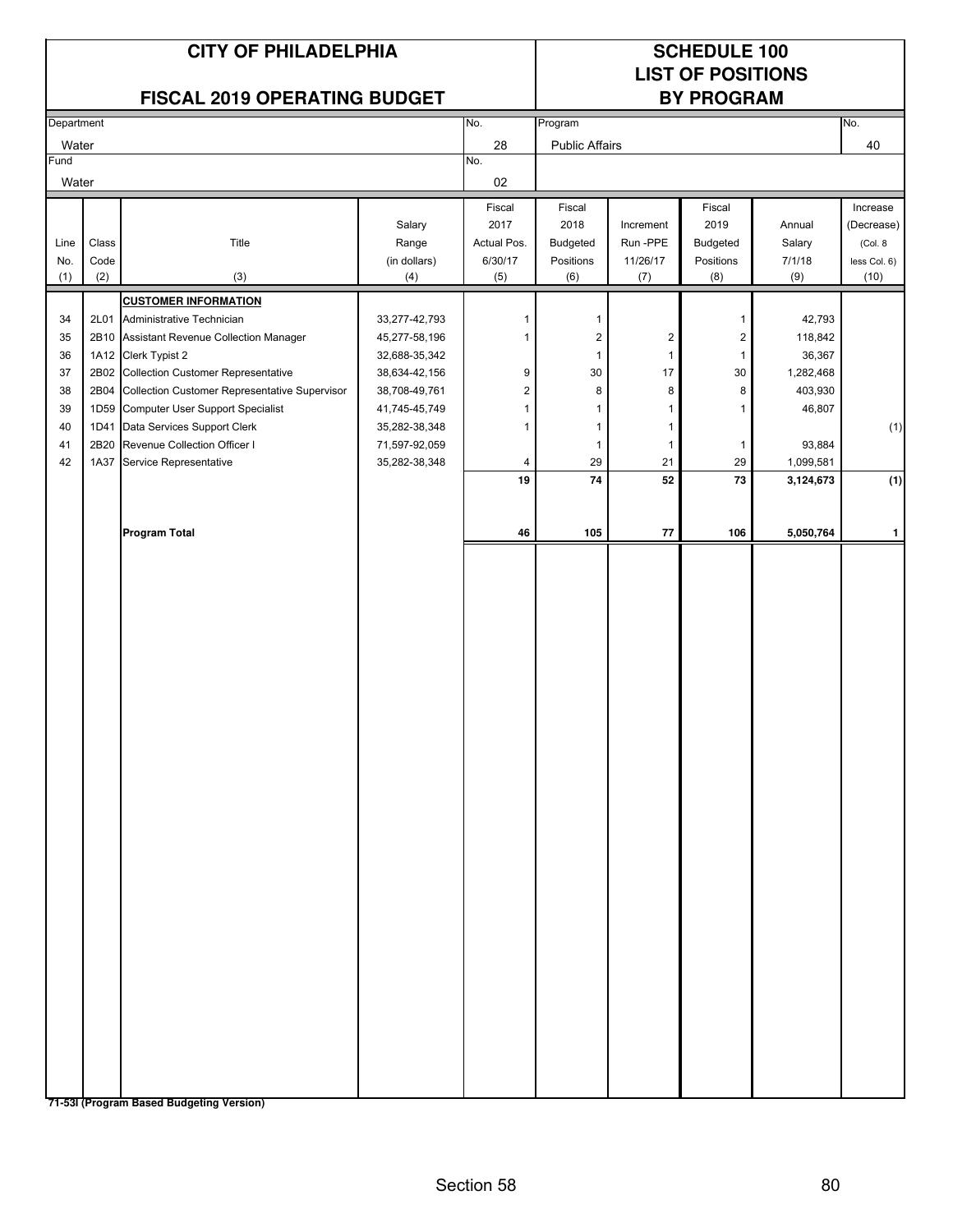# CITY OF PHILADELPHIA

## FISCAL 2019 OPERATING BUDGET

## SCHEDULE 100
## LIST OF POSITIONS
## BY PROGRAM

| Department | No. | Program | No. |
|---|---|---|---|
| Water | 28 | Public Affairs | 40 |
| **Fund** | **No.** | | |
| Water | 02 | | |

| Line No. (1) | Class Code (2) | Title (3) | Salary Range (in dollars) (4) | Fiscal 2017 Actual Pos. 6/30/17 (5) | Fiscal 2018 Budgeted Positions (6) | Increment Run -PPE 11/26/17 (7) | Fiscal 2019 Budgeted Positions (8) | Annual Salary 7/1/18 (9) | Increase (Decrease) (Col. 8 less Col. 6) (10) |
|---|---|---|---|---|---|---|---|---|---|
| | | **CUSTOMER INFORMATION** | | | | | | | |
| 34 | 2L01 | Administrative Technician | 33,277-42,793 | 1 | 1 | | 1 | 42,793 | |
| 35 | 2B10 | Assistant Revenue Collection Manager | 45,277-58,196 | 1 | 2 | 2 | 2 | 118,842 | |
| 36 | 1A12 | Clerk Typist 2 | 32,688-35,342 | | 1 | 1 | 1 | 36,367 | |
| 37 | 2B02 | Collection Customer Representative | 38,634-42,156 | 9 | 30 | 17 | 30 | 1,282,468 | |
| 38 | 2B04 | Collection Customer Representative Supervisor | 38,708-49,761 | 2 | 8 | 8 | 8 | 403,930 | |
| 39 | 1D59 | Computer User Support Specialist | 41,745-45,749 | 1 | 1 | 1 | 1 | 46,807 | |
| 40 | 1D41 | Data Services Support Clerk | 35,282-38,348 | 1 | 1 | 1 | | | (1) |
| 41 | 2B20 | Revenue Collection Officer I | 71,597-92,059 | | 1 | 1 | 1 | 93,884 | |
| 42 | 1A37 | Service Representative | 35,282-38,348 | 4 | 29 | 21 | 29 | 1,099,581 | |
| | | | | **19** | **74** | **52** | **73** | **3,124,673** | **(1)** |
| | | **Program Total** | | **46** | **105** | **77** | **106** | **5,050,764** | **1** |

**71-53I (Program Based Budgeting Version)**

Section 58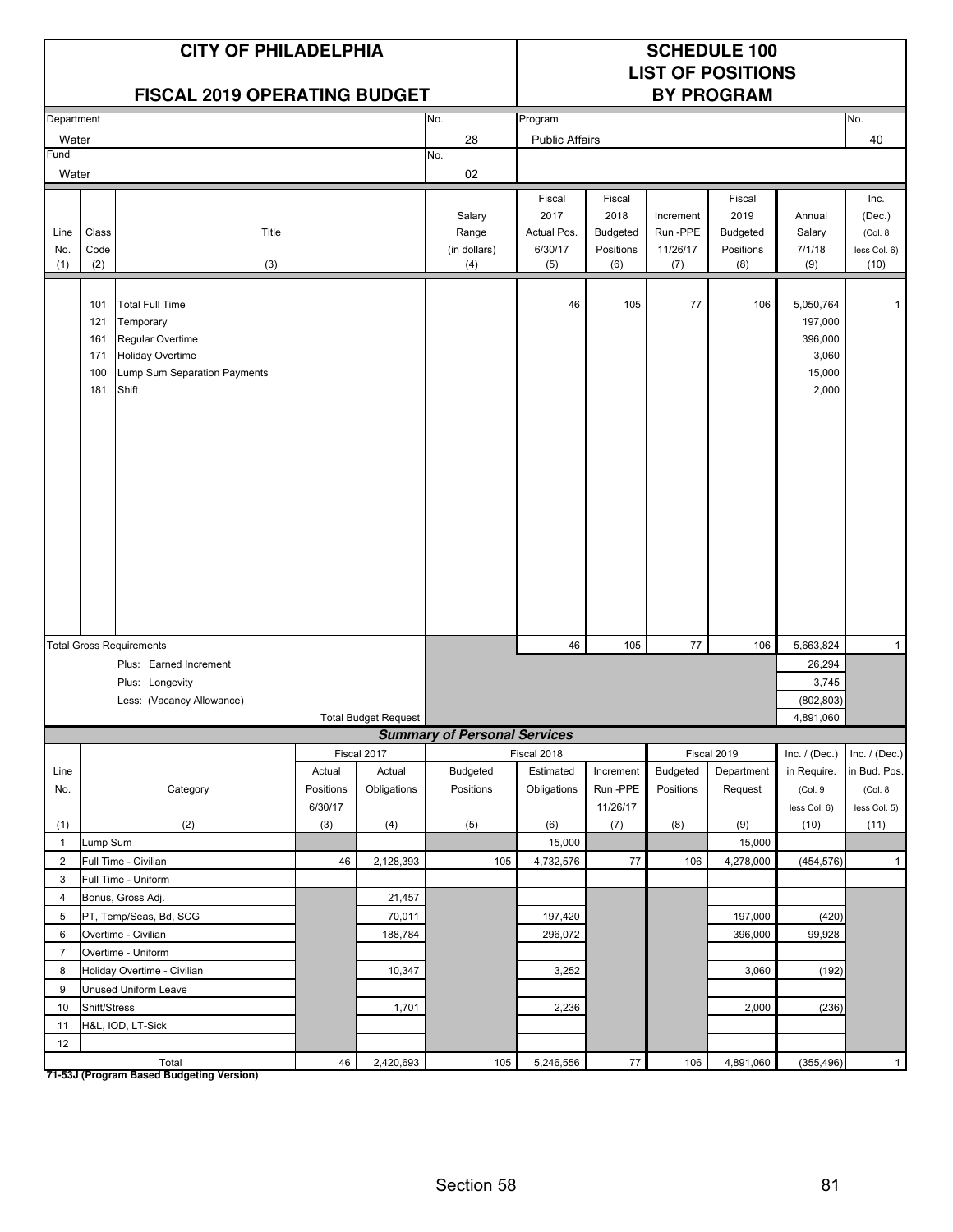# CITY OF PHILADELPHIA

## FISCAL 2019 OPERATING BUDGET

## SCHEDULE 100 LIST OF POSITIONS BY PROGRAM

| Department | No. | Program | No. |
|---|---|---|---|
| Water | 28 | Public Affairs | 40 |
| Fund | No. | | |
| Water | 02 | | |

| Line No. (1) | Class Code (2) | Title (3) | Salary Range (in dollars) (4) | Fiscal 2017 Actual Pos. 6/30/17 (5) | Fiscal 2018 Budgeted Positions (6) | Increment Run -PPE 11/26/17 (7) | Fiscal 2019 Budgeted Positions (8) | Annual Salary 7/1/18 (9) | Inc. (Dec.) (Col. 8 less Col. 6) (10) |
|---|---|---|---|---|---|---|---|---|---|
| | 101 | Total Full Time | | 46 | 105 | 77 | 106 | 5,050,764 | 1 |
| | 121 | Temporary | | | | | | 197,000 | |
| | 161 | Regular Overtime | | | | | | 396,000 | |
| | 171 | Holiday Overtime | | | | | | 3,060 | |
| | 100 | Lump Sum Separation Payments | | | | | | 15,000 | |
| | 181 | Shift | | | | | | 2,000 | |
| Total Gross Requirements | | | | 46 | 105 | 77 | 106 | 5,663,824 | 1 |
| | | Plus: Earned Increment | | | | | | 26,294 | |
| | | Plus: Longevity | | | | | | 3,745 | |
| | | Less: (Vacancy Allowance) | | | | | | (802,803) | |
| | | Total Budget Request | | | | | | 4,891,060 | |

### Summary of Personal Services

| Line No. (1) | Category (2) | Fiscal 2017 Actual Positions 6/30/17 (3) | Fiscal 2017 Actual Obligations (4) | Fiscal 2018 Budgeted Positions (5) | Fiscal 2018 Estimated Obligations (6) | Fiscal 2018 Increment Run -PPE 11/26/17 (7) | Fiscal 2019 Budgeted Positions (8) | Fiscal 2019 Department Request (9) | Inc. / (Dec.) in Require. (Col. 9 less Col. 6) (10) | Inc. / (Dec.) in Bud. Pos. (Col. 8 less Col. 5) (11) |
|---|---|---|---|---|---|---|---|---|---|---|
| 1 | Lump Sum | | | | 15,000 | | | 15,000 | | |
| 2 | Full Time - Civilian | 46 | 2,128,393 | 105 | 4,732,576 | 77 | 106 | 4,278,000 | (454,576) | 1 |
| 3 | Full Time - Uniform | | | | | | | | | |
| 4 | Bonus, Gross Adj. | | 21,457 | | | | | | | |
| 5 | PT, Temp/Seas, Bd, SCG | | 70,011 | | 197,420 | | | 197,000 | (420) | |
| 6 | Overtime - Civilian | | 188,784 | | 296,072 | | | 396,000 | 99,928 | |
| 7 | Overtime - Uniform | | | | | | | | | |
| 8 | Holiday Overtime - Civilian | | 10,347 | | 3,252 | | | 3,060 | (192) | |
| 9 | Unused Uniform Leave | | | | | | | | | |
| 10 | Shift/Stress | | 1,701 | | 2,236 | | | 2,000 | (236) | |
| 11 | H&L, IOD, LT-Sick | | | | | | | | | |
| 12 | | | | | | | | | | |
| | Total | 46 | 2,420,693 | 105 | 5,246,556 | 77 | 106 | 4,891,060 | (355,496) | 1 |

**71-53J (Program Based Budgeting Version)**

Section 58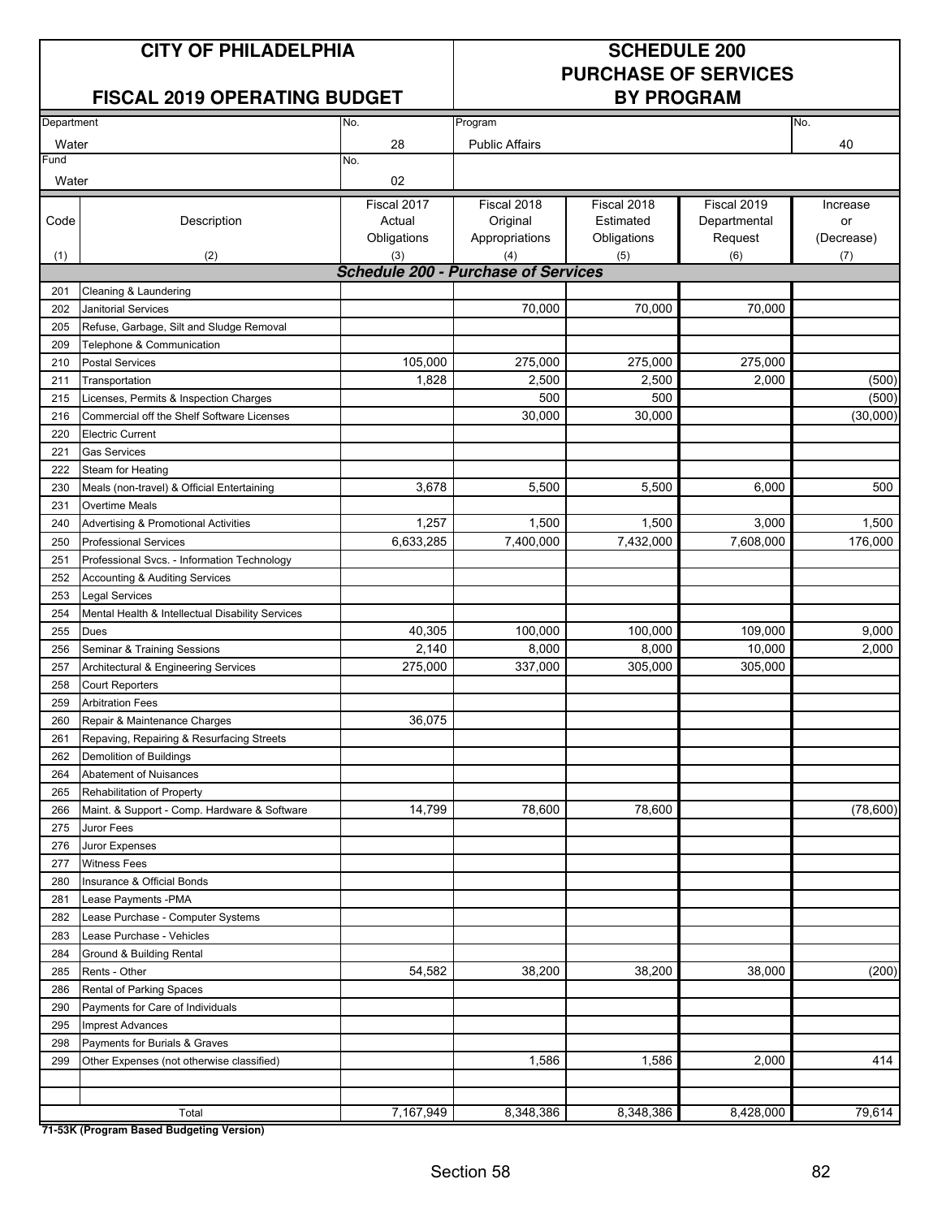# CITY OF PHILADELPHIA

## FISCAL 2019 OPERATING BUDGET

# SCHEDULE 200
# PURCHASE OF SERVICES
# BY PROGRAM

| Department | No. | Program | No. |
|---|---|---|---|
| Water | 28 | Public Affairs | 40 |
| **Fund** | **No.** | | |
| Water | 02 | | |

| Code<br>(1) | Description<br>(2) | Fiscal 2017 Actual Obligations<br>(3) | Fiscal 2018 Original Appropriations<br>(4) | Fiscal 2018 Estimated Obligations<br>(5) | Fiscal 2019 Departmental Request<br>(6) | Increase or (Decrease)<br>(7) |
|---|---|---|---|---|---|---|
| | ***Schedule 200 - Purchase of Services*** | | | | | |
| 201 | Cleaning & Laundering | | | | | |
| 202 | Janitorial Services | | 70,000 | 70,000 | 70,000 | |
| 205 | Refuse, Garbage, Silt and Sludge Removal | | | | | |
| 209 | Telephone & Communication | | | | | |
| 210 | Postal Services | 105,000 | 275,000 | 275,000 | 275,000 | |
| 211 | Transportation | 1,828 | 2,500 | 2,500 | 2,000 | (500) |
| 215 | Licenses, Permits & Inspection Charges | | 500 | 500 | | (500) |
| 216 | Commercial off the Shelf Software Licenses | | 30,000 | 30,000 | | (30,000) |
| 220 | Electric Current | | | | | |
| 221 | Gas Services | | | | | |
| 222 | Steam for Heating | | | | | |
| 230 | Meals (non-travel) & Official Entertaining | 3,678 | 5,500 | 5,500 | 6,000 | 500 |
| 231 | Overtime Meals | | | | | |
| 240 | Advertising & Promotional Activities | 1,257 | 1,500 | 1,500 | 3,000 | 1,500 |
| 250 | Professional Services | 6,633,285 | 7,400,000 | 7,432,000 | 7,608,000 | 176,000 |
| 251 | Professional Svcs. - Information Technology | | | | | |
| 252 | Accounting & Auditing Services | | | | | |
| 253 | Legal Services | | | | | |
| 254 | Mental Health & Intellectual Disability Services | | | | | |
| 255 | Dues | 40,305 | 100,000 | 100,000 | 109,000 | 9,000 |
| 256 | Seminar & Training Sessions | 2,140 | 8,000 | 8,000 | 10,000 | 2,000 |
| 257 | Architectural & Engineering Services | 275,000 | 337,000 | 305,000 | 305,000 | |
| 258 | Court Reporters | | | | | |
| 259 | Arbitration Fees | | | | | |
| 260 | Repair & Maintenance Charges | 36,075 | | | | |
| 261 | Repaving, Repairing & Resurfacing Streets | | | | | |
| 262 | Demolition of Buildings | | | | | |
| 264 | Abatement of Nuisances | | | | | |
| 265 | Rehabilitation of Property | | | | | |
| 266 | Maint. & Support - Comp. Hardware & Software | 14,799 | 78,600 | 78,600 | | (78,600) |
| 275 | Juror Fees | | | | | |
| 276 | Juror Expenses | | | | | |
| 277 | Witness Fees | | | | | |
| 280 | Insurance & Official Bonds | | | | | |
| 281 | Lease Payments -PMA | | | | | |
| 282 | Lease Purchase - Computer Systems | | | | | |
| 283 | Lease Purchase - Vehicles | | | | | |
| 284 | Ground & Building Rental | | | | | |
| 285 | Rents - Other | 54,582 | 38,200 | 38,200 | 38,000 | (200) |
| 286 | Rental of Parking Spaces | | | | | |
| 290 | Payments for Care of Individuals | | | | | |
| 295 | Imprest Advances | | | | | |
| 298 | Payments for Burials & Graves | | | | | |
| 299 | Other Expenses (not otherwise classified) | | 1,586 | 1,586 | 2,000 | 414 |
| | | | | | | |
| | | | | | | |
| | Total | 7,167,949 | 8,348,386 | 8,348,386 | 8,428,000 | 79,614 |

**71-53K (Program Based Budgeting Version)**

Section 58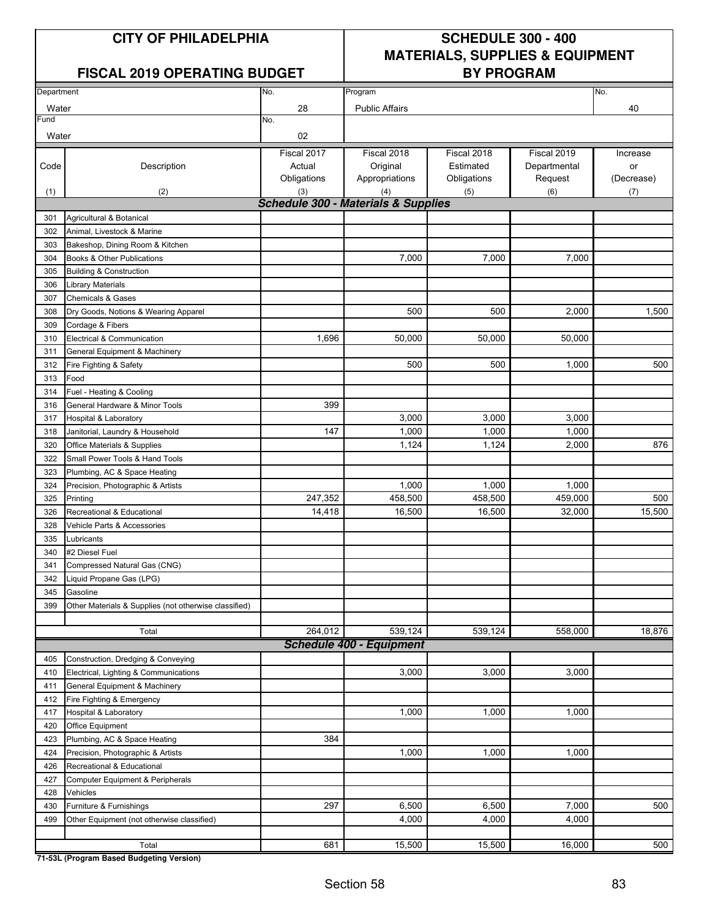# CITY OF PHILADELPHIA

## FISCAL 2019 OPERATING BUDGET

## SCHEDULE 300 - 400 MATERIALS, SUPPLIES & EQUIPMENT BY PROGRAM

| Department | No. | Program | No. |
|---|---|---|---|
| Water | 28 | Public Affairs | 40 |
| **Fund** | **No.** | | |
| Water | 02 | | |

| Code (1) | Description (2) | Fiscal 2017 Actual Obligations (3) | Fiscal 2018 Original Appropriations (4) | Fiscal 2018 Estimated Obligations (5) | Fiscal 2019 Departmental Request (6) | Increase or (Decrease) (7) |
|---|---|---|---|---|---|---|
| | ***Schedule 300 - Materials & Supplies*** | | | | | |
| 301 | Agricultural & Botanical | | | | | |
| 302 | Animal, Livestock & Marine | | | | | |
| 303 | Bakeshop, Dining Room & Kitchen | | | | | |
| 304 | Books & Other Publications | | 7,000 | 7,000 | 7,000 | |
| 305 | Building & Construction | | | | | |
| 306 | Library Materials | | | | | |
| 307 | Chemicals & Gases | | | | | |
| 308 | Dry Goods, Notions & Wearing Apparel | | 500 | 500 | 2,000 | 1,500 |
| 309 | Cordage & Fibers | | | | | |
| 310 | Electrical & Communication | 1,696 | 50,000 | 50,000 | 50,000 | |
| 311 | General Equipment & Machinery | | | | | |
| 312 | Fire Fighting & Safety | | 500 | 500 | 1,000 | 500 |
| 313 | Food | | | | | |
| 314 | Fuel - Heating & Cooling | | | | | |
| 316 | General Hardware & Minor Tools | 399 | | | | |
| 317 | Hospital & Laboratory | | 3,000 | 3,000 | 3,000 | |
| 318 | Janitorial, Laundry & Household | 147 | 1,000 | 1,000 | 1,000 | |
| 320 | Office Materials & Supplies | | 1,124 | 1,124 | 2,000 | 876 |
| 322 | Small Power Tools & Hand Tools | | | | | |
| 323 | Plumbing, AC & Space Heating | | | | | |
| 324 | Precision, Photographic & Artists | | 1,000 | 1,000 | 1,000 | |
| 325 | Printing | 247,352 | 458,500 | 458,500 | 459,000 | 500 |
| 326 | Recreational & Educational | 14,418 | 16,500 | 16,500 | 32,000 | 15,500 |
| 328 | Vehicle Parts & Accessories | | | | | |
| 335 | Lubricants | | | | | |
| 340 | #2 Diesel Fuel | | | | | |
| 341 | Compressed Natural Gas (CNG) | | | | | |
| 342 | Liquid Propane Gas (LPG) | | | | | |
| 345 | Gasoline | | | | | |
| 399 | Other Materials & Supplies (not otherwise classified) | | | | | |
| | Total | 264,012 | 539,124 | 539,124 | 558,000 | 18,876 |
| | ***Schedule 400 - Equipment*** | | | | | |
| 405 | Construction, Dredging & Conveying | | | | | |
| 410 | Electrical, Lighting & Communications | | 3,000 | 3,000 | 3,000 | |
| 411 | General Equipment & Machinery | | | | | |
| 412 | Fire Fighting & Emergency | | | | | |
| 417 | Hospital & Laboratory | | 1,000 | 1,000 | 1,000 | |
| 420 | Office Equipment | | | | | |
| 423 | Plumbing, AC & Space Heating | 384 | | | | |
| 424 | Precision, Photographic & Artists | | 1,000 | 1,000 | 1,000 | |
| 426 | Recreational & Educational | | | | | |
| 427 | Computer Equipment & Peripherals | | | | | |
| 428 | Vehicles | | | | | |
| 430 | Furniture & Furnishings | 297 | 6,500 | 6,500 | 7,000 | 500 |
| 499 | Other Equipment (not otherwise classified) | | 4,000 | 4,000 | 4,000 | |
| | Total | 681 | 15,500 | 15,500 | 16,000 | 500 |

**71-53L (Program Based Budgeting Version)**

Section 58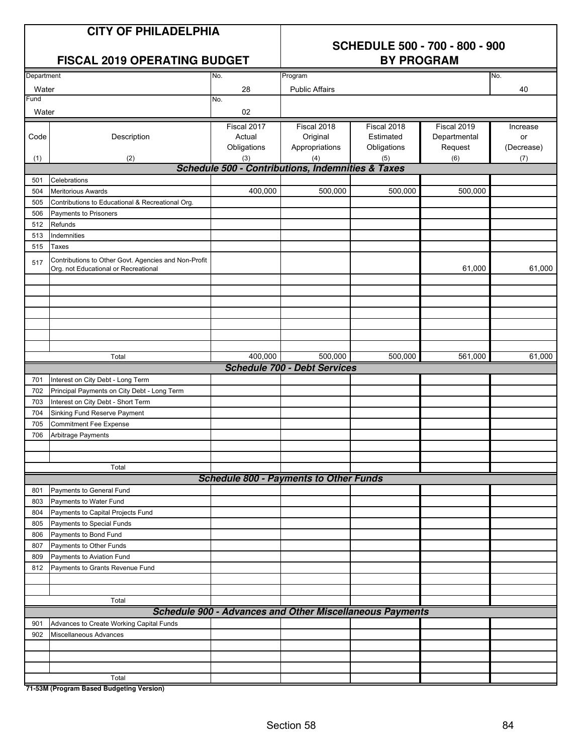# CITY OF PHILADELPHIA

## FISCAL 2019 OPERATING BUDGET

## SCHEDULE 500 - 700 - 800 - 900 BY PROGRAM

| Department | No. | Program | No. |
|---|---|---|---|
| Water | 28 | Public Affairs | 40 |
| **Fund** | **No.** | | |
| Water | 02 | | |

| Code (1) | Description (2) | Fiscal 2017 Actual Obligations (3) | Fiscal 2018 Original Appropriations (4) | Fiscal 2018 Estimated Obligations (5) | Fiscal 2019 Departmental Request (6) | Increase or (Decrease) (7) |
|---|---|---|---|---|---|---|
| | ***Schedule 500 - Contributions, Indemnities & Taxes*** | | | | | |
| 501 | Celebrations | | | | | |
| 504 | Meritorious Awards | 400,000 | 500,000 | 500,000 | 500,000 | |
| 505 | Contributions to Educational & Recreational Org. | | | | | |
| 506 | Payments to Prisoners | | | | | |
| 512 | Refunds | | | | | |
| 513 | Indemnities | | | | | |
| 515 | Taxes | | | | | |
| 517 | Contributions to Other Govt. Agencies and Non-Profit Org. not Educational or Recreational | | | | 61,000 | 61,000 |
| | Total | 400,000 | 500,000 | 500,000 | 561,000 | 61,000 |
| | ***Schedule 700 - Debt Services*** | | | | | |
| 701 | Interest on City Debt - Long Term | | | | | |
| 702 | Principal Payments on City Debt - Long Term | | | | | |
| 703 | Interest on City Debt - Short Term | | | | | |
| 704 | Sinking Fund Reserve Payment | | | | | |
| 705 | Commitment Fee Expense | | | | | |
| 706 | Arbitrage Payments | | | | | |
| | Total | | | | | |
| | ***Schedule 800 - Payments to Other Funds*** | | | | | |
| 801 | Payments to General Fund | | | | | |
| 803 | Payments to Water Fund | | | | | |
| 804 | Payments to Capital Projects Fund | | | | | |
| 805 | Payments to Special Funds | | | | | |
| 806 | Payments to Bond Fund | | | | | |
| 807 | Payments to Other Funds | | | | | |
| 809 | Payments to Aviation Fund | | | | | |
| 812 | Payments to Grants Revenue Fund | | | | | |
| | Total | | | | | |
| | ***Schedule 900 - Advances and Other Miscellaneous Payments*** | | | | | |
| 901 | Advances to Create Working Capital Funds | | | | | |
| 902 | Miscellaneous Advances | | | | | |
| | Total | | | | | |

**71-53M (Program Based Budgeting Version)**

Section 58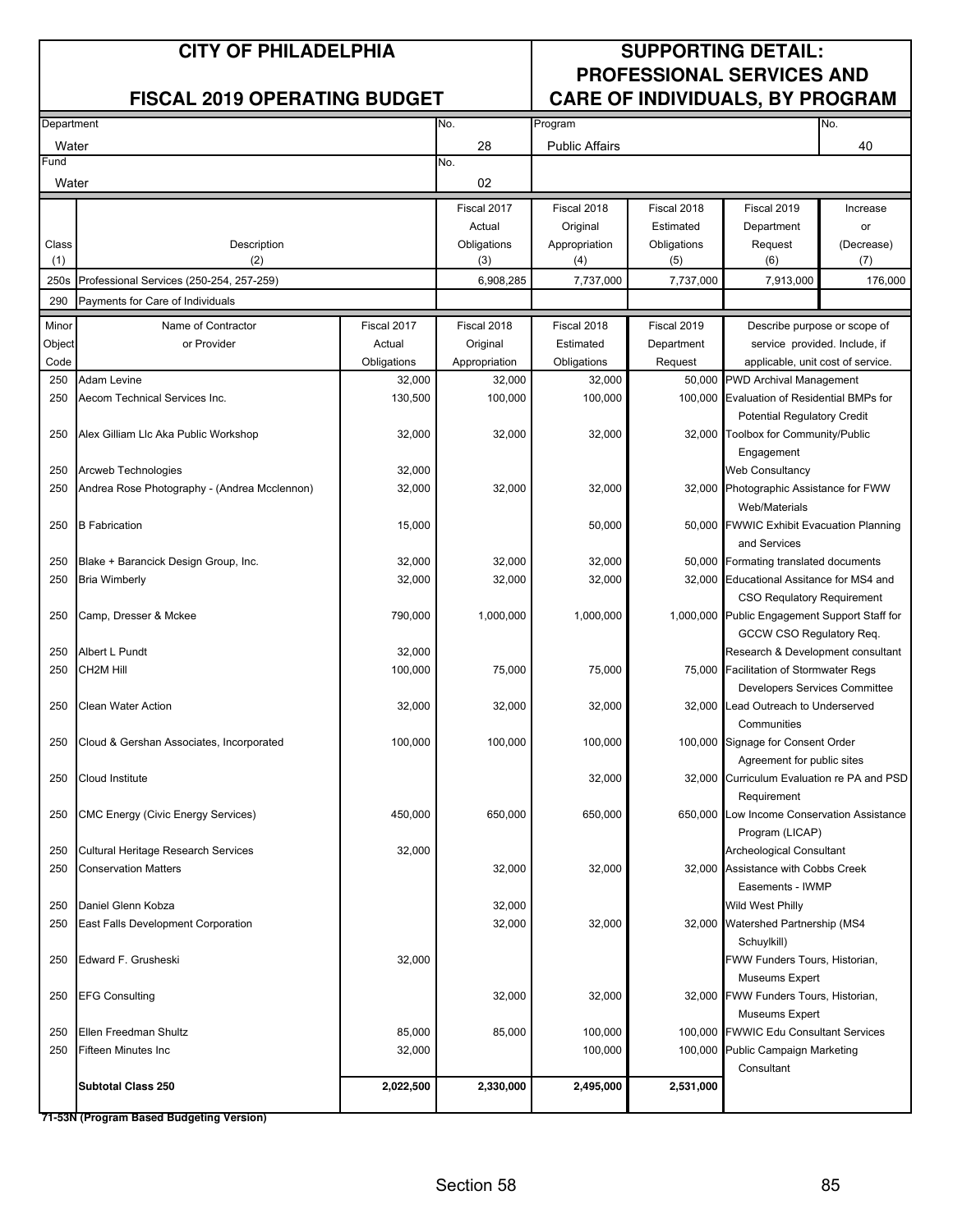# CITY OF PHILADELPHIA

## FISCAL 2019 OPERATING BUDGET

## SUPPORTING DETAIL: PROFESSIONAL SERVICES AND CARE OF INDIVIDUALS, BY PROGRAM

| Department | No. | Program | No. |
|---|---|---|---|
| Water | 28 | Public Affairs | 40 |
| Fund | No. | | |
| Water | 02 | | |

| Class (1) | Description (2) | Fiscal 2017 Actual Obligations (3) | Fiscal 2018 Original Appropriation (4) | Fiscal 2018 Estimated Obligations (5) | Fiscal 2019 Department Request (6) | Increase or (Decrease) (7) |
|---|---|---|---|---|---|---|
| 250s | Professional Services (250-254, 257-259) | 6,908,285 | 7,737,000 | 7,737,000 | 7,913,000 | 176,000 |
| 290 | Payments for Care of Individuals | | | | | |

| Minor Object Code | Name of Contractor or Provider | Fiscal 2017 Actual Obligations | Fiscal 2018 Original Appropriation | Fiscal 2018 Estimated Obligations | Fiscal 2019 Department Request | Describe purpose or scope of service provided. Include, if applicable, unit cost of service. |
|---|---|---|---|---|---|---|
| 250 | Adam Levine | 32,000 | 32,000 | 32,000 | 50,000 | PWD Archival Management |
| 250 | Aecom Technical Services Inc. | 130,500 | 100,000 | 100,000 | 100,000 | Evaluation of Residential BMPs for Potential Regulatory Credit |
| 250 | Alex Gilliam Llc Aka Public Workshop | 32,000 | 32,000 | 32,000 | 32,000 | Toolbox for Community/Public Engagement |
| 250 | Arcweb Technologies | 32,000 | | | | Web Consultancy |
| 250 | Andrea Rose Photography - (Andrea Mcclennon) | 32,000 | 32,000 | 32,000 | 32,000 | Photographic Assistance for FWW Web/Materials |
| 250 | B Fabrication | 15,000 | | 50,000 | 50,000 | FWWIC Exhibit Evacuation Planning and Services |
| 250 | Blake + Barancick Design Group, Inc. | 32,000 | 32,000 | 32,000 | 50,000 | Formating translated documents |
| 250 | Bria Wimberly | 32,000 | 32,000 | 32,000 | 32,000 | Educational Assitance for MS4 and CSO Regulatory Requirement |
| 250 | Camp, Dresser & Mckee | 790,000 | 1,000,000 | 1,000,000 | 1,000,000 | Public Engagement Support Staff for GCCW CSO Regulatory Req. |
| 250 | Albert L Pundt | 32,000 | | | | Research & Development consultant |
| 250 | CH2M Hill | 100,000 | 75,000 | 75,000 | 75,000 | Facilitation of Stormwater Regs Developers Services Committee |
| 250 | Clean Water Action | 32,000 | 32,000 | 32,000 | 32,000 | Lead Outreach to Underserved Communities |
| 250 | Cloud & Gershan Associates, Incorporated | 100,000 | 100,000 | 100,000 | 100,000 | Signage for Consent Order Agreement for public sites |
| 250 | Cloud Institute | | | 32,000 | 32,000 | Curriculum Evaluation re PA and PSD Requirement |
| 250 | CMC Energy (Civic Energy Services) | 450,000 | 650,000 | 650,000 | 650,000 | Low Income Conservation Assistance Program (LICAP) |
| 250 | Cultural Heritage Research Services | 32,000 | | | | Archeological Consultant |
| 250 | Conservation Matters | | 32,000 | 32,000 | 32,000 | Assistance with Cobbs Creek Easements - IWMP |
| 250 | Daniel Glenn Kobza | | 32,000 | | | Wild West Philly |
| 250 | East Falls Development Corporation | | 32,000 | 32,000 | 32,000 | Watershed Partnership (MS4 Schuylkill) |
| 250 | Edward F. Grusheski | 32,000 | | | | FWW Funders Tours, Historian, Museums Expert |
| 250 | EFG Consulting | | 32,000 | 32,000 | 32,000 | FWW Funders Tours, Historian, Museums Expert |
| 250 | Ellen Freedman Shultz | 85,000 | 85,000 | 100,000 | 100,000 | FWWIC Edu Consultant Services |
| 250 | Fifteen Minutes Inc | 32,000 | | 100,000 | 100,000 | Public Campaign Marketing Consultant |
| | **Subtotal Class 250** | **2,022,500** | **2,330,000** | **2,495,000** | **2,531,000** | |

**71-53N (Program Based Budgeting Version)**

Section 58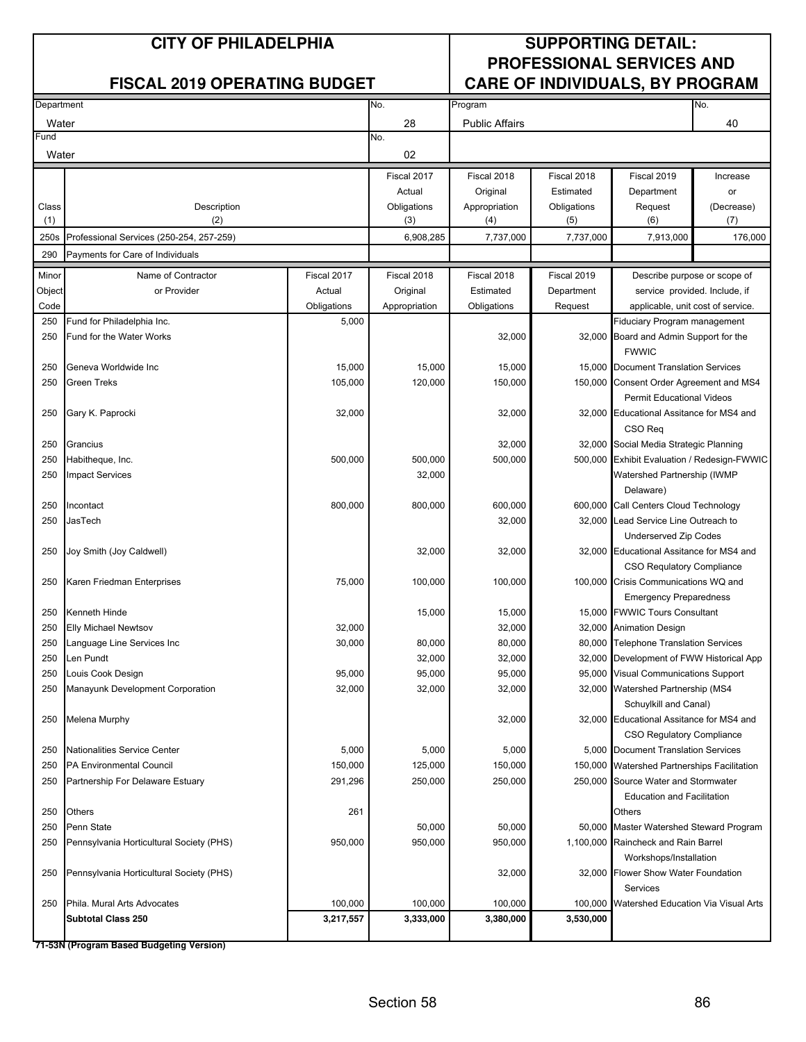# CITY OF PHILADELPHIA

## FISCAL 2019 OPERATING BUDGET

## SUPPORTING DETAIL: PROFESSIONAL SERVICES AND CARE OF INDIVIDUALS, BY PROGRAM

| Department | No. | Program | No. |
|---|---|---|---|
| Water | 28 | Public Affairs | 40 |
| **Fund** | **No.** | | |
| Water | 02 | | |

| Class (1) | Description (2) | Fiscal 2017 Actual Obligations (3) | Fiscal 2018 Original Appropriation (4) | Fiscal 2018 Estimated Obligations (5) | Fiscal 2019 Department Request (6) | Increase or (Decrease) (7) |
|---|---|---|---|---|---|---|
| 250s | Professional Services (250-254, 257-259) | 6,908,285 | 7,737,000 | 7,737,000 | 7,913,000 | 176,000 |
| 290 | Payments for Care of Individuals | | | | | |

| Minor Object Code | Name of Contractor or Provider | Fiscal 2017 Actual Obligations | Fiscal 2018 Original Appropriation | Fiscal 2018 Estimated Obligations | Fiscal 2019 Department Request | Describe purpose or scope of service provided. Include, if applicable, unit cost of service. |
|---|---|---|---|---|---|---|
| 250 | Fund for Philadelphia Inc. | 5,000 | | | | Fiduciary Program management |
| 250 | Fund for the Water Works | | | 32,000 | 32,000 | Board and Admin Support for the FWWIC |
| 250 | Geneva Worldwide Inc | 15,000 | 15,000 | 15,000 | 15,000 | Document Translation Services |
| 250 | Green Treks | 105,000 | 120,000 | 150,000 | 150,000 | Consent Order Agreement and MS4 Permit Educational Videos |
| 250 | Gary K. Paprocki | 32,000 | | 32,000 | 32,000 | Educational Assitance for MS4 and CSO Req |
| 250 | Grancius | | | 32,000 | 32,000 | Social Media Strategic Planning |
| 250 | Habitheque, Inc. | 500,000 | 500,000 | 500,000 | 500,000 | Exhibit Evaluation / Redesign-FWWIC |
| 250 | Impact Services | | 32,000 | | | Watershed Partnership (IWMP Delaware) |
| 250 | Incontact | 800,000 | 800,000 | 600,000 | 600,000 | Call Centers Cloud Technology |
| 250 | JasTech | | | 32,000 | 32,000 | Lead Service Line Outreach to Underserved Zip Codes |
| 250 | Joy Smith (Joy Caldwell) | | 32,000 | 32,000 | 32,000 | Educational Assitance for MS4 and CSO Regulatory Compliance |
| 250 | Karen Friedman Enterprises | 75,000 | 100,000 | 100,000 | 100,000 | Crisis Communications WQ and Emergency Preparedness |
| 250 | Kenneth Hinde | | 15,000 | 15,000 | 15,000 | FWWIC Tours Consultant |
| 250 | Elly Michael Newtsov | 32,000 | | 32,000 | 32,000 | Animation Design |
| 250 | Language Line Services Inc | 30,000 | 80,000 | 80,000 | 80,000 | Telephone Translation Services |
| 250 | Len Pundt | | 32,000 | 32,000 | 32,000 | Development of FWW Historical App |
| 250 | Louis Cook Design | 95,000 | 95,000 | 95,000 | 95,000 | Visual Communications Support |
| 250 | Manayunk Development Corporation | 32,000 | 32,000 | 32,000 | 32,000 | Watershed Partnership (MS4 Schuylkill and Canal) |
| 250 | Melena Murphy | | | 32,000 | 32,000 | Educational Assitance for MS4 and CSO Regulatory Compliance |
| 250 | Nationalities Service Center | 5,000 | 5,000 | 5,000 | 5,000 | Document Translation Services |
| 250 | PA Environmental Council | 150,000 | 125,000 | 150,000 | 150,000 | Watershed Partnerships Facilitation |
| 250 | Partnership For Delaware Estuary | 291,296 | 250,000 | 250,000 | 250,000 | Source Water and Stormwater Education and Facilitation |
| 250 | Others | 261 | | | | Others |
| 250 | Penn State | | 50,000 | 50,000 | 50,000 | Master Watershed Steward Program |
| 250 | Pennsylvania Horticultural Society (PHS) | 950,000 | 950,000 | 950,000 | 1,100,000 | Raincheck and Rain Barrel Workshops/Installation |
| 250 | Pennsylvania Horticultural Society (PHS) | | | 32,000 | 32,000 | Flower Show Water Foundation Services |
| 250 | Phila. Mural Arts Advocates | 100,000 | 100,000 | 100,000 | 100,000 | Watershed Education Via Visual Arts |
| | **Subtotal Class 250** | **3,217,557** | **3,333,000** | **3,380,000** | **3,530,000** | |

**71-53N (Program Based Budgeting Version)**

Section 58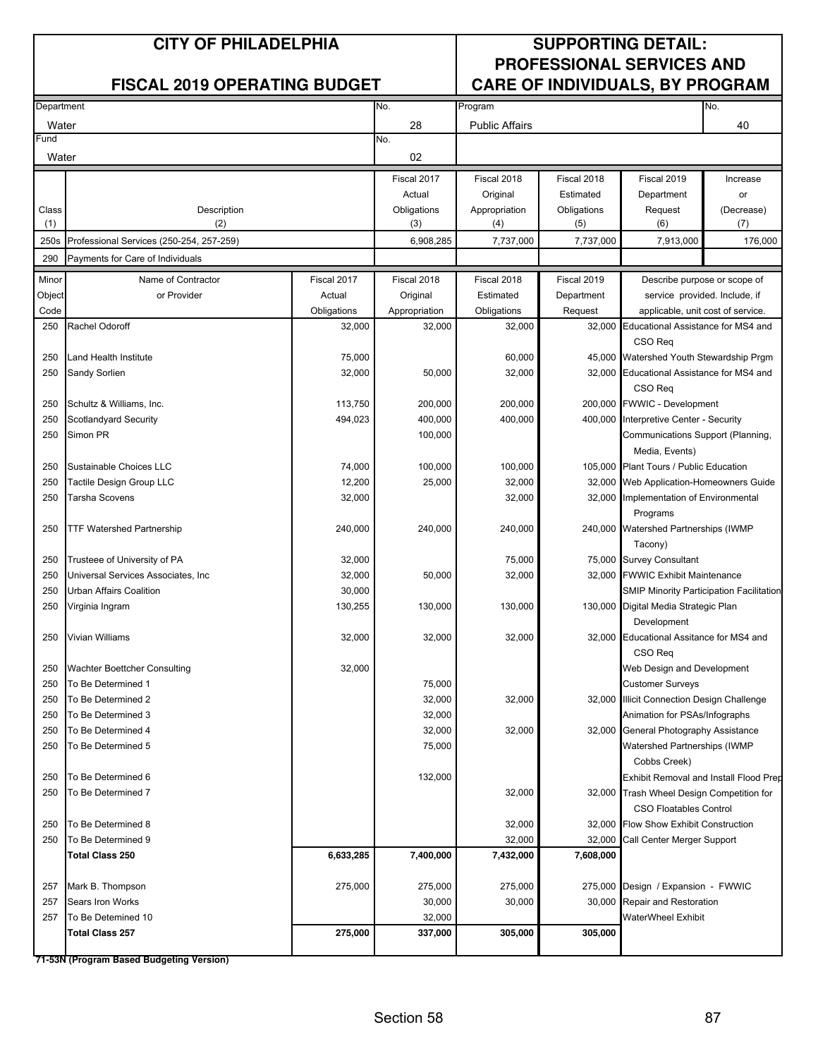# CITY OF PHILADELPHIA

## FISCAL 2019 OPERATING BUDGET

## SUPPORTING DETAIL: PROFESSIONAL SERVICES AND CARE OF INDIVIDUALS, BY PROGRAM

| Department | No. | Program | No. |
|---|---|---|---|
| Water | 28 | Public Affairs | 40 |
| **Fund** | **No.** | | |
| Water | 02 | | |

| Class (1) | Description (2) | Fiscal 2017 Actual Obligations (3) | Fiscal 2018 Original Appropriation (4) | Fiscal 2018 Estimated Obligations (5) | Fiscal 2019 Department Request (6) | Increase or (Decrease) (7) |
|---|---|---|---|---|---|---|
| 250s | Professional Services (250-254, 257-259) | 6,908,285 | 7,737,000 | 7,737,000 | 7,913,000 | 176,000 |
| 290 | Payments for Care of Individuals | | | | | |

| Minor Object Code | Name of Contractor or Provider | Fiscal 2017 Actual Obligations | Fiscal 2018 Original Appropriation | Fiscal 2018 Estimated Obligations | Fiscal 2019 Department Request | Describe purpose or scope of service provided. Include, if applicable, unit cost of service. |
|---|---|---|---|---|---|---|
| 250 | Rachel Odoroff | 32,000 | 32,000 | 32,000 | 32,000 | Educational Assistance for MS4 and CSO Req |
| 250 | Land Health Institute | 75,000 | | 60,000 | 45,000 | Watershed Youth Stewardship Prgm |
| 250 | Sandy Sorlien | 32,000 | 50,000 | 32,000 | 32,000 | Educational Assistance for MS4 and CSO Req |
| 250 | Schultz & Williams, Inc. | 113,750 | 200,000 | 200,000 | 200,000 | FWWIC - Development |
| 250 | Scotlandyard Security | 494,023 | 400,000 | 400,000 | 400,000 | Interpretive Center - Security |
| 250 | Simon PR | | 100,000 | | | Communications Support (Planning, Media, Events) |
| 250 | Sustainable Choices LLC | 74,000 | 100,000 | 100,000 | 105,000 | Plant Tours / Public Education |
| 250 | Tactile Design Group LLC | 12,200 | 25,000 | 32,000 | 32,000 | Web Application-Homeowners Guide |
| 250 | Tarsha Scovens | 32,000 | | 32,000 | 32,000 | Implementation of Environmental Programs |
| 250 | TTF Watershed Partnership | 240,000 | 240,000 | 240,000 | 240,000 | Watershed Partnerships (IWMP Tacony) |
| 250 | Trusteee of University of PA | 32,000 | | 75,000 | 75,000 | Survey Consultant |
| 250 | Universal Services Associates, Inc | 32,000 | 50,000 | 32,000 | 32,000 | FWWIC Exhibit Maintenance |
| 250 | Urban Affairs Coalition | 30,000 | | | | SMIP Minority Participation Facilitation |
| 250 | Virginia Ingram | 130,255 | 130,000 | 130,000 | 130,000 | Digital Media Strategic Plan Development |
| 250 | Vivian Williams | 32,000 | 32,000 | 32,000 | 32,000 | Educational Assitance for MS4 and CSO Req |
| 250 | Wachter Boettcher Consulting | 32,000 | | | | Web Design and Development |
| 250 | To Be Determined 1 | | 75,000 | | | Customer Surveys |
| 250 | To Be Determined 2 | | 32,000 | 32,000 | 32,000 | Illicit Connection Design Challenge |
| 250 | To Be Determined 3 | | 32,000 | | | Animation for PSAs/Infographs |
| 250 | To Be Determined 4 | | 32,000 | 32,000 | 32,000 | General Photography Assistance |
| 250 | To Be Determined 5 | | 75,000 | | | Watershed Partnerships (IWMP Cobbs Creek) |
| 250 | To Be Determined 6 | | 132,000 | | | Exhibit Removal and Install Flood Prep |
| 250 | To Be Determined 7 | | | 32,000 | 32,000 | Trash Wheel Design Competition for CSO Floatables Control |
| 250 | To Be Determined 8 | | | 32,000 | 32,000 | Flow Show Exhibit Construction |
| 250 | To Be Determined 9 | | | 32,000 | 32,000 | Call Center Merger Support |
| | **Total Class 250** | **6,633,285** | **7,400,000** | **7,432,000** | **7,608,000** | |
| 257 | Mark B. Thompson | 275,000 | 275,000 | 275,000 | 275,000 | Design / Expansion - FWWIC |
| 257 | Sears Iron Works | | 30,000 | 30,000 | 30,000 | Repair and Restoration |
| 257 | To Be Detemined 10 | | 32,000 | | | WaterWheel Exhibit |
| | **Total Class 257** | **275,000** | **337,000** | **305,000** | **305,000** | |

**71-53N (Program Based Budgeting Version)**

Section 58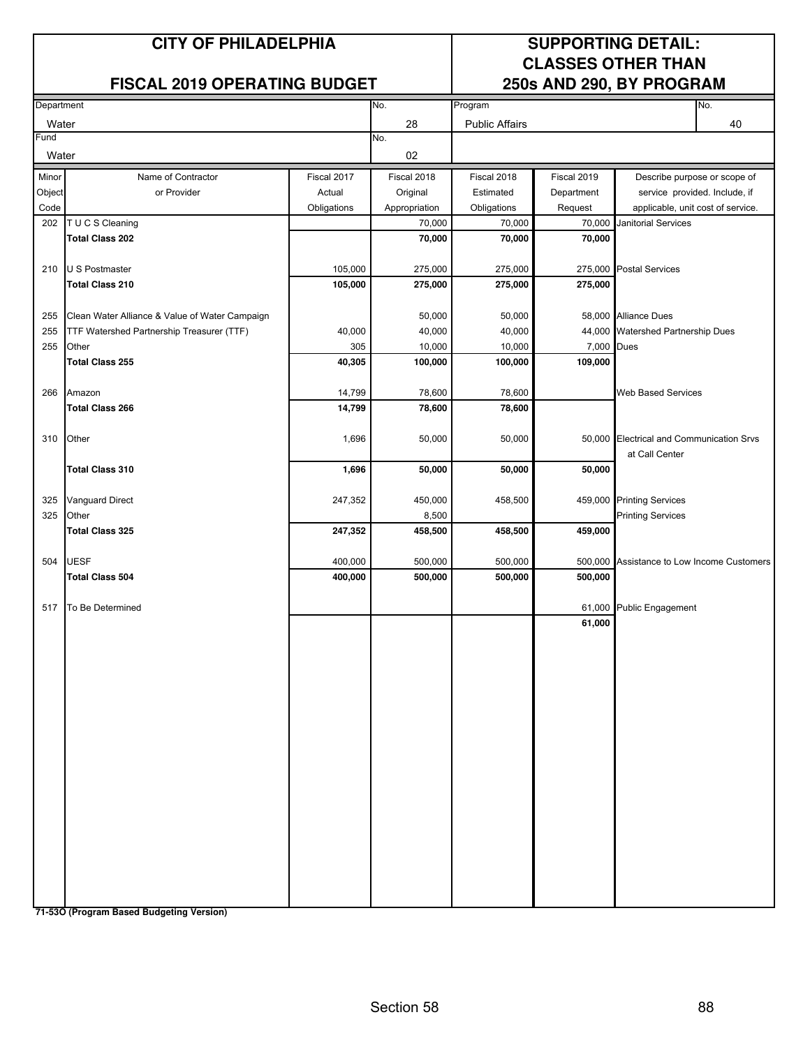# CITY OF PHILADELPHIA

# FISCAL 2019 OPERATING BUDGET

# SUPPORTING DETAIL: CLASSES OTHER THAN 250s AND 290, BY PROGRAM

| Department | No. | Program | No. |
|---|---|---|---|
| Water | 28 | Public Affairs | 40 |
| **Fund** | **No.** | | |
| Water | 02 | | |

| Minor Object Code | Name of Contractor or Provider | Fiscal 2017 Actual Obligations | Fiscal 2018 Original Appropriation | Fiscal 2018 Estimated Obligations | Fiscal 2019 Department Request | Describe purpose or scope of service provided. Include, if applicable, unit cost of service. |
|---|---|---|---|---|---|---|
| 202 | T U C S Cleaning | | 70,000 | 70,000 | 70,000 | Janitorial Services |
| | **Total Class 202** | | **70,000** | **70,000** | **70,000** | |
| 210 | U S Postmaster | 105,000 | 275,000 | 275,000 | 275,000 | Postal Services |
| | **Total Class 210** | **105,000** | **275,000** | **275,000** | **275,000** | |
| 255 | Clean Water Alliance & Value of Water Campaign | | 50,000 | 50,000 | 58,000 | Alliance Dues |
| 255 | TTF Watershed Partnership Treasurer (TTF) | 40,000 | 40,000 | 40,000 | 44,000 | Watershed Partnership Dues |
| 255 | Other | 305 | 10,000 | 10,000 | 7,000 | Dues |
| | **Total Class 255** | **40,305** | **100,000** | **100,000** | **109,000** | |
| 266 | Amazon | 14,799 | 78,600 | 78,600 | | Web Based Services |
| | **Total Class 266** | **14,799** | **78,600** | **78,600** | | |
| 310 | Other | 1,696 | 50,000 | 50,000 | 50,000 | Electrical and Communication Srvs at Call Center |
| | **Total Class 310** | **1,696** | **50,000** | **50,000** | **50,000** | |
| 325 | Vanguard Direct | 247,352 | 450,000 | 458,500 | 459,000 | Printing Services |
| 325 | Other | | 8,500 | | | Printing Services |
| | **Total Class 325** | **247,352** | **458,500** | **458,500** | **459,000** | |
| 504 | UESF | 400,000 | 500,000 | 500,000 | 500,000 | Assistance to Low Income Customers |
| | **Total Class 504** | **400,000** | **500,000** | **500,000** | **500,000** | |
| 517 | To Be Determined | | | | 61,000 | Public Engagement |
| | | | | | **61,000** | |

**71-53O (Program Based Budgeting Version)**

Section 58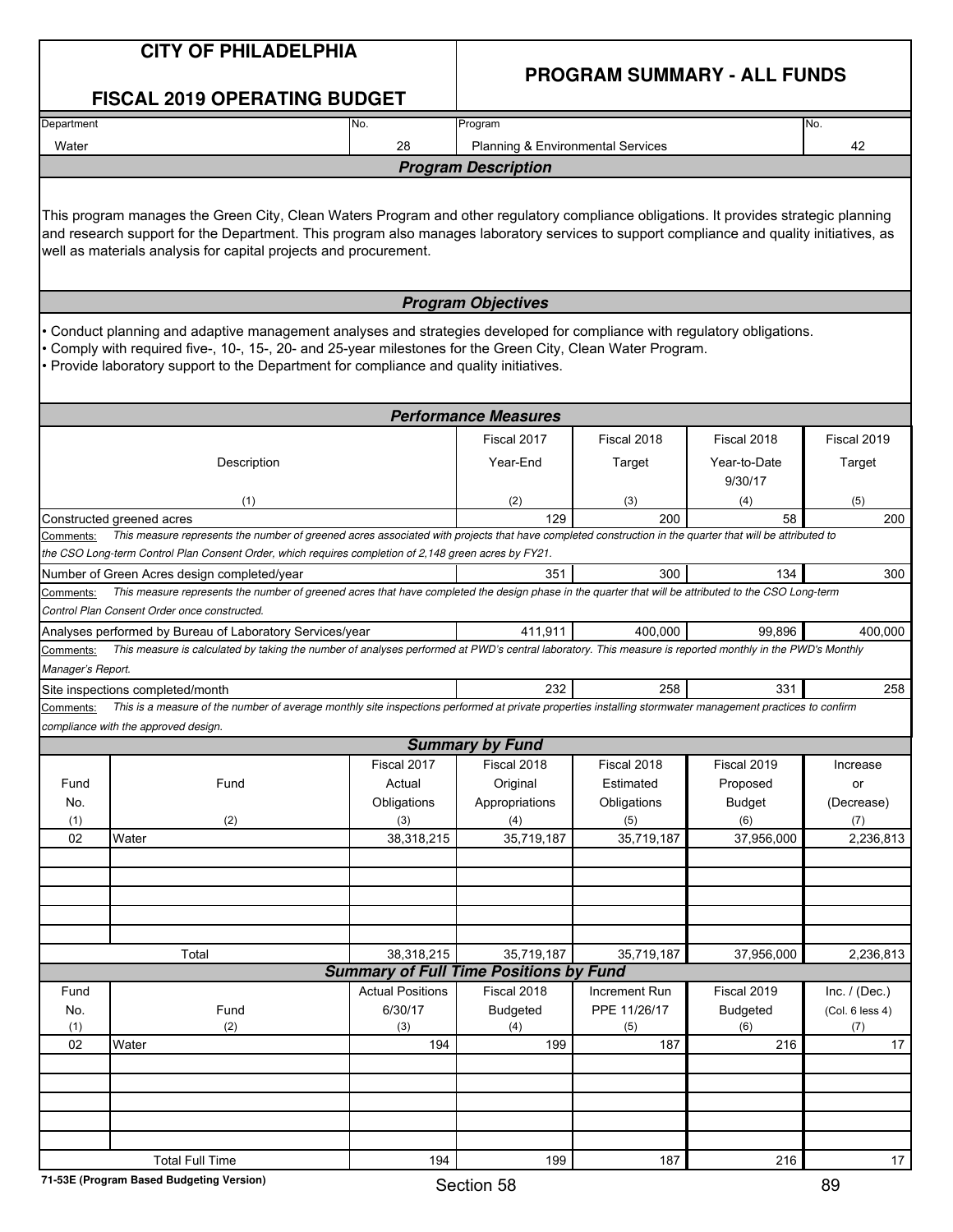# CITY OF PHILADELPHIA

## FISCAL 2019 OPERATING BUDGET

## PROGRAM SUMMARY - ALL FUNDS

| Department | No. | Program | No. |
|---|---|---|---|
| Water | 28 | Planning & Environmental Services | 42 |

### Program Description

This program manages the Green City, Clean Waters Program and other regulatory compliance obligations. It provides strategic planning and research support for the Department. This program also manages laboratory services to support compliance and quality initiatives, as well as materials analysis for capital projects and procurement.

### Program Objectives

- Conduct planning and adaptive management analyses and strategies developed for compliance with regulatory obligations.
- Comply with required five-, 10-, 15-, 20- and 25-year milestones for the Green City, Clean Water Program.
- Provide laboratory support to the Department for compliance and quality initiatives.

### Performance Measures

| Description (1) | Fiscal 2017 Year-End (2) | Fiscal 2018 Target (3) | Fiscal 2018 Year-to-Date 9/30/17 (4) | Fiscal 2019 Target (5) |
|---|---|---|---|---|
| Constructed greened acres | 129 | 200 | 58 | 200 |
| *Comments: This measure represents the number of greened acres associated with projects that have completed construction in the quarter that will be attributed to the CSO Long-term Control Plan Consent Order, which requires completion of 2,148 green acres by FY21.* | | | | |
| Number of Green Acres design completed/year | 351 | 300 | 134 | 300 |
| *Comments: This measure represents the number of greened acres that have completed the design phase in the quarter that will be attributed to the CSO Long-term Control Plan Consent Order once constructed.* | | | | |
| Analyses performed by Bureau of Laboratory Services/year | 411,911 | 400,000 | 99,896 | 400,000 |
| *Comments: This measure is calculated by taking the number of analyses performed at PWD's central laboratory. This measure is reported monthly in the PWD's Monthly Manager's Report.* | | | | |
| Site inspections completed/month | 232 | 258 | 331 | 258 |
| *Comments: This is a measure of the number of average monthly site inspections performed at private properties installing stormwater management practices to confirm compliance with the approved design.* | | | | |

### Summary by Fund

| Fund No. (1) | Fund (2) | Fiscal 2017 Actual Obligations (3) | Fiscal 2018 Original Appropriations (4) | Fiscal 2018 Estimated Obligations (5) | Fiscal 2019 Proposed Budget (6) | Increase or (Decrease) (7) |
|---|---|---|---|---|---|---|
| 02 | Water | 38,318,215 | 35,719,187 | 35,719,187 | 37,956,000 | 2,236,813 |
| | Total | 38,318,215 | 35,719,187 | 35,719,187 | 37,956,000 | 2,236,813 |

### Summary of Full Time Positions by Fund

| Fund No. (1) | Fund (2) | Actual Positions 6/30/17 (3) | Fiscal 2018 Budgeted (4) | Increment Run PPE 11/26/17 (5) | Fiscal 2019 Budgeted (6) | Inc. / (Dec.) (Col. 6 less 4) (7) |
|---|---|---|---|---|---|---|
| 02 | Water | 194 | 199 | 187 | 216 | 17 |
| | Total Full Time | 194 | 199 | 187 | 216 | 17 |

71-53E (Program Based Budgeting Version)

Section 58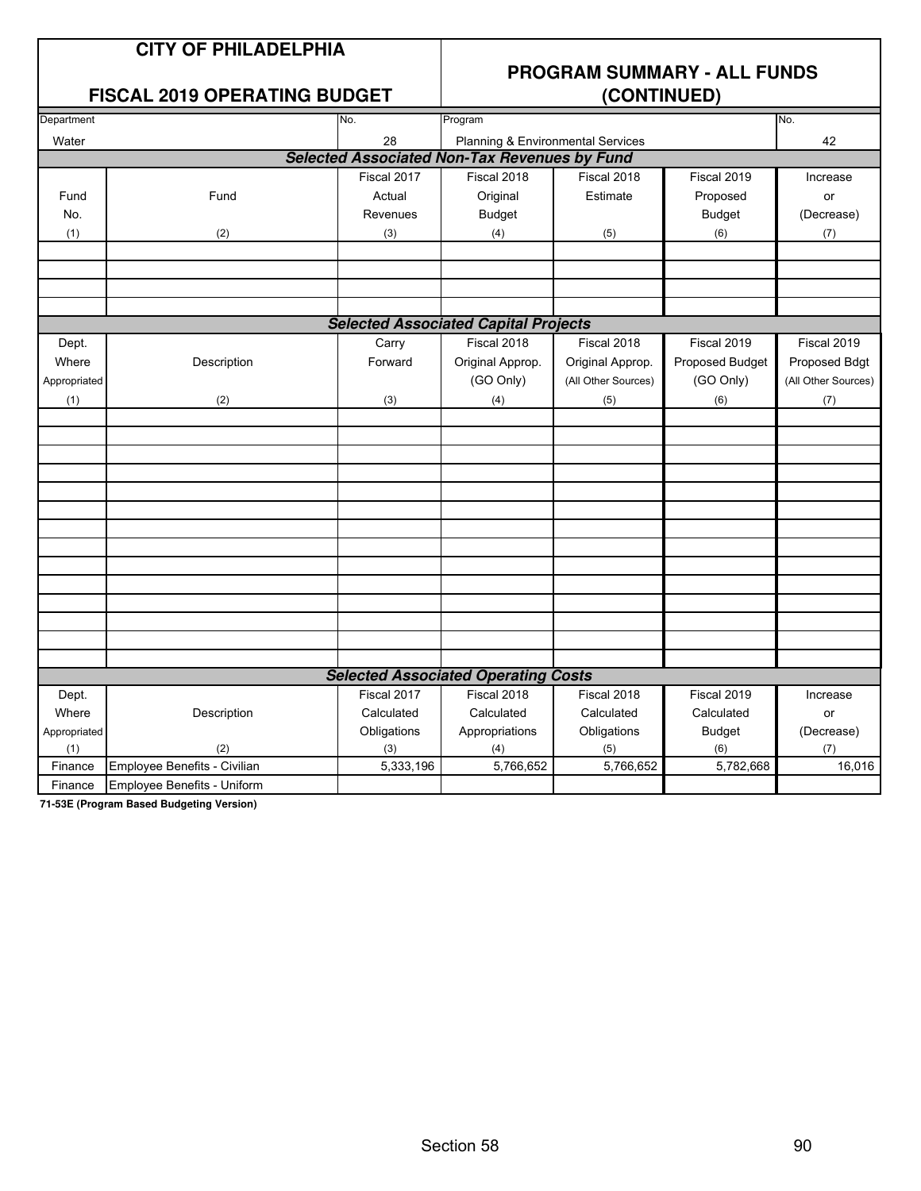# CITY OF PHILADELPHIA

## FISCAL 2019 OPERATING BUDGET

## PROGRAM SUMMARY - ALL FUNDS (CONTINUED)

| Department | No. | Program | No. |
|---|---|---|---|
| Water | 28 | Planning & Environmental Services | 42 |

***Selected Associated Non-Tax Revenues by Fund***

| Fund No. (1) | Fund (2) | Fiscal 2017 Actual Revenues (3) | Fiscal 2018 Original Budget (4) | Fiscal 2018 Estimate (5) | Fiscal 2019 Proposed Budget (6) | Increase or (Decrease) (7) |
|---|---|---|---|---|---|---|
| | | | | | | |
| | | | | | | |
| | | | | | | |
| | | | | | | |

***Selected Associated Capital Projects***

| Dept. Where Appropriated (1) | Description (2) | Carry Forward (3) | Fiscal 2018 Original Approp. (GO Only) (4) | Fiscal 2018 Original Approp. (All Other Sources) (5) | Fiscal 2019 Proposed Budget (GO Only) (6) | Fiscal 2019 Proposed Bdgt (All Other Sources) (7) |
|---|---|---|---|---|---|---|
| | | | | | | |
| | | | | | | |
| | | | | | | |
| | | | | | | |
| | | | | | | |
| | | | | | | |
| | | | | | | |
| | | | | | | |
| | | | | | | |
| | | | | | | |
| | | | | | | |
| | | | | | | |
| | | | | | | |
| | | | | | | |

***Selected Associated Operating Costs***

| Dept. Where Appropriated (1) | Description (2) | Fiscal 2017 Calculated Obligations (3) | Fiscal 2018 Calculated Appropriations (4) | Fiscal 2018 Calculated Obligations (5) | Fiscal 2019 Calculated Budget (6) | Increase or (Decrease) (7) |
|---|---|---|---|---|---|---|
| Finance | Employee Benefits - Civilian | 5,333,196 | 5,766,652 | 5,766,652 | 5,782,668 | 16,016 |
| Finance | Employee Benefits - Uniform | | | | | |

**71-53E (Program Based Budgeting Version)**

Section 58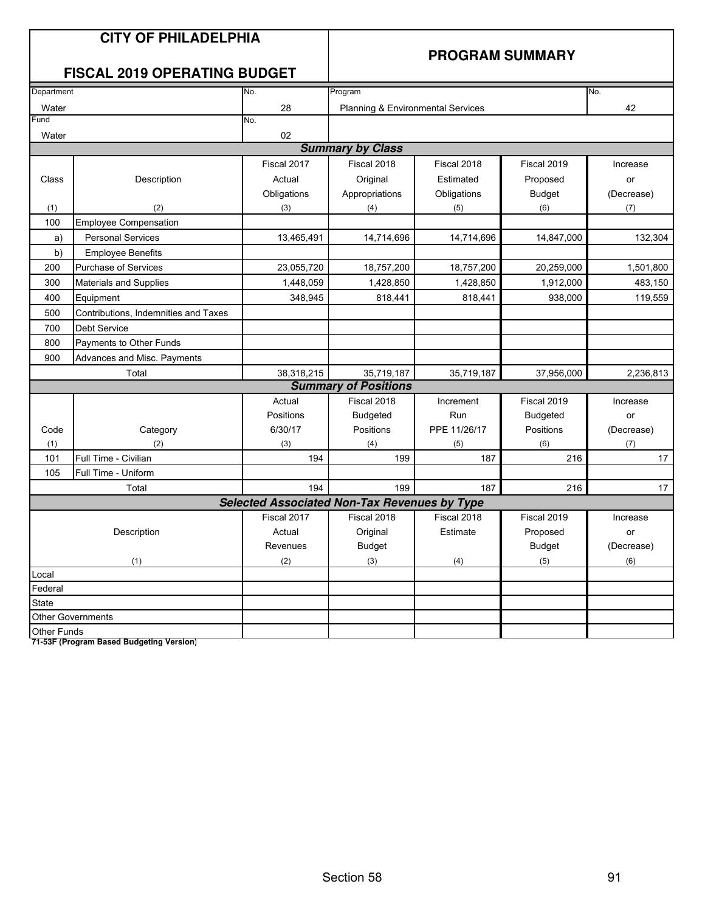# CITY OF PHILADELPHIA

## FISCAL 2019 OPERATING BUDGET

## PROGRAM SUMMARY

| Department | No. | Program | No. |
|---|---|---|---|
| Water | 28 | Planning & Environmental Services | 42 |
| **Fund** | **No.** | | |
| Water | 02 | | |

### Summary by Class

| Class (1) | Description (2) | Fiscal 2017 Actual Obligations (3) | Fiscal 2018 Original Appropriations (4) | Fiscal 2018 Estimated Obligations (5) | Fiscal 2019 Proposed Budget (6) | Increase or (Decrease) (7) |
|---|---|---|---|---|---|---|
| 100 | Employee Compensation | | | | | |
| a) | Personal Services | 13,465,491 | 14,714,696 | 14,714,696 | 14,847,000 | 132,304 |
| b) | Employee Benefits | | | | | |
| 200 | Purchase of Services | 23,055,720 | 18,757,200 | 18,757,200 | 20,259,000 | 1,501,800 |
| 300 | Materials and Supplies | 1,448,059 | 1,428,850 | 1,428,850 | 1,912,000 | 483,150 |
| 400 | Equipment | 348,945 | 818,441 | 818,441 | 938,000 | 119,559 |
| 500 | Contributions, Indemnities and Taxes | | | | | |
| 700 | Debt Service | | | | | |
| 800 | Payments to Other Funds | | | | | |
| 900 | Advances and Misc. Payments | | | | | |
| | Total | 38,318,215 | 35,719,187 | 35,719,187 | 37,956,000 | 2,236,813 |

### Summary of Positions

| Code (1) | Category (2) | Actual Positions 6/30/17 (3) | Fiscal 2018 Budgeted Positions (4) | Increment Run PPE 11/26/17 (5) | Fiscal 2019 Budgeted Positions (6) | Increase or (Decrease) (7) |
|---|---|---|---|---|---|---|
| 101 | Full Time - Civilian | 194 | 199 | 187 | 216 | 17 |
| 105 | Full Time - Uniform | | | | | |
| | Total | 194 | 199 | 187 | 216 | 17 |

### Selected Associated Non-Tax Revenues by Type

| Description (1) | Fiscal 2017 Actual Revenues (2) | Fiscal 2018 Original Budget (3) | Fiscal 2018 Estimate (4) | Fiscal 2019 Proposed Budget (5) | Increase or (Decrease) (6) |
|---|---|---|---|---|---|
| Local | | | | | |
| Federal | | | | | |
| State | | | | | |
| Other Governments | | | | | |
| Other Funds | | | | | |

**71-53F (Program Based Budgeting Version)**

Section 58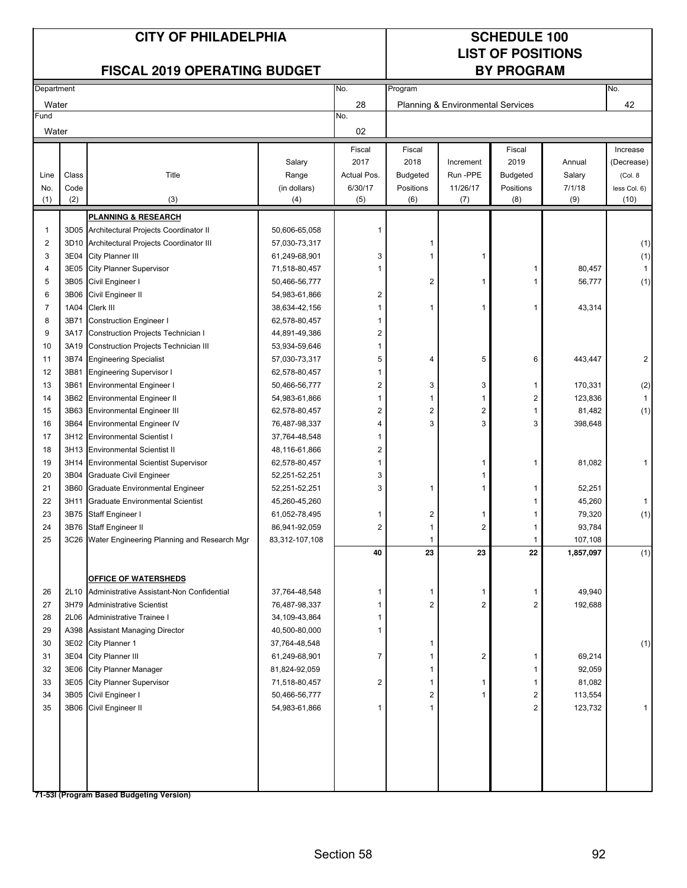# CITY OF PHILADELPHIA

## FISCAL 2019 OPERATING BUDGET

# SCHEDULE 100
## LIST OF POSITIONS
## BY PROGRAM

| Department | No. | Program | No. |
|---|---|---|---|
| Water | 28 | Planning & Environmental Services | 42 |
| Fund | No. | | |
| Water | 02 | | |

| Line No. (1) | Class Code (2) | Title (3) | Salary Range (in dollars) (4) | Fiscal 2017 Actual Pos. 6/30/17 (5) | Fiscal 2018 Budgeted Positions (6) | Increment Run -PPE 11/26/17 (7) | Fiscal 2019 Budgeted Positions (8) | Annual Salary 7/1/18 (9) | Increase (Decrease) (Col. 8 less Col. 6) (10) |
|---|---|---|---|---|---|---|---|---|---|
| | | **PLANNING & RESEARCH** | | | | | | | |
| 1 | 3D05 | Architectural Projects Coordinator II | 50,606-65,058 | 1 | | | | | |
| 2 | 3D10 | Architectural Projects Coordinator III | 57,030-73,317 | | 1 | | | | (1) |
| 3 | 3E04 | City Planner III | 61,249-68,901 | 3 | 1 | 1 | | | (1) |
| 4 | 3E05 | City Planner Supervisor | 71,518-80,457 | 1 | | | 1 | 80,457 | 1 |
| 5 | 3B05 | Civil Engineer I | 50,466-56,777 | | 2 | 1 | 1 | 56,777 | (1) |
| 6 | 3B06 | Civil Engineer II | 54,983-61,866 | 2 | | | | | |
| 7 | 1A04 | Clerk III | 38,634-42,156 | 1 | 1 | 1 | 1 | 43,314 | |
| 8 | 3B71 | Construction Engineer I | 62,578-80,457 | 1 | | | | | |
| 9 | 3A17 | Construction Projects Technician I | 44,891-49,386 | 2 | | | | | |
| 10 | 3A19 | Construction Projects Technician III | 53,934-59,646 | 1 | | | | | |
| 11 | 3B74 | Engineering Specialist | 57,030-73,317 | 5 | 4 | 5 | 6 | 443,447 | 2 |
| 12 | 3B81 | Engineering Supervisor I | 62,578-80,457 | 1 | | | | | |
| 13 | 3B61 | Environmental Engineer I | 50,466-56,777 | 2 | 3 | 3 | 1 | 170,331 | (2) |
| 14 | 3B62 | Environmental Engineer II | 54,983-61,866 | 1 | 1 | 1 | 2 | 123,836 | 1 |
| 15 | 3B63 | Environmental Engineer III | 62,578-80,457 | 2 | 2 | 2 | 1 | 81,482 | (1) |
| 16 | 3B64 | Environmental Engineer IV | 76,487-98,337 | 4 | 3 | 3 | 3 | 398,648 | |
| 17 | 3H12 | Environmental Scientist I | 37,764-48,548 | 1 | | | | | |
| 18 | 3H13 | Environmental Scientist II | 48,116-61,866 | 2 | | | | | |
| 19 | 3H14 | Environmental Scientist Supervisor | 62,578-80,457 | 1 | | 1 | 1 | 81,082 | 1 |
| 20 | 3B04 | Graduate Civil Engineer | 52,251-52,251 | 3 | | 1 | | | |
| 21 | 3B60 | Graduate Environmental Engineer | 52,251-52,251 | 3 | 1 | 1 | 1 | 52,251 | |
| 22 | 3H11 | Graduate Environmental Scientist | 45,260-45,260 | | | | 1 | 45,260 | 1 |
| 23 | 3B75 | Staff Engineer I | 61,052-78,495 | 1 | 2 | 1 | 1 | 79,320 | (1) |
| 24 | 3B76 | Staff Engineer II | 86,941-92,059 | 2 | 1 | 2 | 1 | 93,784 | |
| 25 | 3C26 | Water Engineering Planning and Research Mgr | 83,312-107,108 | | 1 | | 1 | 107,108 | |
| | | | | **40** | **23** | **23** | **22** | **1,857,097** | (1) |
| | | **OFFICE OF WATERSHEDS** | | | | | | | |
| 26 | 2L10 | Administrative Assistant-Non Confidential | 37,764-48,548 | 1 | 1 | 1 | 1 | 49,940 | |
| 27 | 3H79 | Administrative Scientist | 76,487-98,337 | 1 | 2 | 2 | 2 | 192,688 | |
| 28 | 2L06 | Administrative Trainee I | 34,109-43,864 | 1 | | | | | |
| 29 | A398 | Assistant Managing Director | 40,500-80,000 | 1 | | | | | |
| 30 | 3E02 | City Planner 1 | 37,764-48,548 | | 1 | | | | (1) |
| 31 | 3E04 | City Planner III | 61,249-68,901 | 7 | 1 | 2 | 1 | 69,214 | |
| 32 | 3E06 | City Planner Manager | 81,824-92,059 | | 1 | | 1 | 92,059 | |
| 33 | 3E05 | City Planner Supervisor | 71,518-80,457 | 2 | 1 | 1 | 1 | 81,082 | |
| 34 | 3B05 | Civil Engineer I | 50,466-56,777 | | 2 | 1 | 2 | 113,554 | |
| 35 | 3B06 | Civil Engineer II | 54,983-61,866 | 1 | 1 | | 2 | 123,732 | 1 |

**71-53I (Program Based Budgeting Version)**

Section 58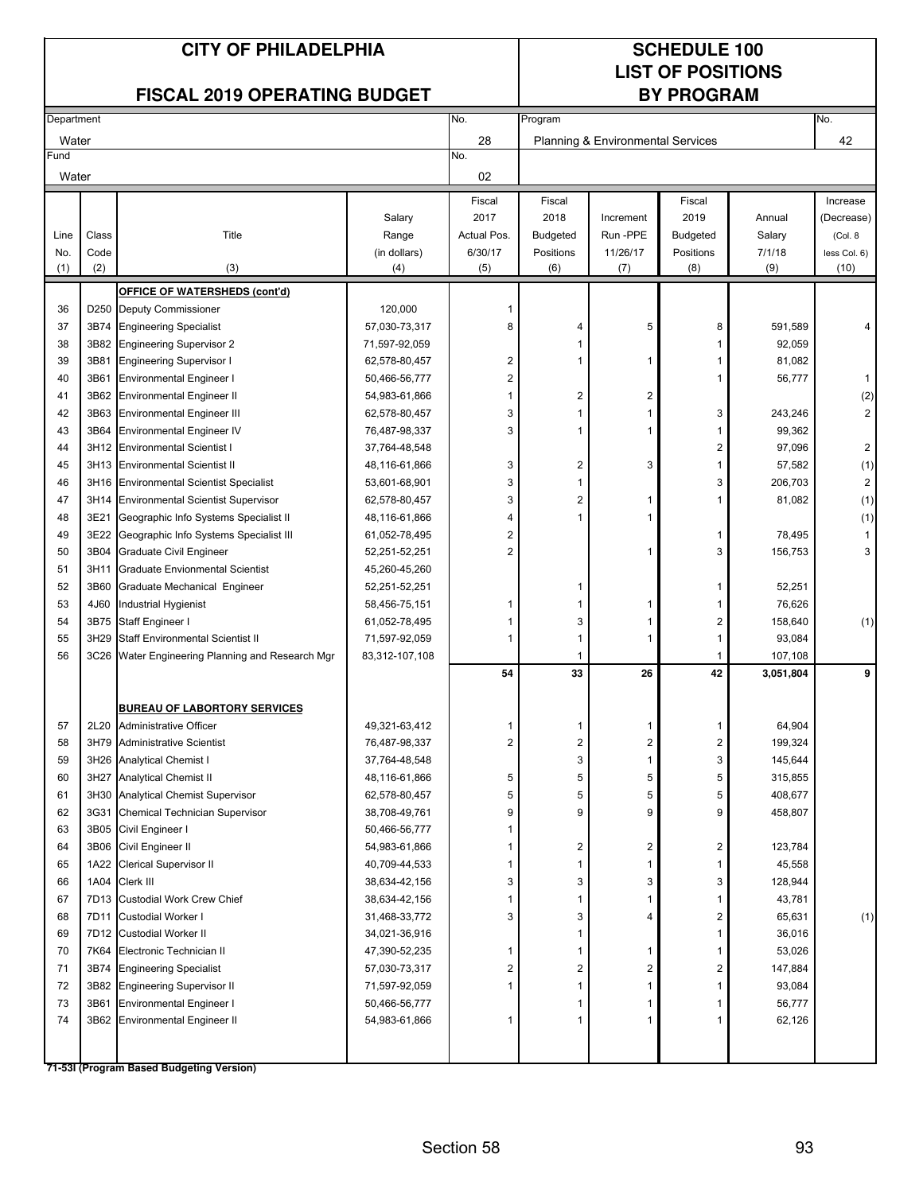# CITY OF PHILADELPHIA

## FISCAL 2019 OPERATING BUDGET

## SCHEDULE 100 LIST OF POSITIONS BY PROGRAM

| Department | No. | Program | No. |
|---|---|---|---|
| Water | 28 | Planning & Environmental Services | 42 |
| Fund | No. | | |
| Water | 02 | | |

| Line No. (1) | Class Code (2) | Title (3) | Salary Range (in dollars) (4) | Fiscal 2017 Actual Pos. 6/30/17 (5) | Fiscal 2018 Budgeted Positions (6) | Increment Run -PPE 11/26/17 (7) | Fiscal 2019 Budgeted Positions (8) | Annual Salary 7/1/18 (9) | Increase (Decrease) (Col. 8 less Col. 6) (10) |
|---|---|---|---|---|---|---|---|---|---|
| | | **OFFICE OF WATERSHEDS (cont'd)** | | | | | | | |
| 36 | D250 | Deputy Commissioner | 120,000 | 1 | | | | | |
| 37 | 3B74 | Engineering Specialist | 57,030-73,317 | 8 | 4 | 5 | 8 | 591,589 | 4 |
| 38 | 3B82 | Engineering Supervisor 2 | 71,597-92,059 | | 1 | | 1 | 92,059 | |
| 39 | 3B81 | Engineering Supervisor I | 62,578-80,457 | 2 | 1 | 1 | 1 | 81,082 | |
| 40 | 3B61 | Environmental Engineer I | 50,466-56,777 | 2 | | | 1 | 56,777 | 1 |
| 41 | 3B62 | Environmental Engineer II | 54,983-61,866 | 1 | 2 | 2 | | | (2) |
| 42 | 3B63 | Environmental Engineer III | 62,578-80,457 | 3 | 1 | 1 | 3 | 243,246 | 2 |
| 43 | 3B64 | Environmental Engineer IV | 76,487-98,337 | 3 | 1 | 1 | 1 | 99,362 | |
| 44 | 3H12 | Environmental Scientist I | 37,764-48,548 | | | | 2 | 97,096 | 2 |
| 45 | 3H13 | Environmental Scientist II | 48,116-61,866 | 3 | 2 | 3 | 1 | 57,582 | (1) |
| 46 | 3H16 | Environmental Scientist Specialist | 53,601-68,901 | 3 | 1 | | 3 | 206,703 | 2 |
| 47 | 3H14 | Environmental Scientist Supervisor | 62,578-80,457 | 3 | 2 | 1 | 1 | 81,082 | (1) |
| 48 | 3E21 | Geographic Info Systems Specialist II | 48,116-61,866 | 4 | 1 | 1 | | | (1) |
| 49 | 3E22 | Geographic Info Systems Specialist III | 61,052-78,495 | 2 | | | 1 | 78,495 | 1 |
| 50 | 3B04 | Graduate Civil Engineer | 52,251-52,251 | 2 | | 1 | 3 | 156,753 | 3 |
| 51 | 3H11 | Graduate Envionmental Scientist | 45,260-45,260 | | | | | | |
| 52 | 3B60 | Graduate Mechanical Engineer | 52,251-52,251 | | 1 | | 1 | 52,251 | |
| 53 | 4J60 | Industrial Hygienist | 58,456-75,151 | 1 | 1 | 1 | 1 | 76,626 | |
| 54 | 3B75 | Staff Engineer I | 61,052-78,495 | 1 | 3 | 1 | 2 | 158,640 | (1) |
| 55 | 3H29 | Staff Environmental Scientist II | 71,597-92,059 | 1 | 1 | 1 | 1 | 93,084 | |
| 56 | 3C26 | Water Engineering Planning and Research Mgr | 83,312-107,108 | | 1 | | 1 | 107,108 | |
| | | | | **54** | **33** | **26** | **42** | **3,051,804** | **9** |
| | | **BUREAU OF LABORTORY SERVICES** | | | | | | | |
| 57 | 2L20 | Administrative Officer | 49,321-63,412 | 1 | 1 | 1 | 1 | 64,904 | |
| 58 | 3H79 | Administrative Scientist | 76,487-98,337 | 2 | 2 | 2 | 2 | 199,324 | |
| 59 | 3H26 | Analytical Chemist I | 37,764-48,548 | | 3 | 1 | 3 | 145,644 | |
| 60 | 3H27 | Analytical Chemist II | 48,116-61,866 | 5 | 5 | 5 | 5 | 315,855 | |
| 61 | 3H30 | Analytical Chemist Supervisor | 62,578-80,457 | 5 | 5 | 5 | 5 | 408,677 | |
| 62 | 3G31 | Chemical Technician Supervisor | 38,708-49,761 | 9 | 9 | 9 | 9 | 458,807 | |
| 63 | 3B05 | Civil Engineer I | 50,466-56,777 | 1 | | | | | |
| 64 | 3B06 | Civil Engineer II | 54,983-61,866 | 1 | 2 | 2 | 2 | 123,784 | |
| 65 | 1A22 | Clerical Supervisor II | 40,709-44,533 | 1 | 1 | 1 | 1 | 45,558 | |
| 66 | 1A04 | Clerk III | 38,634-42,156 | 3 | 3 | 3 | 3 | 128,944 | |
| 67 | 7D13 | Custodial Work Crew Chief | 38,634-42,156 | 1 | 1 | 1 | 1 | 43,781 | |
| 68 | 7D11 | Custodial Worker I | 31,468-33,772 | 3 | 3 | 4 | 2 | 65,631 | (1) |
| 69 | 7D12 | Custodial Worker II | 34,021-36,916 | | 1 | | 1 | 36,016 | |
| 70 | 7K64 | Electronic Technician II | 47,390-52,235 | 1 | 1 | 1 | 1 | 53,026 | |
| 71 | 3B74 | Engineering Specialist | 57,030-73,317 | 2 | 2 | 2 | 2 | 147,884 | |
| 72 | 3B82 | Engineering Supervisor II | 71,597-92,059 | 1 | 1 | 1 | 1 | 93,084 | |
| 73 | 3B61 | Environmental Engineer I | 50,466-56,777 | | 1 | 1 | 1 | 56,777 | |
| 74 | 3B62 | Environmental Engineer II | 54,983-61,866 | 1 | 1 | 1 | 1 | 62,126 | |

**71-53I (Program Based Budgeting Version)**

Section 58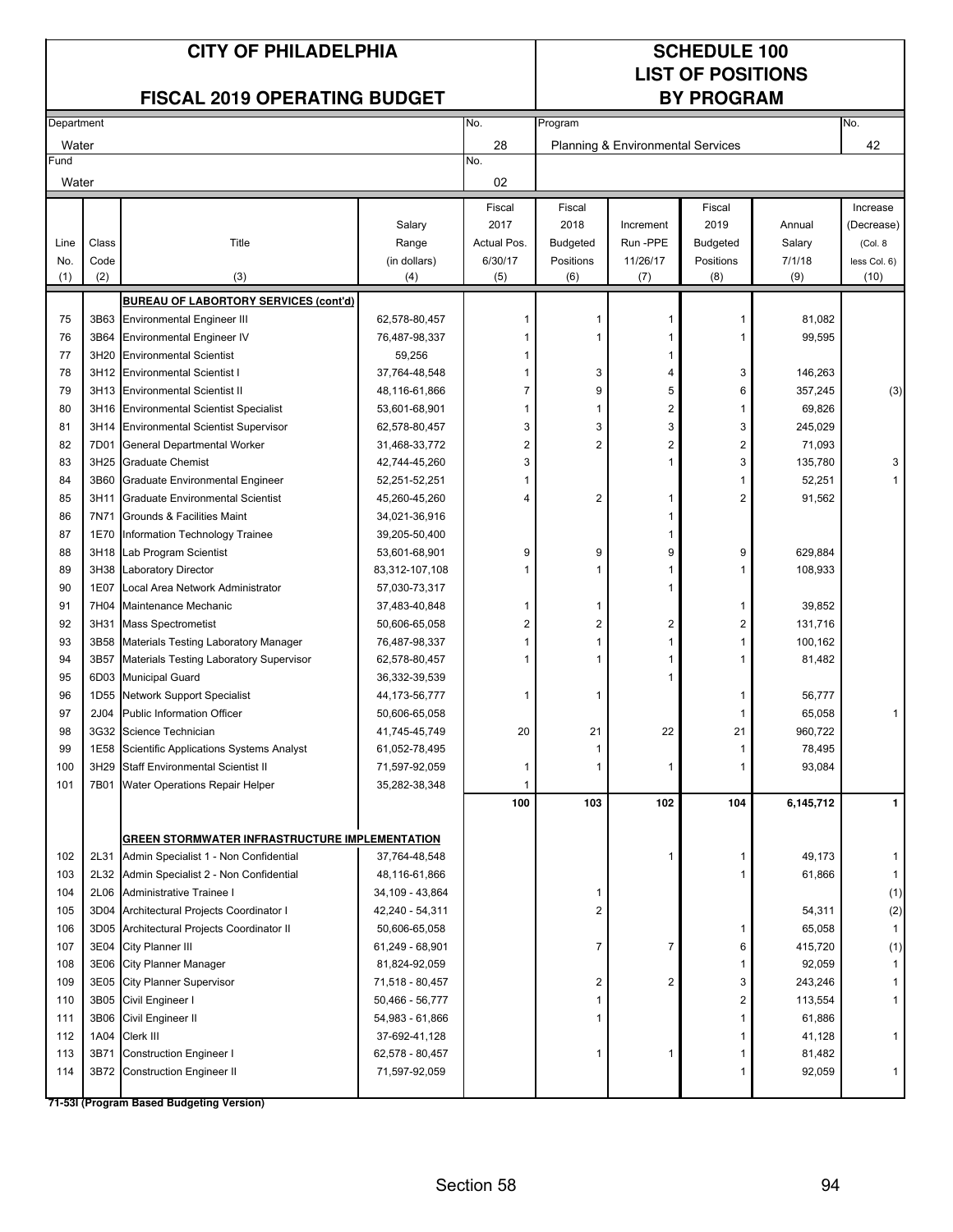# CITY OF PHILADELPHIA

## FISCAL 2019 OPERATING BUDGET

# SCHEDULE 100
## LIST OF POSITIONS BY PROGRAM

| Department | No. | Program | No. |
|---|---|---|---|
| Water | 28 | Planning & Environmental Services | 42 |
| Fund | No. | | |
| Water | 02 | | |

| Line No. (1) | Class Code (2) | Title (3) | Salary Range (in dollars) (4) | Fiscal 2017 Actual Pos. 6/30/17 (5) | Fiscal 2018 Budgeted Positions (6) | Increment Run -PPE 11/26/17 (7) | Fiscal 2019 Budgeted Positions (8) | Annual Salary 7/1/18 (9) | Increase (Decrease) (Col. 8 less Col. 6) (10) |
|---|---|---|---|---|---|---|---|---|---|
| | | **BUREAU OF LABORTORY SERVICES (cont'd)** | | | | | | | |
| 75 | 3B63 | Environmental Engineer III | 62,578-80,457 | 1 | 1 | 1 | 1 | 81,082 | |
| 76 | 3B64 | Environmental Engineer IV | 76,487-98,337 | 1 | 1 | 1 | 1 | 99,595 | |
| 77 | 3H20 | Environmental Scientist | 59,256 | 1 | | 1 | | | |
| 78 | 3H12 | Environmental Scientist I | 37,764-48,548 | 1 | 3 | 4 | 3 | 146,263 | |
| 79 | 3H13 | Environmental Scientist II | 48,116-61,866 | 7 | 9 | 5 | 6 | 357,245 | (3) |
| 80 | 3H16 | Environmental Scientist Specialist | 53,601-68,901 | 1 | 1 | 2 | 1 | 69,826 | |
| 81 | 3H14 | Environmental Scientist Supervisor | 62,578-80,457 | 3 | 3 | 3 | 3 | 245,029 | |
| 82 | 7D01 | General Departmental Worker | 31,468-33,772 | 2 | 2 | 2 | 2 | 71,093 | |
| 83 | 3H25 | Graduate Chemist | 42,744-45,260 | 3 | | 1 | 3 | 135,780 | 3 |
| 84 | 3B60 | Graduate Environmental Engineer | 52,251-52,251 | 1 | | | 1 | 52,251 | 1 |
| 85 | 3H11 | Graduate Environmental Scientist | 45,260-45,260 | 4 | 2 | 1 | 2 | 91,562 | |
| 86 | 7N71 | Grounds & Facilities Maint | 34,021-36,916 | | | 1 | | | |
| 87 | 1E70 | Information Technology Trainee | 39,205-50,400 | | | 1 | | | |
| 88 | 3H18 | Lab Program Scientist | 53,601-68,901 | 9 | 9 | 9 | 9 | 629,884 | |
| 89 | 3H38 | Laboratory Director | 83,312-107,108 | 1 | 1 | 1 | 1 | 108,933 | |
| 90 | 1E07 | Local Area Network Administrator | 57,030-73,317 | | | 1 | | | |
| 91 | 7H04 | Maintenance Mechanic | 37,483-40,848 | 1 | 1 | | 1 | 39,852 | |
| 92 | 3H31 | Mass Spectrometist | 50,606-65,058 | 2 | 2 | 2 | 2 | 131,716 | |
| 93 | 3B58 | Materials Testing Laboratory Manager | 76,487-98,337 | 1 | 1 | 1 | 1 | 100,162 | |
| 94 | 3B57 | Materials Testing Laboratory Supervisor | 62,578-80,457 | 1 | 1 | 1 | 1 | 81,482 | |
| 95 | 6D03 | Municipal Guard | 36,332-39,539 | | | 1 | | | |
| 96 | 1D55 | Network Support Specialist | 44,173-56,777 | 1 | 1 | | 1 | 56,777 | |
| 97 | 2J04 | Public Information Officer | 50,606-65,058 | | | | 1 | 65,058 | 1 |
| 98 | 3G32 | Science Technician | 41,745-45,749 | 20 | 21 | 22 | 21 | 960,722 | |
| 99 | 1E58 | Scientific Applications Systems Analyst | 61,052-78,495 | | 1 | | 1 | 78,495 | |
| 100 | 3H29 | Staff Environmental Scientist II | 71,597-92,059 | 1 | 1 | 1 | 1 | 93,084 | |
| 101 | 7B01 | Water Operations Repair Helper | 35,282-38,348 | 1 | | | | | |
| | | | | **100** | **103** | **102** | **104** | **6,145,712** | **1** |
| | | **GREEN STORMWATER INFRASTRUCTURE IMPLEMENTATION** | | | | | | | |
| 102 | 2L31 | Admin Specialist 1 - Non Confidential | 37,764-48,548 | | | 1 | 1 | 49,173 | 1 |
| 103 | 2L32 | Admin Specialist 2 - Non Confidential | 48,116-61,866 | | | | 1 | 61,866 | 1 |
| 104 | 2L06 | Administrative Trainee I | 34,109 - 43,864 | | 1 | | | | (1) |
| 105 | 3D04 | Architectural Projects Coordinator I | 42,240 - 54,311 | | 2 | | | 54,311 | (2) |
| 106 | 3D05 | Architectural Projects Coordinator II | 50,606-65,058 | | | | 1 | 65,058 | 1 |
| 107 | 3E04 | City Planner III | 61,249 - 68,901 | | 7 | 7 | 6 | 415,720 | (1) |
| 108 | 3E06 | City Planner Manager | 81,824-92,059 | | | | 1 | 92,059 | 1 |
| 109 | 3E05 | City Planner Supervisor | 71,518 - 80,457 | | 2 | 2 | 3 | 243,246 | 1 |
| 110 | 3B05 | Civil Engineer I | 50,466 - 56,777 | | 1 | | 2 | 113,554 | 1 |
| 111 | 3B06 | Civil Engineer II | 54,983 - 61,866 | | 1 | | 1 | 61,886 | |
| 112 | 1A04 | Clerk III | 37-692-41,128 | | | | 1 | 41,128 | 1 |
| 113 | 3B71 | Construction Engineer I | 62,578 - 80,457 | | 1 | 1 | 1 | 81,482 | |
| 114 | 3B72 | Construction Engineer II | 71,597-92,059 | | | | 1 | 92,059 | 1 |

**71-53I (Program Based Budgeting Version)**

Section 58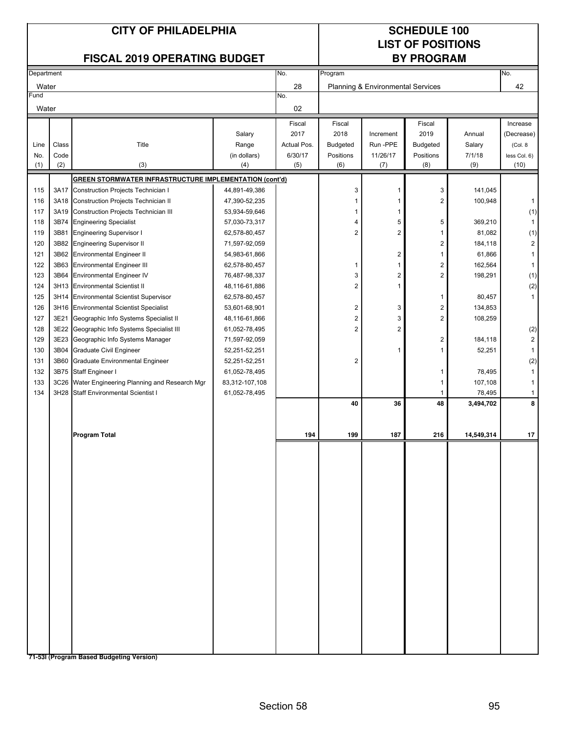# CITY OF PHILADELPHIA

## FISCAL 2019 OPERATING BUDGET

## SCHEDULE 100
## LIST OF POSITIONS
## BY PROGRAM

| Department | No. | Program | No. |
|---|---|---|---|
| Water | 28 | Planning & Environmental Services | 42 |
| **Fund** | **No.** | | |
| Water | 02 | | |

| Line No. (1) | Class Code (2) | Title (3) | Salary Range (in dollars) (4) | Fiscal 2017 Actual Pos. 6/30/17 (5) | Fiscal 2018 Budgeted Positions (6) | Increment Run -PPE 11/26/17 (7) | Fiscal 2019 Budgeted Positions (8) | Annual Salary 7/1/18 (9) | Increase (Decrease) (Col. 8 less Col. 6) (10) |
|---|---|---|---|---|---|---|---|---|---|
| | | **GREEN STORMWATER INFRASTRUCTURE IMPLEMENTATION (cont'd)** | | | | | | | |
| 115 | 3A17 | Construction Projects Technician I | 44,891-49,386 | | 3 | 1 | 3 | 141,045 | |
| 116 | 3A18 | Construction Projects Technician II | 47,390-52,235 | | 1 | 1 | 2 | 100,948 | 1 |
| 117 | 3A19 | Construction Projects Technician III | 53,934-59,646 | | 1 | 1 | | | (1) |
| 118 | 3B74 | Engineering Specialist | 57,030-73,317 | | 4 | 5 | 5 | 369,210 | 1 |
| 119 | 3B81 | Engineering Supervisor I | 62,578-80,457 | | 2 | 2 | 1 | 81,082 | (1) |
| 120 | 3B82 | Engineering Supervisor II | 71,597-92,059 | | | | 2 | 184,118 | 2 |
| 121 | 3B62 | Environmental Engineer II | 54,983-61,866 | | | 2 | 1 | 61,866 | 1 |
| 122 | 3B63 | Environmental Engineer III | 62,578-80,457 | | 1 | 1 | 2 | 162,564 | 1 |
| 123 | 3B64 | Environmental Engineer IV | 76,487-98,337 | | 3 | 2 | 2 | 198,291 | (1) |
| 124 | 3H13 | Environmental Scientist II | 48,116-61,886 | | 2 | 1 | | | (2) |
| 125 | 3H14 | Environmental Scientist Supervisor | 62,578-80,457 | | | | 1 | 80,457 | 1 |
| 126 | 3H16 | Environmental Scientist Specialist | 53,601-68,901 | | 2 | 3 | 2 | 134,853 | |
| 127 | 3E21 | Geographic Info Systems Specialist II | 48,116-61,866 | | 2 | 3 | 2 | 108,259 | |
| 128 | 3E22 | Geographic Info Systems Specialist III | 61,052-78,495 | | 2 | 2 | | | (2) |
| 129 | 3E23 | Geographic Info Systems Manager | 71,597-92,059 | | | | 2 | 184,118 | 2 |
| 130 | 3B04 | Graduate Civil Engineer | 52,251-52,251 | | | 1 | 1 | 52,251 | 1 |
| 131 | 3B60 | Graduate Environmental Engineer | 52,251-52,251 | | 2 | | | | (2) |
| 132 | 3B75 | Staff Engineer I | 61,052-78,495 | | | | 1 | 78,495 | 1 |
| 133 | 3C26 | Water Engineering Planning and Research Mgr | 83,312-107,108 | | | | 1 | 107,108 | 1 |
| 134 | 3H28 | Staff Environmental Scientist I | 61,052-78,495 | | | | 1 | 78,495 | 1 |
| | | | | | **40** | **36** | **48** | **3,494,702** | **8** |
| | | **Program Total** | | **194** | **199** | **187** | **216** | **14,549,314** | **17** |

**71-53I (Program Based Budgeting Version)**

Section 58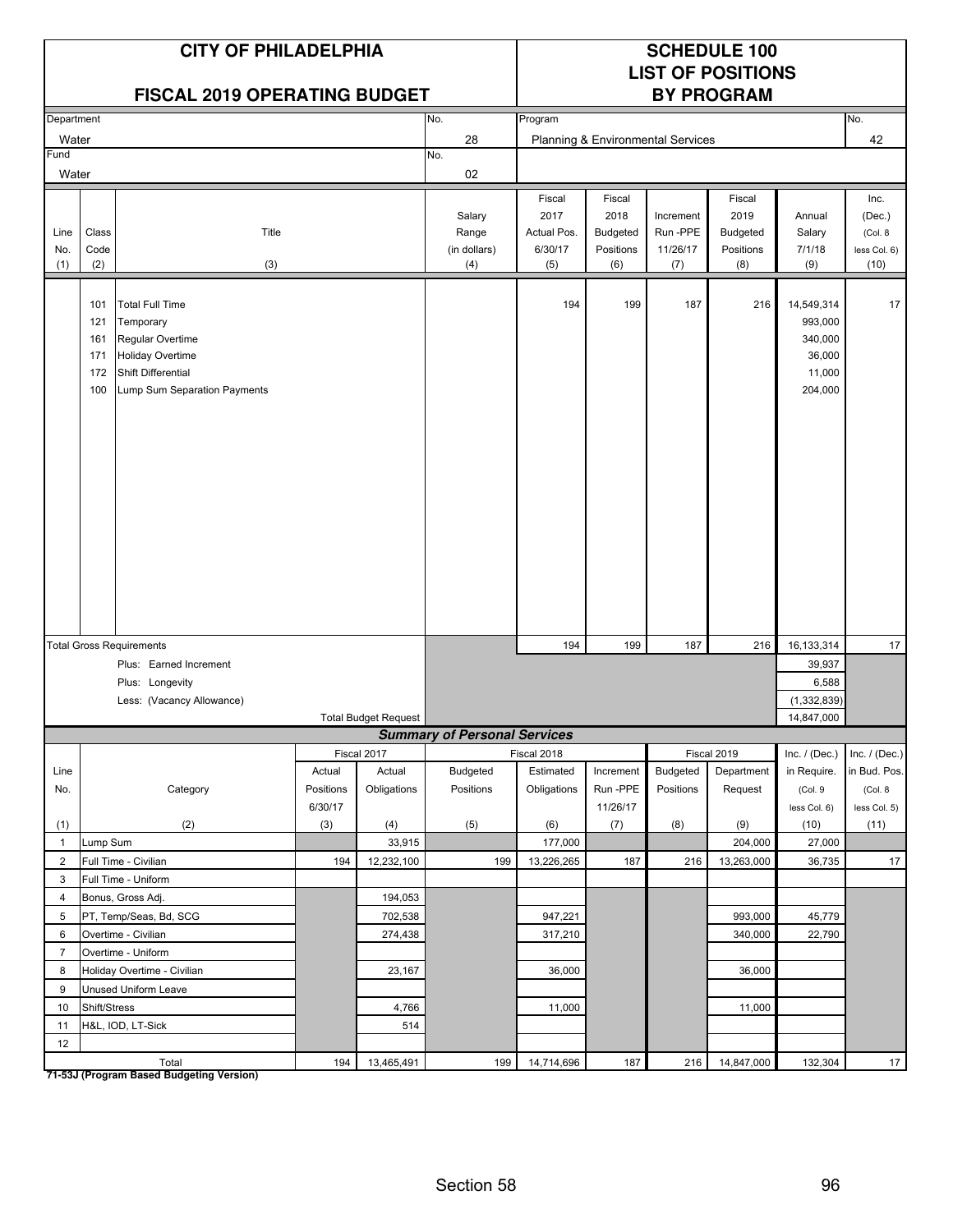# CITY OF PHILADELPHIA

## FISCAL 2019 OPERATING BUDGET

## SCHEDULE 100
## LIST OF POSITIONS
## BY PROGRAM

| Department | No. | Program | No. |
|---|---|---|---|
| Water | 28 | Planning & Environmental Services | 42 |
| Fund | No. | | |
| Water | 02 | | |

| Line No. (1) | Class Code (2) | Title (3) | Salary Range (in dollars) (4) | Fiscal 2017 Actual Pos. 6/30/17 (5) | Fiscal 2018 Budgeted Positions (6) | Increment Run -PPE 11/26/17 (7) | Fiscal 2019 Budgeted Positions (8) | Annual Salary 7/1/18 (9) | Inc. (Dec.) (Col. 8 less Col. 6) (10) |
|---|---|---|---|---|---|---|---|---|---|
| | 101 | Total Full Time | | 194 | 199 | 187 | 216 | 14,549,314 | 17 |
| | 121 | Temporary | | | | | | 993,000 | |
| | 161 | Regular Overtime | | | | | | 340,000 | |
| | 171 | Holiday Overtime | | | | | | 36,000 | |
| | 172 | Shift Differential | | | | | | 11,000 | |
| | 100 | Lump Sum Separation Payments | | | | | | 204,000 | |
| Total Gross Requirements | | | | 194 | 199 | 187 | 216 | 16,133,314 | 17 |
| | | Plus: Earned Increment | | | | | | 39,937 | |
| | | Plus: Longevity | | | | | | 6,588 | |
| | | Less: (Vacancy Allowance) | | | | | | (1,332,839) | |
| | | Total Budget Request | | | | | | 14,847,000 | |

### Summary of Personal Services

| Line No. (1) | Category (2) | Fiscal 2017 Actual Positions 6/30/17 (3) | Fiscal 2017 Actual Obligations (4) | Fiscal 2018 Budgeted Positions (5) | Fiscal 2018 Estimated Obligations (6) | Increment Run -PPE 11/26/17 (7) | Fiscal 2019 Budgeted Positions (8) | Fiscal 2019 Department Request (9) | Inc. / (Dec.) in Require. (Col. 9 less Col. 6) (10) | Inc. / (Dec.) in Bud. Pos. (Col. 8 less Col. 5) (11) |
|---|---|---|---|---|---|---|---|---|---|---|
| 1 | Lump Sum | | 33,915 | | 177,000 | | | 204,000 | 27,000 | |
| 2 | Full Time - Civilian | 194 | 12,232,100 | 199 | 13,226,265 | 187 | 216 | 13,263,000 | 36,735 | 17 |
| 3 | Full Time - Uniform | | | | | | | | | |
| 4 | Bonus, Gross Adj. | | 194,053 | | | | | | | |
| 5 | PT, Temp/Seas, Bd, SCG | | 702,538 | | 947,221 | | | 993,000 | 45,779 | |
| 6 | Overtime - Civilian | | 274,438 | | 317,210 | | | 340,000 | 22,790 | |
| 7 | Overtime - Uniform | | | | | | | | | |
| 8 | Holiday Overtime - Civilian | | 23,167 | | 36,000 | | | 36,000 | | |
| 9 | Unused Uniform Leave | | | | | | | | | |
| 10 | Shift/Stress | | 4,766 | | 11,000 | | | 11,000 | | |
| 11 | H&L, IOD, LT-Sick | | 514 | | | | | | | |
| 12 | | | | | | | | | | |
| | Total | 194 | 13,465,491 | 199 | 14,714,696 | 187 | 216 | 14,847,000 | 132,304 | 17 |

**71-53J (Program Based Budgeting Version)**

Section 58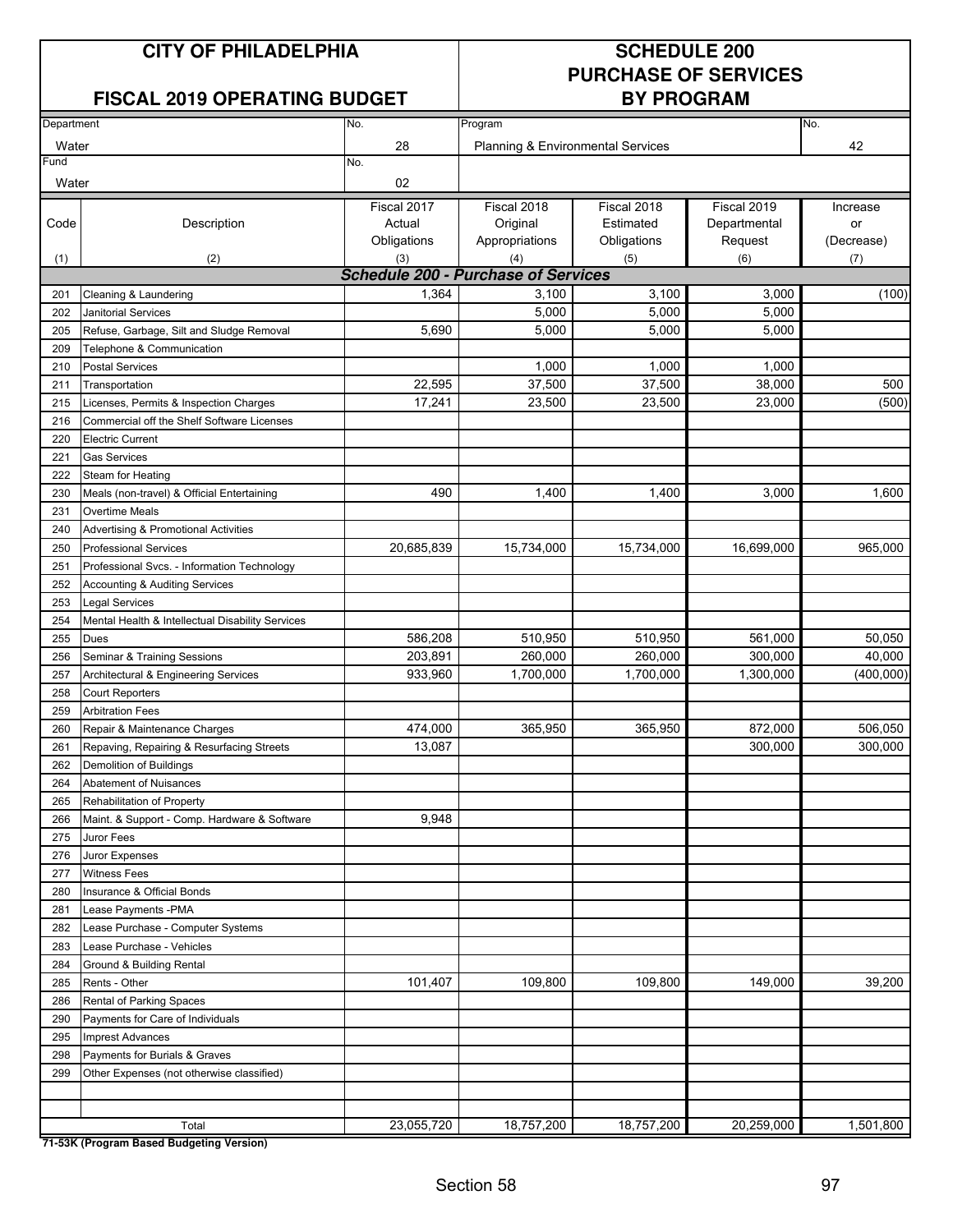# CITY OF PHILADELPHIA

## FISCAL 2019 OPERATING BUDGET

## SCHEDULE 200 PURCHASE OF SERVICES BY PROGRAM

| Department | No. | Program | No. |
|---|---|---|---|
| Water | 28 | Planning & Environmental Services | 42 |
| **Fund** | **No.** | | |
| Water | 02 | | |

| Code (1) | Description (2) | Fiscal 2017 Actual Obligations (3) | Fiscal 2018 Original Appropriations (4) | Fiscal 2018 Estimated Obligations (5) | Fiscal 2019 Departmental Request (6) | Increase or (Decrease) (7) |
|---|---|---|---|---|---|---|
| | ***Schedule 200 - Purchase of Services*** | | | | | |
| 201 | Cleaning & Laundering | 1,364 | 3,100 | 3,100 | 3,000 | (100) |
| 202 | Janitorial Services | | 5,000 | 5,000 | 5,000 | |
| 205 | Refuse, Garbage, Silt and Sludge Removal | 5,690 | 5,000 | 5,000 | 5,000 | |
| 209 | Telephone & Communication | | | | | |
| 210 | Postal Services | | 1,000 | 1,000 | 1,000 | |
| 211 | Transportation | 22,595 | 37,500 | 37,500 | 38,000 | 500 |
| 215 | Licenses, Permits & Inspection Charges | 17,241 | 23,500 | 23,500 | 23,000 | (500) |
| 216 | Commercial off the Shelf Software Licenses | | | | | |
| 220 | Electric Current | | | | | |
| 221 | Gas Services | | | | | |
| 222 | Steam for Heating | | | | | |
| 230 | Meals (non-travel) & Official Entertaining | 490 | 1,400 | 1,400 | 3,000 | 1,600 |
| 231 | Overtime Meals | | | | | |
| 240 | Advertising & Promotional Activities | | | | | |
| 250 | Professional Services | 20,685,839 | 15,734,000 | 15,734,000 | 16,699,000 | 965,000 |
| 251 | Professional Svcs. - Information Technology | | | | | |
| 252 | Accounting & Auditing Services | | | | | |
| 253 | Legal Services | | | | | |
| 254 | Mental Health & Intellectual Disability Services | | | | | |
| 255 | Dues | 586,208 | 510,950 | 510,950 | 561,000 | 50,050 |
| 256 | Seminar & Training Sessions | 203,891 | 260,000 | 260,000 | 300,000 | 40,000 |
| 257 | Architectural & Engineering Services | 933,960 | 1,700,000 | 1,700,000 | 1,300,000 | (400,000) |
| 258 | Court Reporters | | | | | |
| 259 | Arbitration Fees | | | | | |
| 260 | Repair & Maintenance Charges | 474,000 | 365,950 | 365,950 | 872,000 | 506,050 |
| 261 | Repaving, Repairing & Resurfacing Streets | 13,087 | | | 300,000 | 300,000 |
| 262 | Demolition of Buildings | | | | | |
| 264 | Abatement of Nuisances | | | | | |
| 265 | Rehabilitation of Property | | | | | |
| 266 | Maint. & Support - Comp. Hardware & Software | 9,948 | | | | |
| 275 | Juror Fees | | | | | |
| 276 | Juror Expenses | | | | | |
| 277 | Witness Fees | | | | | |
| 280 | Insurance & Official Bonds | | | | | |
| 281 | Lease Payments -PMA | | | | | |
| 282 | Lease Purchase - Computer Systems | | | | | |
| 283 | Lease Purchase - Vehicles | | | | | |
| 284 | Ground & Building Rental | | | | | |
| 285 | Rents - Other | 101,407 | 109,800 | 109,800 | 149,000 | 39,200 |
| 286 | Rental of Parking Spaces | | | | | |
| 290 | Payments for Care of Individuals | | | | | |
| 295 | Imprest Advances | | | | | |
| 298 | Payments for Burials & Graves | | | | | |
| 299 | Other Expenses (not otherwise classified) | | | | | |
| | | | | | | |
| | | | | | | |
| | Total | 23,055,720 | 18,757,200 | 18,757,200 | 20,259,000 | 1,501,800 |

**71-53K (Program Based Budgeting Version)**

Section 58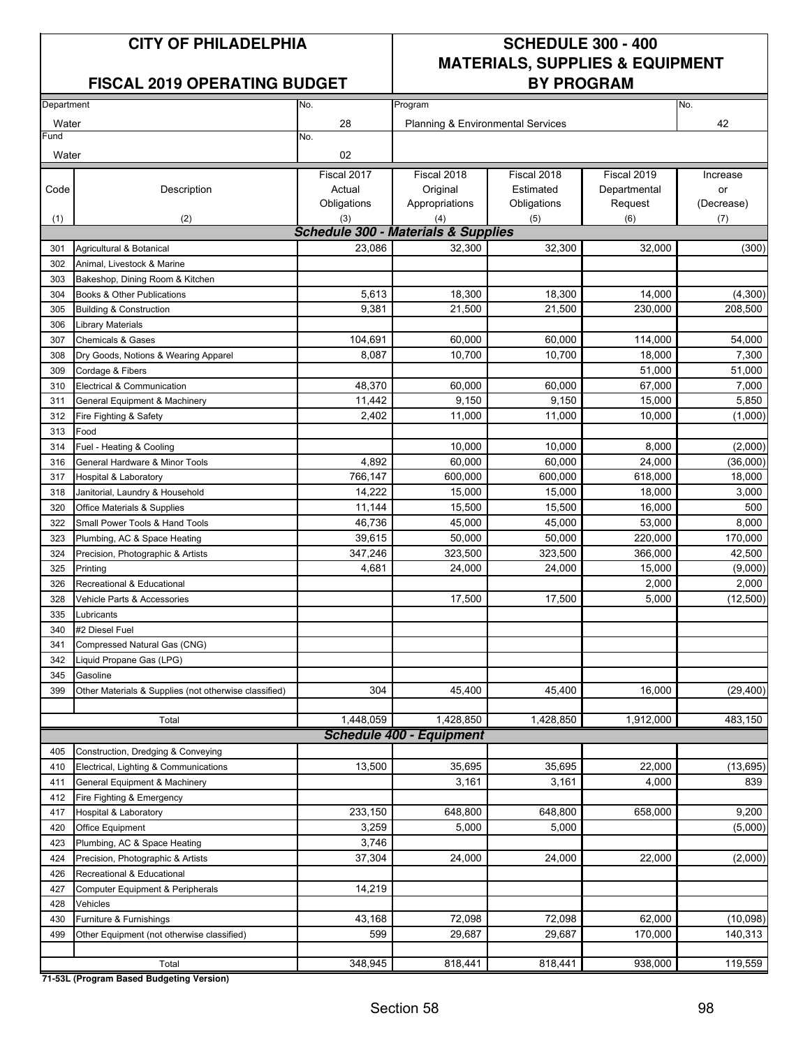# CITY OF PHILADELPHIA

## FISCAL 2019 OPERATING BUDGET

# SCHEDULE 300 - 400
# MATERIALS, SUPPLIES & EQUIPMENT
# BY PROGRAM

| Department | No. | Program | No. |
|---|---|---|---|
| Water | 28 | Planning & Environmental Services | 42 |
| **Fund** | **No.** | | |
| Water | 02 | | |

| Code (1) | Description (2) | Fiscal 2017 Actual Obligations (3) | Fiscal 2018 Original Appropriations (4) | Fiscal 2018 Estimated Obligations (5) | Fiscal 2019 Departmental Request (6) | Increase or (Decrease) (7) |
|---|---|---|---|---|---|---|
| | ***Schedule 300 - Materials & Supplies*** | | | | | |
| 301 | Agricultural & Botanical | 23,086 | 32,300 | 32,300 | 32,000 | (300) |
| 302 | Animal, Livestock & Marine | | | | | |
| 303 | Bakeshop, Dining Room & Kitchen | | | | | |
| 304 | Books & Other Publications | 5,613 | 18,300 | 18,300 | 14,000 | (4,300) |
| 305 | Building & Construction | 9,381 | 21,500 | 21,500 | 230,000 | 208,500 |
| 306 | Library Materials | | | | | |
| 307 | Chemicals & Gases | 104,691 | 60,000 | 60,000 | 114,000 | 54,000 |
| 308 | Dry Goods, Notions & Wearing Apparel | 8,087 | 10,700 | 10,700 | 18,000 | 7,300 |
| 309 | Cordage & Fibers | | | | 51,000 | 51,000 |
| 310 | Electrical & Communication | 48,370 | 60,000 | 60,000 | 67,000 | 7,000 |
| 311 | General Equipment & Machinery | 11,442 | 9,150 | 9,150 | 15,000 | 5,850 |
| 312 | Fire Fighting & Safety | 2,402 | 11,000 | 11,000 | 10,000 | (1,000) |
| 313 | Food | | | | | |
| 314 | Fuel - Heating & Cooling | | 10,000 | 10,000 | 8,000 | (2,000) |
| 316 | General Hardware & Minor Tools | 4,892 | 60,000 | 60,000 | 24,000 | (36,000) |
| 317 | Hospital & Laboratory | 766,147 | 600,000 | 600,000 | 618,000 | 18,000 |
| 318 | Janitorial, Laundry & Household | 14,222 | 15,000 | 15,000 | 18,000 | 3,000 |
| 320 | Office Materials & Supplies | 11,144 | 15,500 | 15,500 | 16,000 | 500 |
| 322 | Small Power Tools & Hand Tools | 46,736 | 45,000 | 45,000 | 53,000 | 8,000 |
| 323 | Plumbing, AC & Space Heating | 39,615 | 50,000 | 50,000 | 220,000 | 170,000 |
| 324 | Precision, Photographic & Artists | 347,246 | 323,500 | 323,500 | 366,000 | 42,500 |
| 325 | Printing | 4,681 | 24,000 | 24,000 | 15,000 | (9,000) |
| 326 | Recreational & Educational | | | | 2,000 | 2,000 |
| 328 | Vehicle Parts & Accessories | | 17,500 | 17,500 | 5,000 | (12,500) |
| 335 | Lubricants | | | | | |
| 340 | #2 Diesel Fuel | | | | | |
| 341 | Compressed Natural Gas (CNG) | | | | | |
| 342 | Liquid Propane Gas (LPG) | | | | | |
| 345 | Gasoline | | | | | |
| 399 | Other Materials & Supplies (not otherwise classified) | 304 | 45,400 | 45,400 | 16,000 | (29,400) |
| | Total | 1,448,059 | 1,428,850 | 1,428,850 | 1,912,000 | 483,150 |
| | ***Schedule 400 - Equipment*** | | | | | |
| 405 | Construction, Dredging & Conveying | | | | | |
| 410 | Electrical, Lighting & Communications | 13,500 | 35,695 | 35,695 | 22,000 | (13,695) |
| 411 | General Equipment & Machinery | | 3,161 | 3,161 | 4,000 | 839 |
| 412 | Fire Fighting & Emergency | | | | | |
| 417 | Hospital & Laboratory | 233,150 | 648,800 | 648,800 | 658,000 | 9,200 |
| 420 | Office Equipment | 3,259 | 5,000 | 5,000 | | (5,000) |
| 423 | Plumbing, AC & Space Heating | 3,746 | | | | |
| 424 | Precision, Photographic & Artists | 37,304 | 24,000 | 24,000 | 22,000 | (2,000) |
| 426 | Recreational & Educational | | | | | |
| 427 | Computer Equipment & Peripherals | 14,219 | | | | |
| 428 | Vehicles | | | | | |
| 430 | Furniture & Furnishings | 43,168 | 72,098 | 72,098 | 62,000 | (10,098) |
| 499 | Other Equipment (not otherwise classified) | 599 | 29,687 | 29,687 | 170,000 | 140,313 |
| | Total | 348,945 | 818,441 | 818,441 | 938,000 | 119,559 |

**71-53L (Program Based Budgeting Version)**

Section 58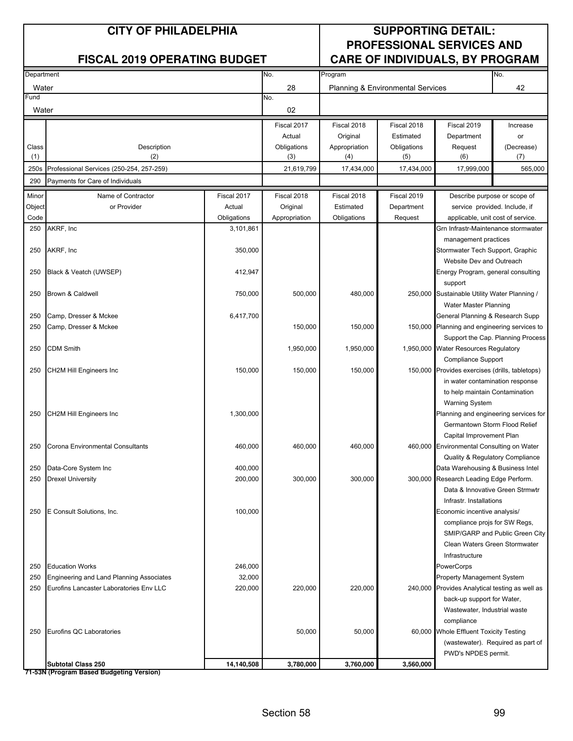# CITY OF PHILADELPHIA

## FISCAL 2019 OPERATING BUDGET

## SUPPORTING DETAIL: PROFESSIONAL SERVICES AND CARE OF INDIVIDUALS, BY PROGRAM

| Department | No. | Program | No. |
|---|---|---|---|
| Water | 28 | Planning & Environmental Services | 42 |
| **Fund** | **No.** | | |
| Water | 02 | | |

| Class (1) | Description (2) | Fiscal 2017 Actual Obligations (3) | Fiscal 2018 Original Appropriation (4) | Fiscal 2018 Estimated Obligations (5) | Fiscal 2019 Department Request (6) | Increase or (Decrease) (7) |
|---|---|---|---|---|---|---|
| 250s | Professional Services (250-254, 257-259) | 21,619,799 | 17,434,000 | 17,434,000 | 17,999,000 | 565,000 |
| 290 | Payments for Care of Individuals | | | | | |

| Minor Object Code | Name of Contractor or Provider | Fiscal 2017 Actual Obligations | Fiscal 2018 Original Appropriation | Fiscal 2018 Estimated Obligations | Fiscal 2019 Department Request | Describe purpose or scope of service provided. Include, if applicable, unit cost of service. |
|---|---|---|---|---|---|---|
| 250 | AKRF, Inc | 3,101,861 | | | | Grn Infrastr-Maintenance stormwater management practices |
| 250 | AKRF, Inc | 350,000 | | | | Stormwater Tech Support, Graphic Website Dev and Outreach |
| 250 | Black & Veatch (UWSEP) | 412,947 | | | | Energy Program, general consulting support |
| 250 | Brown & Caldwell | 750,000 | 500,000 | 480,000 | 250,000 | Sustainable Utility Water Planning / Water Master Planning |
| 250 | Camp, Dresser & Mckee | 6,417,700 | | | | General Planning & Research Supp |
| 250 | Camp, Dresser & Mckee | | 150,000 | 150,000 | 150,000 | Planning and engineering services to Support the Cap. Planning Process |
| 250 | CDM Smith | | 1,950,000 | 1,950,000 | 1,950,000 | Water Resources Regulatory Compliance Support |
| 250 | CH2M Hill Engineers Inc | 150,000 | 150,000 | 150,000 | 150,000 | Provides exercises (drills, tabletops) in water contamination response to help maintain Contamination Warning System |
| 250 | CH2M Hill Engineers Inc | 1,300,000 | | | | Planning and engineering services for Germantown Storm Flood Relief Capital Improvement Plan |
| 250 | Corona Environmental Consultants | 460,000 | 460,000 | 460,000 | 460,000 | Environmental Consulting on Water Quality & Regulatory Compliance |
| 250 | Data-Core System Inc | 400,000 | | | | Data Warehousing & Business Intel |
| 250 | Drexel University | 200,000 | 300,000 | 300,000 | 300,000 | Research Leading Edge Perform. Data & Innovative Green Strmwtr Infrastr. Installations |
| 250 | E Consult Solutions, Inc. | 100,000 | | | | Economic incentive analysis/ compliance projs for SW Regs, SMIP/GARP and Public Green City Clean Waters Green Stormwater Infrastructure |
| 250 | Education Works | 246,000 | | | | PowerCorps |
| 250 | Engineering and Land Planning Associates | 32,000 | | | | Property Management System |
| 250 | Eurofins Lancaster Laboratories Env LLC | 220,000 | 220,000 | 220,000 | 240,000 | Provides Analytical testing as well as back-up support for Water, Wastewater, Industrial waste compliance |
| 250 | Eurofins QC Laboratories | | 50,000 | 50,000 | 60,000 | Whole Effluent Toxicity Testing (wastewater). Required as part of PWD's NPDES permit. |
| | **Subtotal Class 250** | **14,140,508** | **3,780,000** | **3,760,000** | **3,560,000** | |

**71-53N (Program Based Budgeting Version)**

Section 58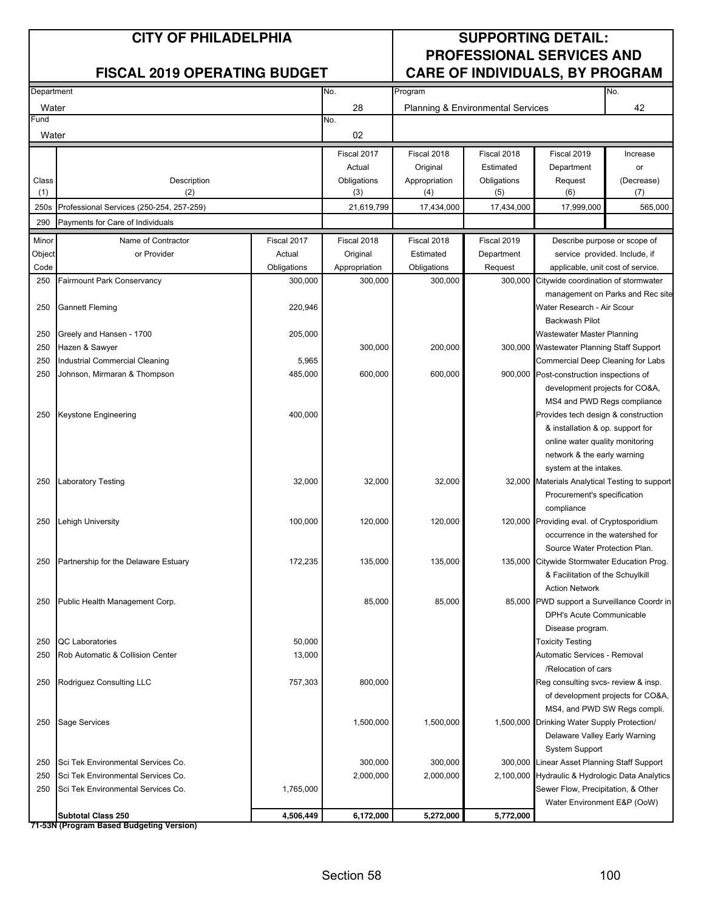# CITY OF PHILADELPHIA

## FISCAL 2019 OPERATING BUDGET

## SUPPORTING DETAIL: PROFESSIONAL SERVICES AND CARE OF INDIVIDUALS, BY PROGRAM

| Department | No. | Program | No. |
|---|---|---|---|
| Water | 28 | Planning & Environmental Services | 42 |
| **Fund** | **No.** | | |
| Water | 02 | | |

| Class (1) | Description (2) | Fiscal 2017 Actual Obligations (3) | Fiscal 2018 Original Appropriation (4) | Fiscal 2018 Estimated Obligations (5) | Fiscal 2019 Department Request (6) | Increase or (Decrease) (7) |
|---|---|---|---|---|---|---|
| 250s | Professional Services (250-254, 257-259) | 21,619,799 | 17,434,000 | 17,434,000 | 17,999,000 | 565,000 |
| 290 | Payments for Care of Individuals | | | | | |

| Minor Object Code | Name of Contractor or Provider | Fiscal 2017 Actual Obligations | Fiscal 2018 Original Appropriation | Fiscal 2018 Estimated Obligations | Fiscal 2019 Department Request | Describe purpose or scope of service provided. Include, if applicable, unit cost of service. |
|---|---|---|---|---|---|---|
| 250 | Fairmount Park Conservancy | 300,000 | 300,000 | 300,000 | 300,000 | Citywide coordination of stormwater management on Parks and Rec site |
| 250 | Gannett Fleming | 220,946 | | | | Water Research - Air Scour Backwash Pilot |
| 250 | Greely and Hansen - 1700 | 205,000 | | | | Wastewater Master Planning |
| 250 | Hazen & Sawyer | | 300,000 | 200,000 | 300,000 | Wastewater Planning Staff Support |
| 250 | Industrial Commercial Cleaning | 5,965 | | | | Commercial Deep Cleaning for Labs |
| 250 | Johnson, Mirmaran & Thompson | 485,000 | 600,000 | 600,000 | 900,000 | Post-construction inspections of development projects for CO&A, MS4 and PWD Regs compliance |
| 250 | Keystone Engineering | 400,000 | | | | Provides tech design & construction & installation & op. support for online water quality monitoring network & the early warning system at the intakes. |
| 250 | Laboratory Testing | 32,000 | 32,000 | 32,000 | 32,000 | Materials Analytical Testing to support Procurement's specification compliance |
| 250 | Lehigh University | 100,000 | 120,000 | 120,000 | 120,000 | Providing eval. of Cryptosporidium occurrence in the watershed for Source Water Protection Plan. |
| 250 | Partnership for the Delaware Estuary | 172,235 | 135,000 | 135,000 | 135,000 | Citywide Stormwater Education Prog. & Facilitation of the Schuylkill Action Network |
| 250 | Public Health Management Corp. | | 85,000 | 85,000 | 85,000 | PWD support a Surveillance Coordr in DPH's Acute Communicable Disease program. |
| 250 | QC Laboratories | 50,000 | | | | Toxicity Testing |
| 250 | Rob Automatic & Collision Center | 13,000 | | | | Automatic Services - Removal /Relocation of cars |
| 250 | Rodriguez Consulting LLC | 757,303 | 800,000 | | | Reg consulting svcs- review & insp. of development projects for CO&A, MS4, and PWD SW Regs compli. |
| 250 | Sage Services | | 1,500,000 | 1,500,000 | 1,500,000 | Drinking Water Supply Protection/ Delaware Valley Early Warning System Support |
| 250 | Sci Tek Environmental Services Co. | | 300,000 | 300,000 | 300,000 | Linear Asset Planning Staff Support |
| 250 | Sci Tek Environmental Services Co. | | 2,000,000 | 2,000,000 | 2,100,000 | Hydraulic & Hydrologic Data Analytics |
| 250 | Sci Tek Environmental Services Co. | 1,765,000 | | | | Sewer Flow, Precipitation, & Other Water Environment E&P (OoW) |
| | **Subtotal Class 250** | **4,506,449** | **6,172,000** | **5,272,000** | **5,772,000** | |

**71-53N (Program Based Budgeting Version)**

Section 58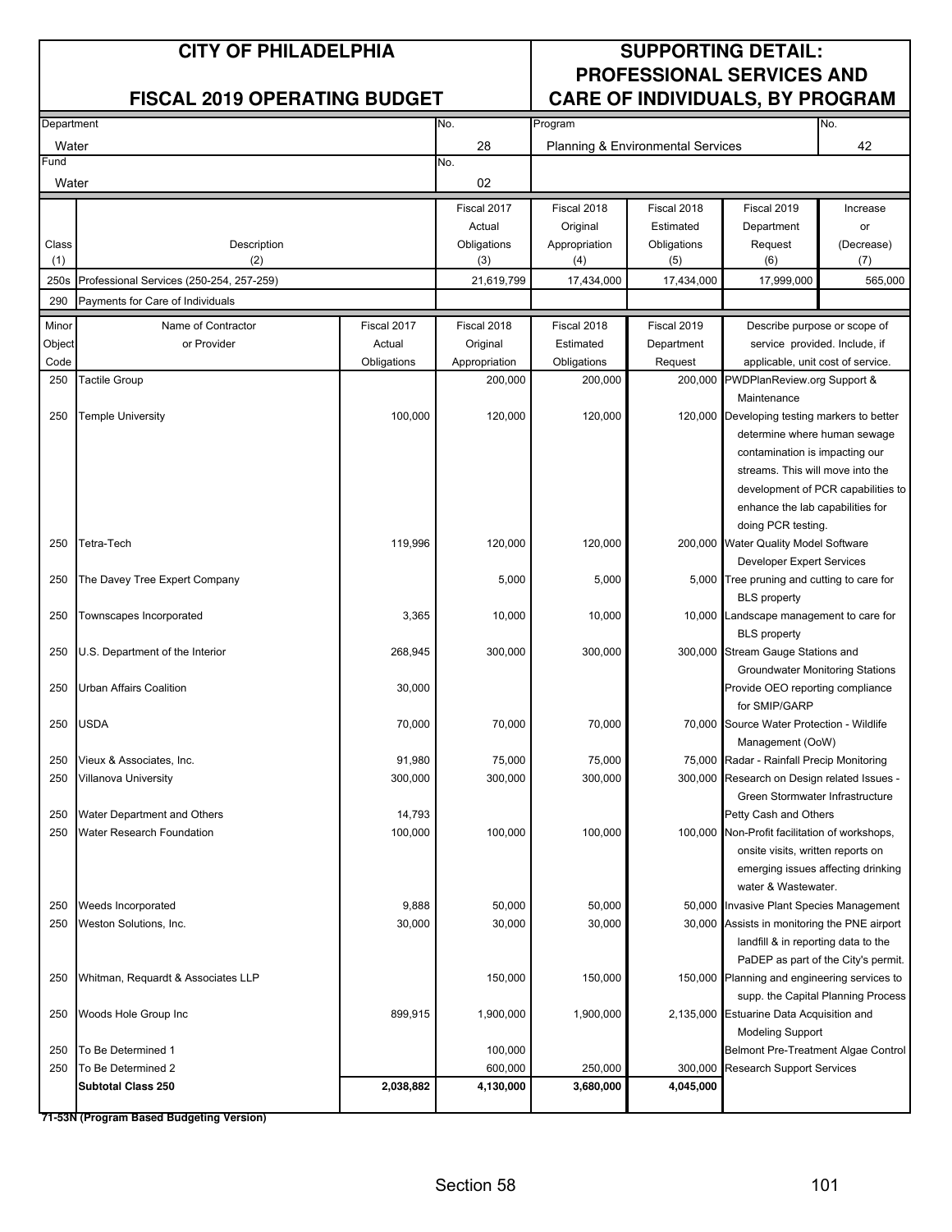# CITY OF PHILADELPHIA

## FISCAL 2019 OPERATING BUDGET

## SUPPORTING DETAIL: PROFESSIONAL SERVICES AND CARE OF INDIVIDUALS, BY PROGRAM

| Department | No. | Program | No. |
|---|---|---|---|
| Water | 28 | Planning & Environmental Services | 42 |
| Fund | No. | | |
| Water | 02 | | |

| Class (1) | Description (2) | Fiscal 2017 Actual Obligations (3) | Fiscal 2018 Original Appropriation (4) | Fiscal 2018 Estimated Obligations (5) | Fiscal 2019 Department Request (6) | Increase or (Decrease) (7) |
|---|---|---|---|---|---|---|
| 250s | Professional Services (250-254, 257-259) | 21,619,799 | 17,434,000 | 17,434,000 | 17,999,000 | 565,000 |
| 290 | Payments for Care of Individuals | | | | | |

| Minor Object Code | Name of Contractor or Provider | Fiscal 2017 Actual Obligations | Fiscal 2018 Original Appropriation | Fiscal 2018 Estimated Obligations | Fiscal 2019 Department Request | Describe purpose or scope of service provided. Include, if applicable, unit cost of service. |
|---|---|---|---|---|---|---|
| 250 | Tactile Group | | 200,000 | 200,000 | 200,000 | PWDPlanReview.org Support & Maintenance |
| 250 | Temple University | 100,000 | 120,000 | 120,000 | 120,000 | Developing testing markers to better determine where human sewage contamination is impacting our streams. This will move into the development of PCR capabilities to enhance the lab capabilities for doing PCR testing. |
| 250 | Tetra-Tech | 119,996 | 120,000 | 120,000 | 200,000 | Water Quality Model Software Developer Expert Services |
| 250 | The Davey Tree Expert Company | | 5,000 | 5,000 | 5,000 | Tree pruning and cutting to care for BLS property |
| 250 | Townscapes Incorporated | 3,365 | 10,000 | 10,000 | 10,000 | Landscape management to care for BLS property |
| 250 | U.S. Department of the Interior | 268,945 | 300,000 | 300,000 | 300,000 | Stream Gauge Stations and Groundwater Monitoring Stations |
| 250 | Urban Affairs Coalition | 30,000 | | | | Provide OEO reporting compliance for SMIP/GARP |
| 250 | USDA | 70,000 | 70,000 | 70,000 | 70,000 | Source Water Protection - Wildlife Management (OoW) |
| 250 | Vieux & Associates, Inc. | 91,980 | 75,000 | 75,000 | 75,000 | Radar - Rainfall Precip Monitoring |
| 250 | Villanova University | 300,000 | 300,000 | 300,000 | 300,000 | Research on Design related Issues - Green Stormwater Infrastructure |
| 250 | Water Department and Others | 14,793 | | | | Petty Cash and Others |
| 250 | Water Research Foundation | 100,000 | 100,000 | 100,000 | 100,000 | Non-Profit facilitation of workshops, onsite visits, written reports on emerging issues affecting drinking water & Wastewater. |
| 250 | Weeds Incorporated | 9,888 | 50,000 | 50,000 | 50,000 | Invasive Plant Species Management |
| 250 | Weston Solutions, Inc. | 30,000 | 30,000 | 30,000 | 30,000 | Assists in monitoring the PNE airport landfill & in reporting data to the PaDEP as part of the City's permit. |
| 250 | Whitman, Requardt & Associates LLP | | 150,000 | 150,000 | 150,000 | Planning and engineering services to supp. the Capital Planning Process |
| 250 | Woods Hole Group Inc | 899,915 | 1,900,000 | 1,900,000 | 2,135,000 | Estuarine Data Acquisition and Modeling Support |
| 250 | To Be Determined 1 | | 100,000 | | | Belmont Pre-Treatment Algae Control |
| 250 | To Be Determined 2 | | 600,000 | 250,000 | 300,000 | Research Support Services |
| | **Subtotal Class 250** | **2,038,882** | **4,130,000** | **3,680,000** | **4,045,000** | |

**71-53N (Program Based Budgeting Version)**

Section 58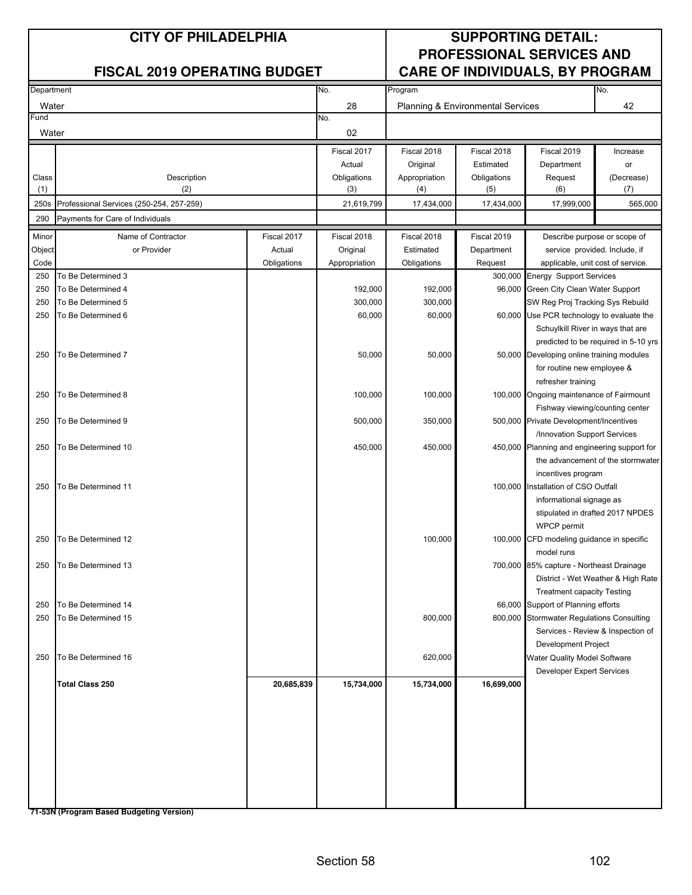# CITY OF PHILADELPHIA

## FISCAL 2019 OPERATING BUDGET

## SUPPORTING DETAIL: PROFESSIONAL SERVICES AND CARE OF INDIVIDUALS, BY PROGRAM

| Department | No. | Program | No. |
|---|---|---|---|
| Water | 28 | Planning & Environmental Services | 42 |
| **Fund** | **No.** | | |
| Water | 02 | | |

| Class (1) | Description (2) | Fiscal 2017 Actual Obligations (3) | Fiscal 2018 Original Appropriation (4) | Fiscal 2018 Estimated Obligations (5) | Fiscal 2019 Department Request (6) | Increase or (Decrease) (7) |
|---|---|---|---|---|---|---|
| 250s | Professional Services (250-254, 257-259) | 21,619,799 | 17,434,000 | 17,434,000 | 17,999,000 | 565,000 |
| 290 | Payments for Care of Individuals | | | | | |

| Minor Object Code | Name of Contractor or Provider | Fiscal 2017 Actual Obligations | Fiscal 2018 Original Appropriation | Fiscal 2018 Estimated Obligations | Fiscal 2019 Department Request | Describe purpose or scope of service provided. Include, if applicable, unit cost of service. |
|---|---|---|---|---|---|---|
| 250 | To Be Determined 3 | | | | 300,000 | Energy Support Services |
| 250 | To Be Determined 4 | | 192,000 | 192,000 | 96,000 | Green City Clean Water Support |
| 250 | To Be Determined 5 | | 300,000 | 300,000 | | SW Reg Proj Tracking Sys Rebuild |
| 250 | To Be Determined 6 | | 60,000 | 60,000 | 60,000 | Use PCR technology to evaluate the Schuylkill River in ways that are predicted to be required in 5-10 yrs |
| 250 | To Be Determined 7 | | 50,000 | 50,000 | 50,000 | Developing online training modules for routine new employee & refresher training |
| 250 | To Be Determined 8 | | 100,000 | 100,000 | 100,000 | Ongoing maintenance of Fairmount Fishway viewing/counting center |
| 250 | To Be Determined 9 | | 500,000 | 350,000 | 500,000 | Private Development/Incentives /Innovation Support Services |
| 250 | To Be Determined 10 | | 450,000 | 450,000 | 450,000 | Planning and engineering support for the advancement of the stormwater incentives program |
| 250 | To Be Determined 11 | | | | 100,000 | Installation of CSO Outfall informational signage as stipulated in drafted 2017 NPDES WPCP permit |
| 250 | To Be Determined 12 | | | 100,000 | 100,000 | CFD modeling guidance in specific model runs |
| 250 | To Be Determined 13 | | | | 700,000 | 85% capture - Northeast Drainage District - Wet Weather & High Rate Treatment capacity Testing |
| 250 | To Be Determined 14 | | | | 66,000 | Support of Planning efforts |
| 250 | To Be Determined 15 | | | 800,000 | 800,000 | Stormwater Regulations Consulting Services - Review & Inspection of Development Project |
| 250 | To Be Determined 16 | | | 620,000 | | Water Quality Model Software Developer Expert Services |
| | **Total Class 250** | **20,685,839** | **15,734,000** | **15,734,000** | **16,699,000** | |

**71-53N (Program Based Budgeting Version)**

Section 58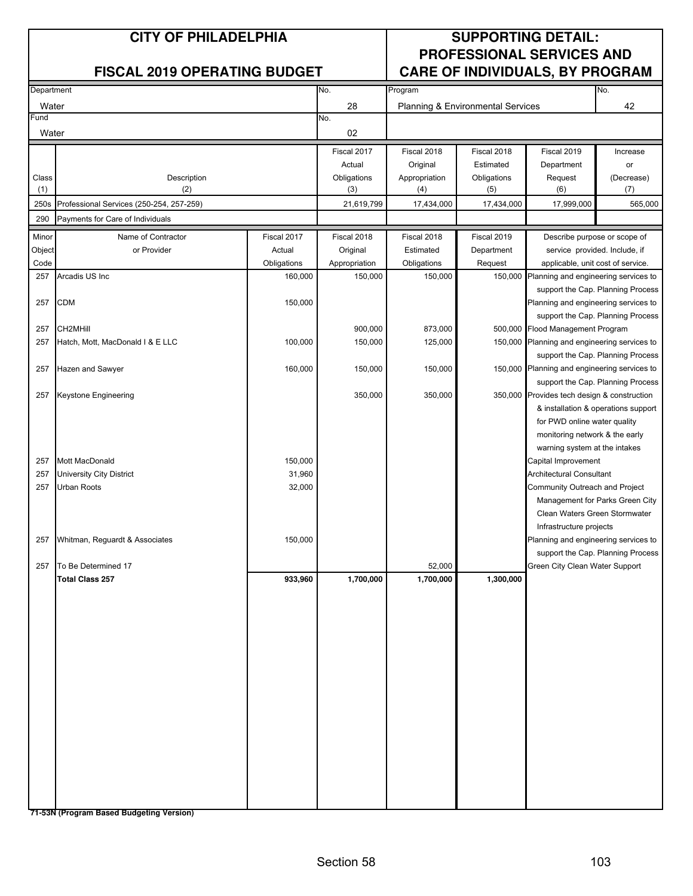# CITY OF PHILADELPHIA

## FISCAL 2019 OPERATING BUDGET

## SUPPORTING DETAIL: PROFESSIONAL SERVICES AND CARE OF INDIVIDUALS, BY PROGRAM

| Department | No. | Program | No. |
|---|---|---|---|
| Water | 28 | Planning & Environmental Services | 42 |
| **Fund** | **No.** | | |
| Water | 02 | | |

| Class (1) | Description (2) | Fiscal 2017 Actual Obligations (3) | Fiscal 2018 Original Appropriation (4) | Fiscal 2018 Estimated Obligations (5) | Fiscal 2019 Department Request (6) | Increase or (Decrease) (7) |
|---|---|---|---|---|---|---|
| 250s | Professional Services (250-254, 257-259) | 21,619,799 | 17,434,000 | 17,434,000 | 17,999,000 | 565,000 |
| 290 | Payments for Care of Individuals | | | | | |

| Minor Object Code | Name of Contractor or Provider | Fiscal 2017 Actual Obligations | Fiscal 2018 Original Appropriation | Fiscal 2018 Estimated Obligations | Fiscal 2019 Department Request | Describe purpose or scope of service provided. Include, if applicable, unit cost of service. |
|---|---|---|---|---|---|---|
| 257 | Arcadis US Inc | 160,000 | 150,000 | 150,000 | 150,000 | Planning and engineering services to support the Cap. Planning Process |
| 257 | CDM | 150,000 | | | | Planning and engineering services to support the Cap. Planning Process |
| 257 | CH2MHill | | 900,000 | 873,000 | 500,000 | Flood Management Program |
| 257 | Hatch, Mott, MacDonald I & E LLC | 100,000 | 150,000 | 125,000 | 150,000 | Planning and engineering services to support the Cap. Planning Process |
| 257 | Hazen and Sawyer | 160,000 | 150,000 | 150,000 | 150,000 | Planning and engineering services to support the Cap. Planning Process |
| 257 | Keystone Engineering | | 350,000 | 350,000 | 350,000 | Provides tech design & construction & installation & operations support for PWD online water quality monitoring network & the early warning system at the intakes |
| 257 | Mott MacDonald | 150,000 | | | | Capital Improvement |
| 257 | University City District | 31,960 | | | | Architectural Consultant |
| 257 | Urban Roots | 32,000 | | | | Community Outreach and Project Management for Parks Green City Clean Waters Green Stormwater Infrastructure projects |
| 257 | Whitman, Reguardt & Associates | 150,000 | | | | Planning and engineering services to support the Cap. Planning Process |
| 257 | To Be Determined 17 | | | 52,000 | | Green City Clean Water Support |
| | **Total Class 257** | **933,960** | **1,700,000** | **1,700,000** | **1,300,000** | |

**71-53N (Program Based Budgeting Version)**

Section 58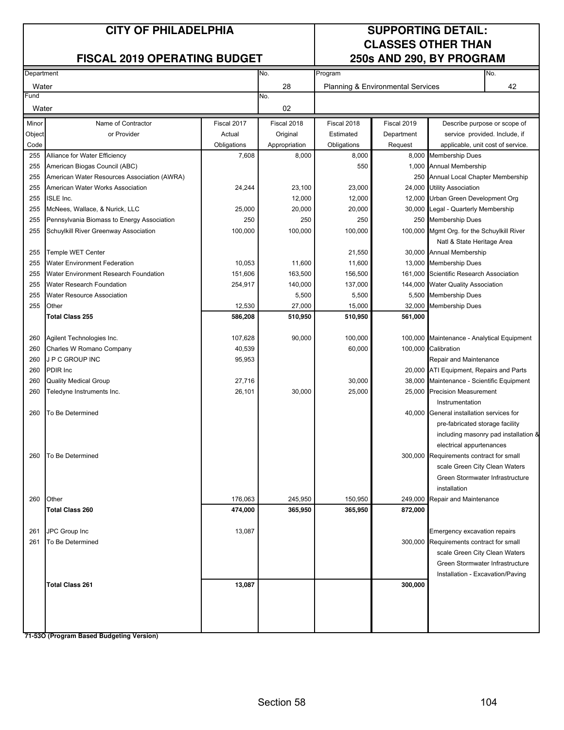# CITY OF PHILADELPHIA

## FISCAL 2019 OPERATING BUDGET

## SUPPORTING DETAIL: CLASSES OTHER THAN 250s AND 290, BY PROGRAM

| Department | No. | Program | No. |
|---|---|---|---|
| Water | 28 | Planning & Environmental Services | 42 |
| **Fund** | **No.** | | |
| Water | 02 | | |

| Minor Object Code | Name of Contractor or Provider | Fiscal 2017 Actual Obligations | Fiscal 2018 Original Appropriation | Fiscal 2018 Estimated Obligations | Fiscal 2019 Department Request | Describe purpose or scope of service provided. Include, if applicable, unit cost of service. |
|---|---|---|---|---|---|---|
| 255 | Alliance for Water Efficiency | 7,608 | 8,000 | 8,000 | 8,000 | Membership Dues |
| 255 | American Biogas Council (ABC) | | | 550 | 1,000 | Annual Membership |
| 255 | American Water Resources Association (AWRA) | | | | 250 | Annual Local Chapter Membership |
| 255 | American Water Works Association | 24,244 | 23,100 | 23,000 | 24,000 | Utility Association |
| 255 | ISLE Inc. | | 12,000 | 12,000 | 12,000 | Urban Green Development Org |
| 255 | McNees, Wallace, & Nurick, LLC | 25,000 | 20,000 | 20,000 | 30,000 | Legal - Quarterly Membership |
| 255 | Pennsylvania Biomass to Energy Association | 250 | 250 | 250 | 250 | Membership Dues |
| 255 | Schuylkill River Greenway Association | 100,000 | 100,000 | 100,000 | 100,000 | Mgmt Org. for the Schuylkill River Natl & State Heritage Area |
| 255 | Temple WET Center | | | 21,550 | 30,000 | Annual Membership |
| 255 | Water Environment Federation | 10,053 | 11,600 | 11,600 | 13,000 | Membership Dues |
| 255 | Water Environment Research Foundation | 151,606 | 163,500 | 156,500 | 161,000 | Scientific Research Association |
| 255 | Water Research Foundation | 254,917 | 140,000 | 137,000 | 144,000 | Water Quality Association |
| 255 | Water Resource Association | | 5,500 | 5,500 | 5,500 | Membership Dues |
| 255 | Other | 12,530 | 27,000 | 15,000 | 32,000 | Membership Dues |
| | **Total Class 255** | **586,208** | **510,950** | **510,950** | **561,000** | |
| | | | | | | |
| 260 | Agilent Technologies Inc. | 107,628 | 90,000 | 100,000 | 100,000 | Maintenance - Analytical Equipment |
| 260 | Charles W Romano Company | 40,539 | | 60,000 | 100,000 | Calibration |
| 260 | J P C GROUP INC | 95,953 | | | | Repair and Maintenance |
| 260 | PDIR Inc | | | | 20,000 | ATI Equipment, Repairs and Parts |
| 260 | Quality Medical Group | 27,716 | | 30,000 | 38,000 | Maintenance - Scientific Equipment |
| 260 | Teledyne Instruments Inc. | 26,101 | 30,000 | 25,000 | 25,000 | Precision Measurement Instrumentation |
| 260 | To Be Determined | | | | 40,000 | General installation services for pre-fabricated storage facility including masonry pad installation & electrical appurtenances |
| 260 | To Be Determined | | | | 300,000 | Requirements contract for small scale Green City Clean Waters Green Stormwater Infrastructure installation |
| 260 | Other | 176,063 | 245,950 | 150,950 | 249,000 | Repair and Maintenance |
| | **Total Class 260** | **474,000** | **365,950** | **365,950** | **872,000** | |
| | | | | | | |
| 261 | JPC Group Inc | 13,087 | | | | Emergency excavation repairs |
| 261 | To Be Determined | | | | 300,000 | Requirements contract for small scale Green City Clean Waters Green Stormwater Infrastructure Installation - Excavation/Paving |
| | **Total Class 261** | **13,087** | | | **300,000** | |

**71-53O (Program Based Budgeting Version)**

Section 58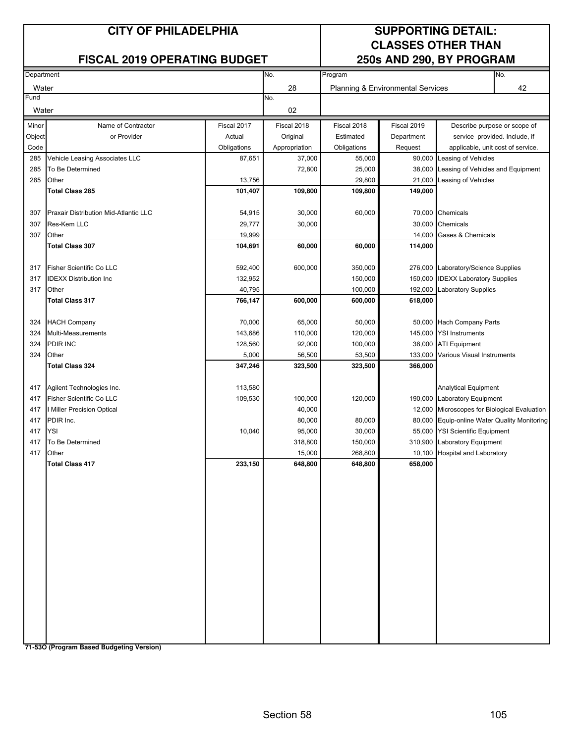# CITY OF PHILADELPHIA

## FISCAL 2019 OPERATING BUDGET

## SUPPORTING DETAIL: CLASSES OTHER THAN 250s AND 290, BY PROGRAM

| Department | No. | Program | No. |
|---|---|---|---|
| Water | 28 | Planning & Environmental Services | 42 |
| **Fund** | **No.** | | |
| Water | 02 | | |

| Minor Object Code | Name of Contractor or Provider | Fiscal 2017 Actual Obligations | Fiscal 2018 Original Appropriation | Fiscal 2018 Estimated Obligations | Fiscal 2019 Department Request | Describe purpose or scope of service provided. Include, if applicable, unit cost of service. |
|---|---|---|---|---|---|---|
| 285 | Vehicle Leasing Associates LLC | 87,651 | 37,000 | 55,000 | 90,000 | Leasing of Vehicles |
| 285 | To Be Determined | | 72,800 | 25,000 | 38,000 | Leasing of Vehicles and Equipment |
| 285 | Other | 13,756 | | 29,800 | 21,000 | Leasing of Vehicles |
| | **Total Class 285** | **101,407** | **109,800** | **109,800** | **149,000** | |
| | | | | | | |
| 307 | Praxair Distribution Mid-Atlantic LLC | 54,915 | 30,000 | 60,000 | 70,000 | Chemicals |
| 307 | Res-Kem LLC | 29,777 | 30,000 | | 30,000 | Chemicals |
| 307 | Other | 19,999 | | | 14,000 | Gases & Chemicals |
| | **Total Class 307** | **104,691** | **60,000** | **60,000** | **114,000** | |
| | | | | | | |
| 317 | Fisher Scientific Co LLC | 592,400 | 600,000 | 350,000 | 276,000 | Laboratory/Science Supplies |
| 317 | IDEXX Distribution Inc | 132,952 | | 150,000 | 150,000 | IDEXX Laboratory Supplies |
| 317 | Other | 40,795 | | 100,000 | 192,000 | Laboratory Supplies |
| | **Total Class 317** | **766,147** | **600,000** | **600,000** | **618,000** | |
| | | | | | | |
| 324 | HACH Company | 70,000 | 65,000 | 50,000 | 50,000 | Hach Company Parts |
| 324 | Multi-Measurements | 143,686 | 110,000 | 120,000 | 145,000 | YSI Instruments |
| 324 | PDIR INC | 128,560 | 92,000 | 100,000 | 38,000 | ATI Equipment |
| 324 | Other | 5,000 | 56,500 | 53,500 | 133,000 | Various Visual Instruments |
| | **Total Class 324** | **347,246** | **323,500** | **323,500** | **366,000** | |
| | | | | | | |
| 417 | Agilent Technologies Inc. | 113,580 | | | | Analytical Equipment |
| 417 | Fisher Scientific Co LLC | 109,530 | 100,000 | 120,000 | 190,000 | Laboratory Equipment |
| 417 | I Miller Precision Optical | | 40,000 | | 12,000 | Microscopes for Biological Evaluation |
| 417 | PDIR Inc. | | 80,000 | 80,000 | 80,000 | Equip-online Water Quality Monitoring |
| 417 | YSI | 10,040 | 95,000 | 30,000 | 55,000 | YSI Scientific Equipment |
| 417 | To Be Determined | | 318,800 | 150,000 | 310,900 | Laboratory Equipment |
| 417 | Other | | 15,000 | 268,800 | 10,100 | Hospital and Laboratory |
| | **Total Class 417** | **233,150** | **648,800** | **648,800** | **658,000** | |

**71-53O (Program Based Budgeting Version)**

Section 58